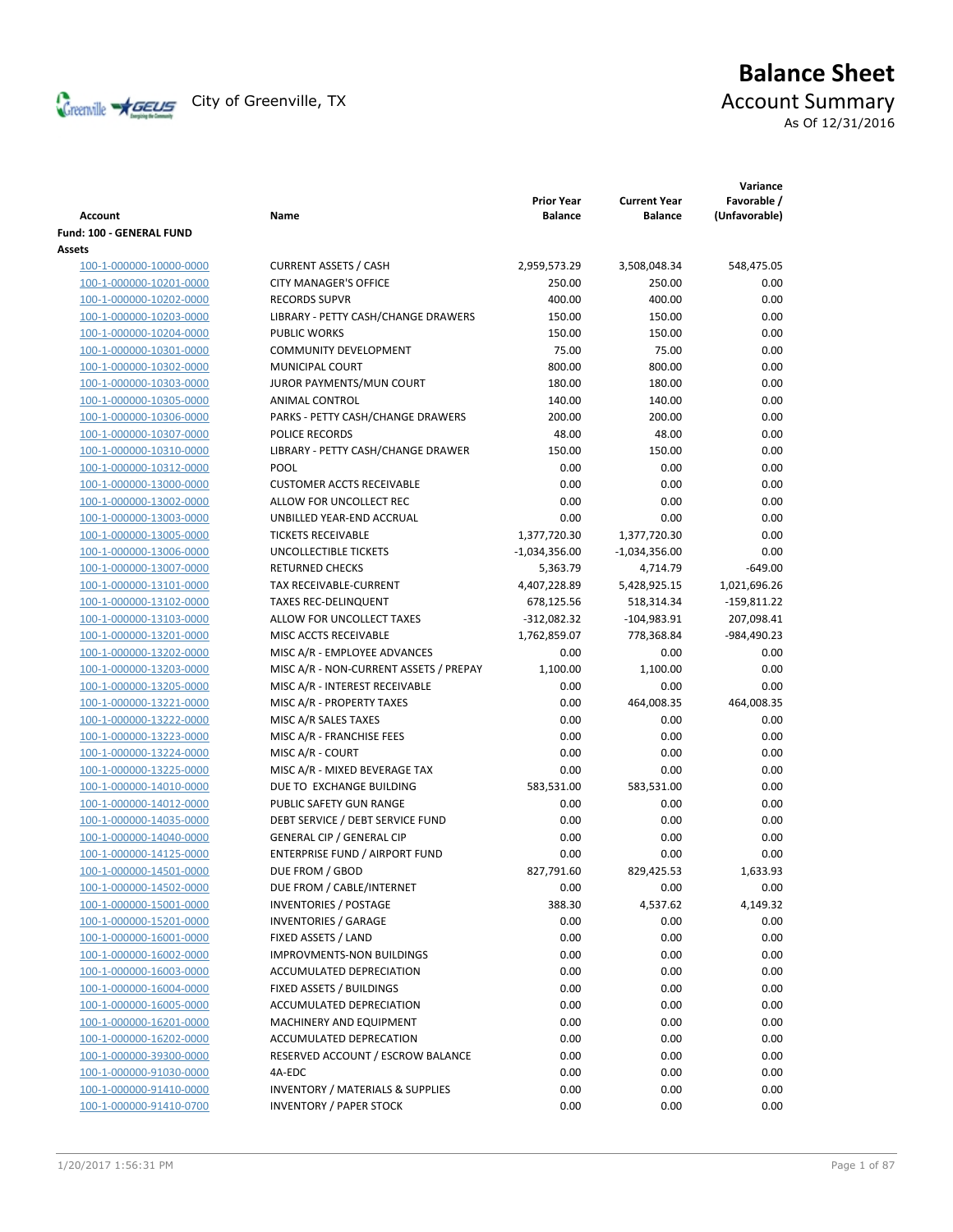# Balance Sheet

City of Greenville, TX

## Account Summary

As Of 12/31/2016

| Account | Name | Prior Year Balance | Current Year Balance | Variance Favorable / (Unfavorable) |
|---|---|---|---|---|
| **Fund: 100 - GENERAL FUND** | | | | |
| **Assets** | | | | |
| 100-1-000000-10000-0000 | CURRENT ASSETS / CASH | 2,959,573.29 | 3,508,048.34 | 548,475.05 |
| 100-1-000000-10201-0000 | CITY MANAGER'S OFFICE | 250.00 | 250.00 | 0.00 |
| 100-1-000000-10202-0000 | RECORDS SUPVR | 400.00 | 400.00 | 0.00 |
| 100-1-000000-10203-0000 | LIBRARY - PETTY CASH/CHANGE DRAWERS | 150.00 | 150.00 | 0.00 |
| 100-1-000000-10204-0000 | PUBLIC WORKS | 150.00 | 150.00 | 0.00 |
| 100-1-000000-10301-0000 | COMMUNITY DEVELOPMENT | 75.00 | 75.00 | 0.00 |
| 100-1-000000-10302-0000 | MUNICIPAL COURT | 800.00 | 800.00 | 0.00 |
| 100-1-000000-10303-0000 | JUROR PAYMENTS/MUN COURT | 180.00 | 180.00 | 0.00 |
| 100-1-000000-10305-0000 | ANIMAL CONTROL | 140.00 | 140.00 | 0.00 |
| 100-1-000000-10306-0000 | PARKS - PETTY CASH/CHANGE DRAWERS | 200.00 | 200.00 | 0.00 |
| 100-1-000000-10307-0000 | POLICE RECORDS | 48.00 | 48.00 | 0.00 |
| 100-1-000000-10310-0000 | LIBRARY - PETTY CASH/CHANGE DRAWER | 150.00 | 150.00 | 0.00 |
| 100-1-000000-10312-0000 | POOL | 0.00 | 0.00 | 0.00 |
| 100-1-000000-13000-0000 | CUSTOMER ACCTS RECEIVABLE | 0.00 | 0.00 | 0.00 |
| 100-1-000000-13002-0000 | ALLOW FOR UNCOLLECT REC | 0.00 | 0.00 | 0.00 |
| 100-1-000000-13003-0000 | UNBILLED YEAR-END ACCRUAL | 0.00 | 0.00 | 0.00 |
| 100-1-000000-13005-0000 | TICKETS RECEIVABLE | 1,377,720.30 | 1,377,720.30 | 0.00 |
| 100-1-000000-13006-0000 | UNCOLLECTIBLE TICKETS | -1,034,356.00 | -1,034,356.00 | 0.00 |
| 100-1-000000-13007-0000 | RETURNED CHECKS | 5,363.79 | 4,714.79 | -649.00 |
| 100-1-000000-13101-0000 | TAX RECEIVABLE-CURRENT | 4,407,228.89 | 5,428,925.15 | 1,021,696.26 |
| 100-1-000000-13102-0000 | TAXES REC-DELINQUENT | 678,125.56 | 518,314.34 | -159,811.22 |
| 100-1-000000-13103-0000 | ALLOW FOR UNCOLLECT TAXES | -312,082.32 | -104,983.91 | 207,098.41 |
| 100-1-000000-13201-0000 | MISC ACCTS RECEIVABLE | 1,762,859.07 | 778,368.84 | -984,490.23 |
| 100-1-000000-13202-0000 | MISC A/R - EMPLOYEE ADVANCES | 0.00 | 0.00 | 0.00 |
| 100-1-000000-13203-0000 | MISC A/R - NON-CURRENT ASSETS / PREPAY | 1,100.00 | 1,100.00 | 0.00 |
| 100-1-000000-13205-0000 | MISC A/R - INTEREST RECEIVABLE | 0.00 | 0.00 | 0.00 |
| 100-1-000000-13221-0000 | MISC A/R - PROPERTY TAXES | 0.00 | 464,008.35 | 464,008.35 |
| 100-1-000000-13222-0000 | MISC A/R SALES TAXES | 0.00 | 0.00 | 0.00 |
| 100-1-000000-13223-0000 | MISC A/R - FRANCHISE FEES | 0.00 | 0.00 | 0.00 |
| 100-1-000000-13224-0000 | MISC A/R - COURT | 0.00 | 0.00 | 0.00 |
| 100-1-000000-13225-0000 | MISC A/R - MIXED BEVERAGE TAX | 0.00 | 0.00 | 0.00 |
| 100-1-000000-14010-0000 | DUE TO EXCHANGE BUILDING | 583,531.00 | 583,531.00 | 0.00 |
| 100-1-000000-14012-0000 | PUBLIC SAFETY GUN RANGE | 0.00 | 0.00 | 0.00 |
| 100-1-000000-14035-0000 | DEBT SERVICE / DEBT SERVICE FUND | 0.00 | 0.00 | 0.00 |
| 100-1-000000-14040-0000 | GENERAL CIP / GENERAL CIP | 0.00 | 0.00 | 0.00 |
| 100-1-000000-14125-0000 | ENTERPRISE FUND / AIRPORT FUND | 0.00 | 0.00 | 0.00 |
| 100-1-000000-14501-0000 | DUE FROM / GBOD | 827,791.60 | 829,425.53 | 1,633.93 |
| 100-1-000000-14502-0000 | DUE FROM / CABLE/INTERNET | 0.00 | 0.00 | 0.00 |
| 100-1-000000-15001-0000 | INVENTORIES / POSTAGE | 388.30 | 4,537.62 | 4,149.32 |
| 100-1-000000-15201-0000 | INVENTORIES / GARAGE | 0.00 | 0.00 | 0.00 |
| 100-1-000000-16001-0000 | FIXED ASSETS / LAND | 0.00 | 0.00 | 0.00 |
| 100-1-000000-16002-0000 | IMPROVMENTS-NON BUILDINGS | 0.00 | 0.00 | 0.00 |
| 100-1-000000-16003-0000 | ACCUMULATED DEPRECIATION | 0.00 | 0.00 | 0.00 |
| 100-1-000000-16004-0000 | FIXED ASSETS / BUILDINGS | 0.00 | 0.00 | 0.00 |
| 100-1-000000-16005-0000 | ACCUMULATED DEPRECIATION | 0.00 | 0.00 | 0.00 |
| 100-1-000000-16201-0000 | MACHINERY AND EQUIPMENT | 0.00 | 0.00 | 0.00 |
| 100-1-000000-16202-0000 | ACCUMULATED DEPRECATION | 0.00 | 0.00 | 0.00 |
| 100-1-000000-39300-0000 | RESERVED ACCOUNT / ESCROW BALANCE | 0.00 | 0.00 | 0.00 |
| 100-1-000000-91030-0000 | 4A-EDC | 0.00 | 0.00 | 0.00 |
| 100-1-000000-91410-0000 | INVENTORY / MATERIALS & SUPPLIES | 0.00 | 0.00 | 0.00 |
| 100-1-000000-91410-0700 | INVENTORY / PAPER STOCK | 0.00 | 0.00 | 0.00 |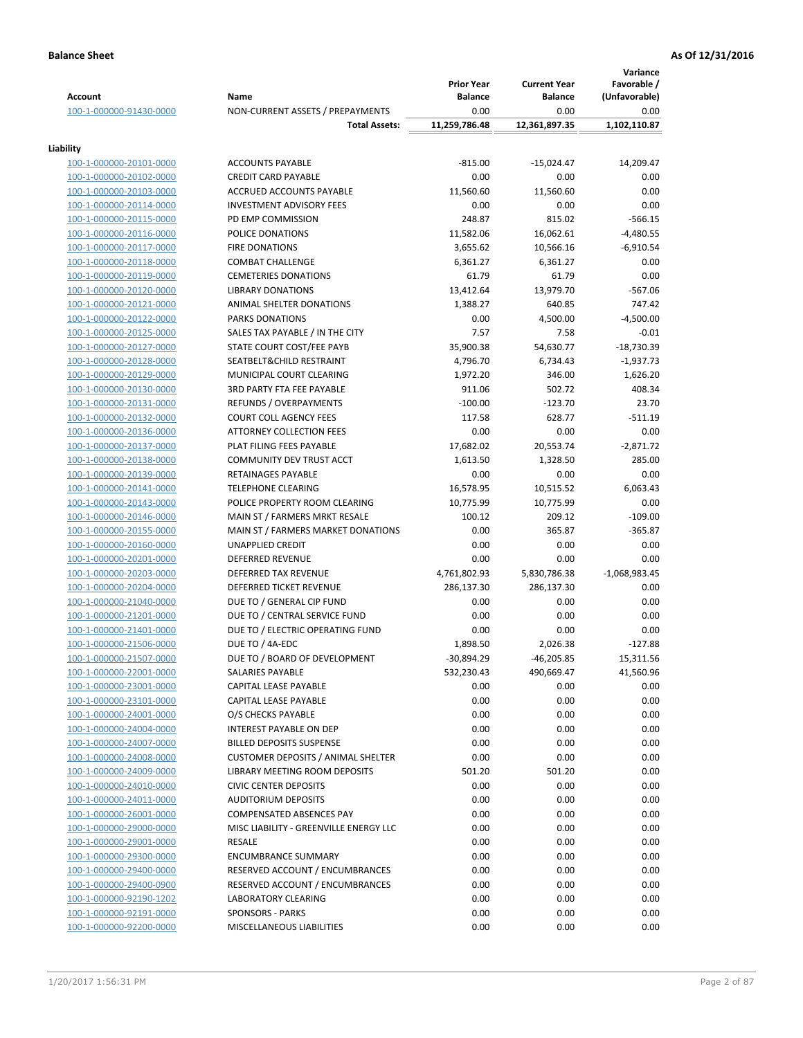**Balance Sheet** **As Of 12/31/2016**

| Account | Name | Prior Year Balance | Current Year Balance | Variance Favorable / (Unfavorable) |
|---|---|---|---|---|
| 100-1-000000-91430-0000 | NON-CURRENT ASSETS / PREPAYMENTS | 0.00 | 0.00 | 0.00 |
| | **Total Assets:** | **11,259,786.48** | **12,361,897.35** | **1,102,110.87** |

**Liability**

| Account | Name | Prior Year Balance | Current Year Balance | Variance Favorable / (Unfavorable) |
|---|---|---|---|---|
| 100-1-000000-20101-0000 | ACCOUNTS PAYABLE | -815.00 | -15,024.47 | 14,209.47 |
| 100-1-000000-20102-0000 | CREDIT CARD PAYABLE | 0.00 | 0.00 | 0.00 |
| 100-1-000000-20103-0000 | ACCRUED ACCOUNTS PAYABLE | 11,560.60 | 11,560.60 | 0.00 |
| 100-1-000000-20114-0000 | INVESTMENT ADVISORY FEES | 0.00 | 0.00 | 0.00 |
| 100-1-000000-20115-0000 | PD EMP COMMISSION | 248.87 | 815.02 | -566.15 |
| 100-1-000000-20116-0000 | POLICE DONATIONS | 11,582.06 | 16,062.61 | -4,480.55 |
| 100-1-000000-20117-0000 | FIRE DONATIONS | 3,655.62 | 10,566.16 | -6,910.54 |
| 100-1-000000-20118-0000 | COMBAT CHALLENGE | 6,361.27 | 6,361.27 | 0.00 |
| 100-1-000000-20119-0000 | CEMETERIES DONATIONS | 61.79 | 61.79 | 0.00 |
| 100-1-000000-20120-0000 | LIBRARY DONATIONS | 13,412.64 | 13,979.70 | -567.06 |
| 100-1-000000-20121-0000 | ANIMAL SHELTER DONATIONS | 1,388.27 | 640.85 | 747.42 |
| 100-1-000000-20122-0000 | PARKS DONATIONS | 0.00 | 4,500.00 | -4,500.00 |
| 100-1-000000-20125-0000 | SALES TAX PAYABLE / IN THE CITY | 7.57 | 7.58 | -0.01 |
| 100-1-000000-20127-0000 | STATE COURT COST/FEE PAYB | 35,900.38 | 54,630.77 | -18,730.39 |
| 100-1-000000-20128-0000 | SEATBELT&CHILD RESTRAINT | 4,796.70 | 6,734.43 | -1,937.73 |
| 100-1-000000-20129-0000 | MUNICIPAL COURT CLEARING | 1,972.20 | 346.00 | 1,626.20 |
| 100-1-000000-20130-0000 | 3RD PARTY FTA FEE PAYABLE | 911.06 | 502.72 | 408.34 |
| 100-1-000000-20131-0000 | REFUNDS / OVERPAYMENTS | -100.00 | -123.70 | 23.70 |
| 100-1-000000-20132-0000 | COURT COLL AGENCY FEES | 117.58 | 628.77 | -511.19 |
| 100-1-000000-20136-0000 | ATTORNEY COLLECTION FEES | 0.00 | 0.00 | 0.00 |
| 100-1-000000-20137-0000 | PLAT FILING FEES PAYABLE | 17,682.02 | 20,553.74 | -2,871.72 |
| 100-1-000000-20138-0000 | COMMUNITY DEV TRUST ACCT | 1,613.50 | 1,328.50 | 285.00 |
| 100-1-000000-20139-0000 | RETAINAGES PAYABLE | 0.00 | 0.00 | 0.00 |
| 100-1-000000-20141-0000 | TELEPHONE CLEARING | 16,578.95 | 10,515.52 | 6,063.43 |
| 100-1-000000-20143-0000 | POLICE PROPERTY ROOM CLEARING | 10,775.99 | 10,775.99 | 0.00 |
| 100-1-000000-20146-0000 | MAIN ST / FARMERS MRKT RESALE | 100.12 | 209.12 | -109.00 |
| 100-1-000000-20155-0000 | MAIN ST / FARMERS MARKET DONATIONS | 0.00 | 365.87 | -365.87 |
| 100-1-000000-20160-0000 | UNAPPLIED CREDIT | 0.00 | 0.00 | 0.00 |
| 100-1-000000-20201-0000 | DEFERRED REVENUE | 0.00 | 0.00 | 0.00 |
| 100-1-000000-20203-0000 | DEFERRED TAX REVENUE | 4,761,802.93 | 5,830,786.38 | -1,068,983.45 |
| 100-1-000000-20204-0000 | DEFERRED TICKET REVENUE | 286,137.30 | 286,137.30 | 0.00 |
| 100-1-000000-21040-0000 | DUE TO / GENERAL CIP FUND | 0.00 | 0.00 | 0.00 |
| 100-1-000000-21201-0000 | DUE TO / CENTRAL SERVICE FUND | 0.00 | 0.00 | 0.00 |
| 100-1-000000-21401-0000 | DUE TO / ELECTRIC OPERATING FUND | 0.00 | 0.00 | 0.00 |
| 100-1-000000-21506-0000 | DUE TO / 4A-EDC | 1,898.50 | 2,026.38 | -127.88 |
| 100-1-000000-21507-0000 | DUE TO / BOARD OF DEVELOPMENT | -30,894.29 | -46,205.85 | 15,311.56 |
| 100-1-000000-22001-0000 | SALARIES PAYABLE | 532,230.43 | 490,669.47 | 41,560.96 |
| 100-1-000000-23001-0000 | CAPITAL LEASE PAYABLE | 0.00 | 0.00 | 0.00 |
| 100-1-000000-23101-0000 | CAPITAL LEASE PAYABLE | 0.00 | 0.00 | 0.00 |
| 100-1-000000-24001-0000 | O/S CHECKS PAYABLE | 0.00 | 0.00 | 0.00 |
| 100-1-000000-24004-0000 | INTEREST PAYABLE ON DEP | 0.00 | 0.00 | 0.00 |
| 100-1-000000-24007-0000 | BILLED DEPOSITS SUSPENSE | 0.00 | 0.00 | 0.00 |
| 100-1-000000-24008-0000 | CUSTOMER DEPOSITS / ANIMAL SHELTER | 0.00 | 0.00 | 0.00 |
| 100-1-000000-24009-0000 | LIBRARY MEETING ROOM DEPOSITS | 501.20 | 501.20 | 0.00 |
| 100-1-000000-24010-0000 | CIVIC CENTER DEPOSITS | 0.00 | 0.00 | 0.00 |
| 100-1-000000-24011-0000 | AUDITORIUM DEPOSITS | 0.00 | 0.00 | 0.00 |
| 100-1-000000-26001-0000 | COMPENSATED ABSENCES PAY | 0.00 | 0.00 | 0.00 |
| 100-1-000000-29000-0000 | MISC LIABILITY - GREENVILLE ENERGY LLC | 0.00 | 0.00 | 0.00 |
| 100-1-000000-29001-0000 | RESALE | 0.00 | 0.00 | 0.00 |
| 100-1-000000-29300-0000 | ENCUMBRANCE SUMMARY | 0.00 | 0.00 | 0.00 |
| 100-1-000000-29400-0000 | RESERVED ACCOUNT / ENCUMBRANCES | 0.00 | 0.00 | 0.00 |
| 100-1-000000-29400-0900 | RESERVED ACCOUNT / ENCUMBRANCES | 0.00 | 0.00 | 0.00 |
| 100-1-000000-92190-1202 | LABORATORY CLEARING | 0.00 | 0.00 | 0.00 |
| 100-1-000000-92191-0000 | SPONSORS - PARKS | 0.00 | 0.00 | 0.00 |
| 100-1-000000-92200-0000 | MISCELLANEOUS LIABILITIES | 0.00 | 0.00 | 0.00 |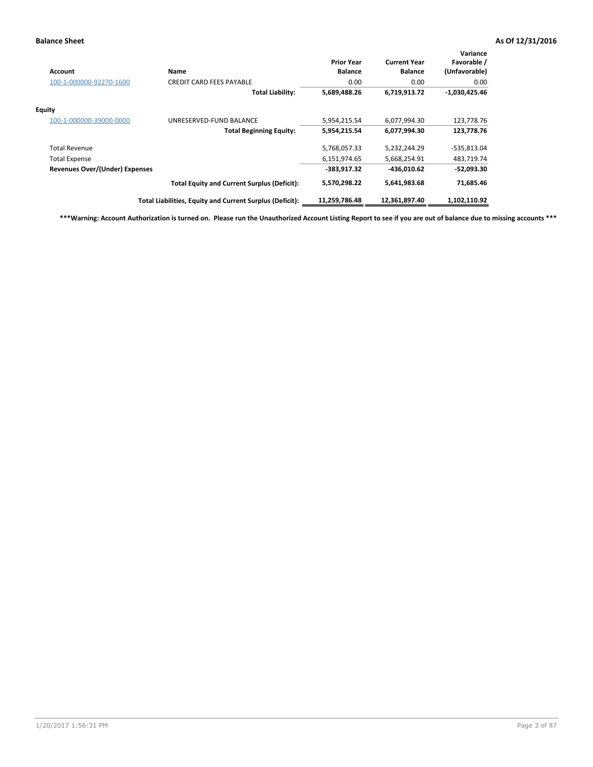**Balance Sheet** **As Of 12/31/2016**

| Account | Name | Prior Year Balance | Current Year Balance | Variance Favorable / (Unfavorable) |
|---|---|---|---|---|
| 100-1-000000-92270-1600 | CREDIT CARD FEES PAYABLE | 0.00 | 0.00 | 0.00 |
| | **Total Liability:** | **5,689,488.26** | **6,719,913.72** | **-1,030,425.46** |
| **Equity** | | | | |
| 100-1-000000-39000-0000 | UNRESERVED-FUND BALANCE | 5,954,215.54 | 6,077,994.30 | 123,778.76 |
| | **Total Beginning Equity:** | **5,954,215.54** | **6,077,994.30** | **123,778.76** |
| Total Revenue | | 5,768,057.33 | 5,232,244.29 | -535,813.04 |
| Total Expense | | 6,151,974.65 | 5,668,254.91 | 483,719.74 |
| **Revenues Over/(Under) Expenses** | | **-383,917.32** | **-436,010.62** | **-52,093.30** |
| | **Total Equity and Current Surplus (Deficit):** | **5,570,298.22** | **5,641,983.68** | **71,685.46** |
| | **Total Liabilities, Equity and Current Surplus (Deficit):** | **11,259,786.48** | **12,361,897.40** | **1,102,110.92** |

**\*\*\*Warning: Account Authorization is turned on. Please run the Unauthorized Account Listing Report to see if you are out of balance due to missing accounts \*\*\***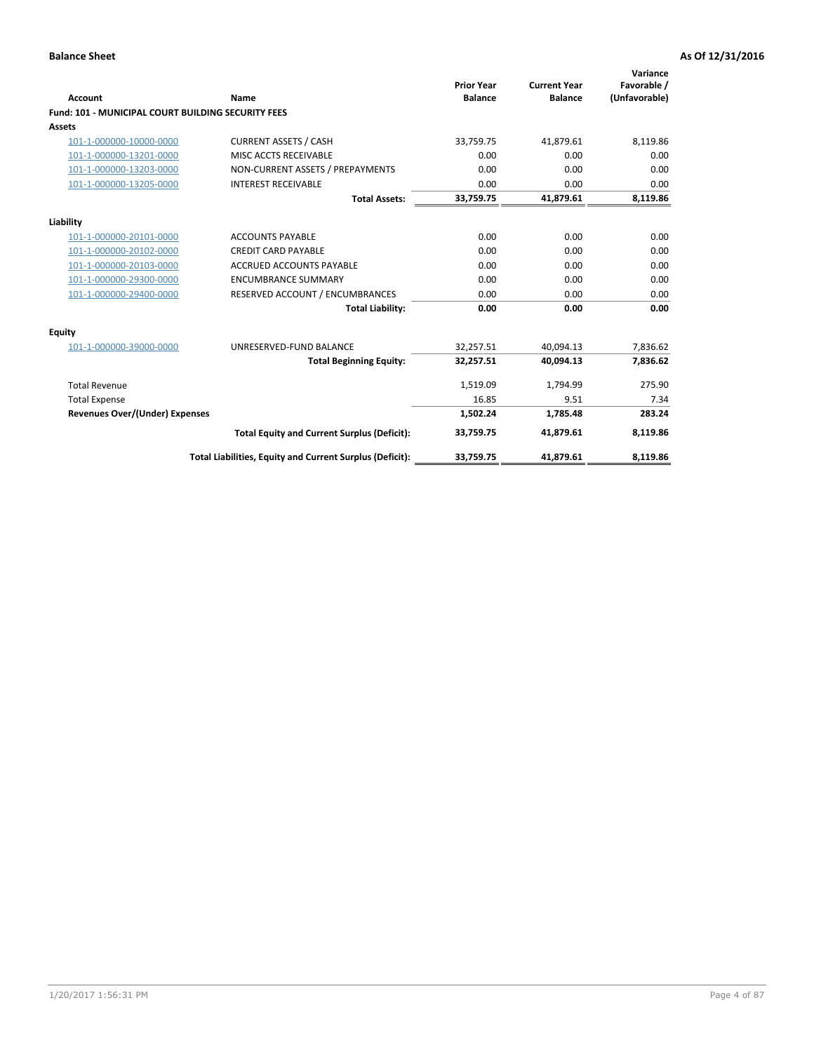**Balance Sheet** | **As Of 12/31/2016**

| Account | Name | Prior Year Balance | Current Year Balance | Variance Favorable / (Unfavorable) |
|---|---|---|---|---|
| **Fund: 101 - MUNICIPAL COURT BUILDING SECURITY FEES** | | | | |
| **Assets** | | | | |
| 101-1-000000-10000-0000 | CURRENT ASSETS / CASH | 33,759.75 | 41,879.61 | 8,119.86 |
| 101-1-000000-13201-0000 | MISC ACCTS RECEIVABLE | 0.00 | 0.00 | 0.00 |
| 101-1-000000-13203-0000 | NON-CURRENT ASSETS / PREPAYMENTS | 0.00 | 0.00 | 0.00 |
| 101-1-000000-13205-0000 | INTEREST RECEIVABLE | 0.00 | 0.00 | 0.00 |
| | **Total Assets:** | **33,759.75** | **41,879.61** | **8,119.86** |
| **Liability** | | | | |
| 101-1-000000-20101-0000 | ACCOUNTS PAYABLE | 0.00 | 0.00 | 0.00 |
| 101-1-000000-20102-0000 | CREDIT CARD PAYABLE | 0.00 | 0.00 | 0.00 |
| 101-1-000000-20103-0000 | ACCRUED ACCOUNTS PAYABLE | 0.00 | 0.00 | 0.00 |
| 101-1-000000-29300-0000 | ENCUMBRANCE SUMMARY | 0.00 | 0.00 | 0.00 |
| 101-1-000000-29400-0000 | RESERVED ACCOUNT / ENCUMBRANCES | 0.00 | 0.00 | 0.00 |
| | **Total Liability:** | **0.00** | **0.00** | **0.00** |
| **Equity** | | | | |
| 101-1-000000-39000-0000 | UNRESERVED-FUND BALANCE | 32,257.51 | 40,094.13 | 7,836.62 |
| | **Total Beginning Equity:** | **32,257.51** | **40,094.13** | **7,836.62** |
| Total Revenue | | 1,519.09 | 1,794.99 | 275.90 |
| Total Expense | | 16.85 | 9.51 | 7.34 |
| **Revenues Over/(Under) Expenses** | | **1,502.24** | **1,785.48** | **283.24** |
| | **Total Equity and Current Surplus (Deficit):** | **33,759.75** | **41,879.61** | **8,119.86** |
| | **Total Liabilities, Equity and Current Surplus (Deficit):** | **33,759.75** | **41,879.61** | **8,119.86** |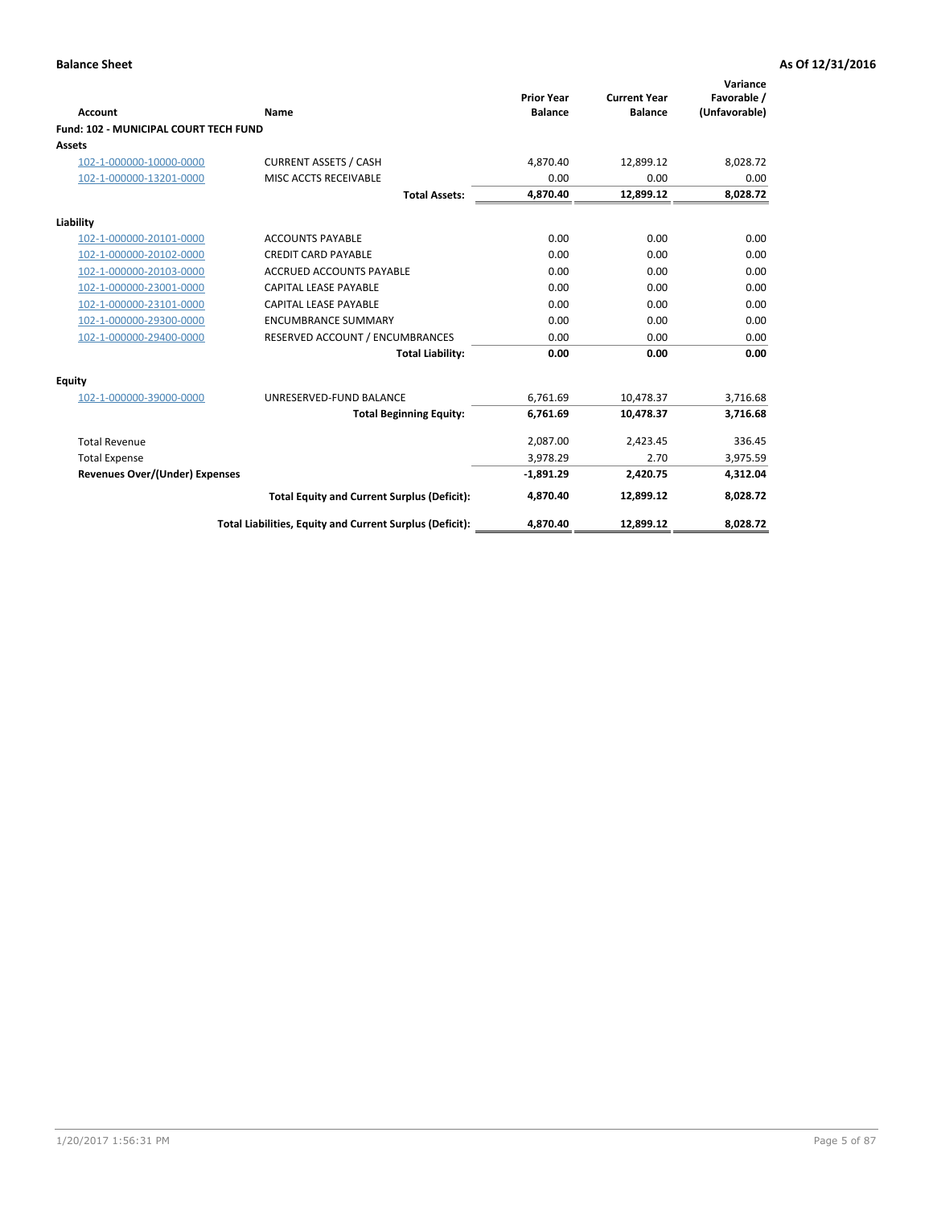**Balance Sheet** | **As Of 12/31/2016**

| Account | Name | Prior Year Balance | Current Year Balance | Variance Favorable / (Unfavorable) |
|---|---|---|---|---|
| **Fund: 102 - MUNICIPAL COURT TECH FUND** | | | | |
| **Assets** | | | | |
| 102-1-000000-10000-0000 | CURRENT ASSETS / CASH | 4,870.40 | 12,899.12 | 8,028.72 |
| 102-1-000000-13201-0000 | MISC ACCTS RECEIVABLE | 0.00 | 0.00 | 0.00 |
| | **Total Assets:** | **4,870.40** | **12,899.12** | **8,028.72** |
| **Liability** | | | | |
| 102-1-000000-20101-0000 | ACCOUNTS PAYABLE | 0.00 | 0.00 | 0.00 |
| 102-1-000000-20102-0000 | CREDIT CARD PAYABLE | 0.00 | 0.00 | 0.00 |
| 102-1-000000-20103-0000 | ACCRUED ACCOUNTS PAYABLE | 0.00 | 0.00 | 0.00 |
| 102-1-000000-23001-0000 | CAPITAL LEASE PAYABLE | 0.00 | 0.00 | 0.00 |
| 102-1-000000-23101-0000 | CAPITAL LEASE PAYABLE | 0.00 | 0.00 | 0.00 |
| 102-1-000000-29300-0000 | ENCUMBRANCE SUMMARY | 0.00 | 0.00 | 0.00 |
| 102-1-000000-29400-0000 | RESERVED ACCOUNT / ENCUMBRANCES | 0.00 | 0.00 | 0.00 |
| | **Total Liability:** | **0.00** | **0.00** | **0.00** |
| **Equity** | | | | |
| 102-1-000000-39000-0000 | UNRESERVED-FUND BALANCE | 6,761.69 | 10,478.37 | 3,716.68 |
| | **Total Beginning Equity:** | **6,761.69** | **10,478.37** | **3,716.68** |
| Total Revenue | | 2,087.00 | 2,423.45 | 336.45 |
| Total Expense | | 3,978.29 | 2.70 | 3,975.59 |
| **Revenues Over/(Under) Expenses** | | **-1,891.29** | **2,420.75** | **4,312.04** |
| | **Total Equity and Current Surplus (Deficit):** | **4,870.40** | **12,899.12** | **8,028.72** |
| | **Total Liabilities, Equity and Current Surplus (Deficit):** | **4,870.40** | **12,899.12** | **8,028.72** |

1/20/2017 1:56:31 PM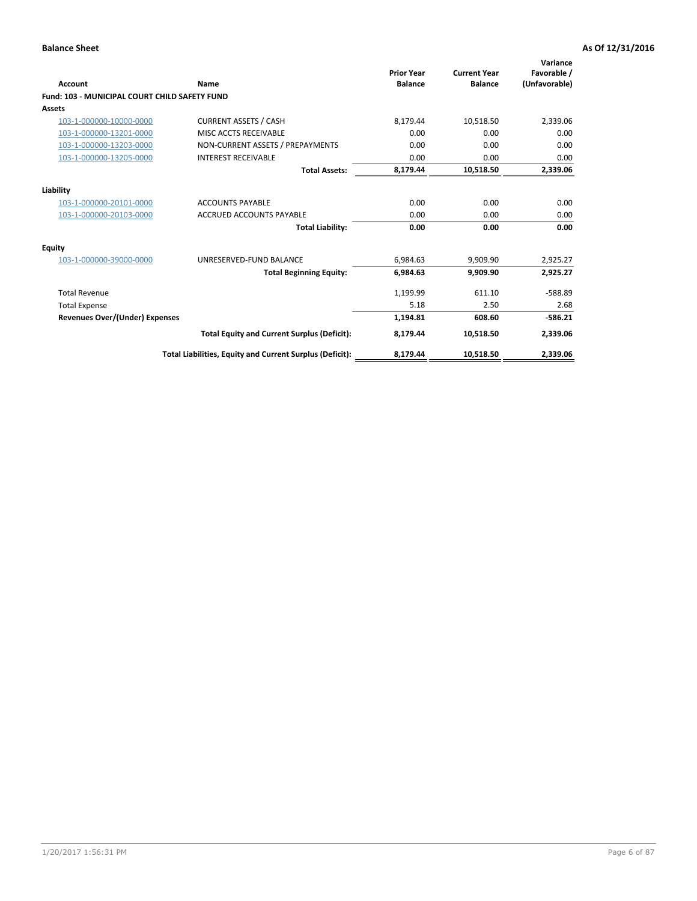**Balance Sheet** **As Of 12/31/2016**

| Account | Name | Prior Year Balance | Current Year Balance | Variance Favorable / (Unfavorable) |
|---|---|---|---|---|
| **Fund: 103 - MUNICIPAL COURT CHILD SAFETY FUND** | | | | |
| **Assets** | | | | |
| 103-1-000000-10000-0000 | CURRENT ASSETS / CASH | 8,179.44 | 10,518.50 | 2,339.06 |
| 103-1-000000-13201-0000 | MISC ACCTS RECEIVABLE | 0.00 | 0.00 | 0.00 |
| 103-1-000000-13203-0000 | NON-CURRENT ASSETS / PREPAYMENTS | 0.00 | 0.00 | 0.00 |
| 103-1-000000-13205-0000 | INTEREST RECEIVABLE | 0.00 | 0.00 | 0.00 |
| | **Total Assets:** | **8,179.44** | **10,518.50** | **2,339.06** |
| **Liability** | | | | |
| 103-1-000000-20101-0000 | ACCOUNTS PAYABLE | 0.00 | 0.00 | 0.00 |
| 103-1-000000-20103-0000 | ACCRUED ACCOUNTS PAYABLE | 0.00 | 0.00 | 0.00 |
| | **Total Liability:** | **0.00** | **0.00** | **0.00** |
| **Equity** | | | | |
| 103-1-000000-39000-0000 | UNRESERVED-FUND BALANCE | 6,984.63 | 9,909.90 | 2,925.27 |
| | **Total Beginning Equity:** | **6,984.63** | **9,909.90** | **2,925.27** |
| Total Revenue | | 1,199.99 | 611.10 | -588.89 |
| Total Expense | | 5.18 | 2.50 | 2.68 |
| **Revenues Over/(Under) Expenses** | | **1,194.81** | **608.60** | **-586.21** |
| | **Total Equity and Current Surplus (Deficit):** | **8,179.44** | **10,518.50** | **2,339.06** |
| | **Total Liabilities, Equity and Current Surplus (Deficit):** | **8,179.44** | **10,518.50** | **2,339.06** |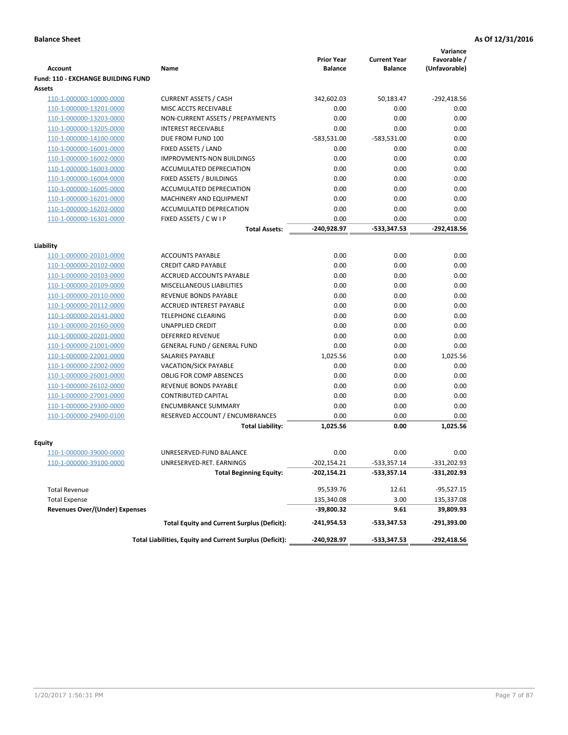**Balance Sheet** **As Of 12/31/2016**

| Account | Name | Prior Year Balance | Current Year Balance | Variance Favorable / (Unfavorable) |
|---|---|---|---|---|
| **Fund: 110 - EXCHANGE BUILDING FUND** | | | | |
| **Assets** | | | | |
| 110-1-000000-10000-0000 | CURRENT ASSETS / CASH | 342,602.03 | 50,183.47 | -292,418.56 |
| 110-1-000000-13201-0000 | MISC ACCTS RECEIVABLE | 0.00 | 0.00 | 0.00 |
| 110-1-000000-13203-0000 | NON-CURRENT ASSETS / PREPAYMENTS | 0.00 | 0.00 | 0.00 |
| 110-1-000000-13205-0000 | INTEREST RECEIVABLE | 0.00 | 0.00 | 0.00 |
| 110-1-000000-14100-0000 | DUE FROM FUND 100 | -583,531.00 | -583,531.00 | 0.00 |
| 110-1-000000-16001-0000 | FIXED ASSETS / LAND | 0.00 | 0.00 | 0.00 |
| 110-1-000000-16002-0000 | IMPROVMENTS-NON BUILDINGS | 0.00 | 0.00 | 0.00 |
| 110-1-000000-16003-0000 | ACCUMULATED DEPRECIATION | 0.00 | 0.00 | 0.00 |
| 110-1-000000-16004-0000 | FIXED ASSETS / BUILDINGS | 0.00 | 0.00 | 0.00 |
| 110-1-000000-16005-0000 | ACCUMULATED DEPRECIATION | 0.00 | 0.00 | 0.00 |
| 110-1-000000-16201-0000 | MACHINERY AND EQUIPMENT | 0.00 | 0.00 | 0.00 |
| 110-1-000000-16202-0000 | ACCUMULATED DEPRECATION | 0.00 | 0.00 | 0.00 |
| 110-1-000000-16301-0000 | FIXED ASSETS / C W I P | 0.00 | 0.00 | 0.00 |
| | **Total Assets:** | **-240,928.97** | **-533,347.53** | **-292,418.56** |
| **Liability** | | | | |
| 110-1-000000-20101-0000 | ACCOUNTS PAYABLE | 0.00 | 0.00 | 0.00 |
| 110-1-000000-20102-0000 | CREDIT CARD PAYABLE | 0.00 | 0.00 | 0.00 |
| 110-1-000000-20103-0000 | ACCRUED ACCOUNTS PAYABLE | 0.00 | 0.00 | 0.00 |
| 110-1-000000-20109-0000 | MISCELLANEOUS LIABILITIES | 0.00 | 0.00 | 0.00 |
| 110-1-000000-20110-0000 | REVENUE BONDS PAYABLE | 0.00 | 0.00 | 0.00 |
| 110-1-000000-20112-0000 | ACCRUED INTEREST PAYABLE | 0.00 | 0.00 | 0.00 |
| 110-1-000000-20141-0000 | TELEPHONE CLEARING | 0.00 | 0.00 | 0.00 |
| 110-1-000000-20160-0000 | UNAPPLIED CREDIT | 0.00 | 0.00 | 0.00 |
| 110-1-000000-20201-0000 | DEFERRED REVENUE | 0.00 | 0.00 | 0.00 |
| 110-1-000000-21001-0000 | GENERAL FUND / GENERAL FUND | 0.00 | 0.00 | 0.00 |
| 110-1-000000-22001-0000 | SALARIES PAYABLE | 1,025.56 | 0.00 | 1,025.56 |
| 110-1-000000-22002-0000 | VACATION/SICK PAYABLE | 0.00 | 0.00 | 0.00 |
| 110-1-000000-26001-0000 | OBLIG FOR COMP ABSENCES | 0.00 | 0.00 | 0.00 |
| 110-1-000000-26102-0000 | REVENUE BONDS PAYABLE | 0.00 | 0.00 | 0.00 |
| 110-1-000000-27001-0000 | CONTRIBUTED CAPITAL | 0.00 | 0.00 | 0.00 |
| 110-1-000000-29300-0000 | ENCUMBRANCE SUMMARY | 0.00 | 0.00 | 0.00 |
| 110-1-000000-29400-0100 | RESERVED ACCOUNT / ENCUMBRANCES | 0.00 | 0.00 | 0.00 |
| | **Total Liability:** | **1,025.56** | **0.00** | **1,025.56** |
| **Equity** | | | | |
| 110-1-000000-39000-0000 | UNRESERVED-FUND BALANCE | 0.00 | 0.00 | 0.00 |
| 110-1-000000-39100-0000 | UNRESERVED-RET. EARNINGS | -202,154.21 | -533,357.14 | -331,202.93 |
| | **Total Beginning Equity:** | **-202,154.21** | **-533,357.14** | **-331,202.93** |
| Total Revenue | | 95,539.76 | 12.61 | -95,527.15 |
| Total Expense | | 135,340.08 | 3.00 | 135,337.08 |
| **Revenues Over/(Under) Expenses** | | **-39,800.32** | **9.61** | **39,809.93** |
| | **Total Equity and Current Surplus (Deficit):** | **-241,954.53** | **-533,347.53** | **-291,393.00** |
| | **Total Liabilities, Equity and Current Surplus (Deficit):** | **-240,928.97** | **-533,347.53** | **-292,418.56** |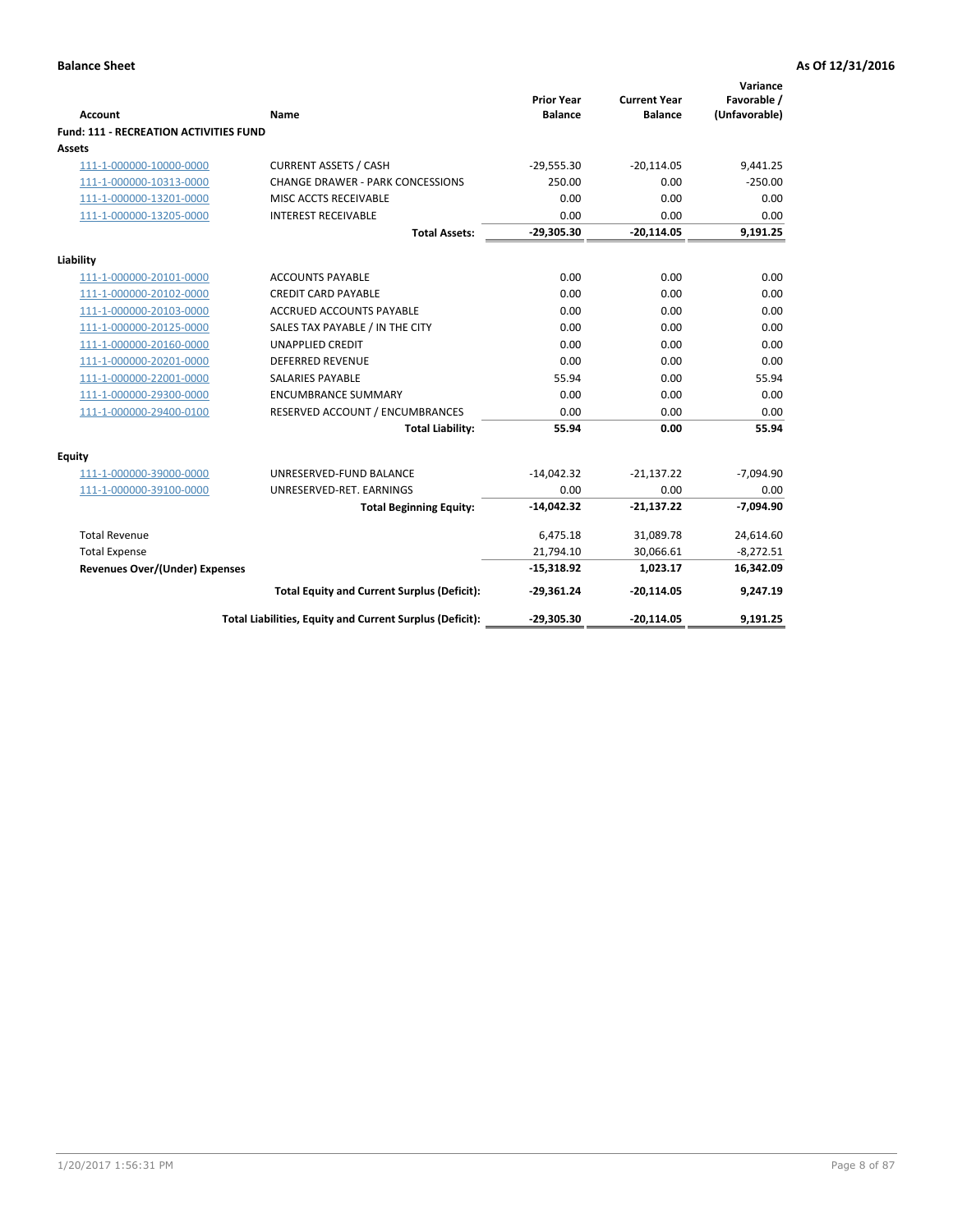**Balance Sheet** **As Of 12/31/2016**

| Account | Name | Prior Year Balance | Current Year Balance | Variance Favorable / (Unfavorable) |
|---|---|---|---|---|
| **Fund: 111 - RECREATION ACTIVITIES FUND** | | | | |
| **Assets** | | | | |
| 111-1-000000-10000-0000 | CURRENT ASSETS / CASH | -29,555.30 | -20,114.05 | 9,441.25 |
| 111-1-000000-10313-0000 | CHANGE DRAWER - PARK CONCESSIONS | 250.00 | 0.00 | -250.00 |
| 111-1-000000-13201-0000 | MISC ACCTS RECEIVABLE | 0.00 | 0.00 | 0.00 |
| 111-1-000000-13205-0000 | INTEREST RECEIVABLE | 0.00 | 0.00 | 0.00 |
| | **Total Assets:** | **-29,305.30** | **-20,114.05** | **9,191.25** |
| **Liability** | | | | |
| 111-1-000000-20101-0000 | ACCOUNTS PAYABLE | 0.00 | 0.00 | 0.00 |
| 111-1-000000-20102-0000 | CREDIT CARD PAYABLE | 0.00 | 0.00 | 0.00 |
| 111-1-000000-20103-0000 | ACCRUED ACCOUNTS PAYABLE | 0.00 | 0.00 | 0.00 |
| 111-1-000000-20125-0000 | SALES TAX PAYABLE / IN THE CITY | 0.00 | 0.00 | 0.00 |
| 111-1-000000-20160-0000 | UNAPPLIED CREDIT | 0.00 | 0.00 | 0.00 |
| 111-1-000000-20201-0000 | DEFERRED REVENUE | 0.00 | 0.00 | 0.00 |
| 111-1-000000-22001-0000 | SALARIES PAYABLE | 55.94 | 0.00 | 55.94 |
| 111-1-000000-29300-0000 | ENCUMBRANCE SUMMARY | 0.00 | 0.00 | 0.00 |
| 111-1-000000-29400-0100 | RESERVED ACCOUNT / ENCUMBRANCES | 0.00 | 0.00 | 0.00 |
| | **Total Liability:** | **55.94** | **0.00** | **55.94** |
| **Equity** | | | | |
| 111-1-000000-39000-0000 | UNRESERVED-FUND BALANCE | -14,042.32 | -21,137.22 | -7,094.90 |
| 111-1-000000-39100-0000 | UNRESERVED-RET. EARNINGS | 0.00 | 0.00 | 0.00 |
| | **Total Beginning Equity:** | **-14,042.32** | **-21,137.22** | **-7,094.90** |
| Total Revenue | | 6,475.18 | 31,089.78 | 24,614.60 |
| Total Expense | | 21,794.10 | 30,066.61 | -8,272.51 |
| **Revenues Over/(Under) Expenses** | | **-15,318.92** | **1,023.17** | **16,342.09** |
| | **Total Equity and Current Surplus (Deficit):** | **-29,361.24** | **-20,114.05** | **9,247.19** |
| | **Total Liabilities, Equity and Current Surplus (Deficit):** | **-29,305.30** | **-20,114.05** | **9,191.25** |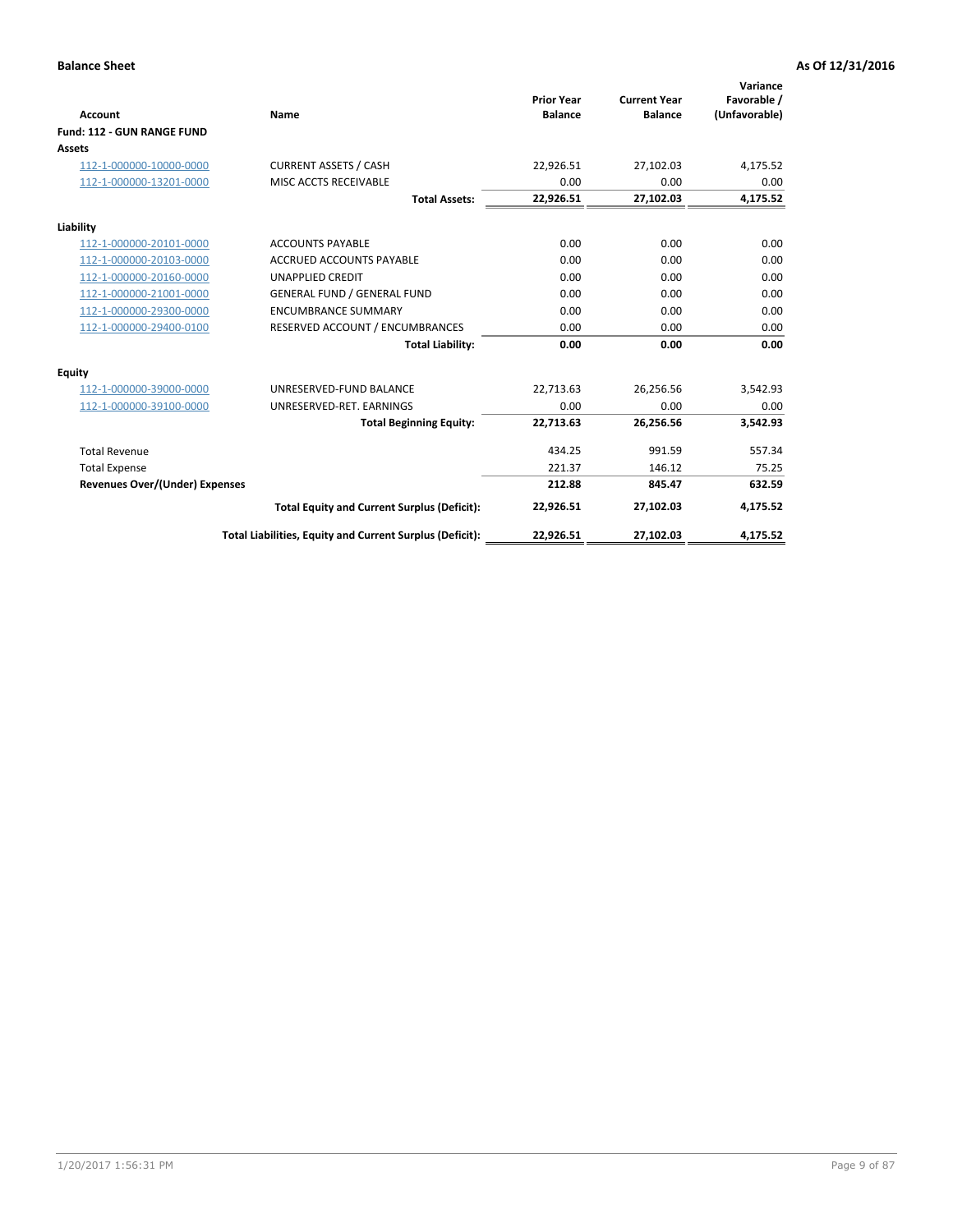**Balance Sheet** **As Of 12/31/2016**

| Account | Name | Prior Year Balance | Current Year Balance | Variance Favorable / (Unfavorable) |
|---|---|---|---|---|
| **Fund: 112 - GUN RANGE FUND** | | | | |
| **Assets** | | | | |
| 112-1-000000-10000-0000 | CURRENT ASSETS / CASH | 22,926.51 | 27,102.03 | 4,175.52 |
| 112-1-000000-13201-0000 | MISC ACCTS RECEIVABLE | 0.00 | 0.00 | 0.00 |
| | **Total Assets:** | **22,926.51** | **27,102.03** | **4,175.52** |
| **Liability** | | | | |
| 112-1-000000-20101-0000 | ACCOUNTS PAYABLE | 0.00 | 0.00 | 0.00 |
| 112-1-000000-20103-0000 | ACCRUED ACCOUNTS PAYABLE | 0.00 | 0.00 | 0.00 |
| 112-1-000000-20160-0000 | UNAPPLIED CREDIT | 0.00 | 0.00 | 0.00 |
| 112-1-000000-21001-0000 | GENERAL FUND / GENERAL FUND | 0.00 | 0.00 | 0.00 |
| 112-1-000000-29300-0000 | ENCUMBRANCE SUMMARY | 0.00 | 0.00 | 0.00 |
| 112-1-000000-29400-0100 | RESERVED ACCOUNT / ENCUMBRANCES | 0.00 | 0.00 | 0.00 |
| | **Total Liability:** | **0.00** | **0.00** | **0.00** |
| **Equity** | | | | |
| 112-1-000000-39000-0000 | UNRESERVED-FUND BALANCE | 22,713.63 | 26,256.56 | 3,542.93 |
| 112-1-000000-39100-0000 | UNRESERVED-RET. EARNINGS | 0.00 | 0.00 | 0.00 |
| | **Total Beginning Equity:** | **22,713.63** | **26,256.56** | **3,542.93** |
| Total Revenue | | 434.25 | 991.59 | 557.34 |
| Total Expense | | 221.37 | 146.12 | 75.25 |
| **Revenues Over/(Under) Expenses** | | **212.88** | **845.47** | **632.59** |
| | **Total Equity and Current Surplus (Deficit):** | **22,926.51** | **27,102.03** | **4,175.52** |
| | **Total Liabilities, Equity and Current Surplus (Deficit):** | **22,926.51** | **27,102.03** | **4,175.52** |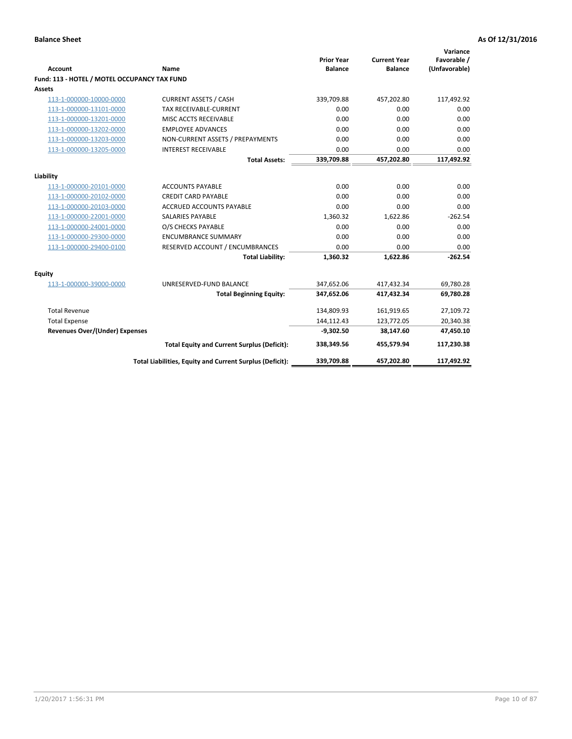**Balance Sheet** — As Of 12/31/2016

| Account | Name | Prior Year Balance | Current Year Balance | Variance Favorable / (Unfavorable) |
|---|---|---|---|---|
| **Fund: 113 - HOTEL / MOTEL OCCUPANCY TAX FUND** | | | | |
| **Assets** | | | | |
| 113-1-000000-10000-0000 | CURRENT ASSETS / CASH | 339,709.88 | 457,202.80 | 117,492.92 |
| 113-1-000000-13101-0000 | TAX RECEIVABLE-CURRENT | 0.00 | 0.00 | 0.00 |
| 113-1-000000-13201-0000 | MISC ACCTS RECEIVABLE | 0.00 | 0.00 | 0.00 |
| 113-1-000000-13202-0000 | EMPLOYEE ADVANCES | 0.00 | 0.00 | 0.00 |
| 113-1-000000-13203-0000 | NON-CURRENT ASSETS / PREPAYMENTS | 0.00 | 0.00 | 0.00 |
| 113-1-000000-13205-0000 | INTEREST RECEIVABLE | 0.00 | 0.00 | 0.00 |
| | **Total Assets:** | **339,709.88** | **457,202.80** | **117,492.92** |
| **Liability** | | | | |
| 113-1-000000-20101-0000 | ACCOUNTS PAYABLE | 0.00 | 0.00 | 0.00 |
| 113-1-000000-20102-0000 | CREDIT CARD PAYABLE | 0.00 | 0.00 | 0.00 |
| 113-1-000000-20103-0000 | ACCRUED ACCOUNTS PAYABLE | 0.00 | 0.00 | 0.00 |
| 113-1-000000-22001-0000 | SALARIES PAYABLE | 1,360.32 | 1,622.86 | -262.54 |
| 113-1-000000-24001-0000 | O/S CHECKS PAYABLE | 0.00 | 0.00 | 0.00 |
| 113-1-000000-29300-0000 | ENCUMBRANCE SUMMARY | 0.00 | 0.00 | 0.00 |
| 113-1-000000-29400-0100 | RESERVED ACCOUNT / ENCUMBRANCES | 0.00 | 0.00 | 0.00 |
| | **Total Liability:** | **1,360.32** | **1,622.86** | **-262.54** |
| **Equity** | | | | |
| 113-1-000000-39000-0000 | UNRESERVED-FUND BALANCE | 347,652.06 | 417,432.34 | 69,780.28 |
| | **Total Beginning Equity:** | **347,652.06** | **417,432.34** | **69,780.28** |
| Total Revenue | | 134,809.93 | 161,919.65 | 27,109.72 |
| Total Expense | | 144,112.43 | 123,772.05 | 20,340.38 |
| **Revenues Over/(Under) Expenses** | | **-9,302.50** | **38,147.60** | **47,450.10** |
| | **Total Equity and Current Surplus (Deficit):** | **338,349.56** | **455,579.94** | **117,230.38** |
| | **Total Liabilities, Equity and Current Surplus (Deficit):** | **339,709.88** | **457,202.80** | **117,492.92** |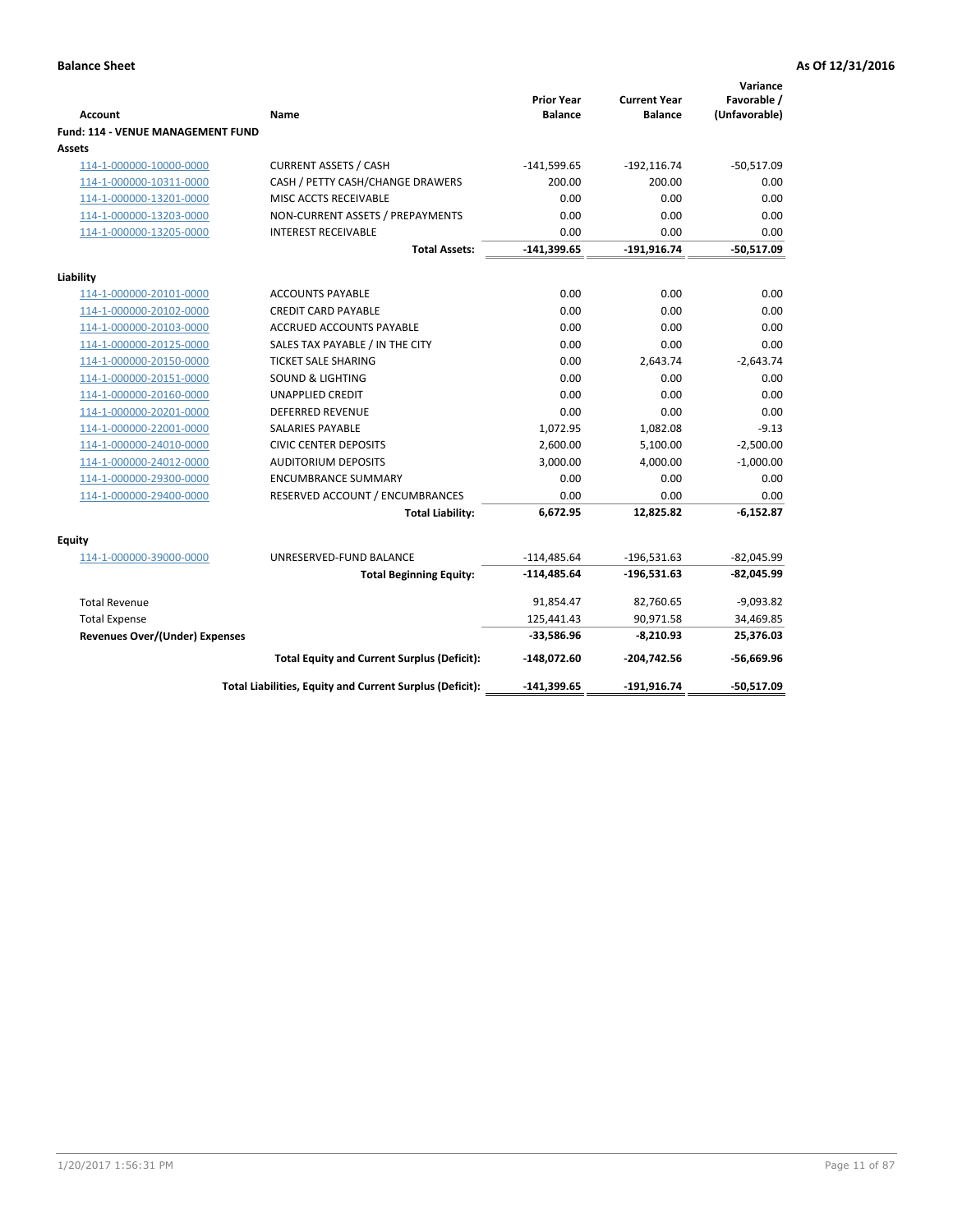**Balance Sheet** **As Of 12/31/2016**

| Account | Name | Prior Year Balance | Current Year Balance | Variance Favorable / (Unfavorable) |
|---|---|---|---|---|
| **Fund: 114 - VENUE MANAGEMENT FUND** | | | | |
| **Assets** | | | | |
| 114-1-000000-10000-0000 | CURRENT ASSETS / CASH | -141,599.65 | -192,116.74 | -50,517.09 |
| 114-1-000000-10311-0000 | CASH / PETTY CASH/CHANGE DRAWERS | 200.00 | 200.00 | 0.00 |
| 114-1-000000-13201-0000 | MISC ACCTS RECEIVABLE | 0.00 | 0.00 | 0.00 |
| 114-1-000000-13203-0000 | NON-CURRENT ASSETS / PREPAYMENTS | 0.00 | 0.00 | 0.00 |
| 114-1-000000-13205-0000 | INTEREST RECEIVABLE | 0.00 | 0.00 | 0.00 |
| | **Total Assets:** | **-141,399.65** | **-191,916.74** | **-50,517.09** |
| **Liability** | | | | |
| 114-1-000000-20101-0000 | ACCOUNTS PAYABLE | 0.00 | 0.00 | 0.00 |
| 114-1-000000-20102-0000 | CREDIT CARD PAYABLE | 0.00 | 0.00 | 0.00 |
| 114-1-000000-20103-0000 | ACCRUED ACCOUNTS PAYABLE | 0.00 | 0.00 | 0.00 |
| 114-1-000000-20125-0000 | SALES TAX PAYABLE / IN THE CITY | 0.00 | 0.00 | 0.00 |
| 114-1-000000-20150-0000 | TICKET SALE SHARING | 0.00 | 2,643.74 | -2,643.74 |
| 114-1-000000-20151-0000 | SOUND & LIGHTING | 0.00 | 0.00 | 0.00 |
| 114-1-000000-20160-0000 | UNAPPLIED CREDIT | 0.00 | 0.00 | 0.00 |
| 114-1-000000-20201-0000 | DEFERRED REVENUE | 0.00 | 0.00 | 0.00 |
| 114-1-000000-22001-0000 | SALARIES PAYABLE | 1,072.95 | 1,082.08 | -9.13 |
| 114-1-000000-24010-0000 | CIVIC CENTER DEPOSITS | 2,600.00 | 5,100.00 | -2,500.00 |
| 114-1-000000-24012-0000 | AUDITORIUM DEPOSITS | 3,000.00 | 4,000.00 | -1,000.00 |
| 114-1-000000-29300-0000 | ENCUMBRANCE SUMMARY | 0.00 | 0.00 | 0.00 |
| 114-1-000000-29400-0000 | RESERVED ACCOUNT / ENCUMBRANCES | 0.00 | 0.00 | 0.00 |
| | **Total Liability:** | **6,672.95** | **12,825.82** | **-6,152.87** |
| **Equity** | | | | |
| 114-1-000000-39000-0000 | UNRESERVED-FUND BALANCE | -114,485.64 | -196,531.63 | -82,045.99 |
| | **Total Beginning Equity:** | **-114,485.64** | **-196,531.63** | **-82,045.99** |
| Total Revenue | | 91,854.47 | 82,760.65 | -9,093.82 |
| Total Expense | | 125,441.43 | 90,971.58 | 34,469.85 |
| **Revenues Over/(Under) Expenses** | | **-33,586.96** | **-8,210.93** | **25,376.03** |
| | **Total Equity and Current Surplus (Deficit):** | **-148,072.60** | **-204,742.56** | **-56,669.96** |
| | **Total Liabilities, Equity and Current Surplus (Deficit):** | **-141,399.65** | **-191,916.74** | **-50,517.09** |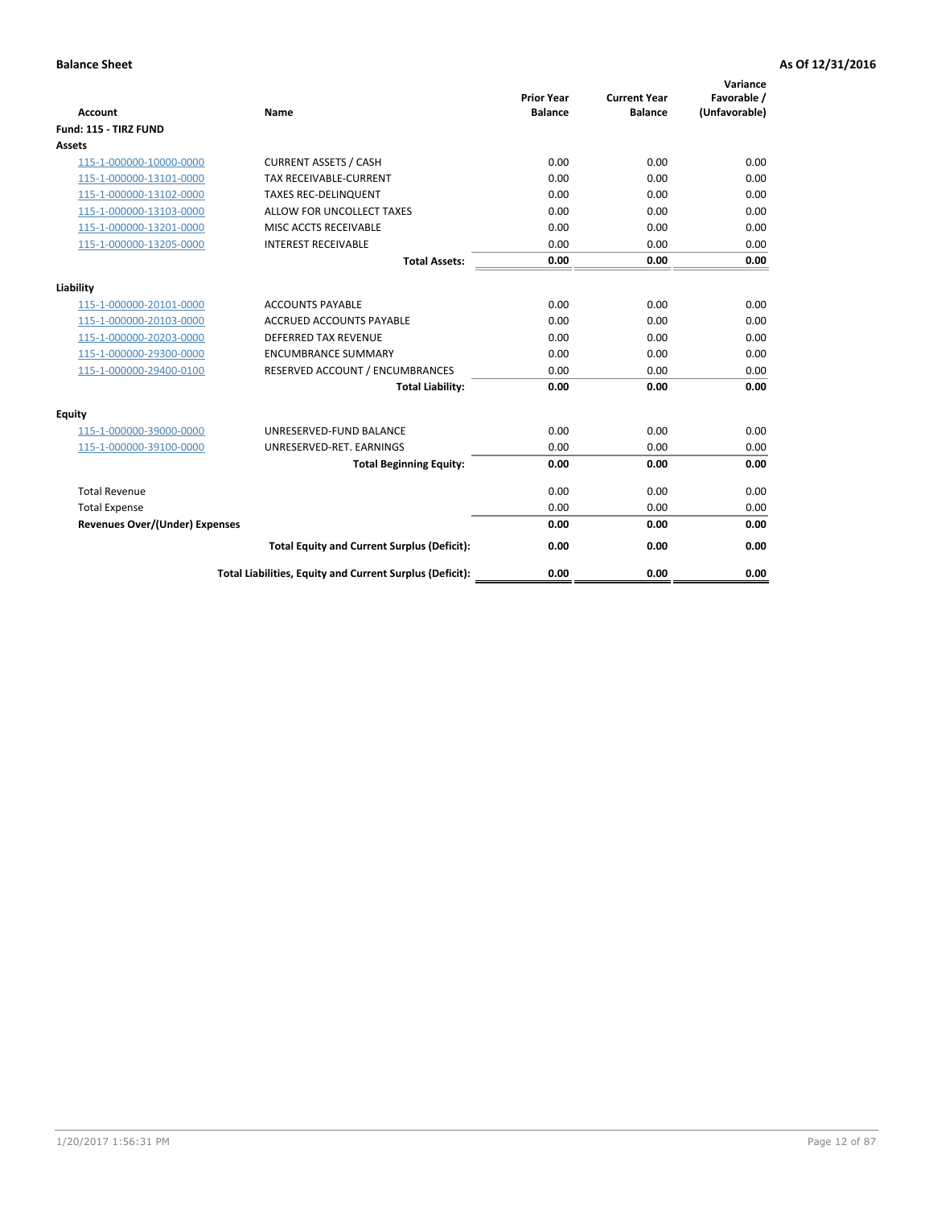**Balance Sheet** | **As Of 12/31/2016**

| Account | Name | Prior Year Balance | Current Year Balance | Variance Favorable / (Unfavorable) |
|---|---|---|---|---|
| **Fund: 115 - TIRZ FUND** | | | | |
| **Assets** | | | | |
| 115-1-000000-10000-0000 | CURRENT ASSETS / CASH | 0.00 | 0.00 | 0.00 |
| 115-1-000000-13101-0000 | TAX RECEIVABLE-CURRENT | 0.00 | 0.00 | 0.00 |
| 115-1-000000-13102-0000 | TAXES REC-DELINQUENT | 0.00 | 0.00 | 0.00 |
| 115-1-000000-13103-0000 | ALLOW FOR UNCOLLECT TAXES | 0.00 | 0.00 | 0.00 |
| 115-1-000000-13201-0000 | MISC ACCTS RECEIVABLE | 0.00 | 0.00 | 0.00 |
| 115-1-000000-13205-0000 | INTEREST RECEIVABLE | 0.00 | 0.00 | 0.00 |
| | **Total Assets:** | **0.00** | **0.00** | **0.00** |
| **Liability** | | | | |
| 115-1-000000-20101-0000 | ACCOUNTS PAYABLE | 0.00 | 0.00 | 0.00 |
| 115-1-000000-20103-0000 | ACCRUED ACCOUNTS PAYABLE | 0.00 | 0.00 | 0.00 |
| 115-1-000000-20203-0000 | DEFERRED TAX REVENUE | 0.00 | 0.00 | 0.00 |
| 115-1-000000-29300-0000 | ENCUMBRANCE SUMMARY | 0.00 | 0.00 | 0.00 |
| 115-1-000000-29400-0100 | RESERVED ACCOUNT / ENCUMBRANCES | 0.00 | 0.00 | 0.00 |
| | **Total Liability:** | **0.00** | **0.00** | **0.00** |
| **Equity** | | | | |
| 115-1-000000-39000-0000 | UNRESERVED-FUND BALANCE | 0.00 | 0.00 | 0.00 |
| 115-1-000000-39100-0000 | UNRESERVED-RET. EARNINGS | 0.00 | 0.00 | 0.00 |
| | **Total Beginning Equity:** | **0.00** | **0.00** | **0.00** |
| Total Revenue | | 0.00 | 0.00 | 0.00 |
| Total Expense | | 0.00 | 0.00 | 0.00 |
| **Revenues Over/(Under) Expenses** | | **0.00** | **0.00** | **0.00** |
| | **Total Equity and Current Surplus (Deficit):** | **0.00** | **0.00** | **0.00** |
| | **Total Liabilities, Equity and Current Surplus (Deficit):** | **0.00** | **0.00** | **0.00** |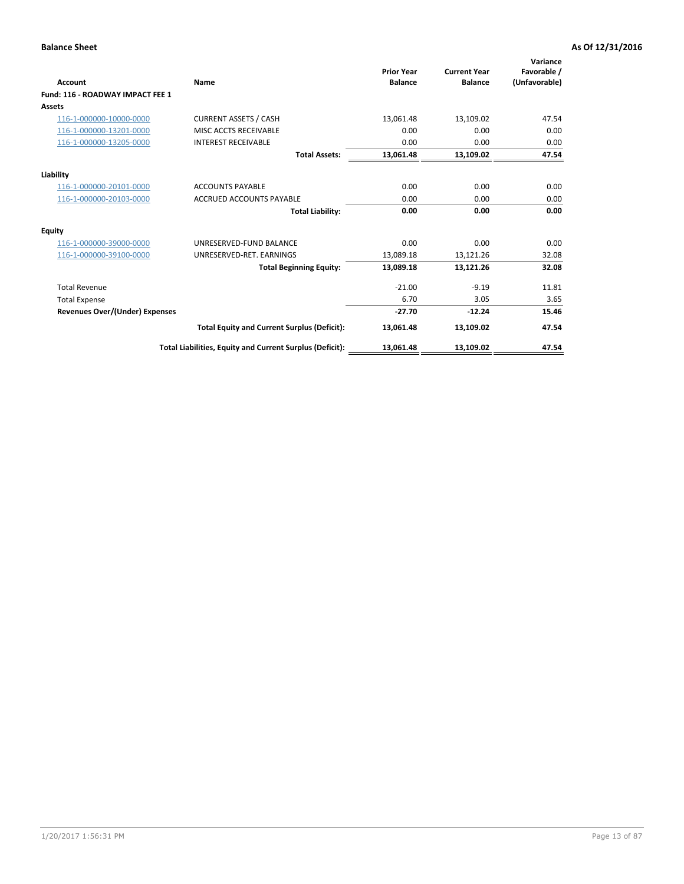**Balance Sheet** — As Of 12/31/2016

| Account | Name | Prior Year Balance | Current Year Balance | Variance Favorable / (Unfavorable) |
|---|---|---|---|---|
| **Fund: 116 - ROADWAY IMPACT FEE 1** | | | | |
| **Assets** | | | | |
| 116-1-000000-10000-0000 | CURRENT ASSETS / CASH | 13,061.48 | 13,109.02 | 47.54 |
| 116-1-000000-13201-0000 | MISC ACCTS RECEIVABLE | 0.00 | 0.00 | 0.00 |
| 116-1-000000-13205-0000 | INTEREST RECEIVABLE | 0.00 | 0.00 | 0.00 |
| | **Total Assets:** | **13,061.48** | **13,109.02** | **47.54** |
| **Liability** | | | | |
| 116-1-000000-20101-0000 | ACCOUNTS PAYABLE | 0.00 | 0.00 | 0.00 |
| 116-1-000000-20103-0000 | ACCRUED ACCOUNTS PAYABLE | 0.00 | 0.00 | 0.00 |
| | **Total Liability:** | **0.00** | **0.00** | **0.00** |
| **Equity** | | | | |
| 116-1-000000-39000-0000 | UNRESERVED-FUND BALANCE | 0.00 | 0.00 | 0.00 |
| 116-1-000000-39100-0000 | UNRESERVED-RET. EARNINGS | 13,089.18 | 13,121.26 | 32.08 |
| | **Total Beginning Equity:** | **13,089.18** | **13,121.26** | **32.08** |
| Total Revenue | | -21.00 | -9.19 | 11.81 |
| Total Expense | | 6.70 | 3.05 | 3.65 |
| **Revenues Over/(Under) Expenses** | | **-27.70** | **-12.24** | **15.46** |
| | **Total Equity and Current Surplus (Deficit):** | **13,061.48** | **13,109.02** | **47.54** |
| | **Total Liabilities, Equity and Current Surplus (Deficit):** | **13,061.48** | **13,109.02** | **47.54** |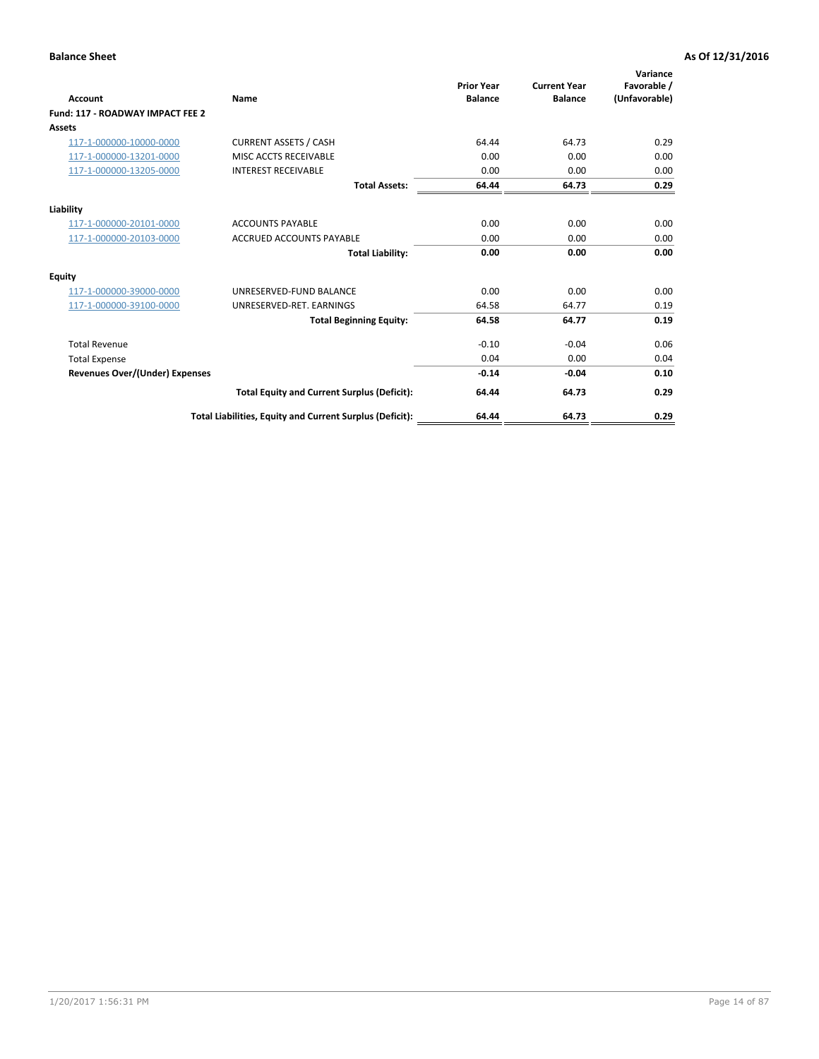**Balance Sheet** **As Of 12/31/2016**

| Account | Name | Prior Year Balance | Current Year Balance | Variance Favorable / (Unfavorable) |
|---|---|---|---|---|
| **Fund: 117 - ROADWAY IMPACT FEE 2** | | | | |
| **Assets** | | | | |
| 117-1-000000-10000-0000 | CURRENT ASSETS / CASH | 64.44 | 64.73 | 0.29 |
| 117-1-000000-13201-0000 | MISC ACCTS RECEIVABLE | 0.00 | 0.00 | 0.00 |
| 117-1-000000-13205-0000 | INTEREST RECEIVABLE | 0.00 | 0.00 | 0.00 |
| | **Total Assets:** | **64.44** | **64.73** | **0.29** |
| **Liability** | | | | |
| 117-1-000000-20101-0000 | ACCOUNTS PAYABLE | 0.00 | 0.00 | 0.00 |
| 117-1-000000-20103-0000 | ACCRUED ACCOUNTS PAYABLE | 0.00 | 0.00 | 0.00 |
| | **Total Liability:** | **0.00** | **0.00** | **0.00** |
| **Equity** | | | | |
| 117-1-000000-39000-0000 | UNRESERVED-FUND BALANCE | 0.00 | 0.00 | 0.00 |
| 117-1-000000-39100-0000 | UNRESERVED-RET. EARNINGS | 64.58 | 64.77 | 0.19 |
| | **Total Beginning Equity:** | **64.58** | **64.77** | **0.19** |
| Total Revenue | | -0.10 | -0.04 | 0.06 |
| Total Expense | | 0.04 | 0.00 | 0.04 |
| **Revenues Over/(Under) Expenses** | | **-0.14** | **-0.04** | **0.10** |
| | **Total Equity and Current Surplus (Deficit):** | **64.44** | **64.73** | **0.29** |
| | **Total Liabilities, Equity and Current Surplus (Deficit):** | **64.44** | **64.73** | **0.29** |

1/20/2017 1:56:31 PM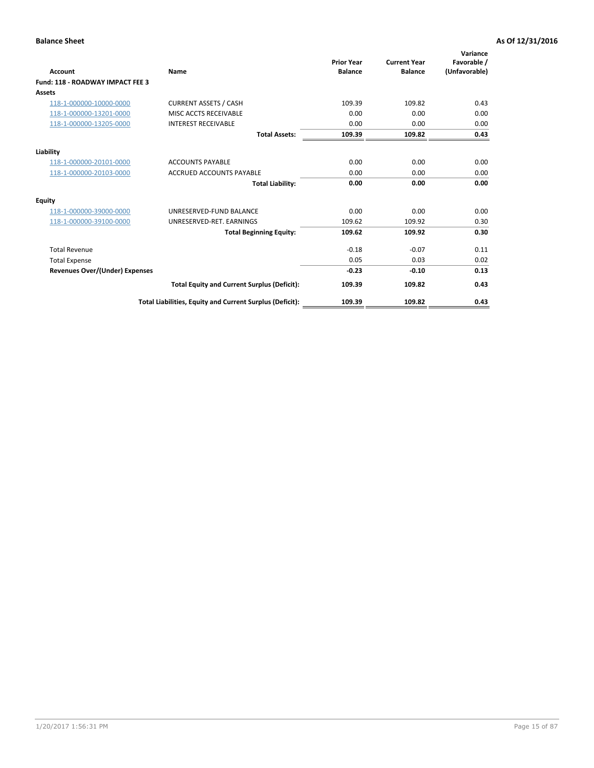**Balance Sheet** **As Of 12/31/2016**

| Account | Name | Prior Year Balance | Current Year Balance | Variance Favorable / (Unfavorable) |
|---|---|---|---|---|
| **Fund: 118 - ROADWAY IMPACT FEE 3** | | | | |
| **Assets** | | | | |
| 118-1-000000-10000-0000 | CURRENT ASSETS / CASH | 109.39 | 109.82 | 0.43 |
| 118-1-000000-13201-0000 | MISC ACCTS RECEIVABLE | 0.00 | 0.00 | 0.00 |
| 118-1-000000-13205-0000 | INTEREST RECEIVABLE | 0.00 | 0.00 | 0.00 |
| | **Total Assets:** | **109.39** | **109.82** | **0.43** |
| **Liability** | | | | |
| 118-1-000000-20101-0000 | ACCOUNTS PAYABLE | 0.00 | 0.00 | 0.00 |
| 118-1-000000-20103-0000 | ACCRUED ACCOUNTS PAYABLE | 0.00 | 0.00 | 0.00 |
| | **Total Liability:** | **0.00** | **0.00** | **0.00** |
| **Equity** | | | | |
| 118-1-000000-39000-0000 | UNRESERVED-FUND BALANCE | 0.00 | 0.00 | 0.00 |
| 118-1-000000-39100-0000 | UNRESERVED-RET. EARNINGS | 109.62 | 109.92 | 0.30 |
| | **Total Beginning Equity:** | **109.62** | **109.92** | **0.30** |
| Total Revenue | | -0.18 | -0.07 | 0.11 |
| Total Expense | | 0.05 | 0.03 | 0.02 |
| **Revenues Over/(Under) Expenses** | | **-0.23** | **-0.10** | **0.13** |
| | **Total Equity and Current Surplus (Deficit):** | **109.39** | **109.82** | **0.43** |
| | **Total Liabilities, Equity and Current Surplus (Deficit):** | **109.39** | **109.82** | **0.43** |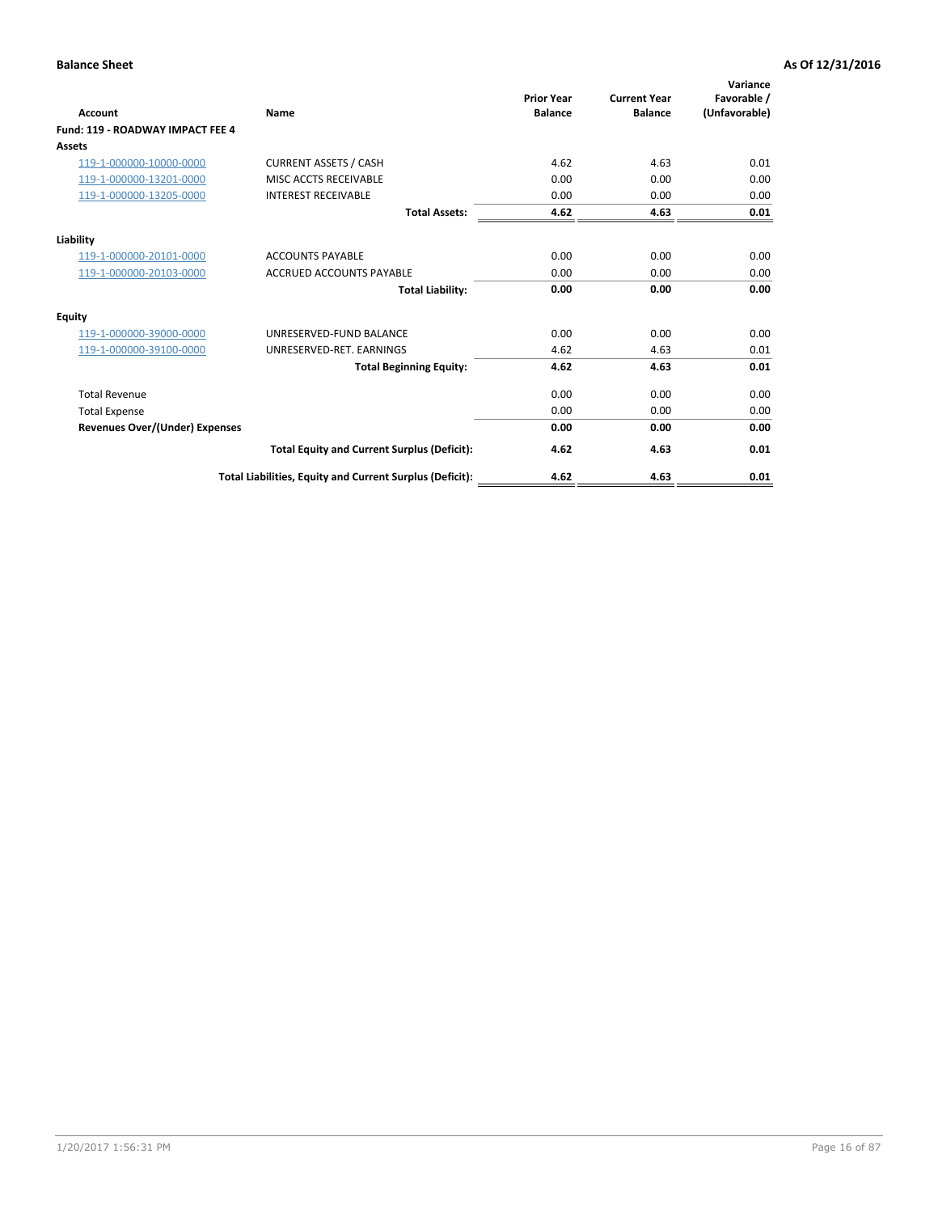**Balance Sheet** **As Of 12/31/2016**

| Account | Name | Prior Year Balance | Current Year Balance | Variance Favorable / (Unfavorable) |
|---|---|---|---|---|
| **Fund: 119 - ROADWAY IMPACT FEE 4** | | | | |
| **Assets** | | | | |
| 119-1-000000-10000-0000 | CURRENT ASSETS / CASH | 4.62 | 4.63 | 0.01 |
| 119-1-000000-13201-0000 | MISC ACCTS RECEIVABLE | 0.00 | 0.00 | 0.00 |
| 119-1-000000-13205-0000 | INTEREST RECEIVABLE | 0.00 | 0.00 | 0.00 |
| | **Total Assets:** | **4.62** | **4.63** | **0.01** |
| **Liability** | | | | |
| 119-1-000000-20101-0000 | ACCOUNTS PAYABLE | 0.00 | 0.00 | 0.00 |
| 119-1-000000-20103-0000 | ACCRUED ACCOUNTS PAYABLE | 0.00 | 0.00 | 0.00 |
| | **Total Liability:** | **0.00** | **0.00** | **0.00** |
| **Equity** | | | | |
| 119-1-000000-39000-0000 | UNRESERVED-FUND BALANCE | 0.00 | 0.00 | 0.00 |
| 119-1-000000-39100-0000 | UNRESERVED-RET. EARNINGS | 4.62 | 4.63 | 0.01 |
| | **Total Beginning Equity:** | **4.62** | **4.63** | **0.01** |
| Total Revenue | | 0.00 | 0.00 | 0.00 |
| Total Expense | | 0.00 | 0.00 | 0.00 |
| **Revenues Over/(Under) Expenses** | | **0.00** | **0.00** | **0.00** |
| | **Total Equity and Current Surplus (Deficit):** | **4.62** | **4.63** | **0.01** |
| | **Total Liabilities, Equity and Current Surplus (Deficit):** | **4.62** | **4.63** | **0.01** |

1/20/2017 1:56:31 PM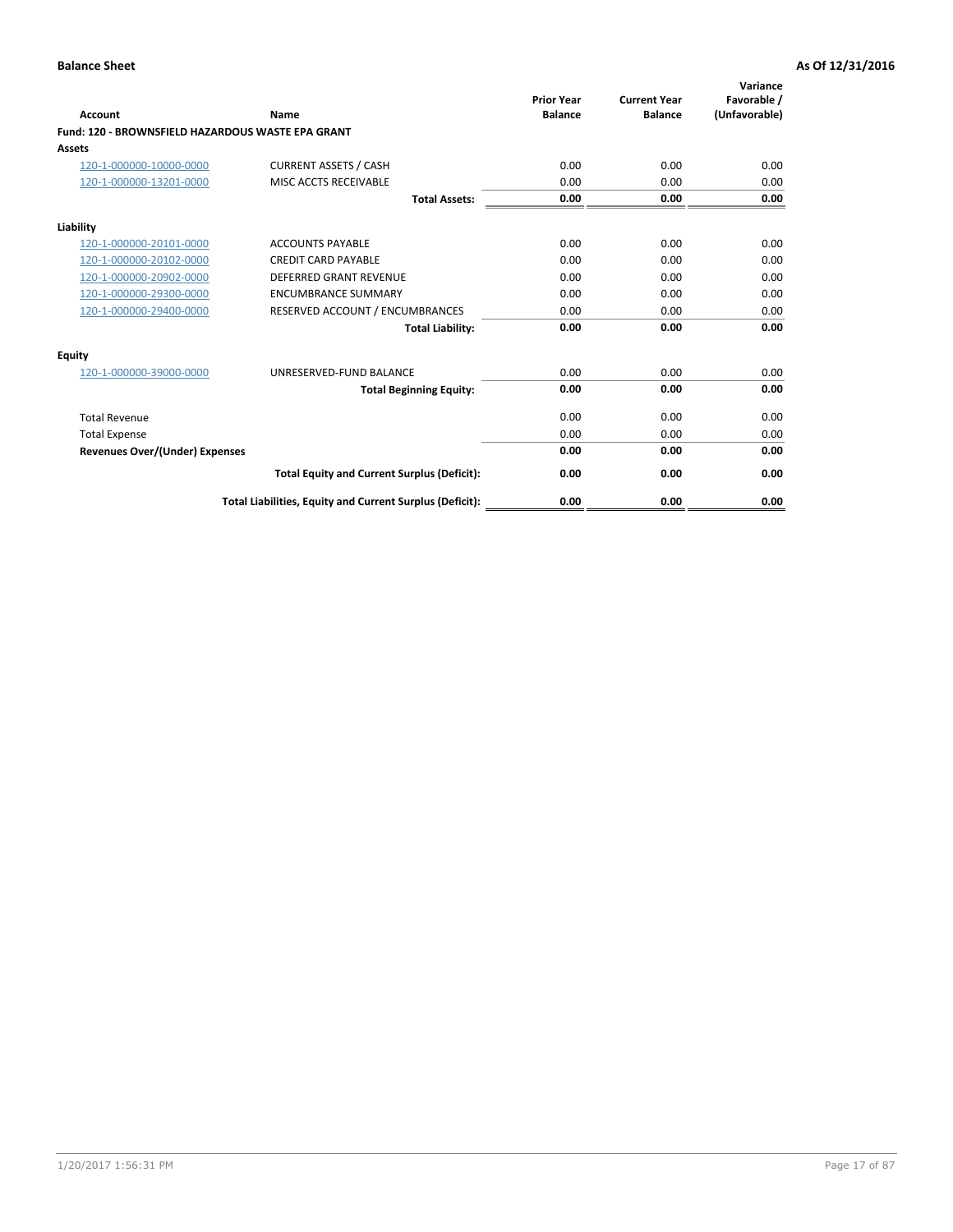**Balance Sheet** | **As Of 12/31/2016**

| Account | Name | Prior Year Balance | Current Year Balance | Variance Favorable / (Unfavorable) |
|---|---|---|---|---|
| **Fund: 120 - BROWNSFIELD HAZARDOUS WASTE EPA GRANT** | | | | |
| **Assets** | | | | |
| 120-1-000000-10000-0000 | CURRENT ASSETS / CASH | 0.00 | 0.00 | 0.00 |
| 120-1-000000-13201-0000 | MISC ACCTS RECEIVABLE | 0.00 | 0.00 | 0.00 |
| | **Total Assets:** | **0.00** | **0.00** | **0.00** |
| **Liability** | | | | |
| 120-1-000000-20101-0000 | ACCOUNTS PAYABLE | 0.00 | 0.00 | 0.00 |
| 120-1-000000-20102-0000 | CREDIT CARD PAYABLE | 0.00 | 0.00 | 0.00 |
| 120-1-000000-20902-0000 | DEFERRED GRANT REVENUE | 0.00 | 0.00 | 0.00 |
| 120-1-000000-29300-0000 | ENCUMBRANCE SUMMARY | 0.00 | 0.00 | 0.00 |
| 120-1-000000-29400-0000 | RESERVED ACCOUNT / ENCUMBRANCES | 0.00 | 0.00 | 0.00 |
| | **Total Liability:** | **0.00** | **0.00** | **0.00** |
| **Equity** | | | | |
| 120-1-000000-39000-0000 | UNRESERVED-FUND BALANCE | 0.00 | 0.00 | 0.00 |
| | **Total Beginning Equity:** | **0.00** | **0.00** | **0.00** |
| Total Revenue | | 0.00 | 0.00 | 0.00 |
| Total Expense | | 0.00 | 0.00 | 0.00 |
| **Revenues Over/(Under) Expenses** | | **0.00** | **0.00** | **0.00** |
| | **Total Equity and Current Surplus (Deficit):** | **0.00** | **0.00** | **0.00** |
| | **Total Liabilities, Equity and Current Surplus (Deficit):** | **0.00** | **0.00** | **0.00** |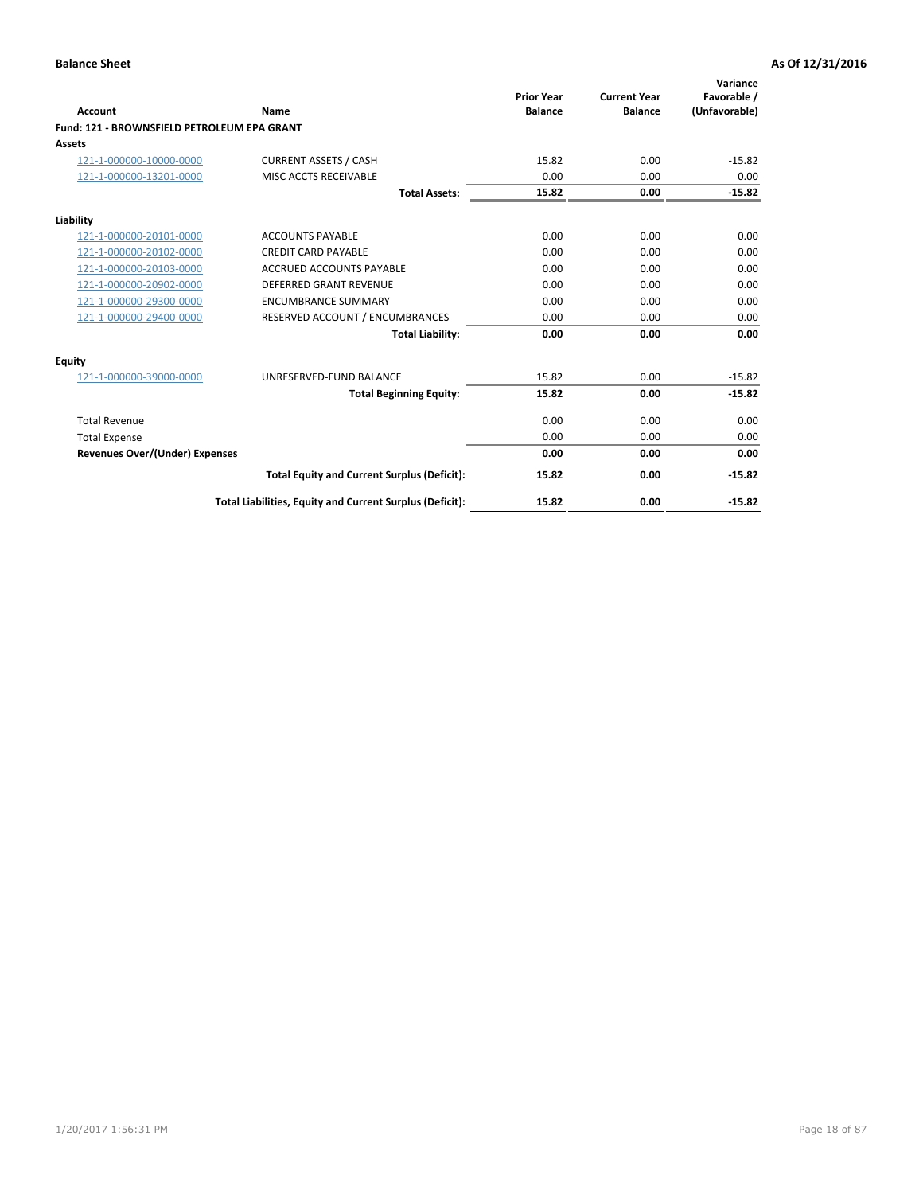**Balance Sheet** — **As Of 12/31/2016**

| Account | Name | Prior Year Balance | Current Year Balance | Variance Favorable / (Unfavorable) |
|---|---|---|---|---|
| **Fund: 121 - BROWNSFIELD PETROLEUM EPA GRANT** | | | | |
| **Assets** | | | | |
| 121-1-000000-10000-0000 | CURRENT ASSETS / CASH | 15.82 | 0.00 | -15.82 |
| 121-1-000000-13201-0000 | MISC ACCTS RECEIVABLE | 0.00 | 0.00 | 0.00 |
| | **Total Assets:** | **15.82** | **0.00** | **-15.82** |
| **Liability** | | | | |
| 121-1-000000-20101-0000 | ACCOUNTS PAYABLE | 0.00 | 0.00 | 0.00 |
| 121-1-000000-20102-0000 | CREDIT CARD PAYABLE | 0.00 | 0.00 | 0.00 |
| 121-1-000000-20103-0000 | ACCRUED ACCOUNTS PAYABLE | 0.00 | 0.00 | 0.00 |
| 121-1-000000-20902-0000 | DEFERRED GRANT REVENUE | 0.00 | 0.00 | 0.00 |
| 121-1-000000-29300-0000 | ENCUMBRANCE SUMMARY | 0.00 | 0.00 | 0.00 |
| 121-1-000000-29400-0000 | RESERVED ACCOUNT / ENCUMBRANCES | 0.00 | 0.00 | 0.00 |
| | **Total Liability:** | **0.00** | **0.00** | **0.00** |
| **Equity** | | | | |
| 121-1-000000-39000-0000 | UNRESERVED-FUND BALANCE | 15.82 | 0.00 | -15.82 |
| | **Total Beginning Equity:** | **15.82** | **0.00** | **-15.82** |
| Total Revenue | | 0.00 | 0.00 | 0.00 |
| Total Expense | | 0.00 | 0.00 | 0.00 |
| **Revenues Over/(Under) Expenses** | | **0.00** | **0.00** | **0.00** |
| | **Total Equity and Current Surplus (Deficit):** | **15.82** | **0.00** | **-15.82** |
| | **Total Liabilities, Equity and Current Surplus (Deficit):** | **15.82** | **0.00** | **-15.82** |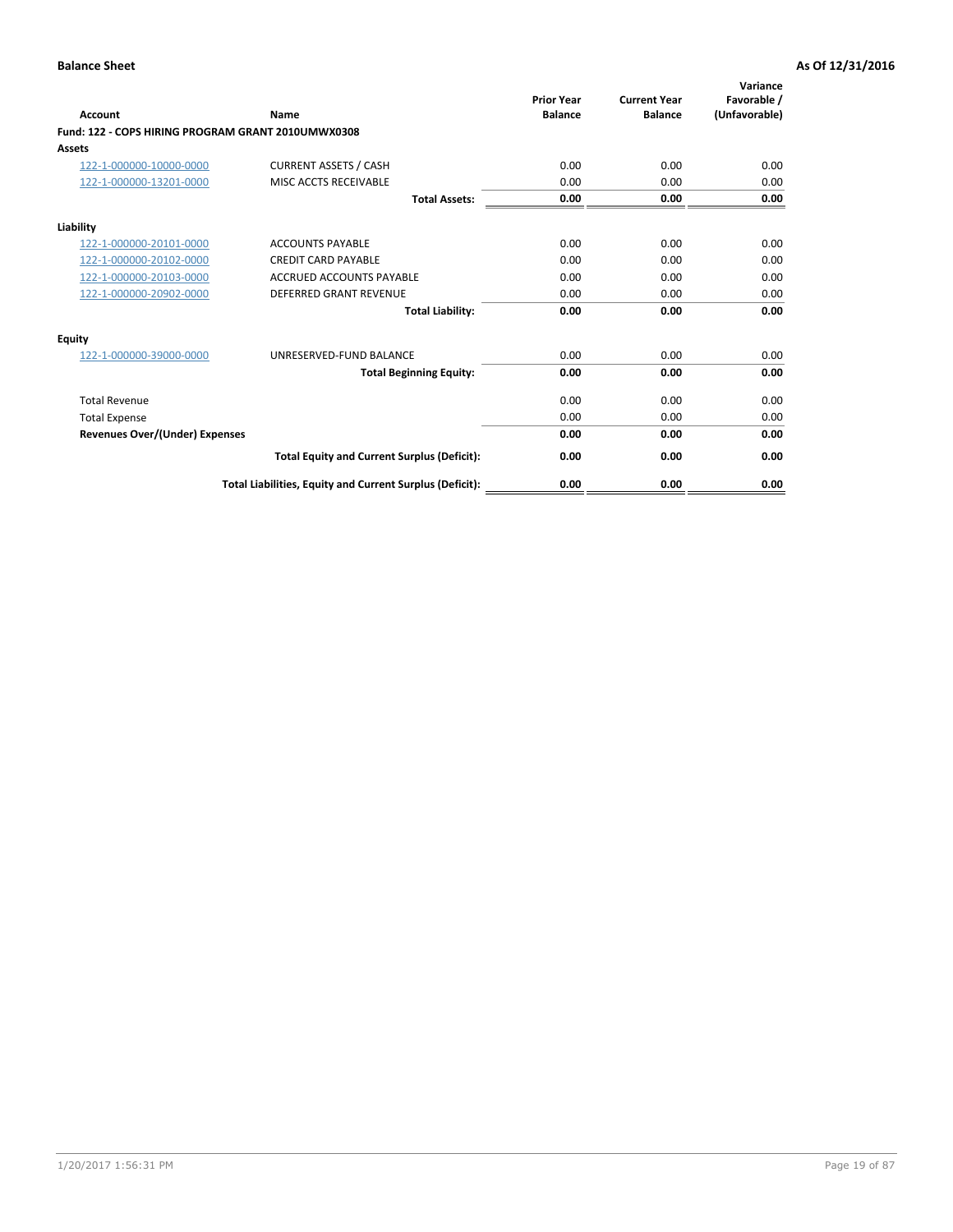**Balance Sheet** **As Of 12/31/2016**

| Account | Name | Prior Year Balance | Current Year Balance | Variance Favorable / (Unfavorable) |
|---|---|---|---|---|
| **Fund: 122 - COPS HIRING PROGRAM GRANT 2010UMWX0308** | | | | |
| **Assets** | | | | |
| 122-1-000000-10000-0000 | CURRENT ASSETS / CASH | 0.00 | 0.00 | 0.00 |
| 122-1-000000-13201-0000 | MISC ACCTS RECEIVABLE | 0.00 | 0.00 | 0.00 |
| | **Total Assets:** | **0.00** | **0.00** | **0.00** |
| **Liability** | | | | |
| 122-1-000000-20101-0000 | ACCOUNTS PAYABLE | 0.00 | 0.00 | 0.00 |
| 122-1-000000-20102-0000 | CREDIT CARD PAYABLE | 0.00 | 0.00 | 0.00 |
| 122-1-000000-20103-0000 | ACCRUED ACCOUNTS PAYABLE | 0.00 | 0.00 | 0.00 |
| 122-1-000000-20902-0000 | DEFERRED GRANT REVENUE | 0.00 | 0.00 | 0.00 |
| | **Total Liability:** | **0.00** | **0.00** | **0.00** |
| **Equity** | | | | |
| 122-1-000000-39000-0000 | UNRESERVED-FUND BALANCE | 0.00 | 0.00 | 0.00 |
| | **Total Beginning Equity:** | **0.00** | **0.00** | **0.00** |
| Total Revenue | | 0.00 | 0.00 | 0.00 |
| Total Expense | | 0.00 | 0.00 | 0.00 |
| **Revenues Over/(Under) Expenses** | | **0.00** | **0.00** | **0.00** |
| | **Total Equity and Current Surplus (Deficit):** | **0.00** | **0.00** | **0.00** |
| | **Total Liabilities, Equity and Current Surplus (Deficit):** | **0.00** | **0.00** | **0.00** |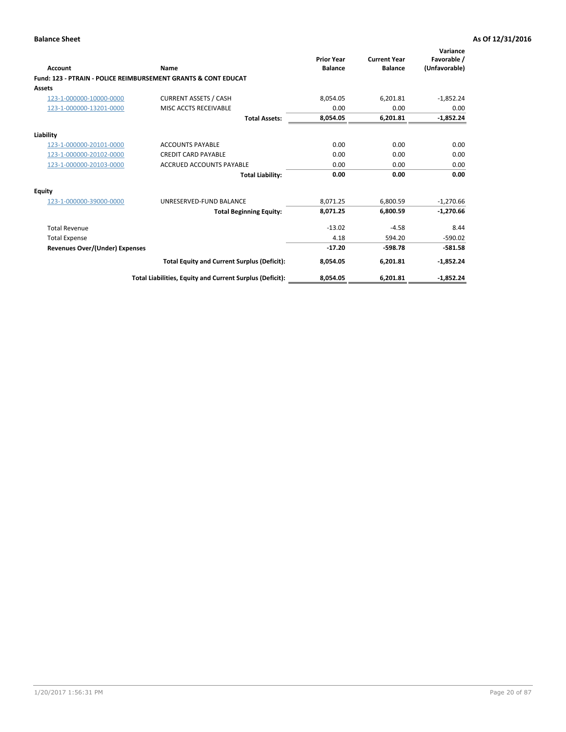**Balance Sheet** **As Of 12/31/2016**

| Account | Name | Prior Year Balance | Current Year Balance | Variance Favorable / (Unfavorable) |
|---|---|---|---|---|
| **Fund: 123 - PTRAIN - POLICE REIMBURSEMENT GRANTS & CONT EDUCAT** | | | | |
| **Assets** | | | | |
| 123-1-000000-10000-0000 | CURRENT ASSETS / CASH | 8,054.05 | 6,201.81 | -1,852.24 |
| 123-1-000000-13201-0000 | MISC ACCTS RECEIVABLE | 0.00 | 0.00 | 0.00 |
| | **Total Assets:** | **8,054.05** | **6,201.81** | **-1,852.24** |
| **Liability** | | | | |
| 123-1-000000-20101-0000 | ACCOUNTS PAYABLE | 0.00 | 0.00 | 0.00 |
| 123-1-000000-20102-0000 | CREDIT CARD PAYABLE | 0.00 | 0.00 | 0.00 |
| 123-1-000000-20103-0000 | ACCRUED ACCOUNTS PAYABLE | 0.00 | 0.00 | 0.00 |
| | **Total Liability:** | **0.00** | **0.00** | **0.00** |
| **Equity** | | | | |
| 123-1-000000-39000-0000 | UNRESERVED-FUND BALANCE | 8,071.25 | 6,800.59 | -1,270.66 |
| | **Total Beginning Equity:** | **8,071.25** | **6,800.59** | **-1,270.66** |
| Total Revenue | | -13.02 | -4.58 | 8.44 |
| Total Expense | | 4.18 | 594.20 | -590.02 |
| **Revenues Over/(Under) Expenses** | | **-17.20** | **-598.78** | **-581.58** |
| | **Total Equity and Current Surplus (Deficit):** | **8,054.05** | **6,201.81** | **-1,852.24** |
| | **Total Liabilities, Equity and Current Surplus (Deficit):** | **8,054.05** | **6,201.81** | **-1,852.24** |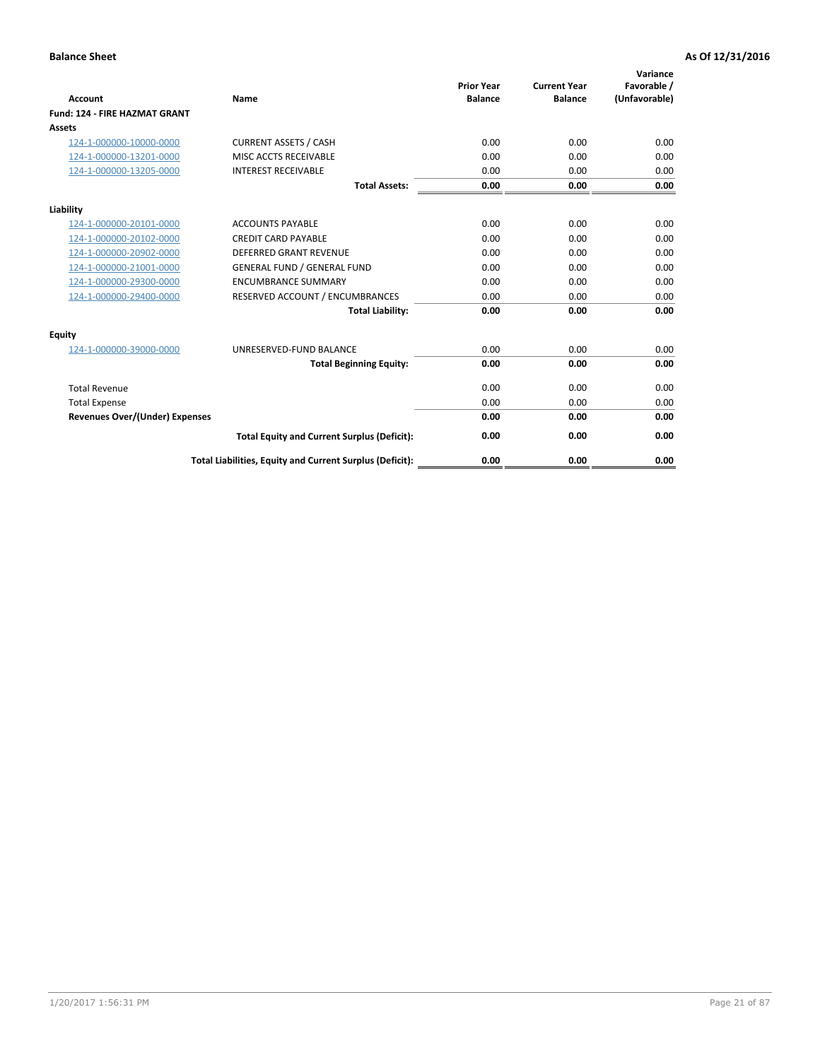**Balance Sheet** — **As Of 12/31/2016**

| Account | Name | Prior Year Balance | Current Year Balance | Variance Favorable / (Unfavorable) |
|---|---|---|---|---|
| **Fund: 124 - FIRE HAZMAT GRANT** | | | | |
| **Assets** | | | | |
| 124-1-000000-10000-0000 | CURRENT ASSETS / CASH | 0.00 | 0.00 | 0.00 |
| 124-1-000000-13201-0000 | MISC ACCTS RECEIVABLE | 0.00 | 0.00 | 0.00 |
| 124-1-000000-13205-0000 | INTEREST RECEIVABLE | 0.00 | 0.00 | 0.00 |
| | **Total Assets:** | **0.00** | **0.00** | **0.00** |
| **Liability** | | | | |
| 124-1-000000-20101-0000 | ACCOUNTS PAYABLE | 0.00 | 0.00 | 0.00 |
| 124-1-000000-20102-0000 | CREDIT CARD PAYABLE | 0.00 | 0.00 | 0.00 |
| 124-1-000000-20902-0000 | DEFERRED GRANT REVENUE | 0.00 | 0.00 | 0.00 |
| 124-1-000000-21001-0000 | GENERAL FUND / GENERAL FUND | 0.00 | 0.00 | 0.00 |
| 124-1-000000-29300-0000 | ENCUMBRANCE SUMMARY | 0.00 | 0.00 | 0.00 |
| 124-1-000000-29400-0000 | RESERVED ACCOUNT / ENCUMBRANCES | 0.00 | 0.00 | 0.00 |
| | **Total Liability:** | **0.00** | **0.00** | **0.00** |
| **Equity** | | | | |
| 124-1-000000-39000-0000 | UNRESERVED-FUND BALANCE | 0.00 | 0.00 | 0.00 |
| | **Total Beginning Equity:** | **0.00** | **0.00** | **0.00** |
| Total Revenue | | 0.00 | 0.00 | 0.00 |
| Total Expense | | 0.00 | 0.00 | 0.00 |
| **Revenues Over/(Under) Expenses** | | **0.00** | **0.00** | **0.00** |
| | **Total Equity and Current Surplus (Deficit):** | **0.00** | **0.00** | **0.00** |
| | **Total Liabilities, Equity and Current Surplus (Deficit):** | **0.00** | **0.00** | **0.00** |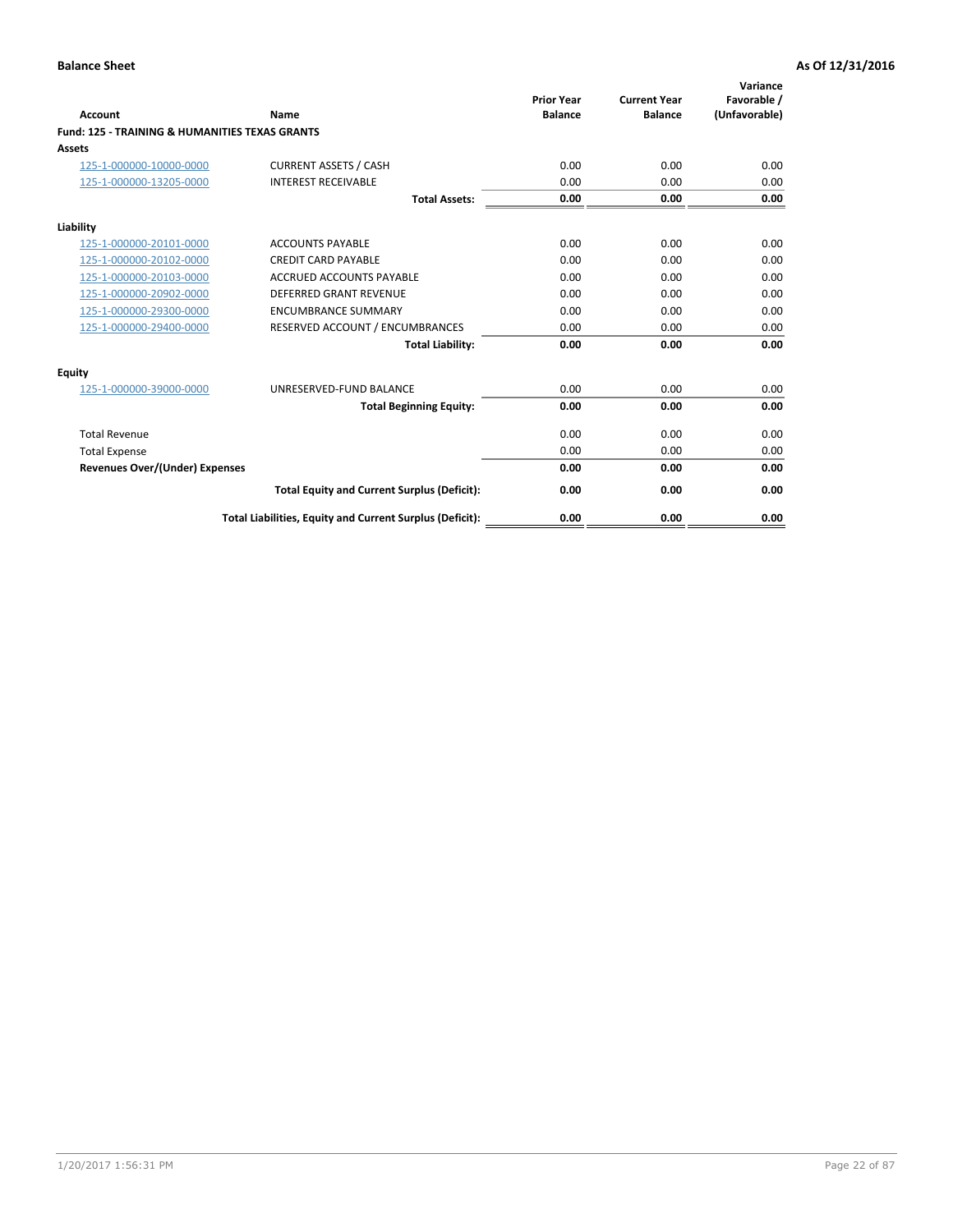**Balance Sheet** **As Of 12/31/2016**

| Account | Name | Prior Year Balance | Current Year Balance | Variance Favorable / (Unfavorable) |
|---|---|---|---|---|
| **Fund: 125 - TRAINING & HUMANITIES TEXAS GRANTS** | | | | |
| **Assets** | | | | |
| 125-1-000000-10000-0000 | CURRENT ASSETS / CASH | 0.00 | 0.00 | 0.00 |
| 125-1-000000-13205-0000 | INTEREST RECEIVABLE | 0.00 | 0.00 | 0.00 |
| | **Total Assets:** | **0.00** | **0.00** | **0.00** |
| **Liability** | | | | |
| 125-1-000000-20101-0000 | ACCOUNTS PAYABLE | 0.00 | 0.00 | 0.00 |
| 125-1-000000-20102-0000 | CREDIT CARD PAYABLE | 0.00 | 0.00 | 0.00 |
| 125-1-000000-20103-0000 | ACCRUED ACCOUNTS PAYABLE | 0.00 | 0.00 | 0.00 |
| 125-1-000000-20902-0000 | DEFERRED GRANT REVENUE | 0.00 | 0.00 | 0.00 |
| 125-1-000000-29300-0000 | ENCUMBRANCE SUMMARY | 0.00 | 0.00 | 0.00 |
| 125-1-000000-29400-0000 | RESERVED ACCOUNT / ENCUMBRANCES | 0.00 | 0.00 | 0.00 |
| | **Total Liability:** | **0.00** | **0.00** | **0.00** |
| **Equity** | | | | |
| 125-1-000000-39000-0000 | UNRESERVED-FUND BALANCE | 0.00 | 0.00 | 0.00 |
| | **Total Beginning Equity:** | **0.00** | **0.00** | **0.00** |
| Total Revenue | | 0.00 | 0.00 | 0.00 |
| Total Expense | | 0.00 | 0.00 | 0.00 |
| **Revenues Over/(Under) Expenses** | | **0.00** | **0.00** | **0.00** |
| | **Total Equity and Current Surplus (Deficit):** | **0.00** | **0.00** | **0.00** |
| | **Total Liabilities, Equity and Current Surplus (Deficit):** | **0.00** | **0.00** | **0.00** |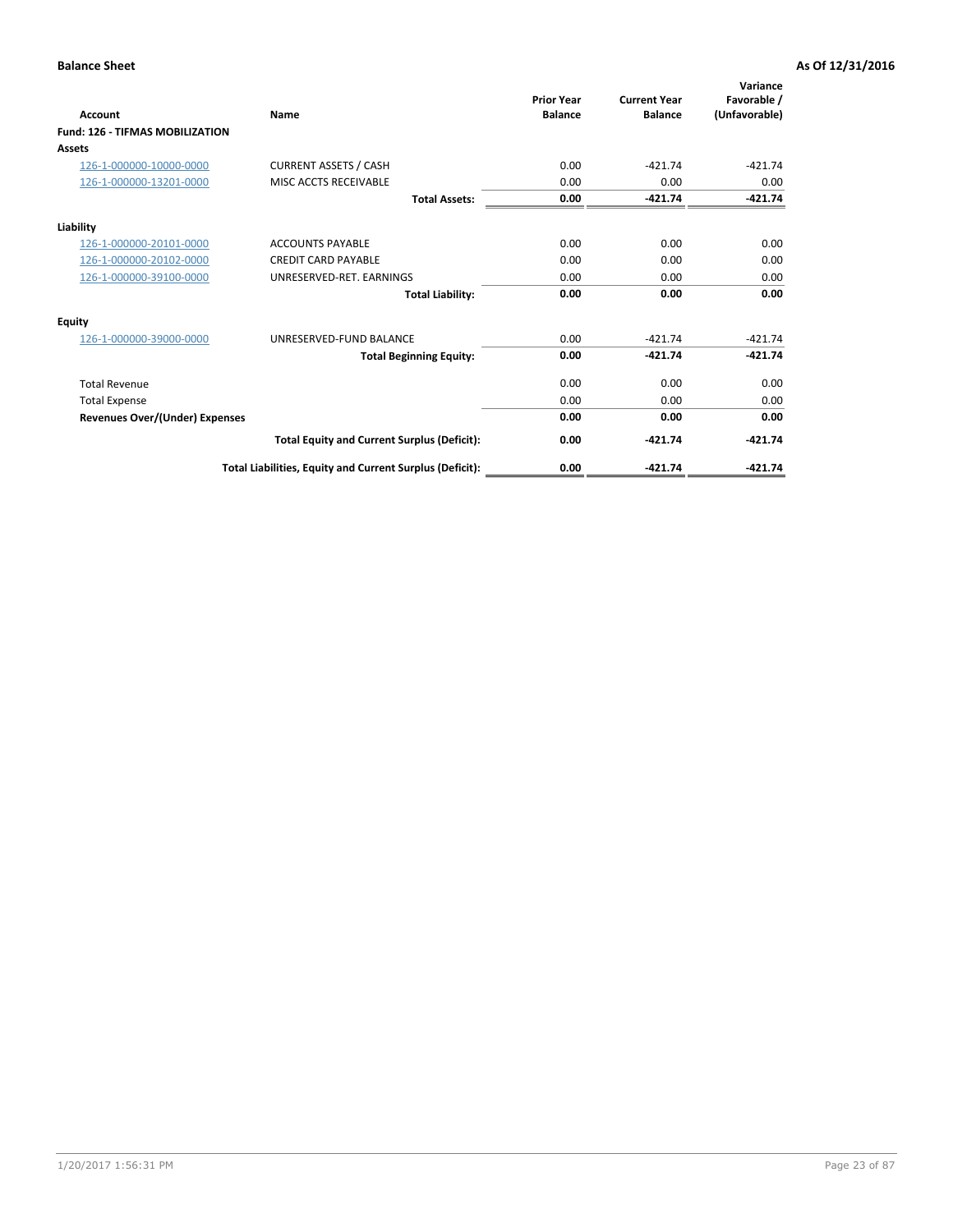**Balance Sheet** — As Of 12/31/2016

| Account | Name | Prior Year Balance | Current Year Balance | Variance Favorable / (Unfavorable) |
|---|---|---|---|---|
| **Fund: 126 - TIFMAS MOBILIZATION** | | | | |
| **Assets** | | | | |
| 126-1-000000-10000-0000 | CURRENT ASSETS / CASH | 0.00 | -421.74 | -421.74 |
| 126-1-000000-13201-0000 | MISC ACCTS RECEIVABLE | 0.00 | 0.00 | 0.00 |
| | **Total Assets:** | **0.00** | **-421.74** | **-421.74** |
| **Liability** | | | | |
| 126-1-000000-20101-0000 | ACCOUNTS PAYABLE | 0.00 | 0.00 | 0.00 |
| 126-1-000000-20102-0000 | CREDIT CARD PAYABLE | 0.00 | 0.00 | 0.00 |
| 126-1-000000-39100-0000 | UNRESERVED-RET. EARNINGS | 0.00 | 0.00 | 0.00 |
| | **Total Liability:** | **0.00** | **0.00** | **0.00** |
| **Equity** | | | | |
| 126-1-000000-39000-0000 | UNRESERVED-FUND BALANCE | 0.00 | -421.74 | -421.74 |
| | **Total Beginning Equity:** | **0.00** | **-421.74** | **-421.74** |
| Total Revenue | | 0.00 | 0.00 | 0.00 |
| Total Expense | | 0.00 | 0.00 | 0.00 |
| **Revenues Over/(Under) Expenses** | | **0.00** | **0.00** | **0.00** |
| | **Total Equity and Current Surplus (Deficit):** | **0.00** | **-421.74** | **-421.74** |
| | **Total Liabilities, Equity and Current Surplus (Deficit):** | **0.00** | **-421.74** | **-421.74** |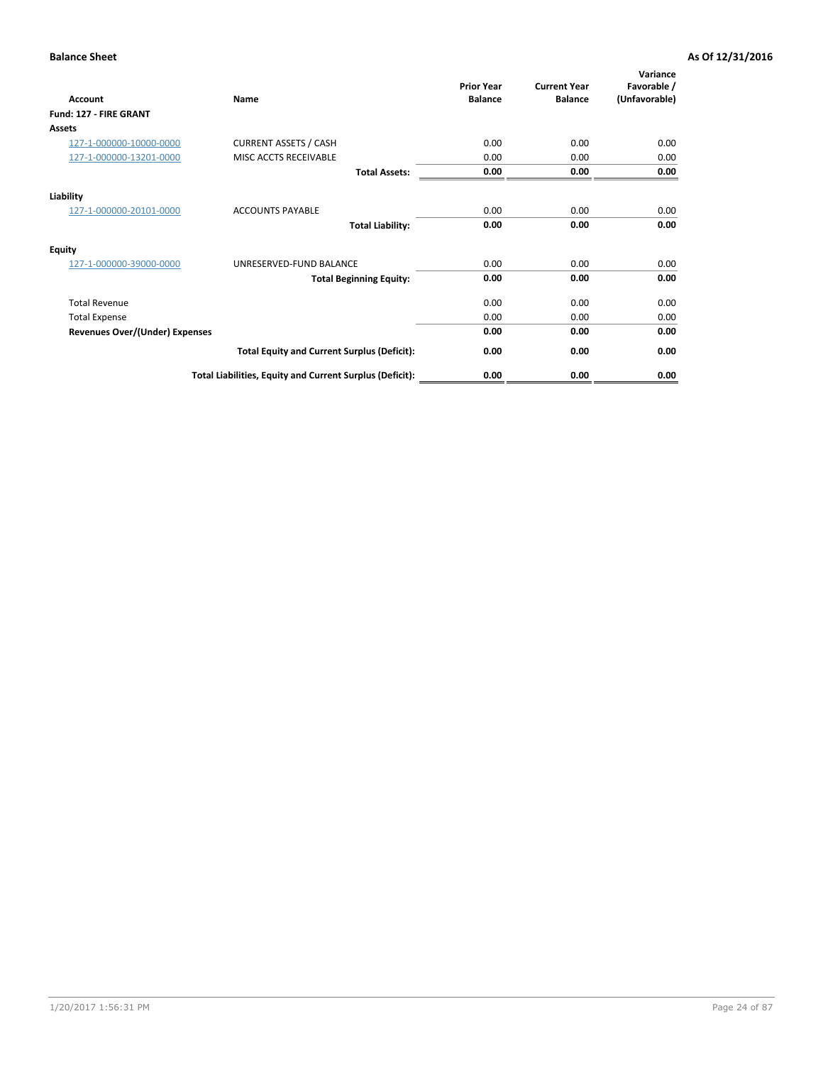**Balance Sheet** **As Of 12/31/2016**

| Account | Name | Prior Year Balance | Current Year Balance | Variance Favorable / (Unfavorable) |
|---|---|---|---|---|
| **Fund: 127 - FIRE GRANT** | | | | |
| **Assets** | | | | |
| 127-1-000000-10000-0000 | CURRENT ASSETS / CASH | 0.00 | 0.00 | 0.00 |
| 127-1-000000-13201-0000 | MISC ACCTS RECEIVABLE | 0.00 | 0.00 | 0.00 |
| | **Total Assets:** | **0.00** | **0.00** | **0.00** |
| **Liability** | | | | |
| 127-1-000000-20101-0000 | ACCOUNTS PAYABLE | 0.00 | 0.00 | 0.00 |
| | **Total Liability:** | **0.00** | **0.00** | **0.00** |
| **Equity** | | | | |
| 127-1-000000-39000-0000 | UNRESERVED-FUND BALANCE | 0.00 | 0.00 | 0.00 |
| | **Total Beginning Equity:** | **0.00** | **0.00** | **0.00** |
| Total Revenue | | 0.00 | 0.00 | 0.00 |
| Total Expense | | 0.00 | 0.00 | 0.00 |
| **Revenues Over/(Under) Expenses** | | **0.00** | **0.00** | **0.00** |
| | **Total Equity and Current Surplus (Deficit):** | **0.00** | **0.00** | **0.00** |
| | **Total Liabilities, Equity and Current Surplus (Deficit):** | **0.00** | **0.00** | **0.00** |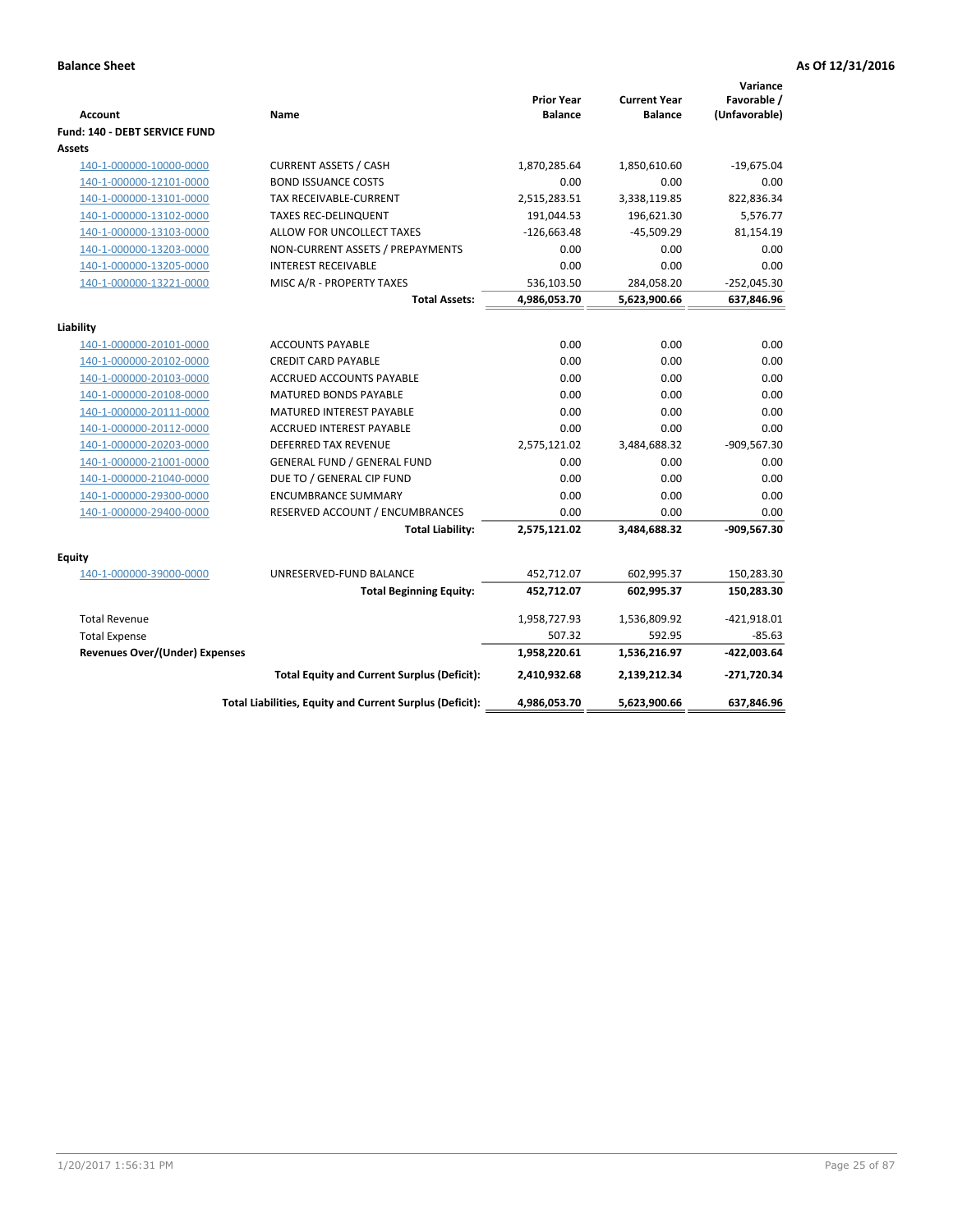**Balance Sheet** **As Of 12/31/2016**

| Account | Name | Prior Year Balance | Current Year Balance | Variance Favorable / (Unfavorable) |
|---|---|---|---|---|
| **Fund: 140 - DEBT SERVICE FUND** | | | | |
| **Assets** | | | | |
| 140-1-000000-10000-0000 | CURRENT ASSETS / CASH | 1,870,285.64 | 1,850,610.60 | -19,675.04 |
| 140-1-000000-12101-0000 | BOND ISSUANCE COSTS | 0.00 | 0.00 | 0.00 |
| 140-1-000000-13101-0000 | TAX RECEIVABLE-CURRENT | 2,515,283.51 | 3,338,119.85 | 822,836.34 |
| 140-1-000000-13102-0000 | TAXES REC-DELINQUENT | 191,044.53 | 196,621.30 | 5,576.77 |
| 140-1-000000-13103-0000 | ALLOW FOR UNCOLLECT TAXES | -126,663.48 | -45,509.29 | 81,154.19 |
| 140-1-000000-13203-0000 | NON-CURRENT ASSETS / PREPAYMENTS | 0.00 | 0.00 | 0.00 |
| 140-1-000000-13205-0000 | INTEREST RECEIVABLE | 0.00 | 0.00 | 0.00 |
| 140-1-000000-13221-0000 | MISC A/R - PROPERTY TAXES | 536,103.50 | 284,058.20 | -252,045.30 |
| | **Total Assets:** | **4,986,053.70** | **5,623,900.66** | **637,846.96** |
| **Liability** | | | | |
| 140-1-000000-20101-0000 | ACCOUNTS PAYABLE | 0.00 | 0.00 | 0.00 |
| 140-1-000000-20102-0000 | CREDIT CARD PAYABLE | 0.00 | 0.00 | 0.00 |
| 140-1-000000-20103-0000 | ACCRUED ACCOUNTS PAYABLE | 0.00 | 0.00 | 0.00 |
| 140-1-000000-20108-0000 | MATURED BONDS PAYABLE | 0.00 | 0.00 | 0.00 |
| 140-1-000000-20111-0000 | MATURED INTEREST PAYABLE | 0.00 | 0.00 | 0.00 |
| 140-1-000000-20112-0000 | ACCRUED INTEREST PAYABLE | 0.00 | 0.00 | 0.00 |
| 140-1-000000-20203-0000 | DEFERRED TAX REVENUE | 2,575,121.02 | 3,484,688.32 | -909,567.30 |
| 140-1-000000-21001-0000 | GENERAL FUND / GENERAL FUND | 0.00 | 0.00 | 0.00 |
| 140-1-000000-21040-0000 | DUE TO / GENERAL CIP FUND | 0.00 | 0.00 | 0.00 |
| 140-1-000000-29300-0000 | ENCUMBRANCE SUMMARY | 0.00 | 0.00 | 0.00 |
| 140-1-000000-29400-0000 | RESERVED ACCOUNT / ENCUMBRANCES | 0.00 | 0.00 | 0.00 |
| | **Total Liability:** | **2,575,121.02** | **3,484,688.32** | **-909,567.30** |
| **Equity** | | | | |
| 140-1-000000-39000-0000 | UNRESERVED-FUND BALANCE | 452,712.07 | 602,995.37 | 150,283.30 |
| | **Total Beginning Equity:** | **452,712.07** | **602,995.37** | **150,283.30** |
| Total Revenue | | 1,958,727.93 | 1,536,809.92 | -421,918.01 |
| Total Expense | | 507.32 | 592.95 | -85.63 |
| **Revenues Over/(Under) Expenses** | | **1,958,220.61** | **1,536,216.97** | **-422,003.64** |
| | **Total Equity and Current Surplus (Deficit):** | **2,410,932.68** | **2,139,212.34** | **-271,720.34** |
| | **Total Liabilities, Equity and Current Surplus (Deficit):** | **4,986,053.70** | **5,623,900.66** | **637,846.96** |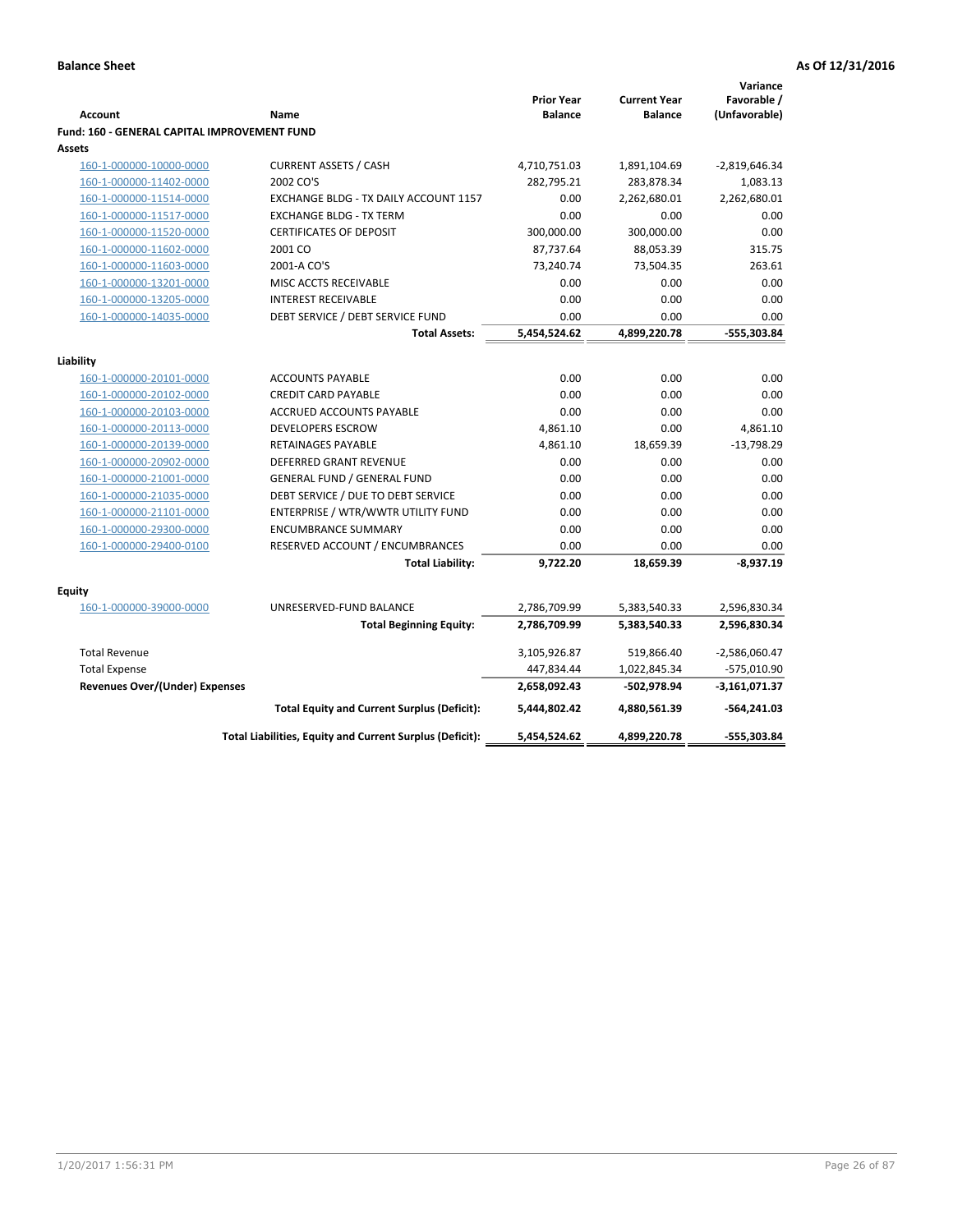**Balance Sheet** **As Of 12/31/2016**

| Account | Name | Prior Year Balance | Current Year Balance | Variance Favorable / (Unfavorable) |
|---|---|---|---|---|
| **Fund: 160 - GENERAL CAPITAL IMPROVEMENT FUND** | | | | |
| **Assets** | | | | |
| 160-1-000000-10000-0000 | CURRENT ASSETS / CASH | 4,710,751.03 | 1,891,104.69 | -2,819,646.34 |
| 160-1-000000-11402-0000 | 2002 CO'S | 282,795.21 | 283,878.34 | 1,083.13 |
| 160-1-000000-11514-0000 | EXCHANGE BLDG - TX DAILY ACCOUNT 1157 | 0.00 | 2,262,680.01 | 2,262,680.01 |
| 160-1-000000-11517-0000 | EXCHANGE BLDG - TX TERM | 0.00 | 0.00 | 0.00 |
| 160-1-000000-11520-0000 | CERTIFICATES OF DEPOSIT | 300,000.00 | 300,000.00 | 0.00 |
| 160-1-000000-11602-0000 | 2001 CO | 87,737.64 | 88,053.39 | 315.75 |
| 160-1-000000-11603-0000 | 2001-A CO'S | 73,240.74 | 73,504.35 | 263.61 |
| 160-1-000000-13201-0000 | MISC ACCTS RECEIVABLE | 0.00 | 0.00 | 0.00 |
| 160-1-000000-13205-0000 | INTEREST RECEIVABLE | 0.00 | 0.00 | 0.00 |
| 160-1-000000-14035-0000 | DEBT SERVICE / DEBT SERVICE FUND | 0.00 | 0.00 | 0.00 |
| | **Total Assets:** | **5,454,524.62** | **4,899,220.78** | **-555,303.84** |
| **Liability** | | | | |
| 160-1-000000-20101-0000 | ACCOUNTS PAYABLE | 0.00 | 0.00 | 0.00 |
| 160-1-000000-20102-0000 | CREDIT CARD PAYABLE | 0.00 | 0.00 | 0.00 |
| 160-1-000000-20103-0000 | ACCRUED ACCOUNTS PAYABLE | 0.00 | 0.00 | 0.00 |
| 160-1-000000-20113-0000 | DEVELOPERS ESCROW | 4,861.10 | 0.00 | 4,861.10 |
| 160-1-000000-20139-0000 | RETAINAGES PAYABLE | 4,861.10 | 18,659.39 | -13,798.29 |
| 160-1-000000-20902-0000 | DEFERRED GRANT REVENUE | 0.00 | 0.00 | 0.00 |
| 160-1-000000-21001-0000 | GENERAL FUND / GENERAL FUND | 0.00 | 0.00 | 0.00 |
| 160-1-000000-21035-0000 | DEBT SERVICE / DUE TO DEBT SERVICE | 0.00 | 0.00 | 0.00 |
| 160-1-000000-21101-0000 | ENTERPRISE / WTR/WWTR UTILITY FUND | 0.00 | 0.00 | 0.00 |
| 160-1-000000-29300-0000 | ENCUMBRANCE SUMMARY | 0.00 | 0.00 | 0.00 |
| 160-1-000000-29400-0100 | RESERVED ACCOUNT / ENCUMBRANCES | 0.00 | 0.00 | 0.00 |
| | **Total Liability:** | **9,722.20** | **18,659.39** | **-8,937.19** |
| **Equity** | | | | |
| 160-1-000000-39000-0000 | UNRESERVED-FUND BALANCE | 2,786,709.99 | 5,383,540.33 | 2,596,830.34 |
| | **Total Beginning Equity:** | **2,786,709.99** | **5,383,540.33** | **2,596,830.34** |
| Total Revenue | | 3,105,926.87 | 519,866.40 | -2,586,060.47 |
| Total Expense | | 447,834.44 | 1,022,845.34 | -575,010.90 |
| **Revenues Over/(Under) Expenses** | | **2,658,092.43** | **-502,978.94** | **-3,161,071.37** |
| | **Total Equity and Current Surplus (Deficit):** | **5,444,802.42** | **4,880,561.39** | **-564,241.03** |
| | **Total Liabilities, Equity and Current Surplus (Deficit):** | **5,454,524.62** | **4,899,220.78** | **-555,303.84** |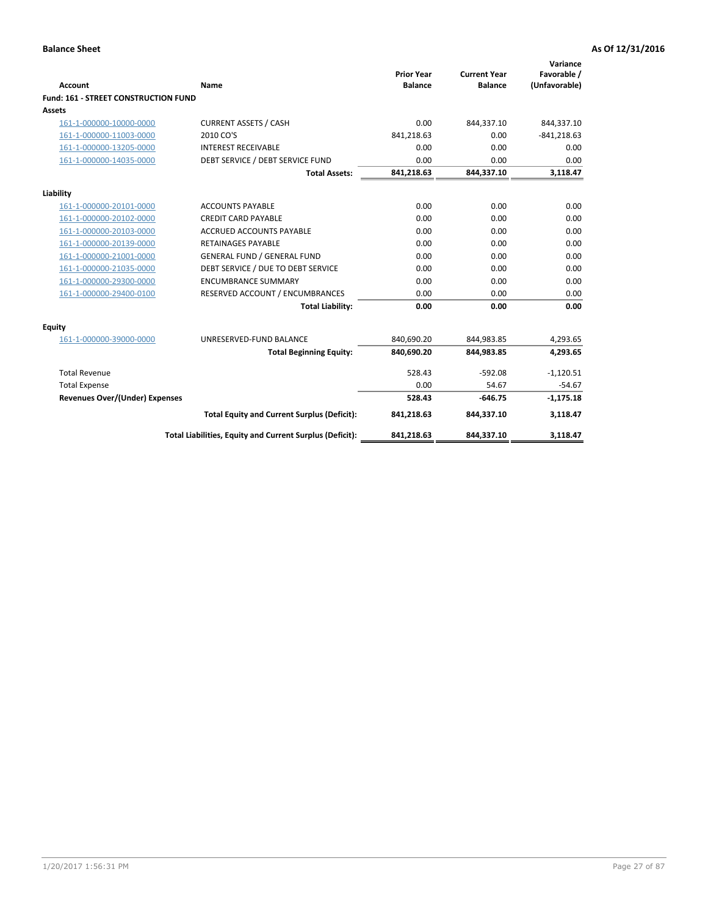**Balance Sheet** **As Of 12/31/2016**

| Account | Name | Prior Year Balance | Current Year Balance | Variance Favorable / (Unfavorable) |
|---|---|---|---|---|
| **Fund: 161 - STREET CONSTRUCTION FUND** | | | | |
| **Assets** | | | | |
| 161-1-000000-10000-0000 | CURRENT ASSETS / CASH | 0.00 | 844,337.10 | 844,337.10 |
| 161-1-000000-11003-0000 | 2010 CO'S | 841,218.63 | 0.00 | -841,218.63 |
| 161-1-000000-13205-0000 | INTEREST RECEIVABLE | 0.00 | 0.00 | 0.00 |
| 161-1-000000-14035-0000 | DEBT SERVICE / DEBT SERVICE FUND | 0.00 | 0.00 | 0.00 |
| | **Total Assets:** | **841,218.63** | **844,337.10** | **3,118.47** |
| **Liability** | | | | |
| 161-1-000000-20101-0000 | ACCOUNTS PAYABLE | 0.00 | 0.00 | 0.00 |
| 161-1-000000-20102-0000 | CREDIT CARD PAYABLE | 0.00 | 0.00 | 0.00 |
| 161-1-000000-20103-0000 | ACCRUED ACCOUNTS PAYABLE | 0.00 | 0.00 | 0.00 |
| 161-1-000000-20139-0000 | RETAINAGES PAYABLE | 0.00 | 0.00 | 0.00 |
| 161-1-000000-21001-0000 | GENERAL FUND / GENERAL FUND | 0.00 | 0.00 | 0.00 |
| 161-1-000000-21035-0000 | DEBT SERVICE / DUE TO DEBT SERVICE | 0.00 | 0.00 | 0.00 |
| 161-1-000000-29300-0000 | ENCUMBRANCE SUMMARY | 0.00 | 0.00 | 0.00 |
| 161-1-000000-29400-0100 | RESERVED ACCOUNT / ENCUMBRANCES | 0.00 | 0.00 | 0.00 |
| | **Total Liability:** | **0.00** | **0.00** | **0.00** |
| **Equity** | | | | |
| 161-1-000000-39000-0000 | UNRESERVED-FUND BALANCE | 840,690.20 | 844,983.85 | 4,293.65 |
| | **Total Beginning Equity:** | **840,690.20** | **844,983.85** | **4,293.65** |
| Total Revenue | | 528.43 | -592.08 | -1,120.51 |
| Total Expense | | 0.00 | 54.67 | -54.67 |
| **Revenues Over/(Under) Expenses** | | **528.43** | **-646.75** | **-1,175.18** |
| | **Total Equity and Current Surplus (Deficit):** | **841,218.63** | **844,337.10** | **3,118.47** |
| | **Total Liabilities, Equity and Current Surplus (Deficit):** | **841,218.63** | **844,337.10** | **3,118.47** |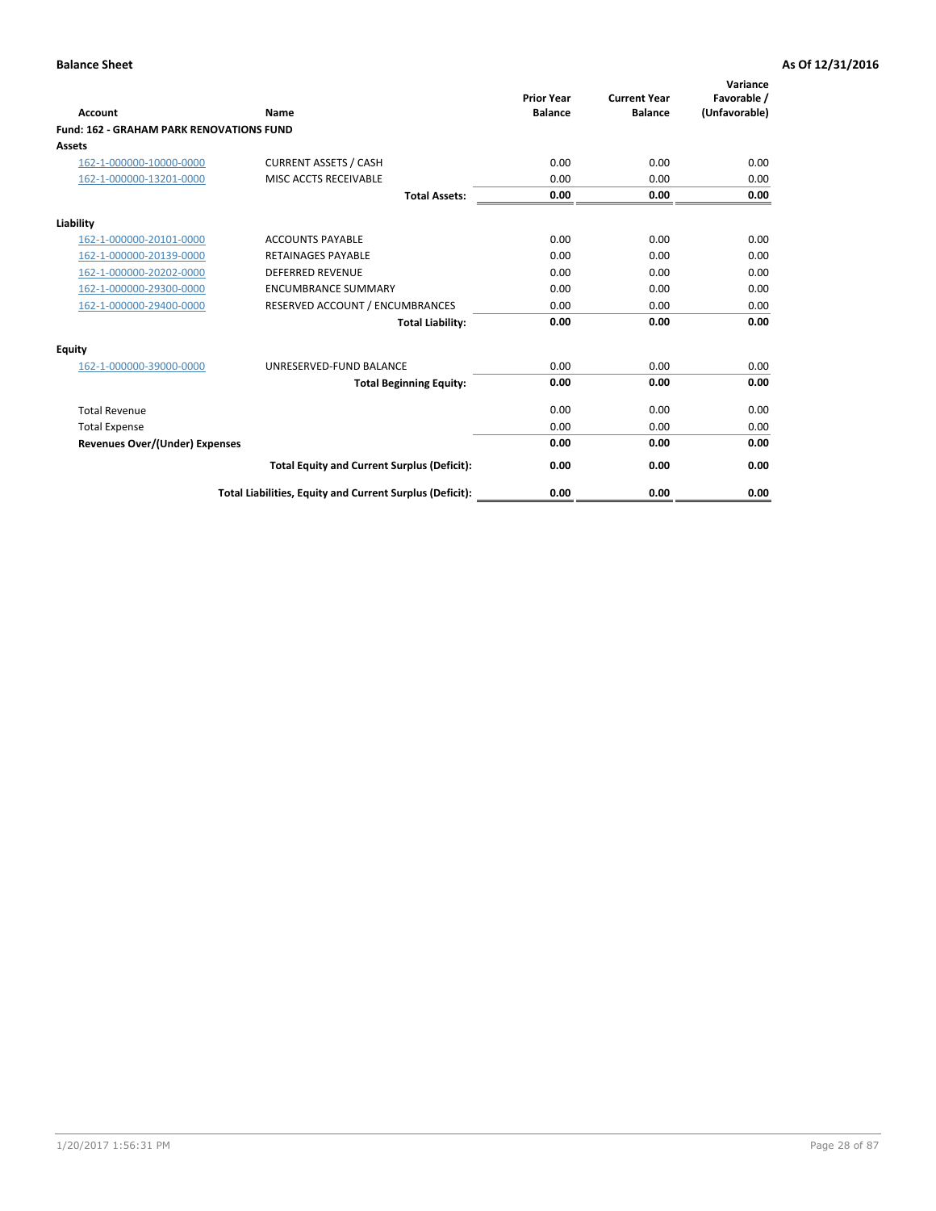**Balance Sheet** **As Of 12/31/2016**

| Account | Name | Prior Year Balance | Current Year Balance | Variance Favorable / (Unfavorable) |
|---|---|---|---|---|
| **Fund: 162 - GRAHAM PARK RENOVATIONS FUND** | | | | |
| **Assets** | | | | |
| 162-1-000000-10000-0000 | CURRENT ASSETS / CASH | 0.00 | 0.00 | 0.00 |
| 162-1-000000-13201-0000 | MISC ACCTS RECEIVABLE | 0.00 | 0.00 | 0.00 |
| | **Total Assets:** | **0.00** | **0.00** | **0.00** |
| **Liability** | | | | |
| 162-1-000000-20101-0000 | ACCOUNTS PAYABLE | 0.00 | 0.00 | 0.00 |
| 162-1-000000-20139-0000 | RETAINAGES PAYABLE | 0.00 | 0.00 | 0.00 |
| 162-1-000000-20202-0000 | DEFERRED REVENUE | 0.00 | 0.00 | 0.00 |
| 162-1-000000-29300-0000 | ENCUMBRANCE SUMMARY | 0.00 | 0.00 | 0.00 |
| 162-1-000000-29400-0000 | RESERVED ACCOUNT / ENCUMBRANCES | 0.00 | 0.00 | 0.00 |
| | **Total Liability:** | **0.00** | **0.00** | **0.00** |
| **Equity** | | | | |
| 162-1-000000-39000-0000 | UNRESERVED-FUND BALANCE | 0.00 | 0.00 | 0.00 |
| | **Total Beginning Equity:** | **0.00** | **0.00** | **0.00** |
| Total Revenue | | 0.00 | 0.00 | 0.00 |
| Total Expense | | 0.00 | 0.00 | 0.00 |
| **Revenues Over/(Under) Expenses** | | **0.00** | **0.00** | **0.00** |
| | **Total Equity and Current Surplus (Deficit):** | **0.00** | **0.00** | **0.00** |
| | **Total Liabilities, Equity and Current Surplus (Deficit):** | **0.00** | **0.00** | **0.00** |

1/20/2017 1:56:31 PM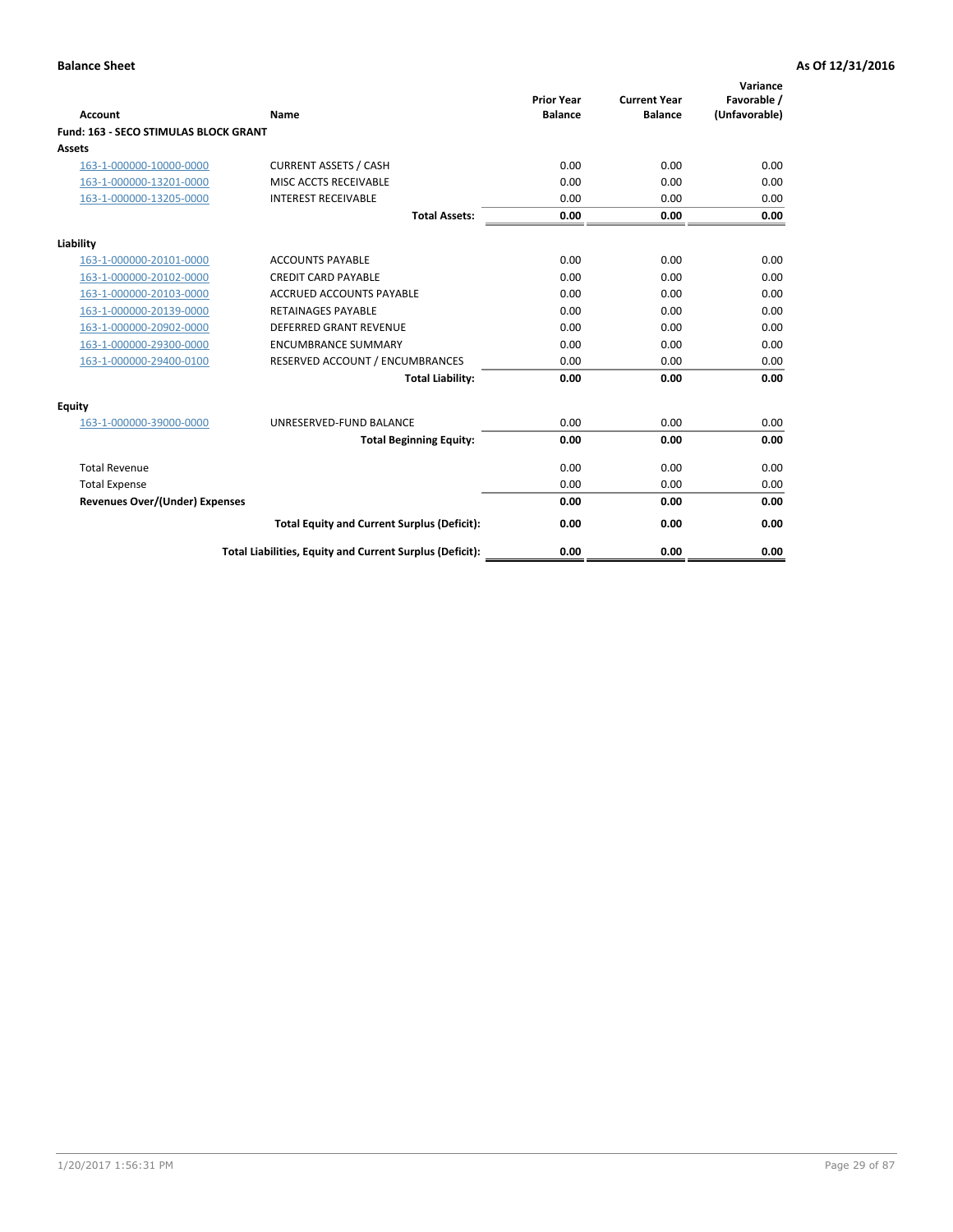**Balance Sheet** — **As Of 12/31/2016**

| Account | Name | Prior Year Balance | Current Year Balance | Variance Favorable / (Unfavorable) |
|---|---|---|---|---|
| **Fund: 163 - SECO STIMULAS BLOCK GRANT** | | | | |
| **Assets** | | | | |
| 163-1-000000-10000-0000 | CURRENT ASSETS / CASH | 0.00 | 0.00 | 0.00 |
| 163-1-000000-13201-0000 | MISC ACCTS RECEIVABLE | 0.00 | 0.00 | 0.00 |
| 163-1-000000-13205-0000 | INTEREST RECEIVABLE | 0.00 | 0.00 | 0.00 |
| | **Total Assets:** | **0.00** | **0.00** | **0.00** |
| **Liability** | | | | |
| 163-1-000000-20101-0000 | ACCOUNTS PAYABLE | 0.00 | 0.00 | 0.00 |
| 163-1-000000-20102-0000 | CREDIT CARD PAYABLE | 0.00 | 0.00 | 0.00 |
| 163-1-000000-20103-0000 | ACCRUED ACCOUNTS PAYABLE | 0.00 | 0.00 | 0.00 |
| 163-1-000000-20139-0000 | RETAINAGES PAYABLE | 0.00 | 0.00 | 0.00 |
| 163-1-000000-20902-0000 | DEFERRED GRANT REVENUE | 0.00 | 0.00 | 0.00 |
| 163-1-000000-29300-0000 | ENCUMBRANCE SUMMARY | 0.00 | 0.00 | 0.00 |
| 163-1-000000-29400-0100 | RESERVED ACCOUNT / ENCUMBRANCES | 0.00 | 0.00 | 0.00 |
| | **Total Liability:** | **0.00** | **0.00** | **0.00** |
| **Equity** | | | | |
| 163-1-000000-39000-0000 | UNRESERVED-FUND BALANCE | 0.00 | 0.00 | 0.00 |
| | **Total Beginning Equity:** | **0.00** | **0.00** | **0.00** |
| Total Revenue | | 0.00 | 0.00 | 0.00 |
| Total Expense | | 0.00 | 0.00 | 0.00 |
| **Revenues Over/(Under) Expenses** | | **0.00** | **0.00** | **0.00** |
| | **Total Equity and Current Surplus (Deficit):** | **0.00** | **0.00** | **0.00** |
| | **Total Liabilities, Equity and Current Surplus (Deficit):** | **0.00** | **0.00** | **0.00** |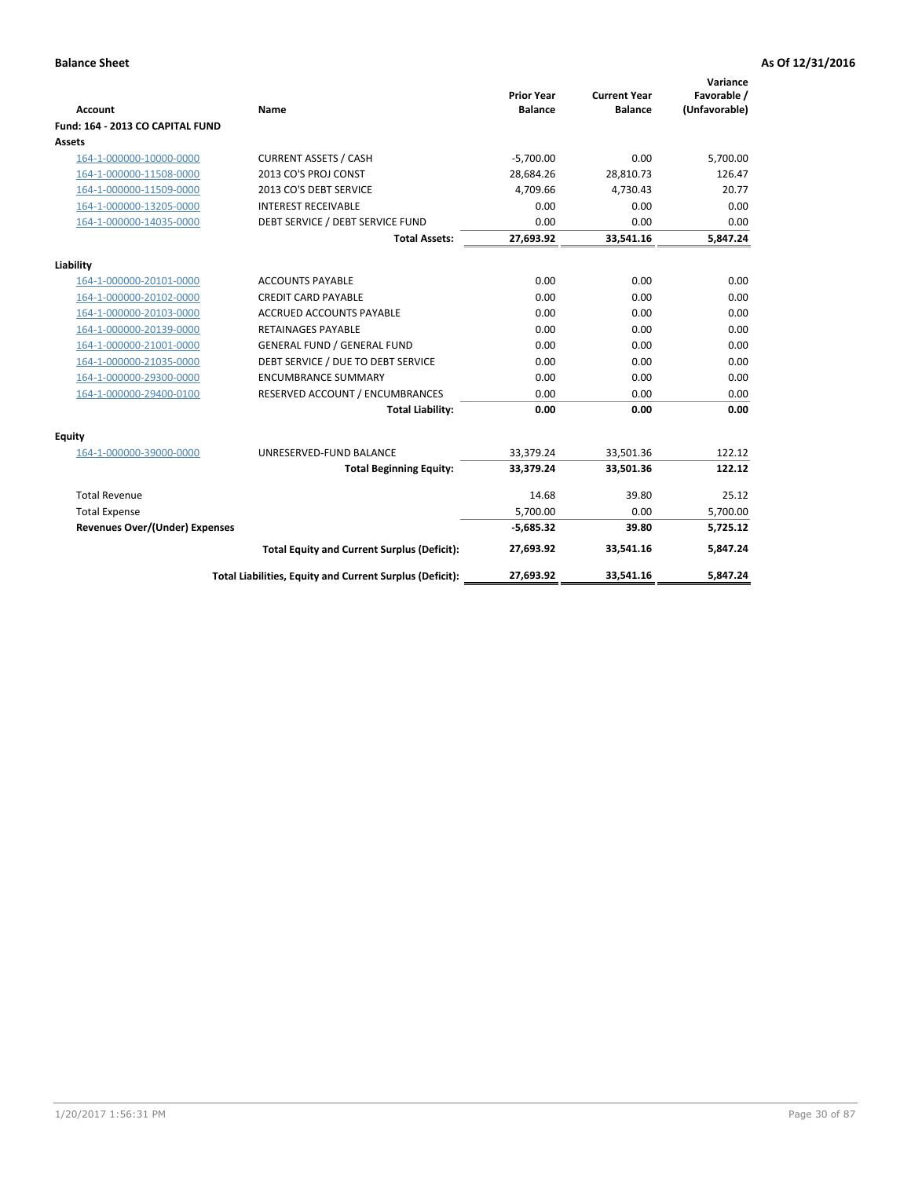**Balance Sheet** **As Of 12/31/2016**

| Account | Name | Prior Year Balance | Current Year Balance | Variance Favorable / (Unfavorable) |
|---|---|---|---|---|
| **Fund: 164 - 2013 CO CAPITAL FUND** | | | | |
| **Assets** | | | | |
| 164-1-000000-10000-0000 | CURRENT ASSETS / CASH | -5,700.00 | 0.00 | 5,700.00 |
| 164-1-000000-11508-0000 | 2013 CO'S PROJ CONST | 28,684.26 | 28,810.73 | 126.47 |
| 164-1-000000-11509-0000 | 2013 CO'S DEBT SERVICE | 4,709.66 | 4,730.43 | 20.77 |
| 164-1-000000-13205-0000 | INTEREST RECEIVABLE | 0.00 | 0.00 | 0.00 |
| 164-1-000000-14035-0000 | DEBT SERVICE / DEBT SERVICE FUND | 0.00 | 0.00 | 0.00 |
| | **Total Assets:** | **27,693.92** | **33,541.16** | **5,847.24** |
| **Liability** | | | | |
| 164-1-000000-20101-0000 | ACCOUNTS PAYABLE | 0.00 | 0.00 | 0.00 |
| 164-1-000000-20102-0000 | CREDIT CARD PAYABLE | 0.00 | 0.00 | 0.00 |
| 164-1-000000-20103-0000 | ACCRUED ACCOUNTS PAYABLE | 0.00 | 0.00 | 0.00 |
| 164-1-000000-20139-0000 | RETAINAGES PAYABLE | 0.00 | 0.00 | 0.00 |
| 164-1-000000-21001-0000 | GENERAL FUND / GENERAL FUND | 0.00 | 0.00 | 0.00 |
| 164-1-000000-21035-0000 | DEBT SERVICE / DUE TO DEBT SERVICE | 0.00 | 0.00 | 0.00 |
| 164-1-000000-29300-0000 | ENCUMBRANCE SUMMARY | 0.00 | 0.00 | 0.00 |
| 164-1-000000-29400-0100 | RESERVED ACCOUNT / ENCUMBRANCES | 0.00 | 0.00 | 0.00 |
| | **Total Liability:** | **0.00** | **0.00** | **0.00** |
| **Equity** | | | | |
| 164-1-000000-39000-0000 | UNRESERVED-FUND BALANCE | 33,379.24 | 33,501.36 | 122.12 |
| | **Total Beginning Equity:** | **33,379.24** | **33,501.36** | **122.12** |
| Total Revenue | | 14.68 | 39.80 | 25.12 |
| Total Expense | | 5,700.00 | 0.00 | 5,700.00 |
| **Revenues Over/(Under) Expenses** | | **-5,685.32** | **39.80** | **5,725.12** |
| | **Total Equity and Current Surplus (Deficit):** | **27,693.92** | **33,541.16** | **5,847.24** |
| | **Total Liabilities, Equity and Current Surplus (Deficit):** | **27,693.92** | **33,541.16** | **5,847.24** |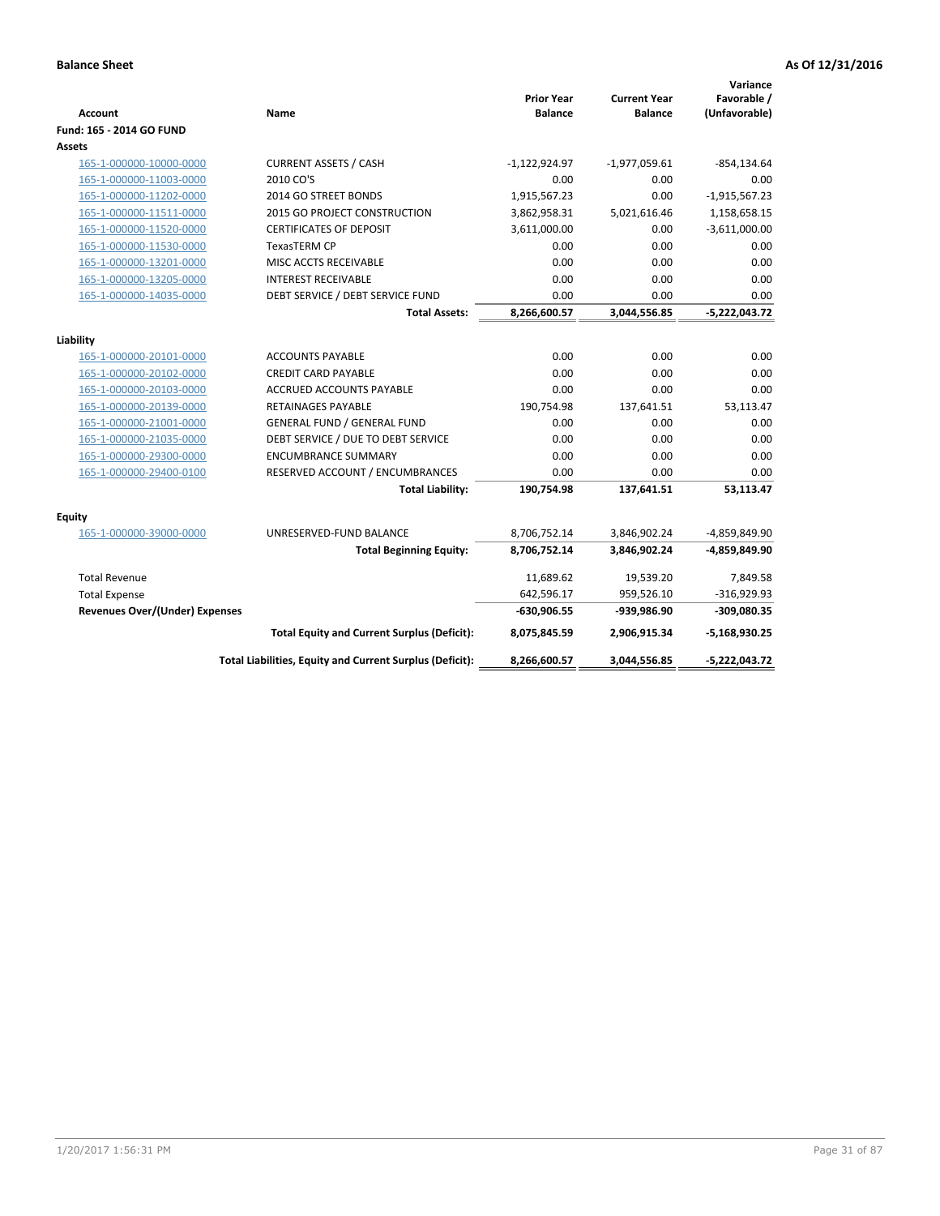**Balance Sheet** **As Of 12/31/2016**

| Account | Name | Prior Year Balance | Current Year Balance | Variance Favorable / (Unfavorable) |
|---|---|---|---|---|
| **Fund: 165 - 2014 GO FUND** | | | | |
| **Assets** | | | | |
| 165-1-000000-10000-0000 | CURRENT ASSETS / CASH | -1,122,924.97 | -1,977,059.61 | -854,134.64 |
| 165-1-000000-11003-0000 | 2010 CO'S | 0.00 | 0.00 | 0.00 |
| 165-1-000000-11202-0000 | 2014 GO STREET BONDS | 1,915,567.23 | 0.00 | -1,915,567.23 |
| 165-1-000000-11511-0000 | 2015 GO PROJECT CONSTRUCTION | 3,862,958.31 | 5,021,616.46 | 1,158,658.15 |
| 165-1-000000-11520-0000 | CERTIFICATES OF DEPOSIT | 3,611,000.00 | 0.00 | -3,611,000.00 |
| 165-1-000000-11530-0000 | TexasTERM CP | 0.00 | 0.00 | 0.00 |
| 165-1-000000-13201-0000 | MISC ACCTS RECEIVABLE | 0.00 | 0.00 | 0.00 |
| 165-1-000000-13205-0000 | INTEREST RECEIVABLE | 0.00 | 0.00 | 0.00 |
| 165-1-000000-14035-0000 | DEBT SERVICE / DEBT SERVICE FUND | 0.00 | 0.00 | 0.00 |
| | **Total Assets:** | **8,266,600.57** | **3,044,556.85** | **-5,222,043.72** |
| **Liability** | | | | |
| 165-1-000000-20101-0000 | ACCOUNTS PAYABLE | 0.00 | 0.00 | 0.00 |
| 165-1-000000-20102-0000 | CREDIT CARD PAYABLE | 0.00 | 0.00 | 0.00 |
| 165-1-000000-20103-0000 | ACCRUED ACCOUNTS PAYABLE | 0.00 | 0.00 | 0.00 |
| 165-1-000000-20139-0000 | RETAINAGES PAYABLE | 190,754.98 | 137,641.51 | 53,113.47 |
| 165-1-000000-21001-0000 | GENERAL FUND / GENERAL FUND | 0.00 | 0.00 | 0.00 |
| 165-1-000000-21035-0000 | DEBT SERVICE / DUE TO DEBT SERVICE | 0.00 | 0.00 | 0.00 |
| 165-1-000000-29300-0000 | ENCUMBRANCE SUMMARY | 0.00 | 0.00 | 0.00 |
| 165-1-000000-29400-0100 | RESERVED ACCOUNT / ENCUMBRANCES | 0.00 | 0.00 | 0.00 |
| | **Total Liability:** | **190,754.98** | **137,641.51** | **53,113.47** |
| **Equity** | | | | |
| 165-1-000000-39000-0000 | UNRESERVED-FUND BALANCE | 8,706,752.14 | 3,846,902.24 | -4,859,849.90 |
| | **Total Beginning Equity:** | **8,706,752.14** | **3,846,902.24** | **-4,859,849.90** |
| Total Revenue | | 11,689.62 | 19,539.20 | 7,849.58 |
| Total Expense | | 642,596.17 | 959,526.10 | -316,929.93 |
| **Revenues Over/(Under) Expenses** | | **-630,906.55** | **-939,986.90** | **-309,080.35** |
| | **Total Equity and Current Surplus (Deficit):** | **8,075,845.59** | **2,906,915.34** | **-5,168,930.25** |
| | **Total Liabilities, Equity and Current Surplus (Deficit):** | **8,266,600.57** | **3,044,556.85** | **-5,222,043.72** |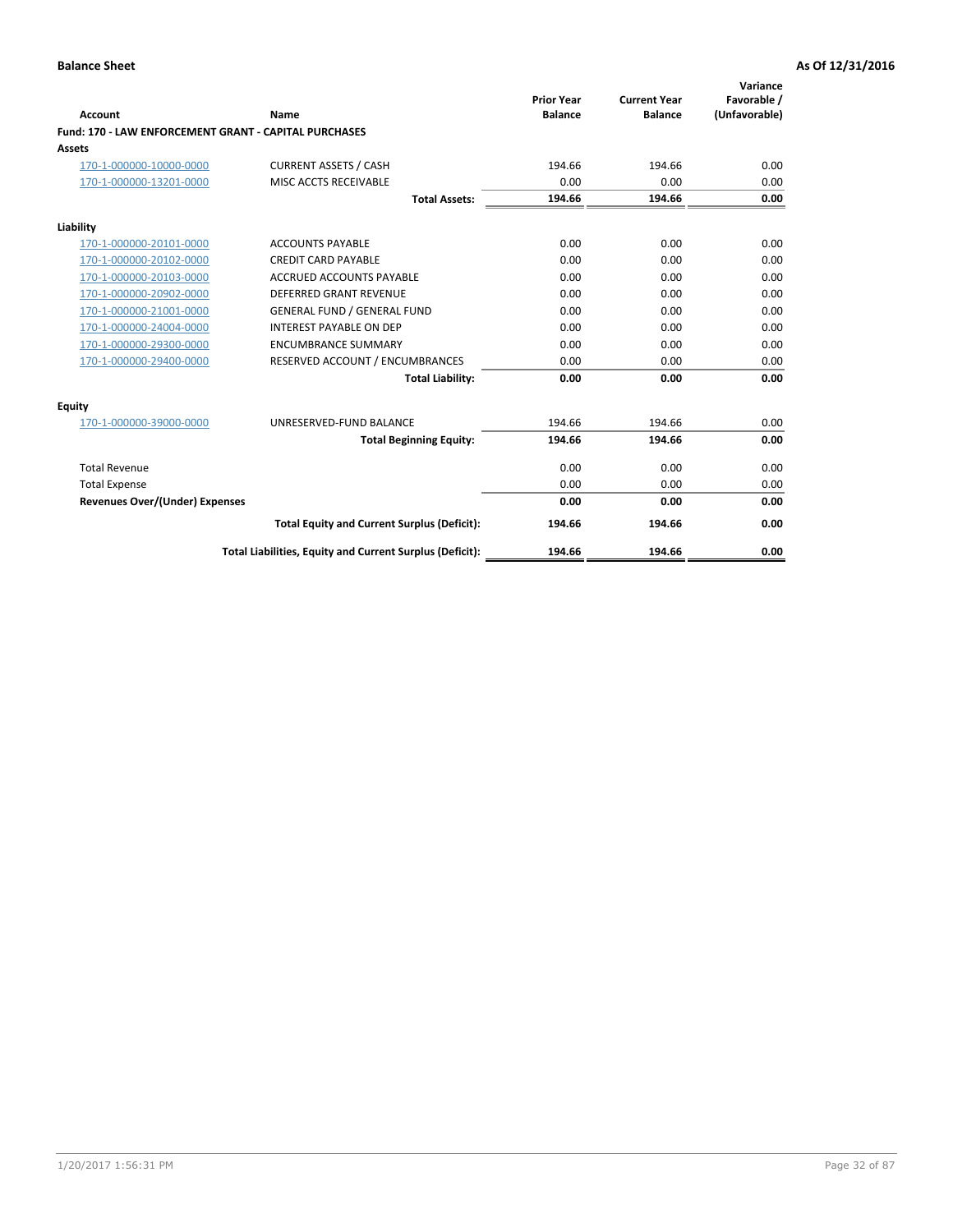**Balance Sheet** **As Of 12/31/2016**

| Account | Name | Prior Year Balance | Current Year Balance | Variance Favorable / (Unfavorable) |
|---|---|---|---|---|
| **Fund: 170 - LAW ENFORCEMENT GRANT - CAPITAL PURCHASES** | | | | |
| **Assets** | | | | |
| 170-1-000000-10000-0000 | CURRENT ASSETS / CASH | 194.66 | 194.66 | 0.00 |
| 170-1-000000-13201-0000 | MISC ACCTS RECEIVABLE | 0.00 | 0.00 | 0.00 |
| | **Total Assets:** | **194.66** | **194.66** | **0.00** |
| **Liability** | | | | |
| 170-1-000000-20101-0000 | ACCOUNTS PAYABLE | 0.00 | 0.00 | 0.00 |
| 170-1-000000-20102-0000 | CREDIT CARD PAYABLE | 0.00 | 0.00 | 0.00 |
| 170-1-000000-20103-0000 | ACCRUED ACCOUNTS PAYABLE | 0.00 | 0.00 | 0.00 |
| 170-1-000000-20902-0000 | DEFERRED GRANT REVENUE | 0.00 | 0.00 | 0.00 |
| 170-1-000000-21001-0000 | GENERAL FUND / GENERAL FUND | 0.00 | 0.00 | 0.00 |
| 170-1-000000-24004-0000 | INTEREST PAYABLE ON DEP | 0.00 | 0.00 | 0.00 |
| 170-1-000000-29300-0000 | ENCUMBRANCE SUMMARY | 0.00 | 0.00 | 0.00 |
| 170-1-000000-29400-0000 | RESERVED ACCOUNT / ENCUMBRANCES | 0.00 | 0.00 | 0.00 |
| | **Total Liability:** | **0.00** | **0.00** | **0.00** |
| **Equity** | | | | |
| 170-1-000000-39000-0000 | UNRESERVED-FUND BALANCE | 194.66 | 194.66 | 0.00 |
| | **Total Beginning Equity:** | **194.66** | **194.66** | **0.00** |
| Total Revenue | | 0.00 | 0.00 | 0.00 |
| Total Expense | | 0.00 | 0.00 | 0.00 |
| **Revenues Over/(Under) Expenses** | | **0.00** | **0.00** | **0.00** |
| | **Total Equity and Current Surplus (Deficit):** | **194.66** | **194.66** | **0.00** |
| | **Total Liabilities, Equity and Current Surplus (Deficit):** | **194.66** | **194.66** | **0.00** |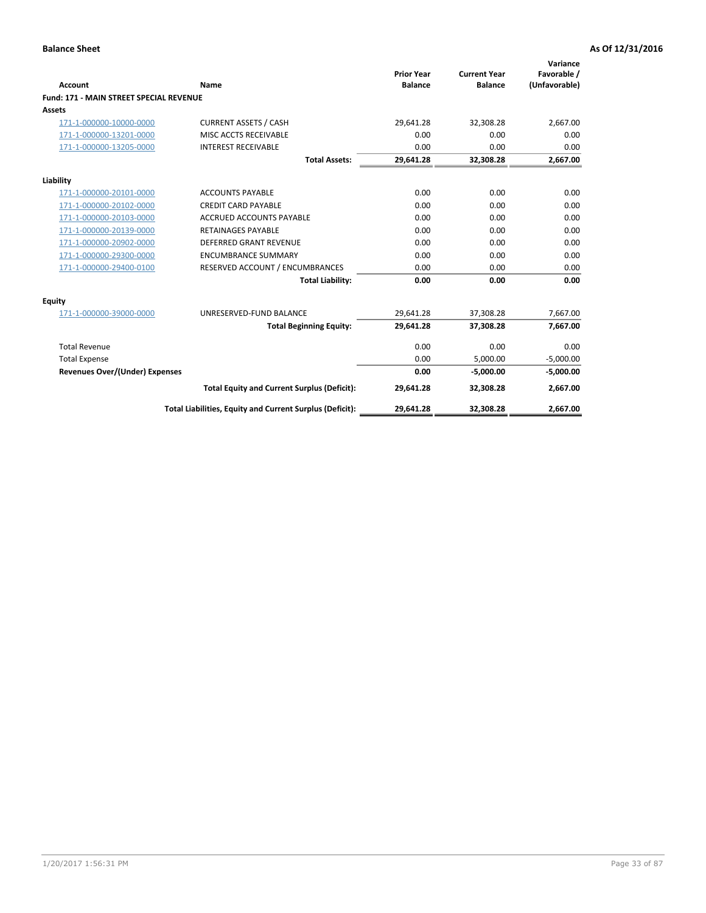**Balance Sheet** **As Of 12/31/2016**

| Account | Name | Prior Year Balance | Current Year Balance | Variance Favorable / (Unfavorable) |
|---|---|---|---|---|
| **Fund: 171 - MAIN STREET SPECIAL REVENUE** | | | | |
| **Assets** | | | | |
| 171-1-000000-10000-0000 | CURRENT ASSETS / CASH | 29,641.28 | 32,308.28 | 2,667.00 |
| 171-1-000000-13201-0000 | MISC ACCTS RECEIVABLE | 0.00 | 0.00 | 0.00 |
| 171-1-000000-13205-0000 | INTEREST RECEIVABLE | 0.00 | 0.00 | 0.00 |
| | **Total Assets:** | **29,641.28** | **32,308.28** | **2,667.00** |
| **Liability** | | | | |
| 171-1-000000-20101-0000 | ACCOUNTS PAYABLE | 0.00 | 0.00 | 0.00 |
| 171-1-000000-20102-0000 | CREDIT CARD PAYABLE | 0.00 | 0.00 | 0.00 |
| 171-1-000000-20103-0000 | ACCRUED ACCOUNTS PAYABLE | 0.00 | 0.00 | 0.00 |
| 171-1-000000-20139-0000 | RETAINAGES PAYABLE | 0.00 | 0.00 | 0.00 |
| 171-1-000000-20902-0000 | DEFERRED GRANT REVENUE | 0.00 | 0.00 | 0.00 |
| 171-1-000000-29300-0000 | ENCUMBRANCE SUMMARY | 0.00 | 0.00 | 0.00 |
| 171-1-000000-29400-0100 | RESERVED ACCOUNT / ENCUMBRANCES | 0.00 | 0.00 | 0.00 |
| | **Total Liability:** | **0.00** | **0.00** | **0.00** |
| **Equity** | | | | |
| 171-1-000000-39000-0000 | UNRESERVED-FUND BALANCE | 29,641.28 | 37,308.28 | 7,667.00 |
| | **Total Beginning Equity:** | **29,641.28** | **37,308.28** | **7,667.00** |
| Total Revenue | | 0.00 | 0.00 | 0.00 |
| Total Expense | | 0.00 | 5,000.00 | -5,000.00 |
| **Revenues Over/(Under) Expenses** | | **0.00** | **-5,000.00** | **-5,000.00** |
| | **Total Equity and Current Surplus (Deficit):** | **29,641.28** | **32,308.28** | **2,667.00** |
| | **Total Liabilities, Equity and Current Surplus (Deficit):** | **29,641.28** | **32,308.28** | **2,667.00** |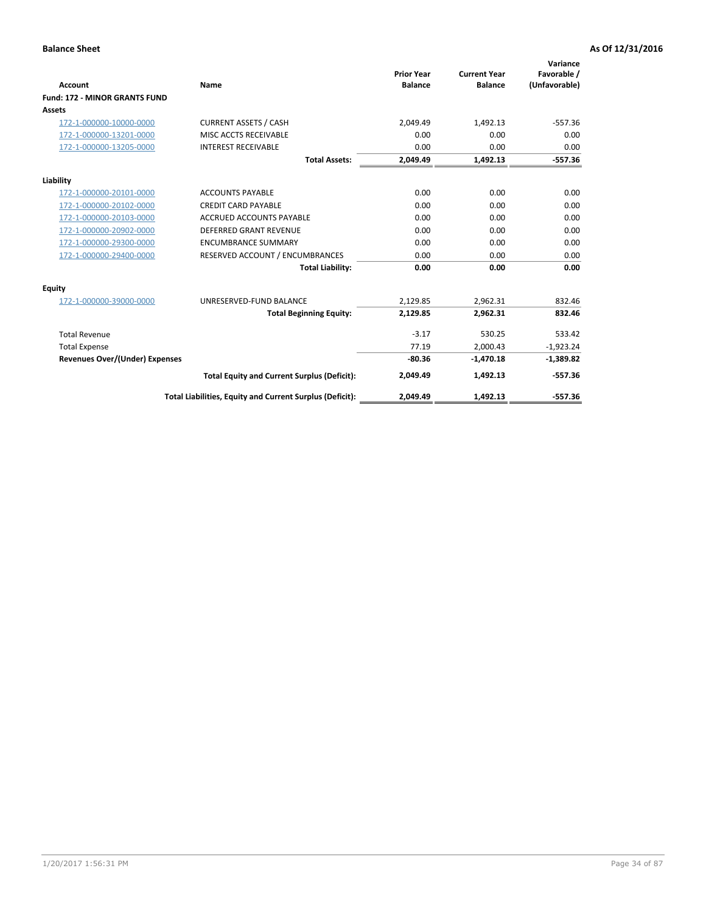**Balance Sheet** **As Of 12/31/2016**

| Account | Name | Prior Year Balance | Current Year Balance | Variance Favorable / (Unfavorable) |
|---|---|---|---|---|
| **Fund: 172 - MINOR GRANTS FUND** | | | | |
| **Assets** | | | | |
| 172-1-000000-10000-0000 | CURRENT ASSETS / CASH | 2,049.49 | 1,492.13 | -557.36 |
| 172-1-000000-13201-0000 | MISC ACCTS RECEIVABLE | 0.00 | 0.00 | 0.00 |
| 172-1-000000-13205-0000 | INTEREST RECEIVABLE | 0.00 | 0.00 | 0.00 |
| | **Total Assets:** | **2,049.49** | **1,492.13** | **-557.36** |
| **Liability** | | | | |
| 172-1-000000-20101-0000 | ACCOUNTS PAYABLE | 0.00 | 0.00 | 0.00 |
| 172-1-000000-20102-0000 | CREDIT CARD PAYABLE | 0.00 | 0.00 | 0.00 |
| 172-1-000000-20103-0000 | ACCRUED ACCOUNTS PAYABLE | 0.00 | 0.00 | 0.00 |
| 172-1-000000-20902-0000 | DEFERRED GRANT REVENUE | 0.00 | 0.00 | 0.00 |
| 172-1-000000-29300-0000 | ENCUMBRANCE SUMMARY | 0.00 | 0.00 | 0.00 |
| 172-1-000000-29400-0000 | RESERVED ACCOUNT / ENCUMBRANCES | 0.00 | 0.00 | 0.00 |
| | **Total Liability:** | **0.00** | **0.00** | **0.00** |
| **Equity** | | | | |
| 172-1-000000-39000-0000 | UNRESERVED-FUND BALANCE | 2,129.85 | 2,962.31 | 832.46 |
| | **Total Beginning Equity:** | **2,129.85** | **2,962.31** | **832.46** |
| Total Revenue | | -3.17 | 530.25 | 533.42 |
| Total Expense | | 77.19 | 2,000.43 | -1,923.24 |
| **Revenues Over/(Under) Expenses** | | **-80.36** | **-1,470.18** | **-1,389.82** |
| | **Total Equity and Current Surplus (Deficit):** | **2,049.49** | **1,492.13** | **-557.36** |
| | **Total Liabilities, Equity and Current Surplus (Deficit):** | **2,049.49** | **1,492.13** | **-557.36** |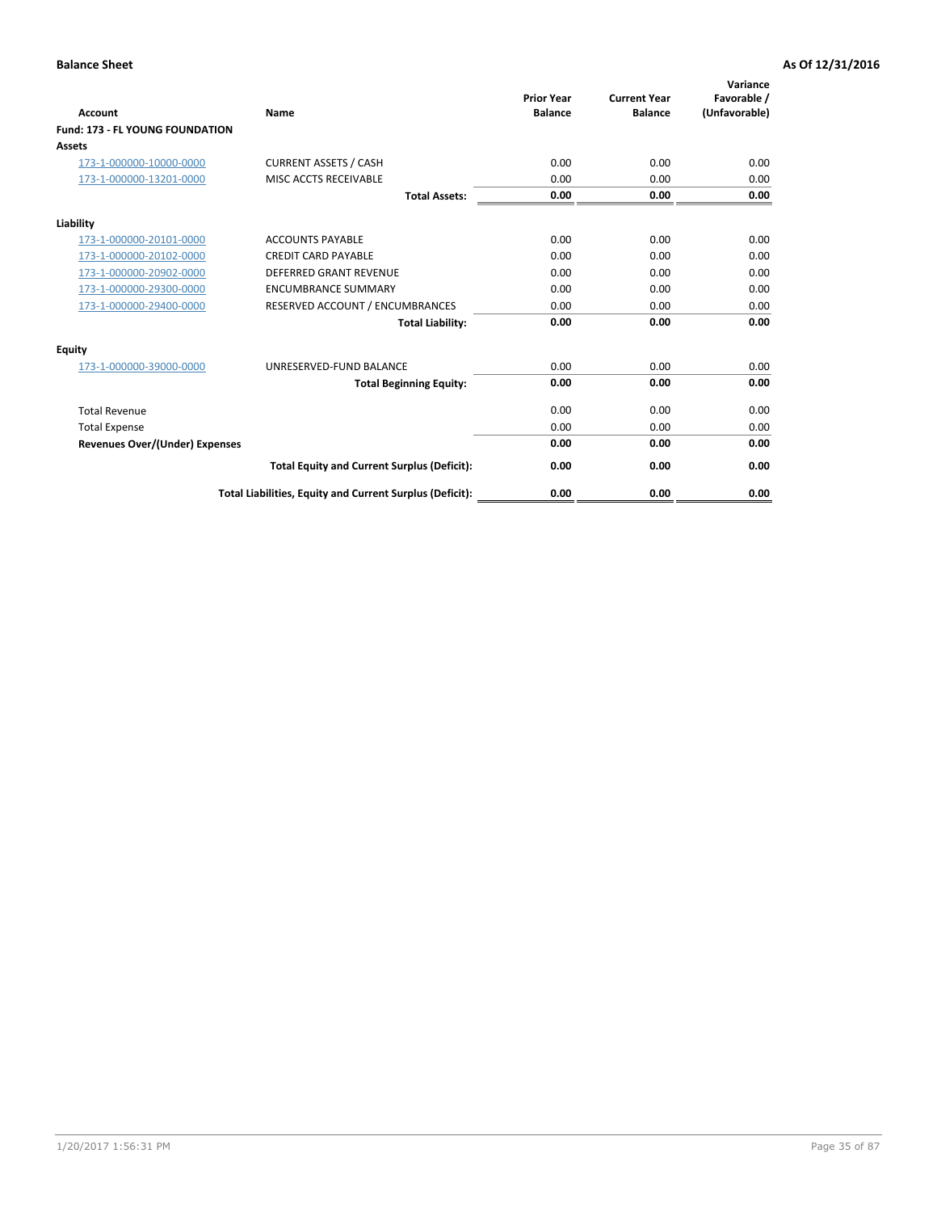**Balance Sheet** **As Of 12/31/2016**

| Account | Name | Prior Year Balance | Current Year Balance | Variance Favorable / (Unfavorable) |
|---|---|---|---|---|
| **Fund: 173 - FL YOUNG FOUNDATION** | | | | |
| **Assets** | | | | |
| 173-1-000000-10000-0000 | CURRENT ASSETS / CASH | 0.00 | 0.00 | 0.00 |
| 173-1-000000-13201-0000 | MISC ACCTS RECEIVABLE | 0.00 | 0.00 | 0.00 |
| | **Total Assets:** | **0.00** | **0.00** | **0.00** |
| **Liability** | | | | |
| 173-1-000000-20101-0000 | ACCOUNTS PAYABLE | 0.00 | 0.00 | 0.00 |
| 173-1-000000-20102-0000 | CREDIT CARD PAYABLE | 0.00 | 0.00 | 0.00 |
| 173-1-000000-20902-0000 | DEFERRED GRANT REVENUE | 0.00 | 0.00 | 0.00 |
| 173-1-000000-29300-0000 | ENCUMBRANCE SUMMARY | 0.00 | 0.00 | 0.00 |
| 173-1-000000-29400-0000 | RESERVED ACCOUNT / ENCUMBRANCES | 0.00 | 0.00 | 0.00 |
| | **Total Liability:** | **0.00** | **0.00** | **0.00** |
| **Equity** | | | | |
| 173-1-000000-39000-0000 | UNRESERVED-FUND BALANCE | 0.00 | 0.00 | 0.00 |
| | **Total Beginning Equity:** | **0.00** | **0.00** | **0.00** |
| Total Revenue | | 0.00 | 0.00 | 0.00 |
| Total Expense | | 0.00 | 0.00 | 0.00 |
| **Revenues Over/(Under) Expenses** | | **0.00** | **0.00** | **0.00** |
| | **Total Equity and Current Surplus (Deficit):** | **0.00** | **0.00** | **0.00** |
| | **Total Liabilities, Equity and Current Surplus (Deficit):** | **0.00** | **0.00** | **0.00** |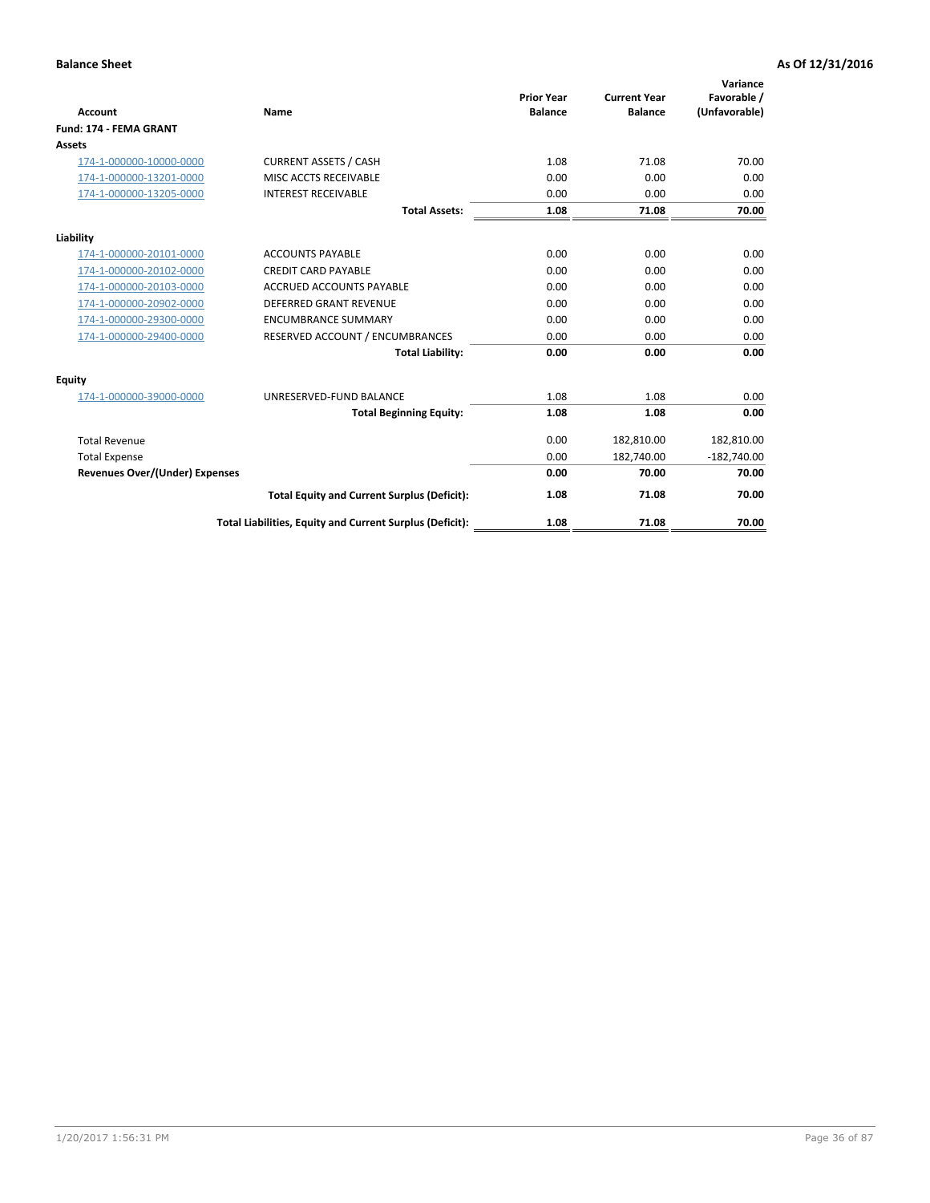**Balance Sheet** **As Of 12/31/2016**

| Account | Name | Prior Year Balance | Current Year Balance | Variance Favorable / (Unfavorable) |
|---|---|---|---|---|
| **Fund: 174 - FEMA GRANT** | | | | |
| **Assets** | | | | |
| 174-1-000000-10000-0000 | CURRENT ASSETS / CASH | 1.08 | 71.08 | 70.00 |
| 174-1-000000-13201-0000 | MISC ACCTS RECEIVABLE | 0.00 | 0.00 | 0.00 |
| 174-1-000000-13205-0000 | INTEREST RECEIVABLE | 0.00 | 0.00 | 0.00 |
| | **Total Assets:** | **1.08** | **71.08** | **70.00** |
| **Liability** | | | | |
| 174-1-000000-20101-0000 | ACCOUNTS PAYABLE | 0.00 | 0.00 | 0.00 |
| 174-1-000000-20102-0000 | CREDIT CARD PAYABLE | 0.00 | 0.00 | 0.00 |
| 174-1-000000-20103-0000 | ACCRUED ACCOUNTS PAYABLE | 0.00 | 0.00 | 0.00 |
| 174-1-000000-20902-0000 | DEFERRED GRANT REVENUE | 0.00 | 0.00 | 0.00 |
| 174-1-000000-29300-0000 | ENCUMBRANCE SUMMARY | 0.00 | 0.00 | 0.00 |
| 174-1-000000-29400-0000 | RESERVED ACCOUNT / ENCUMBRANCES | 0.00 | 0.00 | 0.00 |
| | **Total Liability:** | **0.00** | **0.00** | **0.00** |
| **Equity** | | | | |
| 174-1-000000-39000-0000 | UNRESERVED-FUND BALANCE | 1.08 | 1.08 | 0.00 |
| | **Total Beginning Equity:** | **1.08** | **1.08** | **0.00** |
| Total Revenue | | 0.00 | 182,810.00 | 182,810.00 |
| Total Expense | | 0.00 | 182,740.00 | -182,740.00 |
| **Revenues Over/(Under) Expenses** | | **0.00** | **70.00** | **70.00** |
| | **Total Equity and Current Surplus (Deficit):** | **1.08** | **71.08** | **70.00** |
| | **Total Liabilities, Equity and Current Surplus (Deficit):** | **1.08** | **71.08** | **70.00** |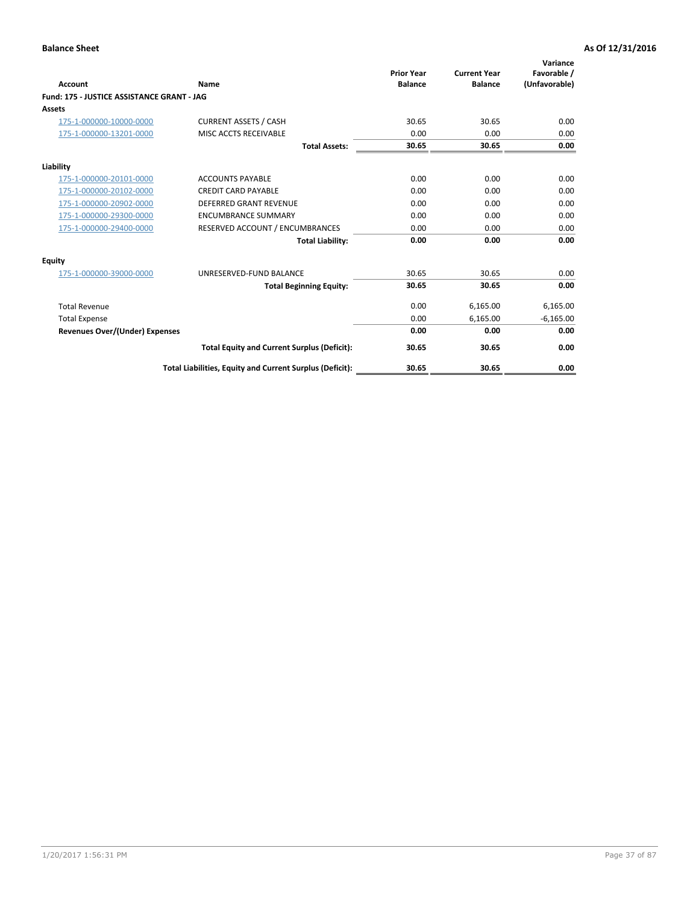**Balance Sheet** **As Of 12/31/2016**

| Account | Name | Prior Year Balance | Current Year Balance | Variance Favorable / (Unfavorable) |
|---|---|---|---|---|
| **Fund: 175 - JUSTICE ASSISTANCE GRANT - JAG** | | | | |
| **Assets** | | | | |
| 175-1-000000-10000-0000 | CURRENT ASSETS / CASH | 30.65 | 30.65 | 0.00 |
| 175-1-000000-13201-0000 | MISC ACCTS RECEIVABLE | 0.00 | 0.00 | 0.00 |
| | **Total Assets:** | **30.65** | **30.65** | **0.00** |
| **Liability** | | | | |
| 175-1-000000-20101-0000 | ACCOUNTS PAYABLE | 0.00 | 0.00 | 0.00 |
| 175-1-000000-20102-0000 | CREDIT CARD PAYABLE | 0.00 | 0.00 | 0.00 |
| 175-1-000000-20902-0000 | DEFERRED GRANT REVENUE | 0.00 | 0.00 | 0.00 |
| 175-1-000000-29300-0000 | ENCUMBRANCE SUMMARY | 0.00 | 0.00 | 0.00 |
| 175-1-000000-29400-0000 | RESERVED ACCOUNT / ENCUMBRANCES | 0.00 | 0.00 | 0.00 |
| | **Total Liability:** | **0.00** | **0.00** | **0.00** |
| **Equity** | | | | |
| 175-1-000000-39000-0000 | UNRESERVED-FUND BALANCE | 30.65 | 30.65 | 0.00 |
| | **Total Beginning Equity:** | **30.65** | **30.65** | **0.00** |
| Total Revenue | | 0.00 | 6,165.00 | 6,165.00 |
| Total Expense | | 0.00 | 6,165.00 | -6,165.00 |
| **Revenues Over/(Under) Expenses** | | **0.00** | **0.00** | **0.00** |
| | **Total Equity and Current Surplus (Deficit):** | **30.65** | **30.65** | **0.00** |
| | **Total Liabilities, Equity and Current Surplus (Deficit):** | **30.65** | **30.65** | **0.00** |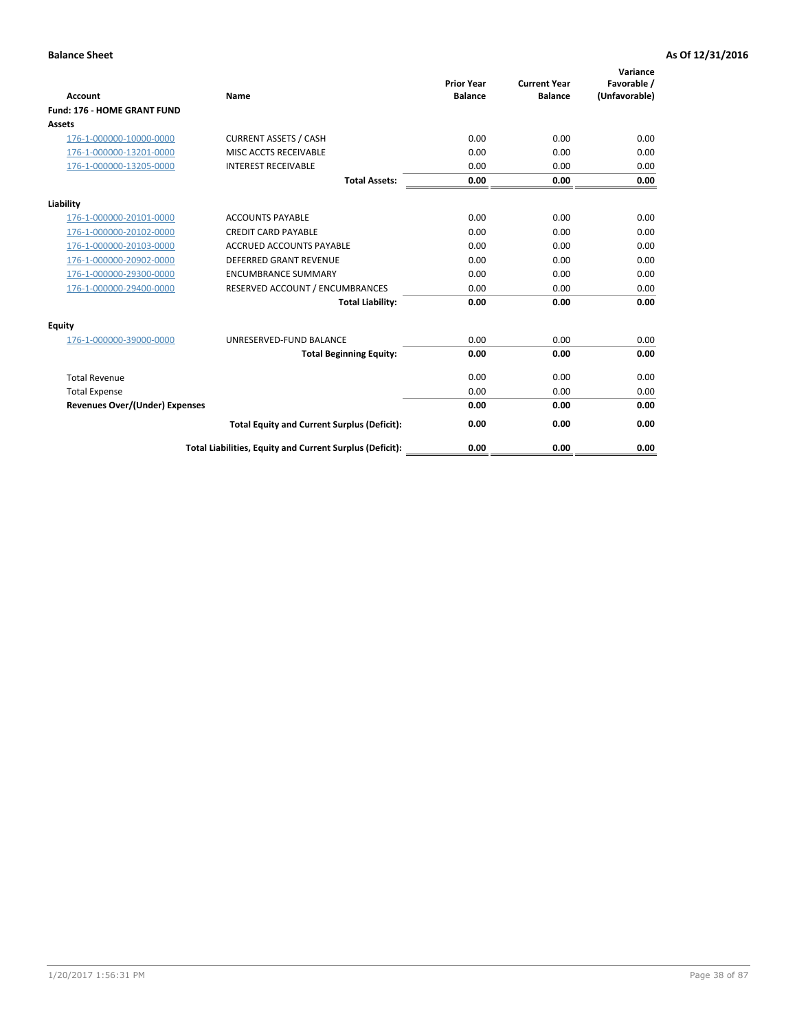**Balance Sheet** **As Of 12/31/2016**

| Account | Name | Prior Year Balance | Current Year Balance | Variance Favorable / (Unfavorable) |
|---|---|---|---|---|
| **Fund: 176 - HOME GRANT FUND** | | | | |
| **Assets** | | | | |
| 176-1-000000-10000-0000 | CURRENT ASSETS / CASH | 0.00 | 0.00 | 0.00 |
| 176-1-000000-13201-0000 | MISC ACCTS RECEIVABLE | 0.00 | 0.00 | 0.00 |
| 176-1-000000-13205-0000 | INTEREST RECEIVABLE | 0.00 | 0.00 | 0.00 |
| | **Total Assets:** | **0.00** | **0.00** | **0.00** |
| **Liability** | | | | |
| 176-1-000000-20101-0000 | ACCOUNTS PAYABLE | 0.00 | 0.00 | 0.00 |
| 176-1-000000-20102-0000 | CREDIT CARD PAYABLE | 0.00 | 0.00 | 0.00 |
| 176-1-000000-20103-0000 | ACCRUED ACCOUNTS PAYABLE | 0.00 | 0.00 | 0.00 |
| 176-1-000000-20902-0000 | DEFERRED GRANT REVENUE | 0.00 | 0.00 | 0.00 |
| 176-1-000000-29300-0000 | ENCUMBRANCE SUMMARY | 0.00 | 0.00 | 0.00 |
| 176-1-000000-29400-0000 | RESERVED ACCOUNT / ENCUMBRANCES | 0.00 | 0.00 | 0.00 |
| | **Total Liability:** | **0.00** | **0.00** | **0.00** |
| **Equity** | | | | |
| 176-1-000000-39000-0000 | UNRESERVED-FUND BALANCE | 0.00 | 0.00 | 0.00 |
| | **Total Beginning Equity:** | **0.00** | **0.00** | **0.00** |
| Total Revenue | | 0.00 | 0.00 | 0.00 |
| Total Expense | | 0.00 | 0.00 | 0.00 |
| **Revenues Over/(Under) Expenses** | | **0.00** | **0.00** | **0.00** |
| | **Total Equity and Current Surplus (Deficit):** | **0.00** | **0.00** | **0.00** |
| | **Total Liabilities, Equity and Current Surplus (Deficit):** | **0.00** | **0.00** | **0.00** |

1/20/2017 1:56:31 PM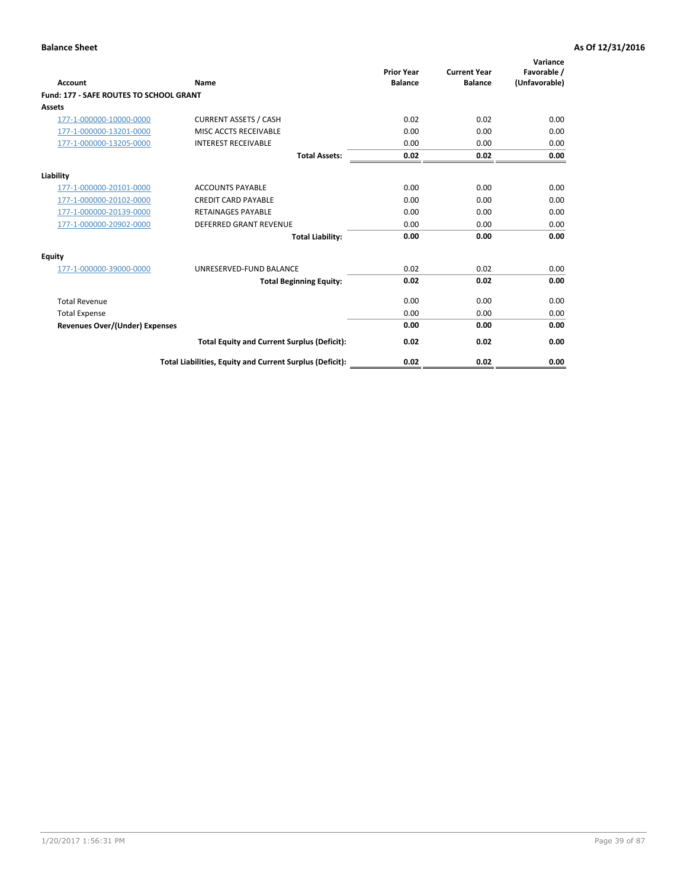**Balance Sheet** — As Of 12/31/2016

| Account | Name | Prior Year Balance | Current Year Balance | Variance Favorable / (Unfavorable) |
|---|---|---|---|---|
| **Fund: 177 - SAFE ROUTES TO SCHOOL GRANT** | | | | |
| **Assets** | | | | |
| 177-1-000000-10000-0000 | CURRENT ASSETS / CASH | 0.02 | 0.02 | 0.00 |
| 177-1-000000-13201-0000 | MISC ACCTS RECEIVABLE | 0.00 | 0.00 | 0.00 |
| 177-1-000000-13205-0000 | INTEREST RECEIVABLE | 0.00 | 0.00 | 0.00 |
| | **Total Assets:** | **0.02** | **0.02** | **0.00** |
| **Liability** | | | | |
| 177-1-000000-20101-0000 | ACCOUNTS PAYABLE | 0.00 | 0.00 | 0.00 |
| 177-1-000000-20102-0000 | CREDIT CARD PAYABLE | 0.00 | 0.00 | 0.00 |
| 177-1-000000-20139-0000 | RETAINAGES PAYABLE | 0.00 | 0.00 | 0.00 |
| 177-1-000000-20902-0000 | DEFERRED GRANT REVENUE | 0.00 | 0.00 | 0.00 |
| | **Total Liability:** | **0.00** | **0.00** | **0.00** |
| **Equity** | | | | |
| 177-1-000000-39000-0000 | UNRESERVED-FUND BALANCE | 0.02 | 0.02 | 0.00 |
| | **Total Beginning Equity:** | **0.02** | **0.02** | **0.00** |
| Total Revenue | | 0.00 | 0.00 | 0.00 |
| Total Expense | | 0.00 | 0.00 | 0.00 |
| **Revenues Over/(Under) Expenses** | | **0.00** | **0.00** | **0.00** |
| | **Total Equity and Current Surplus (Deficit):** | **0.02** | **0.02** | **0.00** |
| | **Total Liabilities, Equity and Current Surplus (Deficit):** | **0.02** | **0.02** | **0.00** |

1/20/2017 1:56:31 PM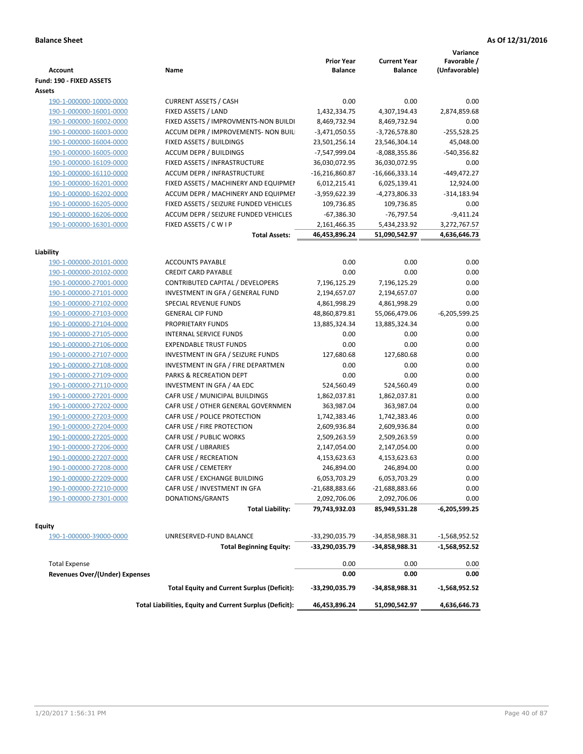**Balance Sheet** **As Of 12/31/2016**

| Account | Name | Prior Year Balance | Current Year Balance | Variance Favorable / (Unfavorable) |
|---|---|---|---|---|
| **Fund: 190 - FIXED ASSETS** | | | | |
| **Assets** | | | | |
| 190-1-000000-10000-0000 | CURRENT ASSETS / CASH | 0.00 | 0.00 | 0.00 |
| 190-1-000000-16001-0000 | FIXED ASSETS / LAND | 1,432,334.75 | 4,307,194.43 | 2,874,859.68 |
| 190-1-000000-16002-0000 | FIXED ASSETS / IMPROVMENTS-NON BUILDI | 8,469,732.94 | 8,469,732.94 | 0.00 |
| 190-1-000000-16003-0000 | ACCUM DEPR / IMPROVEMENTS- NON BUIL | -3,471,050.55 | -3,726,578.80 | -255,528.25 |
| 190-1-000000-16004-0000 | FIXED ASSETS / BUILDINGS | 23,501,256.14 | 23,546,304.14 | 45,048.00 |
| 190-1-000000-16005-0000 | ACCUM DEPR / BUILDINGS | -7,547,999.04 | -8,088,355.86 | -540,356.82 |
| 190-1-000000-16109-0000 | FIXED ASSETS / INFRASTRUCTURE | 36,030,072.95 | 36,030,072.95 | 0.00 |
| 190-1-000000-16110-0000 | ACCUM DEPR / INFRASTRUCTURE | -16,216,860.87 | -16,666,333.14 | -449,472.27 |
| 190-1-000000-16201-0000 | FIXED ASSETS / MACHINERY AND EQUIPMEN | 6,012,215.41 | 6,025,139.41 | 12,924.00 |
| 190-1-000000-16202-0000 | ACCUM DEPR / MACHINERY AND EQUIPMEN | -3,959,622.39 | -4,273,806.33 | -314,183.94 |
| 190-1-000000-16205-0000 | FIXED ASSETS / SEIZURE FUNDED VEHICLES | 109,736.85 | 109,736.85 | 0.00 |
| 190-1-000000-16206-0000 | ACCUM DEPR / SEIZURE FUNDED VEHICLES | -67,386.30 | -76,797.54 | -9,411.24 |
| 190-1-000000-16301-0000 | FIXED ASSETS / C W I P | 2,161,466.35 | 5,434,233.92 | 3,272,767.57 |
| | **Total Assets:** | **46,453,896.24** | **51,090,542.97** | **4,636,646.73** |
| **Liability** | | | | |
| 190-1-000000-20101-0000 | ACCOUNTS PAYABLE | 0.00 | 0.00 | 0.00 |
| 190-1-000000-20102-0000 | CREDIT CARD PAYABLE | 0.00 | 0.00 | 0.00 |
| 190-1-000000-27001-0000 | CONTRIBUTED CAPITAL / DEVELOPERS | 7,196,125.29 | 7,196,125.29 | 0.00 |
| 190-1-000000-27101-0000 | INVESTMENT IN GFA / GENERAL FUND | 2,194,657.07 | 2,194,657.07 | 0.00 |
| 190-1-000000-27102-0000 | SPECIAL REVENUE FUNDS | 4,861,998.29 | 4,861,998.29 | 0.00 |
| 190-1-000000-27103-0000 | GENERAL CIP FUND | 48,860,879.81 | 55,066,479.06 | -6,205,599.25 |
| 190-1-000000-27104-0000 | PROPRIETARY FUNDS | 13,885,324.34 | 13,885,324.34 | 0.00 |
| 190-1-000000-27105-0000 | INTERNAL SERVICE FUNDS | 0.00 | 0.00 | 0.00 |
| 190-1-000000-27106-0000 | EXPENDABLE TRUST FUNDS | 0.00 | 0.00 | 0.00 |
| 190-1-000000-27107-0000 | INVESTMENT IN GFA / SEIZURE FUNDS | 127,680.68 | 127,680.68 | 0.00 |
| 190-1-000000-27108-0000 | INVESTMENT IN GFA / FIRE DEPARTMEN | 0.00 | 0.00 | 0.00 |
| 190-1-000000-27109-0000 | PARKS & RECREATION DEPT | 0.00 | 0.00 | 0.00 |
| 190-1-000000-27110-0000 | INVESTMENT IN GFA / 4A EDC | 524,560.49 | 524,560.49 | 0.00 |
| 190-1-000000-27201-0000 | CAFR USE / MUNICIPAL BUILDINGS | 1,862,037.81 | 1,862,037.81 | 0.00 |
| 190-1-000000-27202-0000 | CAFR USE / OTHER GENERAL GOVERNMEN | 363,987.04 | 363,987.04 | 0.00 |
| 190-1-000000-27203-0000 | CAFR USE / POLICE PROTECTION | 1,742,383.46 | 1,742,383.46 | 0.00 |
| 190-1-000000-27204-0000 | CAFR USE / FIRE PROTECTION | 2,609,936.84 | 2,609,936.84 | 0.00 |
| 190-1-000000-27205-0000 | CAFR USE / PUBLIC WORKS | 2,509,263.59 | 2,509,263.59 | 0.00 |
| 190-1-000000-27206-0000 | CAFR USE / LIBRARIES | 2,147,054.00 | 2,147,054.00 | 0.00 |
| 190-1-000000-27207-0000 | CAFR USE / RECREATION | 4,153,623.63 | 4,153,623.63 | 0.00 |
| 190-1-000000-27208-0000 | CAFR USE / CEMETERY | 246,894.00 | 246,894.00 | 0.00 |
| 190-1-000000-27209-0000 | CAFR USE / EXCHANGE BUILDING | 6,053,703.29 | 6,053,703.29 | 0.00 |
| 190-1-000000-27210-0000 | CAFR USE / INVESTMENT IN GFA | -21,688,883.66 | -21,688,883.66 | 0.00 |
| 190-1-000000-27301-0000 | DONATIONS/GRANTS | 2,092,706.06 | 2,092,706.06 | 0.00 |
| | **Total Liability:** | **79,743,932.03** | **85,949,531.28** | **-6,205,599.25** |
| **Equity** | | | | |
| 190-1-000000-39000-0000 | UNRESERVED-FUND BALANCE | -33,290,035.79 | -34,858,988.31 | -1,568,952.52 |
| | **Total Beginning Equity:** | **-33,290,035.79** | **-34,858,988.31** | **-1,568,952.52** |
| Total Expense | | 0.00 | 0.00 | 0.00 |
| **Revenues Over/(Under) Expenses** | | **0.00** | **0.00** | **0.00** |
| | **Total Equity and Current Surplus (Deficit):** | **-33,290,035.79** | **-34,858,988.31** | **-1,568,952.52** |
| | **Total Liabilities, Equity and Current Surplus (Deficit):** | **46,453,896.24** | **51,090,542.97** | **4,636,646.73** |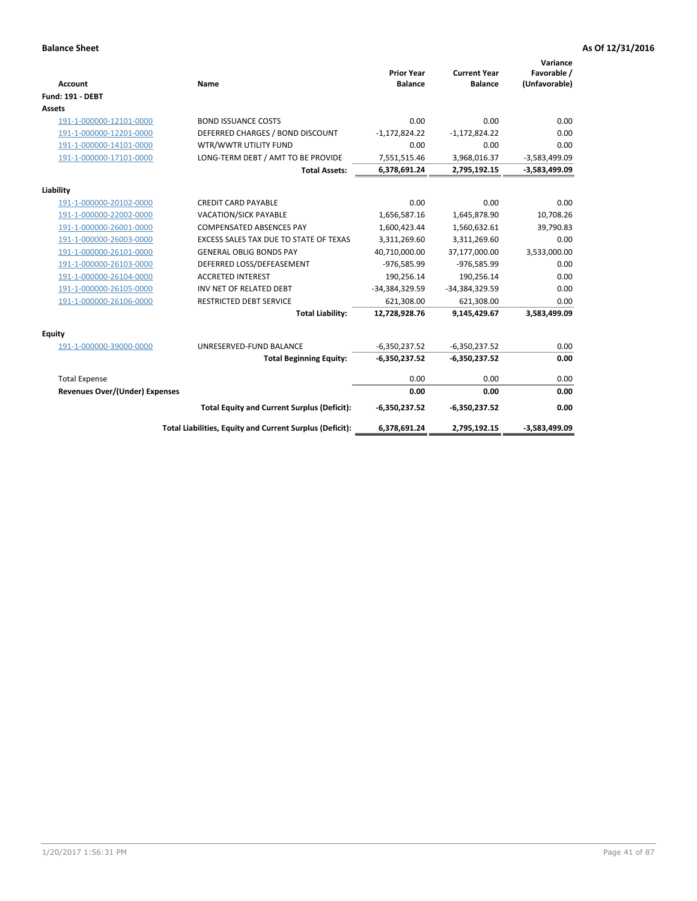**Balance Sheet** **As Of 12/31/2016**

| Account | Name | Prior Year Balance | Current Year Balance | Variance Favorable / (Unfavorable) |
|---|---|---|---|---|
| **Fund: 191 - DEBT** | | | | |
| **Assets** | | | | |
| 191-1-000000-12101-0000 | BOND ISSUANCE COSTS | 0.00 | 0.00 | 0.00 |
| 191-1-000000-12201-0000 | DEFERRED CHARGES / BOND DISCOUNT | -1,172,824.22 | -1,172,824.22 | 0.00 |
| 191-1-000000-14101-0000 | WTR/WWTR UTILITY FUND | 0.00 | 0.00 | 0.00 |
| 191-1-000000-17101-0000 | LONG-TERM DEBT / AMT TO BE PROVIDE | 7,551,515.46 | 3,968,016.37 | -3,583,499.09 |
| | **Total Assets:** | **6,378,691.24** | **2,795,192.15** | **-3,583,499.09** |
| **Liability** | | | | |
| 191-1-000000-20102-0000 | CREDIT CARD PAYABLE | 0.00 | 0.00 | 0.00 |
| 191-1-000000-22002-0000 | VACATION/SICK PAYABLE | 1,656,587.16 | 1,645,878.90 | 10,708.26 |
| 191-1-000000-26001-0000 | COMPENSATED ABSENCES PAY | 1,600,423.44 | 1,560,632.61 | 39,790.83 |
| 191-1-000000-26003-0000 | EXCESS SALES TAX DUE TO STATE OF TEXAS | 3,311,269.60 | 3,311,269.60 | 0.00 |
| 191-1-000000-26101-0000 | GENERAL OBLIG BONDS PAY | 40,710,000.00 | 37,177,000.00 | 3,533,000.00 |
| 191-1-000000-26103-0000 | DEFERRED LOSS/DEFEASEMENT | -976,585.99 | -976,585.99 | 0.00 |
| 191-1-000000-26104-0000 | ACCRETED INTEREST | 190,256.14 | 190,256.14 | 0.00 |
| 191-1-000000-26105-0000 | INV NET OF RELATED DEBT | -34,384,329.59 | -34,384,329.59 | 0.00 |
| 191-1-000000-26106-0000 | RESTRICTED DEBT SERVICE | 621,308.00 | 621,308.00 | 0.00 |
| | **Total Liability:** | **12,728,928.76** | **9,145,429.67** | **3,583,499.09** |
| **Equity** | | | | |
| 191-1-000000-39000-0000 | UNRESERVED-FUND BALANCE | -6,350,237.52 | -6,350,237.52 | 0.00 |
| | **Total Beginning Equity:** | **-6,350,237.52** | **-6,350,237.52** | **0.00** |
| Total Expense | | 0.00 | 0.00 | 0.00 |
| **Revenues Over/(Under) Expenses** | | **0.00** | **0.00** | **0.00** |
| | **Total Equity and Current Surplus (Deficit):** | **-6,350,237.52** | **-6,350,237.52** | **0.00** |
| | **Total Liabilities, Equity and Current Surplus (Deficit):** | **6,378,691.24** | **2,795,192.15** | **-3,583,499.09** |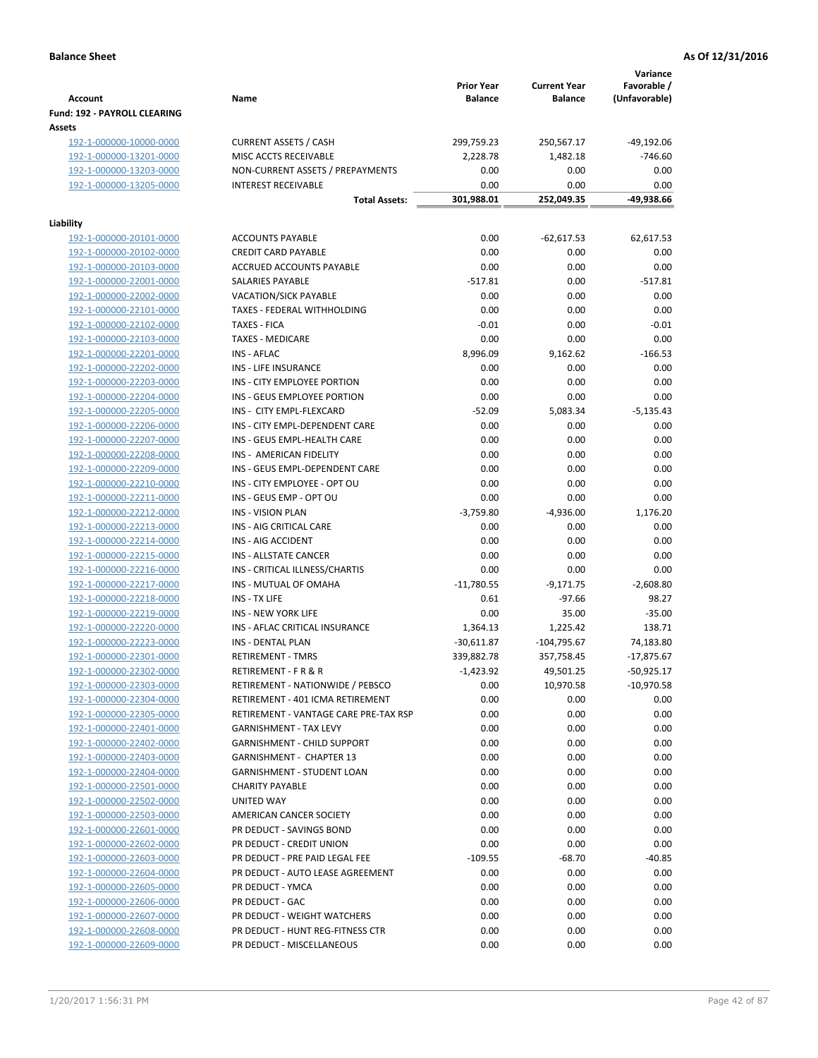**Balance Sheet** **As Of 12/31/2016**

| Account | Name | Prior Year Balance | Current Year Balance | Variance Favorable / (Unfavorable) |
|---|---|---|---|---|
| **Fund: 192 - PAYROLL CLEARING** | | | | |
| **Assets** | | | | |
| 192-1-000000-10000-0000 | CURRENT ASSETS / CASH | 299,759.23 | 250,567.17 | -49,192.06 |
| 192-1-000000-13201-0000 | MISC ACCTS RECEIVABLE | 2,228.78 | 1,482.18 | -746.60 |
| 192-1-000000-13203-0000 | NON-CURRENT ASSETS / PREPAYMENTS | 0.00 | 0.00 | 0.00 |
| 192-1-000000-13205-0000 | INTEREST RECEIVABLE | 0.00 | 0.00 | 0.00 |
| | **Total Assets:** | **301,988.01** | **252,049.35** | **-49,938.66** |
| **Liability** | | | | |
| 192-1-000000-20101-0000 | ACCOUNTS PAYABLE | 0.00 | -62,617.53 | 62,617.53 |
| 192-1-000000-20102-0000 | CREDIT CARD PAYABLE | 0.00 | 0.00 | 0.00 |
| 192-1-000000-20103-0000 | ACCRUED ACCOUNTS PAYABLE | 0.00 | 0.00 | 0.00 |
| 192-1-000000-22001-0000 | SALARIES PAYABLE | -517.81 | 0.00 | -517.81 |
| 192-1-000000-22002-0000 | VACATION/SICK PAYABLE | 0.00 | 0.00 | 0.00 |
| 192-1-000000-22101-0000 | TAXES - FEDERAL WITHHOLDING | 0.00 | 0.00 | 0.00 |
| 192-1-000000-22102-0000 | TAXES - FICA | -0.01 | 0.00 | -0.01 |
| 192-1-000000-22103-0000 | TAXES - MEDICARE | 0.00 | 0.00 | 0.00 |
| 192-1-000000-22201-0000 | INS - AFLAC | 8,996.09 | 9,162.62 | -166.53 |
| 192-1-000000-22202-0000 | INS - LIFE INSURANCE | 0.00 | 0.00 | 0.00 |
| 192-1-000000-22203-0000 | INS - CITY EMPLOYEE PORTION | 0.00 | 0.00 | 0.00 |
| 192-1-000000-22204-0000 | INS - GEUS EMPLOYEE PORTION | 0.00 | 0.00 | 0.00 |
| 192-1-000000-22205-0000 | INS - CITY EMPL-FLEXCARD | -52.09 | 5,083.34 | -5,135.43 |
| 192-1-000000-22206-0000 | INS - CITY EMPL-DEPENDENT CARE | 0.00 | 0.00 | 0.00 |
| 192-1-000000-22207-0000 | INS - GEUS EMPL-HEALTH CARE | 0.00 | 0.00 | 0.00 |
| 192-1-000000-22208-0000 | INS - AMERICAN FIDELITY | 0.00 | 0.00 | 0.00 |
| 192-1-000000-22209-0000 | INS - GEUS EMPL-DEPENDENT CARE | 0.00 | 0.00 | 0.00 |
| 192-1-000000-22210-0000 | INS - CITY EMPLOYEE - OPT OU | 0.00 | 0.00 | 0.00 |
| 192-1-000000-22211-0000 | INS - GEUS EMP - OPT OU | 0.00 | 0.00 | 0.00 |
| 192-1-000000-22212-0000 | INS - VISION PLAN | -3,759.80 | -4,936.00 | 1,176.20 |
| 192-1-000000-22213-0000 | INS - AIG CRITICAL CARE | 0.00 | 0.00 | 0.00 |
| 192-1-000000-22214-0000 | INS - AIG ACCIDENT | 0.00 | 0.00 | 0.00 |
| 192-1-000000-22215-0000 | INS - ALLSTATE CANCER | 0.00 | 0.00 | 0.00 |
| 192-1-000000-22216-0000 | INS - CRITICAL ILLNESS/CHARTIS | 0.00 | 0.00 | 0.00 |
| 192-1-000000-22217-0000 | INS - MUTUAL OF OMAHA | -11,780.55 | -9,171.75 | -2,608.80 |
| 192-1-000000-22218-0000 | INS - TX LIFE | 0.61 | -97.66 | 98.27 |
| 192-1-000000-22219-0000 | INS - NEW YORK LIFE | 0.00 | 35.00 | -35.00 |
| 192-1-000000-22220-0000 | INS - AFLAC CRITICAL INSURANCE | 1,364.13 | 1,225.42 | 138.71 |
| 192-1-000000-22223-0000 | INS - DENTAL PLAN | -30,611.87 | -104,795.67 | 74,183.80 |
| 192-1-000000-22301-0000 | RETIREMENT - TMRS | 339,882.78 | 357,758.45 | -17,875.67 |
| 192-1-000000-22302-0000 | RETIREMENT - F R & R | -1,423.92 | 49,501.25 | -50,925.17 |
| 192-1-000000-22303-0000 | RETIREMENT - NATIONWIDE / PEBSCO | 0.00 | 10,970.58 | -10,970.58 |
| 192-1-000000-22304-0000 | RETIREMENT - 401 ICMA RETIREMENT | 0.00 | 0.00 | 0.00 |
| 192-1-000000-22305-0000 | RETIREMENT - VANTAGE CARE PRE-TAX RSP | 0.00 | 0.00 | 0.00 |
| 192-1-000000-22401-0000 | GARNISHMENT - TAX LEVY | 0.00 | 0.00 | 0.00 |
| 192-1-000000-22402-0000 | GARNISHMENT - CHILD SUPPORT | 0.00 | 0.00 | 0.00 |
| 192-1-000000-22403-0000 | GARNISHMENT - CHAPTER 13 | 0.00 | 0.00 | 0.00 |
| 192-1-000000-22404-0000 | GARNISHMENT - STUDENT LOAN | 0.00 | 0.00 | 0.00 |
| 192-1-000000-22501-0000 | CHARITY PAYABLE | 0.00 | 0.00 | 0.00 |
| 192-1-000000-22502-0000 | UNITED WAY | 0.00 | 0.00 | 0.00 |
| 192-1-000000-22503-0000 | AMERICAN CANCER SOCIETY | 0.00 | 0.00 | 0.00 |
| 192-1-000000-22601-0000 | PR DEDUCT - SAVINGS BOND | 0.00 | 0.00 | 0.00 |
| 192-1-000000-22602-0000 | PR DEDUCT - CREDIT UNION | 0.00 | 0.00 | 0.00 |
| 192-1-000000-22603-0000 | PR DEDUCT - PRE PAID LEGAL FEE | -109.55 | -68.70 | -40.85 |
| 192-1-000000-22604-0000 | PR DEDUCT - AUTO LEASE AGREEMENT | 0.00 | 0.00 | 0.00 |
| 192-1-000000-22605-0000 | PR DEDUCT - YMCA | 0.00 | 0.00 | 0.00 |
| 192-1-000000-22606-0000 | PR DEDUCT - GAC | 0.00 | 0.00 | 0.00 |
| 192-1-000000-22607-0000 | PR DEDUCT - WEIGHT WATCHERS | 0.00 | 0.00 | 0.00 |
| 192-1-000000-22608-0000 | PR DEDUCT - HUNT REG-FITNESS CTR | 0.00 | 0.00 | 0.00 |
| 192-1-000000-22609-0000 | PR DEDUCT - MISCELLANEOUS | 0.00 | 0.00 | 0.00 |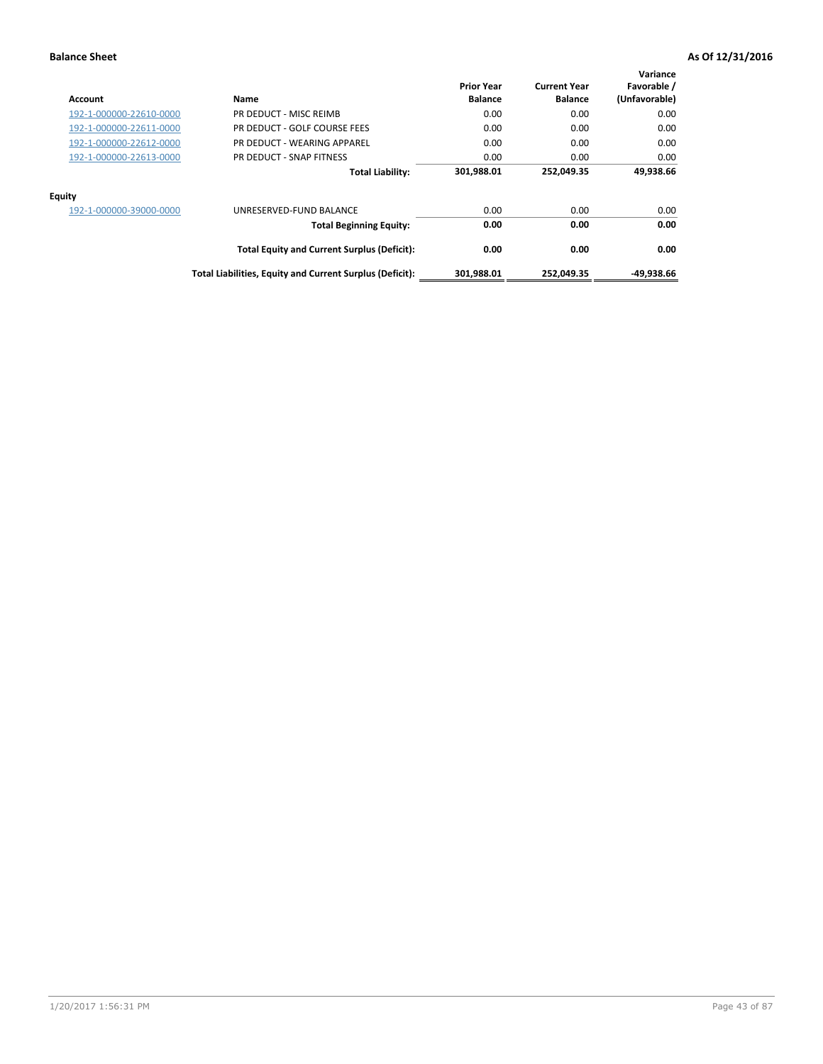**Balance Sheet** **As Of 12/31/2016**

| Account | Name | Prior Year Balance | Current Year Balance | Variance Favorable / (Unfavorable) |
|---|---|---|---|---|
| 192-1-000000-22610-0000 | PR DEDUCT - MISC REIMB | 0.00 | 0.00 | 0.00 |
| 192-1-000000-22611-0000 | PR DEDUCT - GOLF COURSE FEES | 0.00 | 0.00 | 0.00 |
| 192-1-000000-22612-0000 | PR DEDUCT - WEARING APPAREL | 0.00 | 0.00 | 0.00 |
| 192-1-000000-22613-0000 | PR DEDUCT - SNAP FITNESS | 0.00 | 0.00 | 0.00 |
| | **Total Liability:** | **301,988.01** | **252,049.35** | **49,938.66** |
| **Equity** | | | | |
| 192-1-000000-39000-0000 | UNRESERVED-FUND BALANCE | 0.00 | 0.00 | 0.00 |
| | **Total Beginning Equity:** | **0.00** | **0.00** | **0.00** |
| | **Total Equity and Current Surplus (Deficit):** | **0.00** | **0.00** | **0.00** |
| | **Total Liabilities, Equity and Current Surplus (Deficit):** | **301,988.01** | **252,049.35** | **-49,938.66** |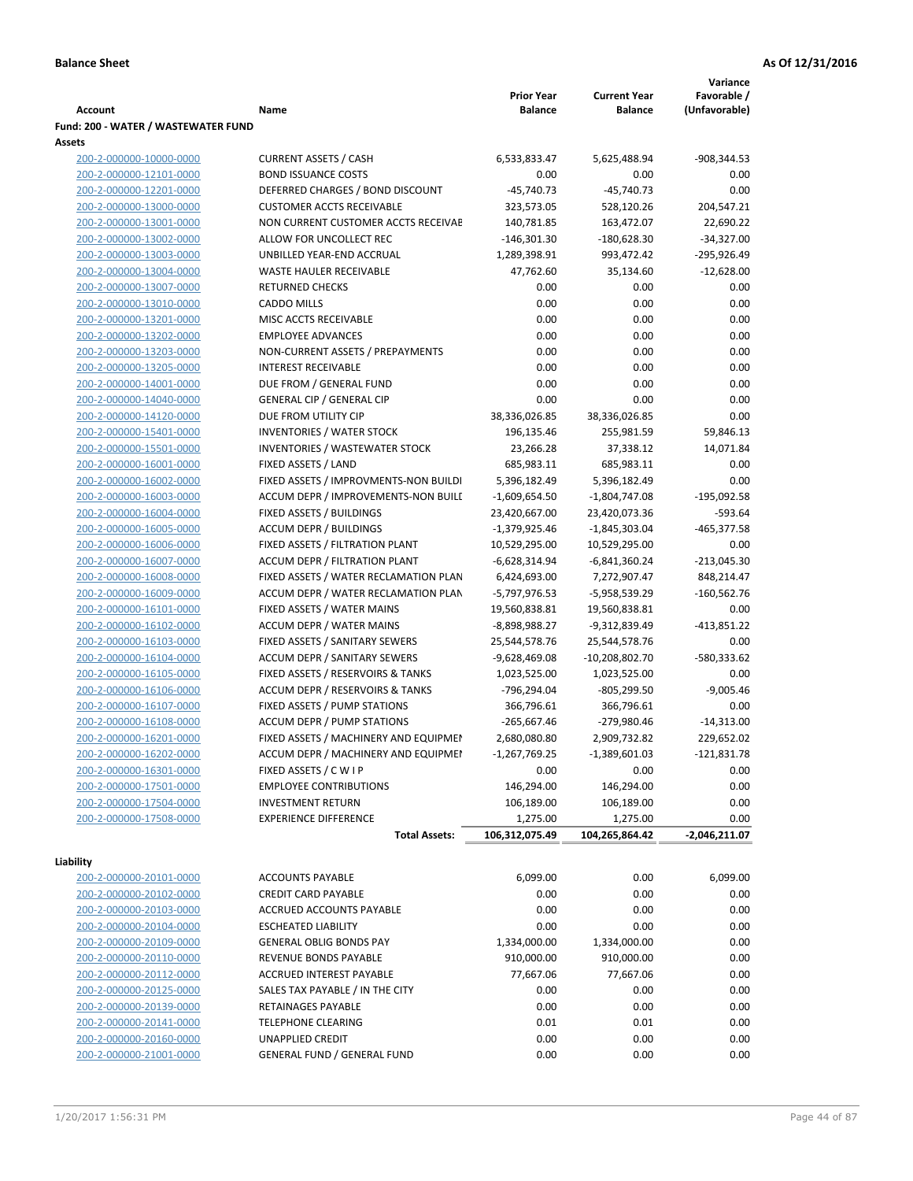**Balance Sheet** **As Of 12/31/2016**

| Account | Name | Prior Year Balance | Current Year Balance | Variance Favorable / (Unfavorable) |
|---|---|---|---|---|
| **Fund: 200 - WATER / WASTEWATER FUND** | | | | |
| **Assets** | | | | |
| 200-2-000000-10000-0000 | CURRENT ASSETS / CASH | 6,533,833.47 | 5,625,488.94 | -908,344.53 |
| 200-2-000000-12101-0000 | BOND ISSUANCE COSTS | 0.00 | 0.00 | 0.00 |
| 200-2-000000-12201-0000 | DEFERRED CHARGES / BOND DISCOUNT | -45,740.73 | -45,740.73 | 0.00 |
| 200-2-000000-13000-0000 | CUSTOMER ACCTS RECEIVABLE | 323,573.05 | 528,120.26 | 204,547.21 |
| 200-2-000000-13001-0000 | NON CURRENT CUSTOMER ACCTS RECEIVAE | 140,781.85 | 163,472.07 | 22,690.22 |
| 200-2-000000-13002-0000 | ALLOW FOR UNCOLLECT REC | -146,301.30 | -180,628.30 | -34,327.00 |
| 200-2-000000-13003-0000 | UNBILLED YEAR-END ACCRUAL | 1,289,398.91 | 993,472.42 | -295,926.49 |
| 200-2-000000-13004-0000 | WASTE HAULER RECEIVABLE | 47,762.60 | 35,134.60 | -12,628.00 |
| 200-2-000000-13007-0000 | RETURNED CHECKS | 0.00 | 0.00 | 0.00 |
| 200-2-000000-13010-0000 | CADDO MILLS | 0.00 | 0.00 | 0.00 |
| 200-2-000000-13201-0000 | MISC ACCTS RECEIVABLE | 0.00 | 0.00 | 0.00 |
| 200-2-000000-13202-0000 | EMPLOYEE ADVANCES | 0.00 | 0.00 | 0.00 |
| 200-2-000000-13203-0000 | NON-CURRENT ASSETS / PREPAYMENTS | 0.00 | 0.00 | 0.00 |
| 200-2-000000-13205-0000 | INTEREST RECEIVABLE | 0.00 | 0.00 | 0.00 |
| 200-2-000000-14001-0000 | DUE FROM / GENERAL FUND | 0.00 | 0.00 | 0.00 |
| 200-2-000000-14040-0000 | GENERAL CIP / GENERAL CIP | 0.00 | 0.00 | 0.00 |
| 200-2-000000-14120-0000 | DUE FROM UTILITY CIP | 38,336,026.85 | 38,336,026.85 | 0.00 |
| 200-2-000000-15401-0000 | INVENTORIES / WATER STOCK | 196,135.46 | 255,981.59 | 59,846.13 |
| 200-2-000000-15501-0000 | INVENTORIES / WASTEWATER STOCK | 23,266.28 | 37,338.12 | 14,071.84 |
| 200-2-000000-16001-0000 | FIXED ASSETS / LAND | 685,983.11 | 685,983.11 | 0.00 |
| 200-2-000000-16002-0000 | FIXED ASSETS / IMPROVMENTS-NON BUILDI | 5,396,182.49 | 5,396,182.49 | 0.00 |
| 200-2-000000-16003-0000 | ACCUM DEPR / IMPROVEMENTS-NON BUILL | -1,609,654.50 | -1,804,747.08 | -195,092.58 |
| 200-2-000000-16004-0000 | FIXED ASSETS / BUILDINGS | 23,420,667.00 | 23,420,073.36 | -593.64 |
| 200-2-000000-16005-0000 | ACCUM DEPR / BUILDINGS | -1,379,925.46 | -1,845,303.04 | -465,377.58 |
| 200-2-000000-16006-0000 | FIXED ASSETS / FILTRATION PLANT | 10,529,295.00 | 10,529,295.00 | 0.00 |
| 200-2-000000-16007-0000 | ACCUM DEPR / FILTRATION PLANT | -6,628,314.94 | -6,841,360.24 | -213,045.30 |
| 200-2-000000-16008-0000 | FIXED ASSETS / WATER RECLAMATION PLAN | 6,424,693.00 | 7,272,907.47 | 848,214.47 |
| 200-2-000000-16009-0000 | ACCUM DEPR / WATER RECLAMATION PLAN | -5,797,976.53 | -5,958,539.29 | -160,562.76 |
| 200-2-000000-16101-0000 | FIXED ASSETS / WATER MAINS | 19,560,838.81 | 19,560,838.81 | 0.00 |
| 200-2-000000-16102-0000 | ACCUM DEPR / WATER MAINS | -8,898,988.27 | -9,312,839.49 | -413,851.22 |
| 200-2-000000-16103-0000 | FIXED ASSETS / SANITARY SEWERS | 25,544,578.76 | 25,544,578.76 | 0.00 |
| 200-2-000000-16104-0000 | ACCUM DEPR / SANITARY SEWERS | -9,628,469.08 | -10,208,802.70 | -580,333.62 |
| 200-2-000000-16105-0000 | FIXED ASSETS / RESERVOIRS & TANKS | 1,023,525.00 | 1,023,525.00 | 0.00 |
| 200-2-000000-16106-0000 | ACCUM DEPR / RESERVOIRS & TANKS | -796,294.04 | -805,299.50 | -9,005.46 |
| 200-2-000000-16107-0000 | FIXED ASSETS / PUMP STATIONS | 366,796.61 | 366,796.61 | 0.00 |
| 200-2-000000-16108-0000 | ACCUM DEPR / PUMP STATIONS | -265,667.46 | -279,980.46 | -14,313.00 |
| 200-2-000000-16201-0000 | FIXED ASSETS / MACHINERY AND EQUIPMEI | 2,680,080.80 | 2,909,732.82 | 229,652.02 |
| 200-2-000000-16202-0000 | ACCUM DEPR / MACHINERY AND EQUIPMEI | -1,267,769.25 | -1,389,601.03 | -121,831.78 |
| 200-2-000000-16301-0000 | FIXED ASSETS / C W I P | 0.00 | 0.00 | 0.00 |
| 200-2-000000-17501-0000 | EMPLOYEE CONTRIBUTIONS | 146,294.00 | 146,294.00 | 0.00 |
| 200-2-000000-17504-0000 | INVESTMENT RETURN | 106,189.00 | 106,189.00 | 0.00 |
| 200-2-000000-17508-0000 | EXPERIENCE DIFFERENCE | 1,275.00 | 1,275.00 | 0.00 |
| | **Total Assets:** | **106,312,075.49** | **104,265,864.42** | **-2,046,211.07** |
| **Liability** | | | | |
| 200-2-000000-20101-0000 | ACCOUNTS PAYABLE | 6,099.00 | 0.00 | 6,099.00 |
| 200-2-000000-20102-0000 | CREDIT CARD PAYABLE | 0.00 | 0.00 | 0.00 |
| 200-2-000000-20103-0000 | ACCRUED ACCOUNTS PAYABLE | 0.00 | 0.00 | 0.00 |
| 200-2-000000-20104-0000 | ESCHEATED LIABILITY | 0.00 | 0.00 | 0.00 |
| 200-2-000000-20109-0000 | GENERAL OBLIG BONDS PAY | 1,334,000.00 | 1,334,000.00 | 0.00 |
| 200-2-000000-20110-0000 | REVENUE BONDS PAYABLE | 910,000.00 | 910,000.00 | 0.00 |
| 200-2-000000-20112-0000 | ACCRUED INTEREST PAYABLE | 77,667.06 | 77,667.06 | 0.00 |
| 200-2-000000-20125-0000 | SALES TAX PAYABLE / IN THE CITY | 0.00 | 0.00 | 0.00 |
| 200-2-000000-20139-0000 | RETAINAGES PAYABLE | 0.00 | 0.00 | 0.00 |
| 200-2-000000-20141-0000 | TELEPHONE CLEARING | 0.01 | 0.01 | 0.00 |
| 200-2-000000-20160-0000 | UNAPPLIED CREDIT | 0.00 | 0.00 | 0.00 |
| 200-2-000000-21001-0000 | GENERAL FUND / GENERAL FUND | 0.00 | 0.00 | 0.00 |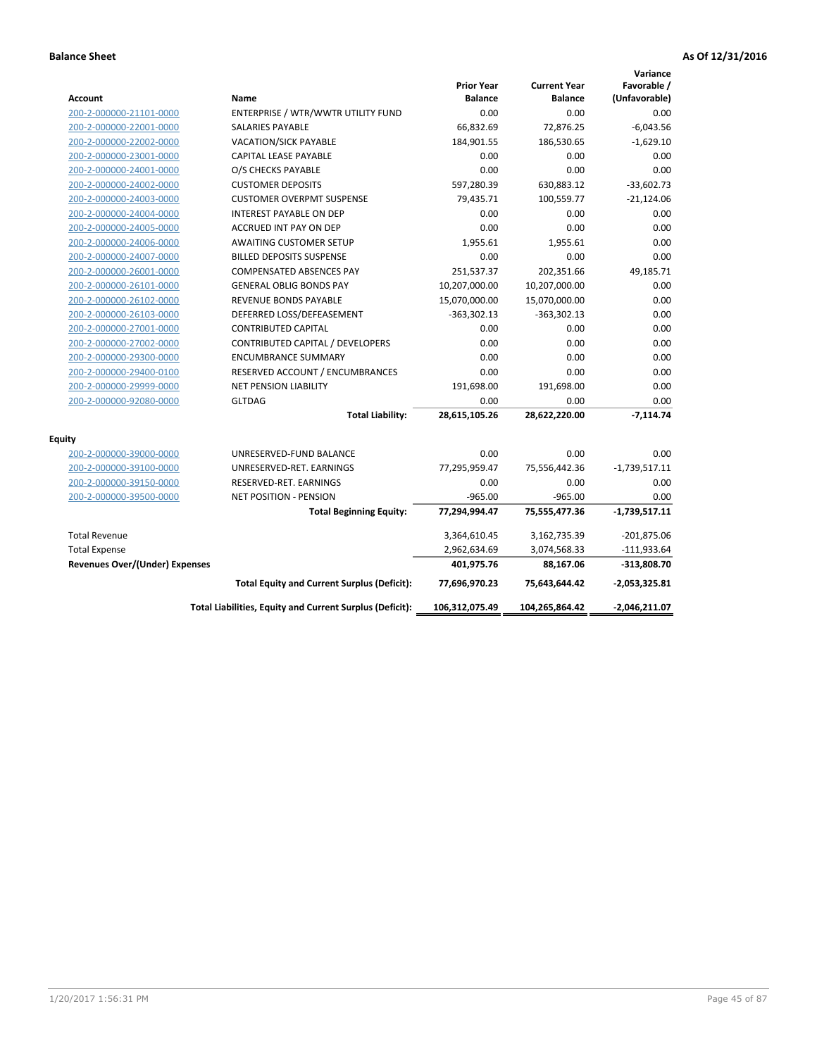**Balance Sheet** **As Of 12/31/2016**

| Account | Name | Prior Year Balance | Current Year Balance | Variance Favorable / (Unfavorable) |
|---|---|---|---|---|
| 200-2-000000-21101-0000 | ENTERPRISE / WTR/WWTR UTILITY FUND | 0.00 | 0.00 | 0.00 |
| 200-2-000000-22001-0000 | SALARIES PAYABLE | 66,832.69 | 72,876.25 | -6,043.56 |
| 200-2-000000-22002-0000 | VACATION/SICK PAYABLE | 184,901.55 | 186,530.65 | -1,629.10 |
| 200-2-000000-23001-0000 | CAPITAL LEASE PAYABLE | 0.00 | 0.00 | 0.00 |
| 200-2-000000-24001-0000 | O/S CHECKS PAYABLE | 0.00 | 0.00 | 0.00 |
| 200-2-000000-24002-0000 | CUSTOMER DEPOSITS | 597,280.39 | 630,883.12 | -33,602.73 |
| 200-2-000000-24003-0000 | CUSTOMER OVERPMT SUSPENSE | 79,435.71 | 100,559.77 | -21,124.06 |
| 200-2-000000-24004-0000 | INTEREST PAYABLE ON DEP | 0.00 | 0.00 | 0.00 |
| 200-2-000000-24005-0000 | ACCRUED INT PAY ON DEP | 0.00 | 0.00 | 0.00 |
| 200-2-000000-24006-0000 | AWAITING CUSTOMER SETUP | 1,955.61 | 1,955.61 | 0.00 |
| 200-2-000000-24007-0000 | BILLED DEPOSITS SUSPENSE | 0.00 | 0.00 | 0.00 |
| 200-2-000000-26001-0000 | COMPENSATED ABSENCES PAY | 251,537.37 | 202,351.66 | 49,185.71 |
| 200-2-000000-26101-0000 | GENERAL OBLIG BONDS PAY | 10,207,000.00 | 10,207,000.00 | 0.00 |
| 200-2-000000-26102-0000 | REVENUE BONDS PAYABLE | 15,070,000.00 | 15,070,000.00 | 0.00 |
| 200-2-000000-26103-0000 | DEFERRED LOSS/DEFEASEMENT | -363,302.13 | -363,302.13 | 0.00 |
| 200-2-000000-27001-0000 | CONTRIBUTED CAPITAL | 0.00 | 0.00 | 0.00 |
| 200-2-000000-27002-0000 | CONTRIBUTED CAPITAL / DEVELOPERS | 0.00 | 0.00 | 0.00 |
| 200-2-000000-29300-0000 | ENCUMBRANCE SUMMARY | 0.00 | 0.00 | 0.00 |
| 200-2-000000-29400-0100 | RESERVED ACCOUNT / ENCUMBRANCES | 0.00 | 0.00 | 0.00 |
| 200-2-000000-29999-0000 | NET PENSION LIABILITY | 191,698.00 | 191,698.00 | 0.00 |
| 200-2-000000-92080-0000 | GLTDAG | 0.00 | 0.00 | 0.00 |
| | **Total Liability:** | **28,615,105.26** | **28,622,220.00** | **-7,114.74** |
| **Equity** | | | | |
| 200-2-000000-39000-0000 | UNRESERVED-FUND BALANCE | 0.00 | 0.00 | 0.00 |
| 200-2-000000-39100-0000 | UNRESERVED-RET. EARNINGS | 77,295,959.47 | 75,556,442.36 | -1,739,517.11 |
| 200-2-000000-39150-0000 | RESERVED-RET. EARNINGS | 0.00 | 0.00 | 0.00 |
| 200-2-000000-39500-0000 | NET POSITION - PENSION | -965.00 | -965.00 | 0.00 |
| | **Total Beginning Equity:** | **77,294,994.47** | **75,555,477.36** | **-1,739,517.11** |
| Total Revenue | | 3,364,610.45 | 3,162,735.39 | -201,875.06 |
| Total Expense | | 2,962,634.69 | 3,074,568.33 | -111,933.64 |
| **Revenues Over/(Under) Expenses** | | **401,975.76** | **88,167.06** | **-313,808.70** |
| | **Total Equity and Current Surplus (Deficit):** | **77,696,970.23** | **75,643,644.42** | **-2,053,325.81** |
| | **Total Liabilities, Equity and Current Surplus (Deficit):** | **106,312,075.49** | **104,265,864.42** | **-2,046,211.07** |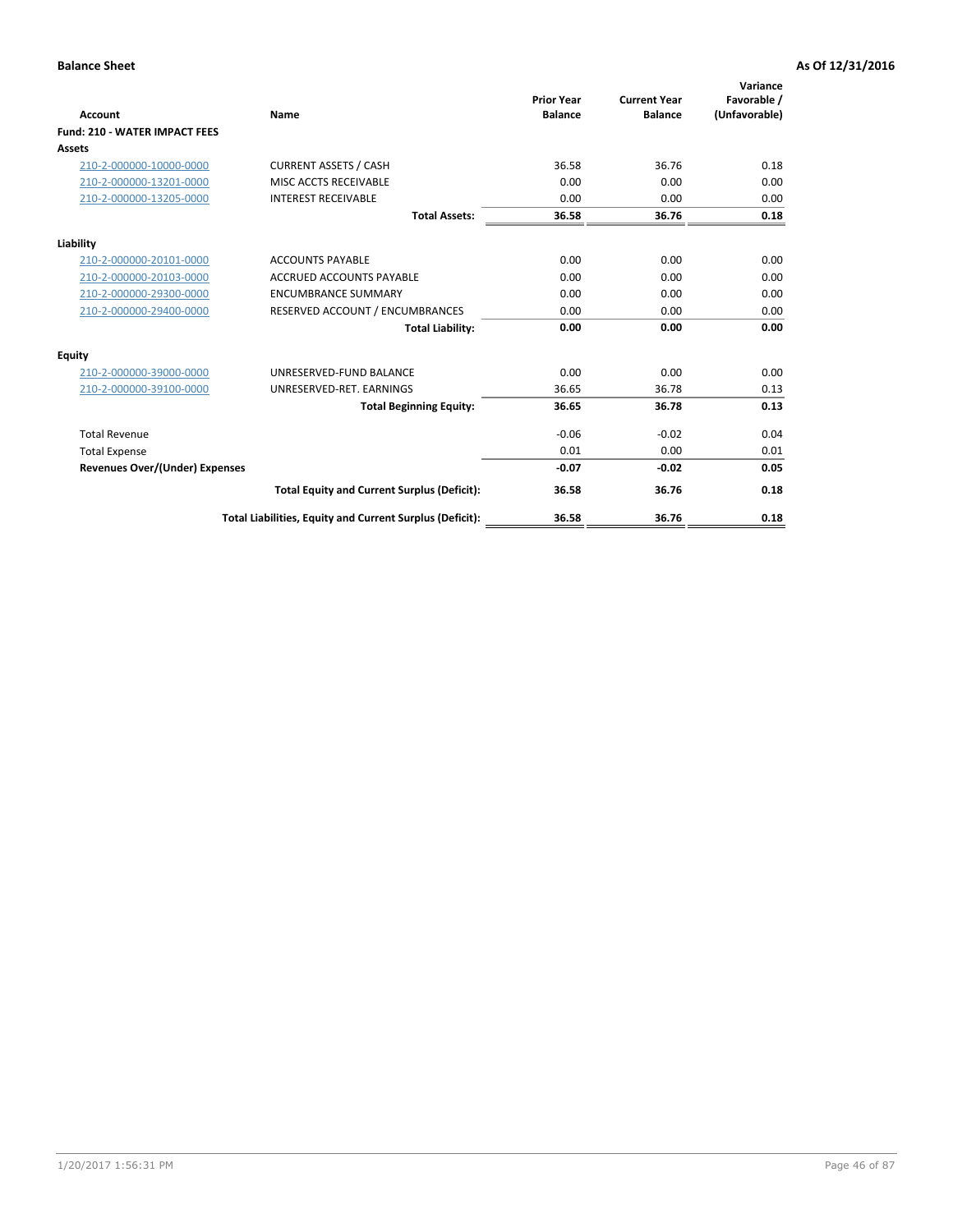**Balance Sheet** **As Of 12/31/2016**

| Account | Name | Prior Year Balance | Current Year Balance | Variance Favorable / (Unfavorable) |
|---|---|---|---|---|
| **Fund: 210 - WATER IMPACT FEES** | | | | |
| **Assets** | | | | |
| 210-2-000000-10000-0000 | CURRENT ASSETS / CASH | 36.58 | 36.76 | 0.18 |
| 210-2-000000-13201-0000 | MISC ACCTS RECEIVABLE | 0.00 | 0.00 | 0.00 |
| 210-2-000000-13205-0000 | INTEREST RECEIVABLE | 0.00 | 0.00 | 0.00 |
| | **Total Assets:** | **36.58** | **36.76** | **0.18** |
| **Liability** | | | | |
| 210-2-000000-20101-0000 | ACCOUNTS PAYABLE | 0.00 | 0.00 | 0.00 |
| 210-2-000000-20103-0000 | ACCRUED ACCOUNTS PAYABLE | 0.00 | 0.00 | 0.00 |
| 210-2-000000-29300-0000 | ENCUMBRANCE SUMMARY | 0.00 | 0.00 | 0.00 |
| 210-2-000000-29400-0000 | RESERVED ACCOUNT / ENCUMBRANCES | 0.00 | 0.00 | 0.00 |
| | **Total Liability:** | **0.00** | **0.00** | **0.00** |
| **Equity** | | | | |
| 210-2-000000-39000-0000 | UNRESERVED-FUND BALANCE | 0.00 | 0.00 | 0.00 |
| 210-2-000000-39100-0000 | UNRESERVED-RET. EARNINGS | 36.65 | 36.78 | 0.13 |
| | **Total Beginning Equity:** | **36.65** | **36.78** | **0.13** |
| Total Revenue | | -0.06 | -0.02 | 0.04 |
| Total Expense | | 0.01 | 0.00 | 0.01 |
| **Revenues Over/(Under) Expenses** | | **-0.07** | **-0.02** | **0.05** |
| | **Total Equity and Current Surplus (Deficit):** | **36.58** | **36.76** | **0.18** |
| | **Total Liabilities, Equity and Current Surplus (Deficit):** | **36.58** | **36.76** | **0.18** |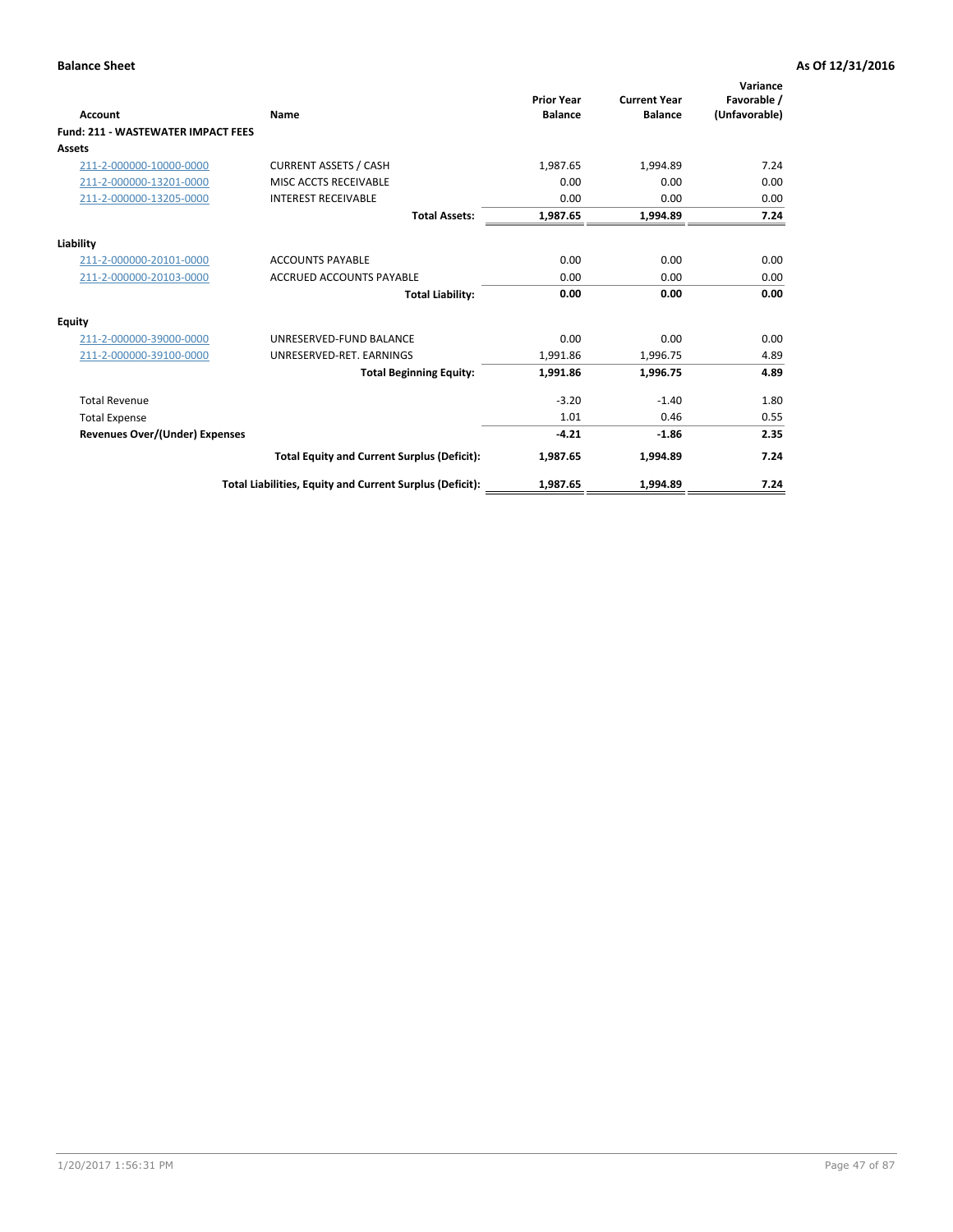**Balance Sheet** **As Of 12/31/2016**

| Account | Name | Prior Year Balance | Current Year Balance | Variance Favorable / (Unfavorable) |
|---|---|---|---|---|
| **Fund: 211 - WASTEWATER IMPACT FEES** | | | | |
| **Assets** | | | | |
| 211-2-000000-10000-0000 | CURRENT ASSETS / CASH | 1,987.65 | 1,994.89 | 7.24 |
| 211-2-000000-13201-0000 | MISC ACCTS RECEIVABLE | 0.00 | 0.00 | 0.00 |
| 211-2-000000-13205-0000 | INTEREST RECEIVABLE | 0.00 | 0.00 | 0.00 |
| | **Total Assets:** | **1,987.65** | **1,994.89** | **7.24** |
| **Liability** | | | | |
| 211-2-000000-20101-0000 | ACCOUNTS PAYABLE | 0.00 | 0.00 | 0.00 |
| 211-2-000000-20103-0000 | ACCRUED ACCOUNTS PAYABLE | 0.00 | 0.00 | 0.00 |
| | **Total Liability:** | **0.00** | **0.00** | **0.00** |
| **Equity** | | | | |
| 211-2-000000-39000-0000 | UNRESERVED-FUND BALANCE | 0.00 | 0.00 | 0.00 |
| 211-2-000000-39100-0000 | UNRESERVED-RET. EARNINGS | 1,991.86 | 1,996.75 | 4.89 |
| | **Total Beginning Equity:** | **1,991.86** | **1,996.75** | **4.89** |
| Total Revenue | | -3.20 | -1.40 | 1.80 |
| Total Expense | | 1.01 | 0.46 | 0.55 |
| **Revenues Over/(Under) Expenses** | | **-4.21** | **-1.86** | **2.35** |
| | **Total Equity and Current Surplus (Deficit):** | **1,987.65** | **1,994.89** | **7.24** |
| | **Total Liabilities, Equity and Current Surplus (Deficit):** | **1,987.65** | **1,994.89** | **7.24** |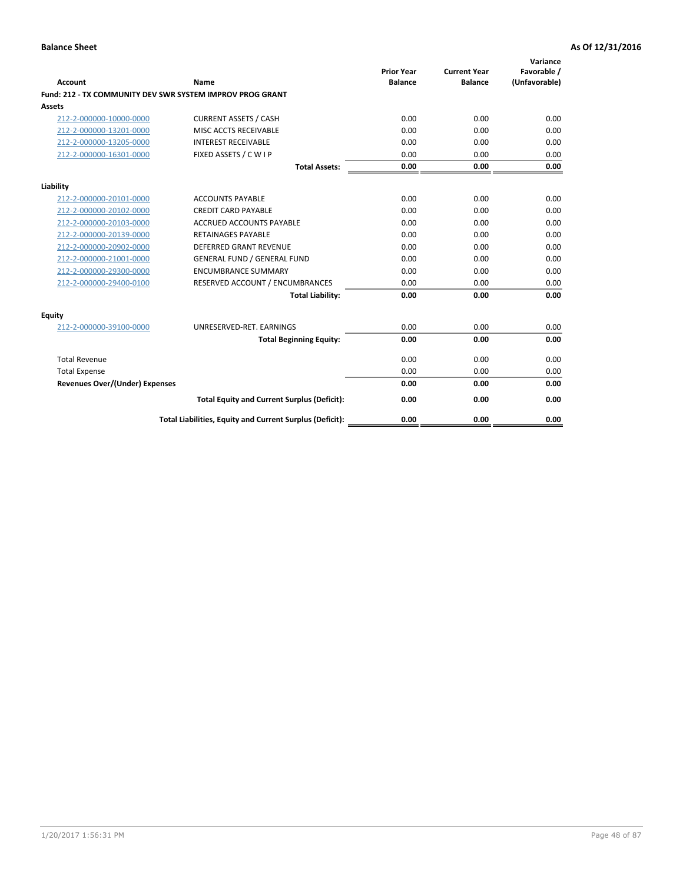**Balance Sheet** | **As Of 12/31/2016**

| Account | Name | Prior Year Balance | Current Year Balance | Variance Favorable / (Unfavorable) |
|---|---|---|---|---|
| **Fund: 212 - TX COMMUNITY DEV SWR SYSTEM IMPROV PROG GRANT** | | | | |
| **Assets** | | | | |
| 212-2-000000-10000-0000 | CURRENT ASSETS / CASH | 0.00 | 0.00 | 0.00 |
| 212-2-000000-13201-0000 | MISC ACCTS RECEIVABLE | 0.00 | 0.00 | 0.00 |
| 212-2-000000-13205-0000 | INTEREST RECEIVABLE | 0.00 | 0.00 | 0.00 |
| 212-2-000000-16301-0000 | FIXED ASSETS / C W I P | 0.00 | 0.00 | 0.00 |
| | **Total Assets:** | **0.00** | **0.00** | **0.00** |
| **Liability** | | | | |
| 212-2-000000-20101-0000 | ACCOUNTS PAYABLE | 0.00 | 0.00 | 0.00 |
| 212-2-000000-20102-0000 | CREDIT CARD PAYABLE | 0.00 | 0.00 | 0.00 |
| 212-2-000000-20103-0000 | ACCRUED ACCOUNTS PAYABLE | 0.00 | 0.00 | 0.00 |
| 212-2-000000-20139-0000 | RETAINAGES PAYABLE | 0.00 | 0.00 | 0.00 |
| 212-2-000000-20902-0000 | DEFERRED GRANT REVENUE | 0.00 | 0.00 | 0.00 |
| 212-2-000000-21001-0000 | GENERAL FUND / GENERAL FUND | 0.00 | 0.00 | 0.00 |
| 212-2-000000-29300-0000 | ENCUMBRANCE SUMMARY | 0.00 | 0.00 | 0.00 |
| 212-2-000000-29400-0100 | RESERVED ACCOUNT / ENCUMBRANCES | 0.00 | 0.00 | 0.00 |
| | **Total Liability:** | **0.00** | **0.00** | **0.00** |
| **Equity** | | | | |
| 212-2-000000-39100-0000 | UNRESERVED-RET. EARNINGS | 0.00 | 0.00 | 0.00 |
| | **Total Beginning Equity:** | **0.00** | **0.00** | **0.00** |
| Total Revenue | | 0.00 | 0.00 | 0.00 |
| Total Expense | | 0.00 | 0.00 | 0.00 |
| **Revenues Over/(Under) Expenses** | | **0.00** | **0.00** | **0.00** |
| | **Total Equity and Current Surplus (Deficit):** | **0.00** | **0.00** | **0.00** |
| | **Total Liabilities, Equity and Current Surplus (Deficit):** | **0.00** | **0.00** | **0.00** |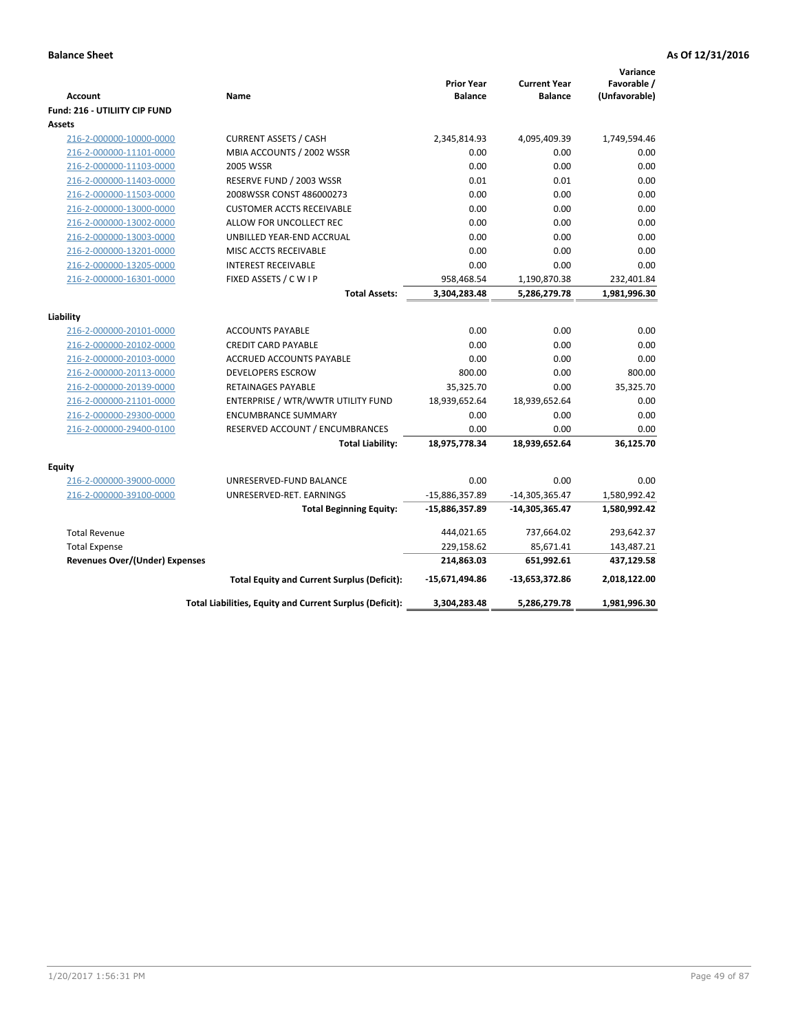**Balance Sheet** **As Of 12/31/2016**

| Account | Name | Prior Year Balance | Current Year Balance | Variance Favorable / (Unfavorable) |
|---|---|---|---|---|
| **Fund: 216 - UTILIITY CIP FUND** | | | | |
| **Assets** | | | | |
| 216-2-000000-10000-0000 | CURRENT ASSETS / CASH | 2,345,814.93 | 4,095,409.39 | 1,749,594.46 |
| 216-2-000000-11101-0000 | MBIA ACCOUNTS / 2002 WSSR | 0.00 | 0.00 | 0.00 |
| 216-2-000000-11103-0000 | 2005 WSSR | 0.00 | 0.00 | 0.00 |
| 216-2-000000-11403-0000 | RESERVE FUND / 2003 WSSR | 0.01 | 0.01 | 0.00 |
| 216-2-000000-11503-0000 | 2008WSSR CONST 486000273 | 0.00 | 0.00 | 0.00 |
| 216-2-000000-13000-0000 | CUSTOMER ACCTS RECEIVABLE | 0.00 | 0.00 | 0.00 |
| 216-2-000000-13002-0000 | ALLOW FOR UNCOLLECT REC | 0.00 | 0.00 | 0.00 |
| 216-2-000000-13003-0000 | UNBILLED YEAR-END ACCRUAL | 0.00 | 0.00 | 0.00 |
| 216-2-000000-13201-0000 | MISC ACCTS RECEIVABLE | 0.00 | 0.00 | 0.00 |
| 216-2-000000-13205-0000 | INTEREST RECEIVABLE | 0.00 | 0.00 | 0.00 |
| 216-2-000000-16301-0000 | FIXED ASSETS / C W I P | 958,468.54 | 1,190,870.38 | 232,401.84 |
| | **Total Assets:** | **3,304,283.48** | **5,286,279.78** | **1,981,996.30** |
| **Liability** | | | | |
| 216-2-000000-20101-0000 | ACCOUNTS PAYABLE | 0.00 | 0.00 | 0.00 |
| 216-2-000000-20102-0000 | CREDIT CARD PAYABLE | 0.00 | 0.00 | 0.00 |
| 216-2-000000-20103-0000 | ACCRUED ACCOUNTS PAYABLE | 0.00 | 0.00 | 0.00 |
| 216-2-000000-20113-0000 | DEVELOPERS ESCROW | 800.00 | 0.00 | 800.00 |
| 216-2-000000-20139-0000 | RETAINAGES PAYABLE | 35,325.70 | 0.00 | 35,325.70 |
| 216-2-000000-21101-0000 | ENTERPRISE / WTR/WWTR UTILITY FUND | 18,939,652.64 | 18,939,652.64 | 0.00 |
| 216-2-000000-29300-0000 | ENCUMBRANCE SUMMARY | 0.00 | 0.00 | 0.00 |
| 216-2-000000-29400-0100 | RESERVED ACCOUNT / ENCUMBRANCES | 0.00 | 0.00 | 0.00 |
| | **Total Liability:** | **18,975,778.34** | **18,939,652.64** | **36,125.70** |
| **Equity** | | | | |
| 216-2-000000-39000-0000 | UNRESERVED-FUND BALANCE | 0.00 | 0.00 | 0.00 |
| 216-2-000000-39100-0000 | UNRESERVED-RET. EARNINGS | -15,886,357.89 | -14,305,365.47 | 1,580,992.42 |
| | **Total Beginning Equity:** | **-15,886,357.89** | **-14,305,365.47** | **1,580,992.42** |
| Total Revenue | | 444,021.65 | 737,664.02 | 293,642.37 |
| Total Expense | | 229,158.62 | 85,671.41 | 143,487.21 |
| **Revenues Over/(Under) Expenses** | | **214,863.03** | **651,992.61** | **437,129.58** |
| | **Total Equity and Current Surplus (Deficit):** | **-15,671,494.86** | **-13,653,372.86** | **2,018,122.00** |
| | **Total Liabilities, Equity and Current Surplus (Deficit):** | **3,304,283.48** | **5,286,279.78** | **1,981,996.30** |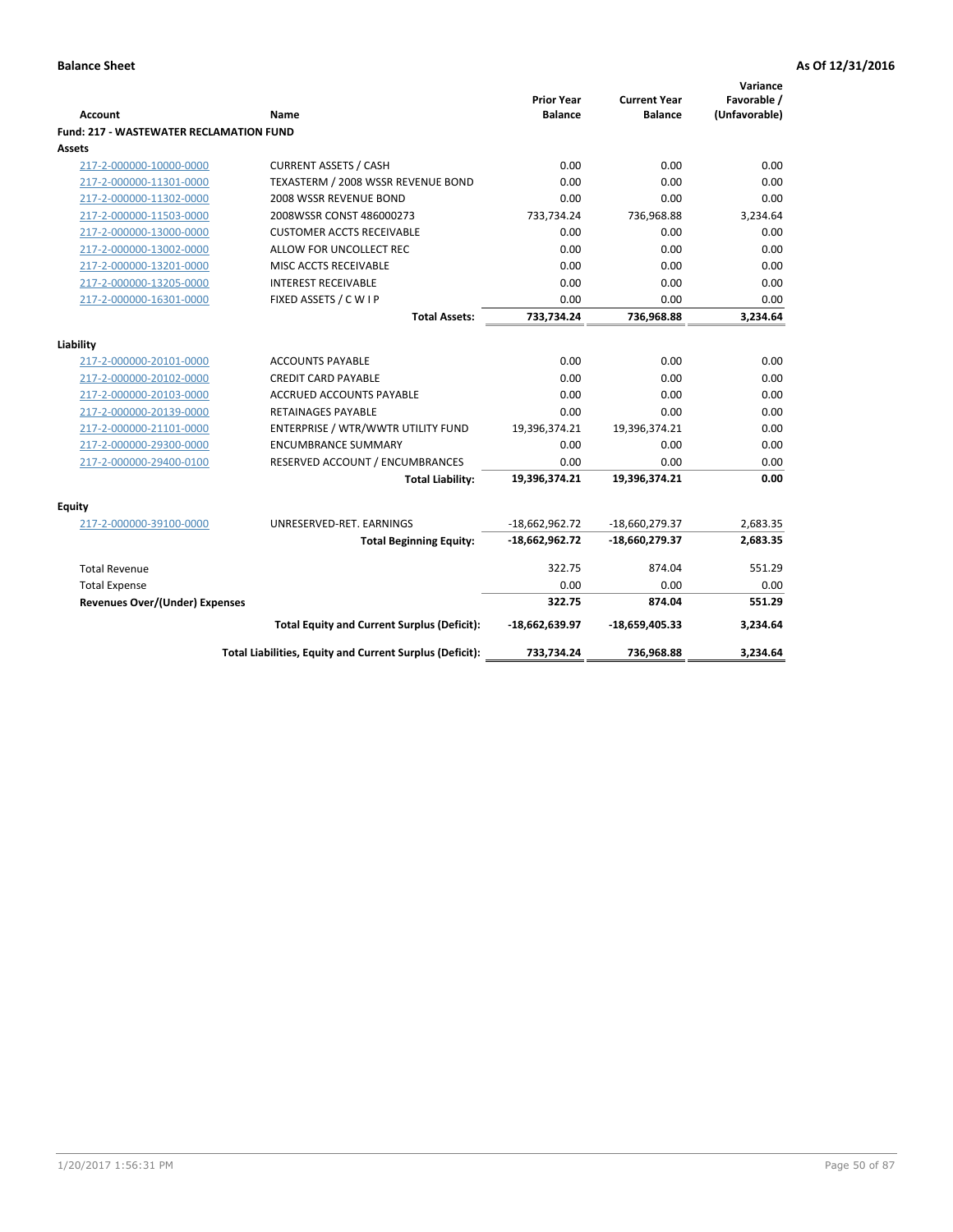**Balance Sheet** | **As Of 12/31/2016**

| Account | Name | Prior Year Balance | Current Year Balance | Variance Favorable / (Unfavorable) |
|---|---|---|---|---|
| **Fund: 217 - WASTEWATER RECLAMATION FUND** | | | | |
| **Assets** | | | | |
| 217-2-000000-10000-0000 | CURRENT ASSETS / CASH | 0.00 | 0.00 | 0.00 |
| 217-2-000000-11301-0000 | TEXASTERM / 2008 WSSR REVENUE BOND | 0.00 | 0.00 | 0.00 |
| 217-2-000000-11302-0000 | 2008 WSSR REVENUE BOND | 0.00 | 0.00 | 0.00 |
| 217-2-000000-11503-0000 | 2008WSSR CONST 486000273 | 733,734.24 | 736,968.88 | 3,234.64 |
| 217-2-000000-13000-0000 | CUSTOMER ACCTS RECEIVABLE | 0.00 | 0.00 | 0.00 |
| 217-2-000000-13002-0000 | ALLOW FOR UNCOLLECT REC | 0.00 | 0.00 | 0.00 |
| 217-2-000000-13201-0000 | MISC ACCTS RECEIVABLE | 0.00 | 0.00 | 0.00 |
| 217-2-000000-13205-0000 | INTEREST RECEIVABLE | 0.00 | 0.00 | 0.00 |
| 217-2-000000-16301-0000 | FIXED ASSETS / C W I P | 0.00 | 0.00 | 0.00 |
| | **Total Assets:** | **733,734.24** | **736,968.88** | **3,234.64** |
| **Liability** | | | | |
| 217-2-000000-20101-0000 | ACCOUNTS PAYABLE | 0.00 | 0.00 | 0.00 |
| 217-2-000000-20102-0000 | CREDIT CARD PAYABLE | 0.00 | 0.00 | 0.00 |
| 217-2-000000-20103-0000 | ACCRUED ACCOUNTS PAYABLE | 0.00 | 0.00 | 0.00 |
| 217-2-000000-20139-0000 | RETAINAGES PAYABLE | 0.00 | 0.00 | 0.00 |
| 217-2-000000-21101-0000 | ENTERPRISE / WTR/WWTR UTILITY FUND | 19,396,374.21 | 19,396,374.21 | 0.00 |
| 217-2-000000-29300-0000 | ENCUMBRANCE SUMMARY | 0.00 | 0.00 | 0.00 |
| 217-2-000000-29400-0100 | RESERVED ACCOUNT / ENCUMBRANCES | 0.00 | 0.00 | 0.00 |
| | **Total Liability:** | **19,396,374.21** | **19,396,374.21** | **0.00** |
| **Equity** | | | | |
| 217-2-000000-39100-0000 | UNRESERVED-RET. EARNINGS | -18,662,962.72 | -18,660,279.37 | 2,683.35 |
| | **Total Beginning Equity:** | **-18,662,962.72** | **-18,660,279.37** | **2,683.35** |
| Total Revenue | | 322.75 | 874.04 | 551.29 |
| Total Expense | | 0.00 | 0.00 | 0.00 |
| **Revenues Over/(Under) Expenses** | | **322.75** | **874.04** | **551.29** |
| | **Total Equity and Current Surplus (Deficit):** | **-18,662,639.97** | **-18,659,405.33** | **3,234.64** |
| | **Total Liabilities, Equity and Current Surplus (Deficit):** | **733,734.24** | **736,968.88** | **3,234.64** |

1/20/2017 1:56:31 PM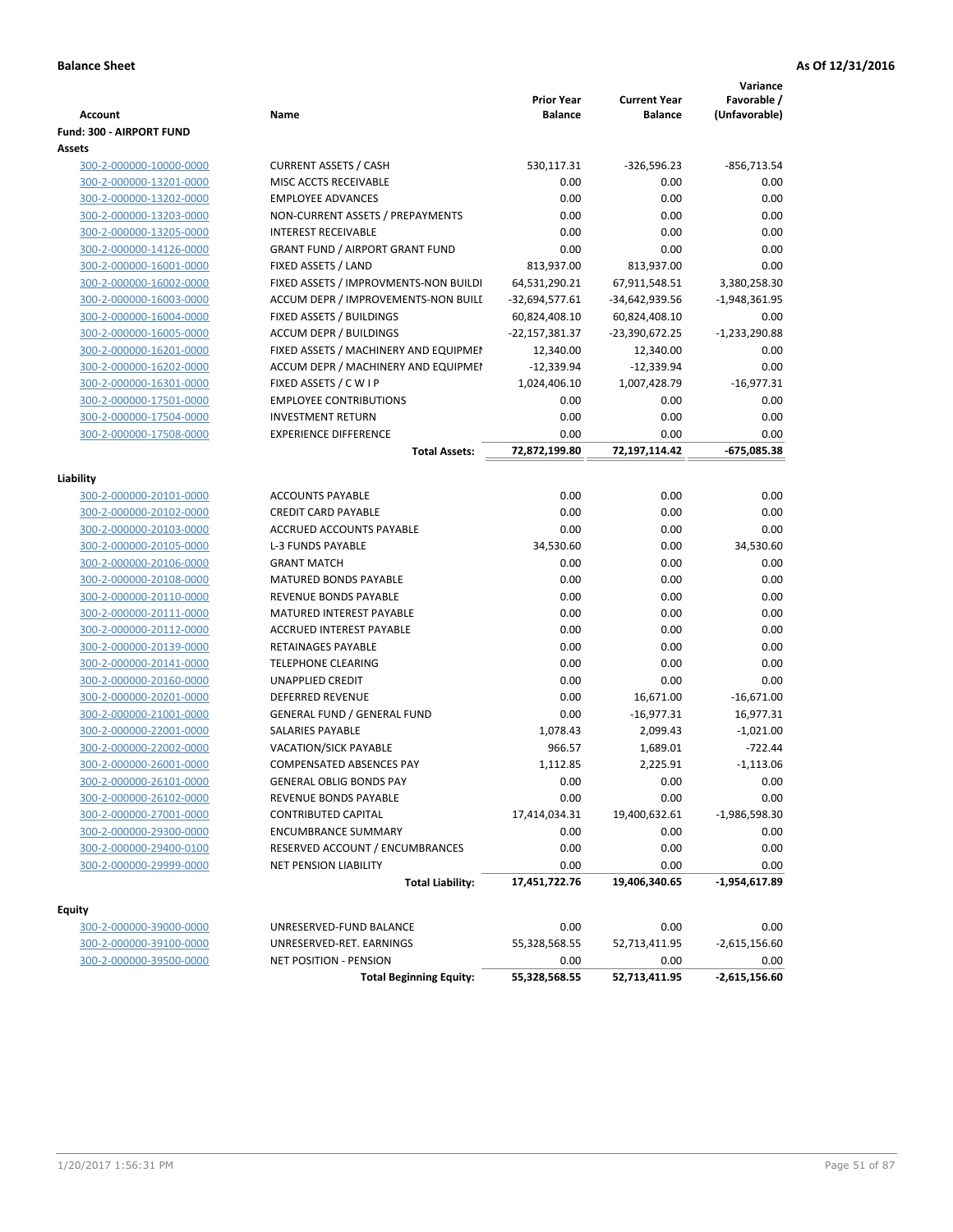**Balance Sheet** **As Of 12/31/2016**

| Account | Name | Prior Year Balance | Current Year Balance | Variance Favorable / (Unfavorable) |
|---|---|---|---|---|
| **Fund: 300 - AIRPORT FUND** | | | | |
| **Assets** | | | | |
| 300-2-000000-10000-0000 | CURRENT ASSETS / CASH | 530,117.31 | -326,596.23 | -856,713.54 |
| 300-2-000000-13201-0000 | MISC ACCTS RECEIVABLE | 0.00 | 0.00 | 0.00 |
| 300-2-000000-13202-0000 | EMPLOYEE ADVANCES | 0.00 | 0.00 | 0.00 |
| 300-2-000000-13203-0000 | NON-CURRENT ASSETS / PREPAYMENTS | 0.00 | 0.00 | 0.00 |
| 300-2-000000-13205-0000 | INTEREST RECEIVABLE | 0.00 | 0.00 | 0.00 |
| 300-2-000000-14126-0000 | GRANT FUND / AIRPORT GRANT FUND | 0.00 | 0.00 | 0.00 |
| 300-2-000000-16001-0000 | FIXED ASSETS / LAND | 813,937.00 | 813,937.00 | 0.00 |
| 300-2-000000-16002-0000 | FIXED ASSETS / IMPROVMENTS-NON BUILDI | 64,531,290.21 | 67,911,548.51 | 3,380,258.30 |
| 300-2-000000-16003-0000 | ACCUM DEPR / IMPROVEMENTS-NON BUILI | -32,694,577.61 | -34,642,939.56 | -1,948,361.95 |
| 300-2-000000-16004-0000 | FIXED ASSETS / BUILDINGS | 60,824,408.10 | 60,824,408.10 | 0.00 |
| 300-2-000000-16005-0000 | ACCUM DEPR / BUILDINGS | -22,157,381.37 | -23,390,672.25 | -1,233,290.88 |
| 300-2-000000-16201-0000 | FIXED ASSETS / MACHINERY AND EQUIPMEI | 12,340.00 | 12,340.00 | 0.00 |
| 300-2-000000-16202-0000 | ACCUM DEPR / MACHINERY AND EQUIPMEI | -12,339.94 | -12,339.94 | 0.00 |
| 300-2-000000-16301-0000 | FIXED ASSETS / C W I P | 1,024,406.10 | 1,007,428.79 | -16,977.31 |
| 300-2-000000-17501-0000 | EMPLOYEE CONTRIBUTIONS | 0.00 | 0.00 | 0.00 |
| 300-2-000000-17504-0000 | INVESTMENT RETURN | 0.00 | 0.00 | 0.00 |
| 300-2-000000-17508-0000 | EXPERIENCE DIFFERENCE | 0.00 | 0.00 | 0.00 |
| | **Total Assets:** | **72,872,199.80** | **72,197,114.42** | **-675,085.38** |
| **Liability** | | | | |
| 300-2-000000-20101-0000 | ACCOUNTS PAYABLE | 0.00 | 0.00 | 0.00 |
| 300-2-000000-20102-0000 | CREDIT CARD PAYABLE | 0.00 | 0.00 | 0.00 |
| 300-2-000000-20103-0000 | ACCRUED ACCOUNTS PAYABLE | 0.00 | 0.00 | 0.00 |
| 300-2-000000-20105-0000 | L-3 FUNDS PAYABLE | 34,530.60 | 0.00 | 34,530.60 |
| 300-2-000000-20106-0000 | GRANT MATCH | 0.00 | 0.00 | 0.00 |
| 300-2-000000-20108-0000 | MATURED BONDS PAYABLE | 0.00 | 0.00 | 0.00 |
| 300-2-000000-20110-0000 | REVENUE BONDS PAYABLE | 0.00 | 0.00 | 0.00 |
| 300-2-000000-20111-0000 | MATURED INTEREST PAYABLE | 0.00 | 0.00 | 0.00 |
| 300-2-000000-20112-0000 | ACCRUED INTEREST PAYABLE | 0.00 | 0.00 | 0.00 |
| 300-2-000000-20139-0000 | RETAINAGES PAYABLE | 0.00 | 0.00 | 0.00 |
| 300-2-000000-20141-0000 | TELEPHONE CLEARING | 0.00 | 0.00 | 0.00 |
| 300-2-000000-20160-0000 | UNAPPLIED CREDIT | 0.00 | 0.00 | 0.00 |
| 300-2-000000-20201-0000 | DEFERRED REVENUE | 0.00 | 16,671.00 | -16,671.00 |
| 300-2-000000-21001-0000 | GENERAL FUND / GENERAL FUND | 0.00 | -16,977.31 | 16,977.31 |
| 300-2-000000-22001-0000 | SALARIES PAYABLE | 1,078.43 | 2,099.43 | -1,021.00 |
| 300-2-000000-22002-0000 | VACATION/SICK PAYABLE | 966.57 | 1,689.01 | -722.44 |
| 300-2-000000-26001-0000 | COMPENSATED ABSENCES PAY | 1,112.85 | 2,225.91 | -1,113.06 |
| 300-2-000000-26101-0000 | GENERAL OBLIG BONDS PAY | 0.00 | 0.00 | 0.00 |
| 300-2-000000-26102-0000 | REVENUE BONDS PAYABLE | 0.00 | 0.00 | 0.00 |
| 300-2-000000-27001-0000 | CONTRIBUTED CAPITAL | 17,414,034.31 | 19,400,632.61 | -1,986,598.30 |
| 300-2-000000-29300-0000 | ENCUMBRANCE SUMMARY | 0.00 | 0.00 | 0.00 |
| 300-2-000000-29400-0100 | RESERVED ACCOUNT / ENCUMBRANCES | 0.00 | 0.00 | 0.00 |
| 300-2-000000-29999-0000 | NET PENSION LIABILITY | 0.00 | 0.00 | 0.00 |
| | **Total Liability:** | **17,451,722.76** | **19,406,340.65** | **-1,954,617.89** |
| **Equity** | | | | |
| 300-2-000000-39000-0000 | UNRESERVED-FUND BALANCE | 0.00 | 0.00 | 0.00 |
| 300-2-000000-39100-0000 | UNRESERVED-RET. EARNINGS | 55,328,568.55 | 52,713,411.95 | -2,615,156.60 |
| 300-2-000000-39500-0000 | NET POSITION - PENSION | 0.00 | 0.00 | 0.00 |
| | **Total Beginning Equity:** | **55,328,568.55** | **52,713,411.95** | **-2,615,156.60** |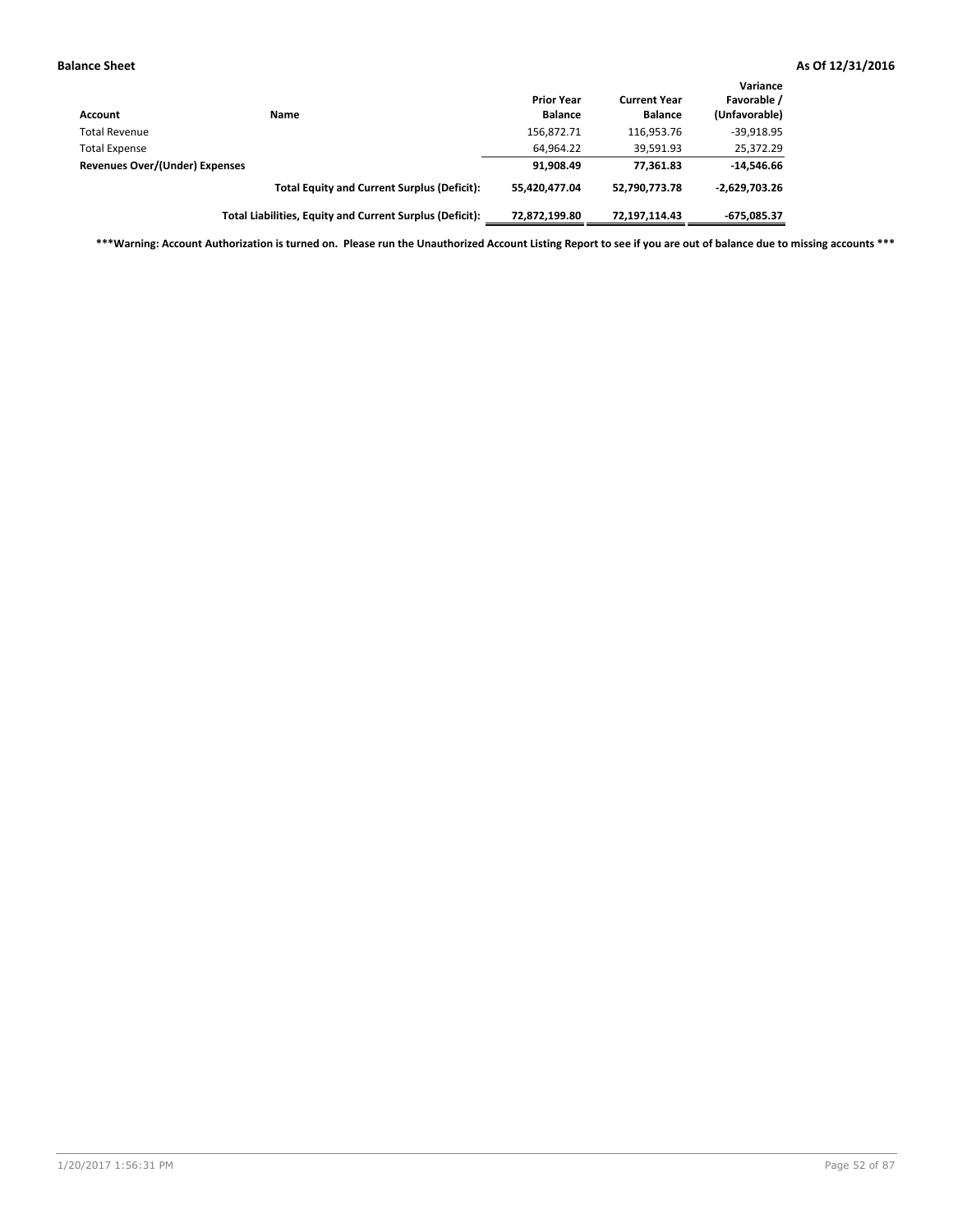**Balance Sheet** **As Of 12/31/2016**

| Account | Name | Prior Year Balance | Current Year Balance | Variance Favorable / (Unfavorable) |
|---|---|---|---|---|
| Total Revenue | | 156,872.71 | 116,953.76 | -39,918.95 |
| Total Expense | | 64,964.22 | 39,591.93 | 25,372.29 |
| **Revenues Over/(Under) Expenses** | | **91,908.49** | **77,361.83** | **-14,546.66** |
| | **Total Equity and Current Surplus (Deficit):** | **55,420,477.04** | **52,790,773.78** | **-2,629,703.26** |
| | **Total Liabilities, Equity and Current Surplus (Deficit):** | **72,872,199.80** | **72,197,114.43** | **-675,085.37** |

**\*\*\*Warning: Account Authorization is turned on. Please run the Unauthorized Account Listing Report to see if you are out of balance due to missing accounts \*\*\***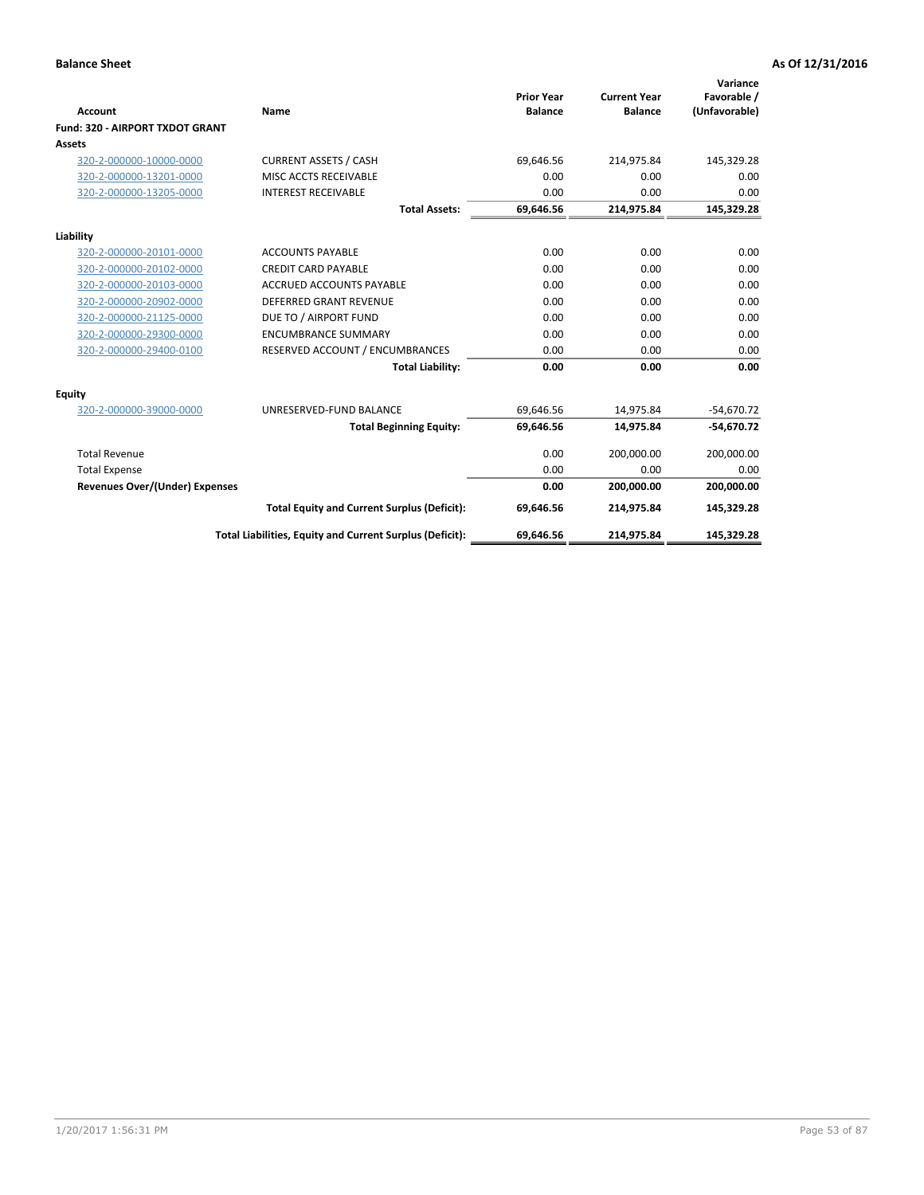**Balance Sheet** **As Of 12/31/2016**

| Account | Name | Prior Year Balance | Current Year Balance | Variance Favorable / (Unfavorable) |
|---|---|---|---|---|
| **Fund: 320 - AIRPORT TXDOT GRANT** | | | | |
| **Assets** | | | | |
| 320-2-000000-10000-0000 | CURRENT ASSETS / CASH | 69,646.56 | 214,975.84 | 145,329.28 |
| 320-2-000000-13201-0000 | MISC ACCTS RECEIVABLE | 0.00 | 0.00 | 0.00 |
| 320-2-000000-13205-0000 | INTEREST RECEIVABLE | 0.00 | 0.00 | 0.00 |
| | **Total Assets:** | **69,646.56** | **214,975.84** | **145,329.28** |
| **Liability** | | | | |
| 320-2-000000-20101-0000 | ACCOUNTS PAYABLE | 0.00 | 0.00 | 0.00 |
| 320-2-000000-20102-0000 | CREDIT CARD PAYABLE | 0.00 | 0.00 | 0.00 |
| 320-2-000000-20103-0000 | ACCRUED ACCOUNTS PAYABLE | 0.00 | 0.00 | 0.00 |
| 320-2-000000-20902-0000 | DEFERRED GRANT REVENUE | 0.00 | 0.00 | 0.00 |
| 320-2-000000-21125-0000 | DUE TO / AIRPORT FUND | 0.00 | 0.00 | 0.00 |
| 320-2-000000-29300-0000 | ENCUMBRANCE SUMMARY | 0.00 | 0.00 | 0.00 |
| 320-2-000000-29400-0100 | RESERVED ACCOUNT / ENCUMBRANCES | 0.00 | 0.00 | 0.00 |
| | **Total Liability:** | **0.00** | **0.00** | **0.00** |
| **Equity** | | | | |
| 320-2-000000-39000-0000 | UNRESERVED-FUND BALANCE | 69,646.56 | 14,975.84 | -54,670.72 |
| | **Total Beginning Equity:** | **69,646.56** | **14,975.84** | **-54,670.72** |
| Total Revenue | | 0.00 | 200,000.00 | 200,000.00 |
| Total Expense | | 0.00 | 0.00 | 0.00 |
| **Revenues Over/(Under) Expenses** | | **0.00** | **200,000.00** | **200,000.00** |
| | **Total Equity and Current Surplus (Deficit):** | **69,646.56** | **214,975.84** | **145,329.28** |
| | **Total Liabilities, Equity and Current Surplus (Deficit):** | **69,646.56** | **214,975.84** | **145,329.28** |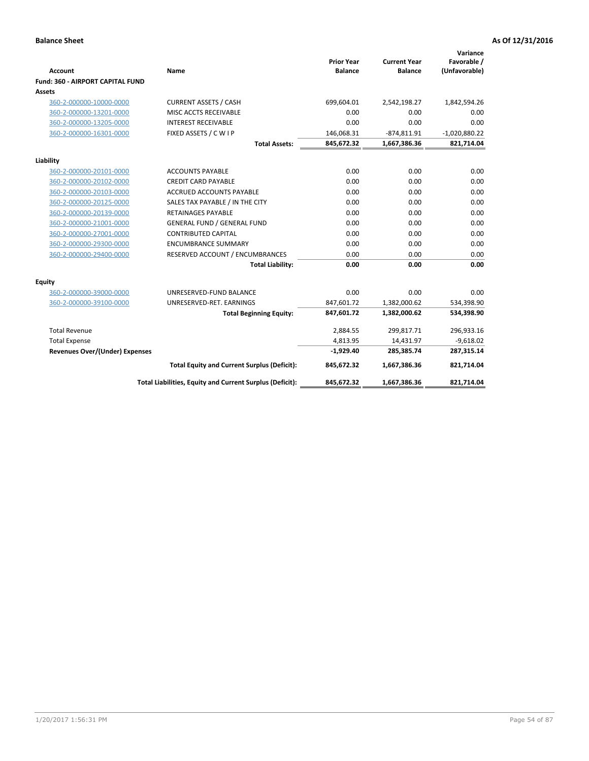**Balance Sheet** **As Of 12/31/2016**

| Account | Name | Prior Year Balance | Current Year Balance | Variance Favorable / (Unfavorable) |
|---|---|---|---|---|
| **Fund: 360 - AIRPORT CAPITAL FUND** | | | | |
| **Assets** | | | | |
| 360-2-000000-10000-0000 | CURRENT ASSETS / CASH | 699,604.01 | 2,542,198.27 | 1,842,594.26 |
| 360-2-000000-13201-0000 | MISC ACCTS RECEIVABLE | 0.00 | 0.00 | 0.00 |
| 360-2-000000-13205-0000 | INTEREST RECEIVABLE | 0.00 | 0.00 | 0.00 |
| 360-2-000000-16301-0000 | FIXED ASSETS / C W I P | 146,068.31 | -874,811.91 | -1,020,880.22 |
| | **Total Assets:** | **845,672.32** | **1,667,386.36** | **821,714.04** |
| **Liability** | | | | |
| 360-2-000000-20101-0000 | ACCOUNTS PAYABLE | 0.00 | 0.00 | 0.00 |
| 360-2-000000-20102-0000 | CREDIT CARD PAYABLE | 0.00 | 0.00 | 0.00 |
| 360-2-000000-20103-0000 | ACCRUED ACCOUNTS PAYABLE | 0.00 | 0.00 | 0.00 |
| 360-2-000000-20125-0000 | SALES TAX PAYABLE / IN THE CITY | 0.00 | 0.00 | 0.00 |
| 360-2-000000-20139-0000 | RETAINAGES PAYABLE | 0.00 | 0.00 | 0.00 |
| 360-2-000000-21001-0000 | GENERAL FUND / GENERAL FUND | 0.00 | 0.00 | 0.00 |
| 360-2-000000-27001-0000 | CONTRIBUTED CAPITAL | 0.00 | 0.00 | 0.00 |
| 360-2-000000-29300-0000 | ENCUMBRANCE SUMMARY | 0.00 | 0.00 | 0.00 |
| 360-2-000000-29400-0000 | RESERVED ACCOUNT / ENCUMBRANCES | 0.00 | 0.00 | 0.00 |
| | **Total Liability:** | **0.00** | **0.00** | **0.00** |
| **Equity** | | | | |
| 360-2-000000-39000-0000 | UNRESERVED-FUND BALANCE | 0.00 | 0.00 | 0.00 |
| 360-2-000000-39100-0000 | UNRESERVED-RET. EARNINGS | 847,601.72 | 1,382,000.62 | 534,398.90 |
| | **Total Beginning Equity:** | **847,601.72** | **1,382,000.62** | **534,398.90** |
| Total Revenue | | 2,884.55 | 299,817.71 | 296,933.16 |
| Total Expense | | 4,813.95 | 14,431.97 | -9,618.02 |
| **Revenues Over/(Under) Expenses** | | **-1,929.40** | **285,385.74** | **287,315.14** |
| | **Total Equity and Current Surplus (Deficit):** | **845,672.32** | **1,667,386.36** | **821,714.04** |
| | **Total Liabilities, Equity and Current Surplus (Deficit):** | **845,672.32** | **1,667,386.36** | **821,714.04** |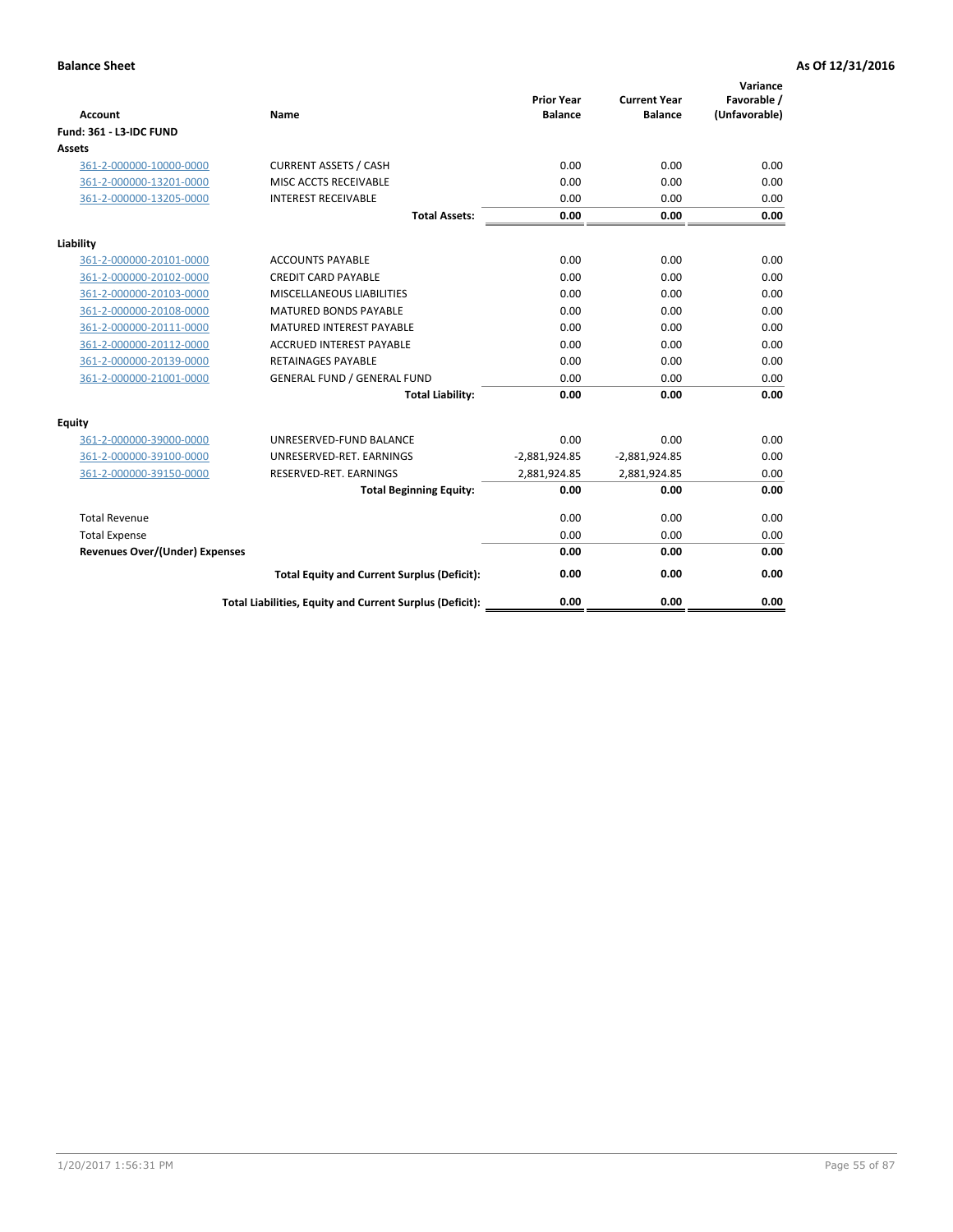**Balance Sheet** **As Of 12/31/2016**

| Account | Name | Prior Year Balance | Current Year Balance | Variance Favorable / (Unfavorable) |
|---|---|---|---|---|
| **Fund: 361 - L3-IDC FUND** | | | | |
| **Assets** | | | | |
| 361-2-000000-10000-0000 | CURRENT ASSETS / CASH | 0.00 | 0.00 | 0.00 |
| 361-2-000000-13201-0000 | MISC ACCTS RECEIVABLE | 0.00 | 0.00 | 0.00 |
| 361-2-000000-13205-0000 | INTEREST RECEIVABLE | 0.00 | 0.00 | 0.00 |
| | **Total Assets:** | **0.00** | **0.00** | **0.00** |
| **Liability** | | | | |
| 361-2-000000-20101-0000 | ACCOUNTS PAYABLE | 0.00 | 0.00 | 0.00 |
| 361-2-000000-20102-0000 | CREDIT CARD PAYABLE | 0.00 | 0.00 | 0.00 |
| 361-2-000000-20103-0000 | MISCELLANEOUS LIABILITIES | 0.00 | 0.00 | 0.00 |
| 361-2-000000-20108-0000 | MATURED BONDS PAYABLE | 0.00 | 0.00 | 0.00 |
| 361-2-000000-20111-0000 | MATURED INTEREST PAYABLE | 0.00 | 0.00 | 0.00 |
| 361-2-000000-20112-0000 | ACCRUED INTEREST PAYABLE | 0.00 | 0.00 | 0.00 |
| 361-2-000000-20139-0000 | RETAINAGES PAYABLE | 0.00 | 0.00 | 0.00 |
| 361-2-000000-21001-0000 | GENERAL FUND / GENERAL FUND | 0.00 | 0.00 | 0.00 |
| | **Total Liability:** | **0.00** | **0.00** | **0.00** |
| **Equity** | | | | |
| 361-2-000000-39000-0000 | UNRESERVED-FUND BALANCE | 0.00 | 0.00 | 0.00 |
| 361-2-000000-39100-0000 | UNRESERVED-RET. EARNINGS | -2,881,924.85 | -2,881,924.85 | 0.00 |
| 361-2-000000-39150-0000 | RESERVED-RET. EARNINGS | 2,881,924.85 | 2,881,924.85 | 0.00 |
| | **Total Beginning Equity:** | **0.00** | **0.00** | **0.00** |
| Total Revenue | | 0.00 | 0.00 | 0.00 |
| Total Expense | | 0.00 | 0.00 | 0.00 |
| **Revenues Over/(Under) Expenses** | | **0.00** | **0.00** | **0.00** |
| | **Total Equity and Current Surplus (Deficit):** | **0.00** | **0.00** | **0.00** |
| | **Total Liabilities, Equity and Current Surplus (Deficit):** | **0.00** | **0.00** | **0.00** |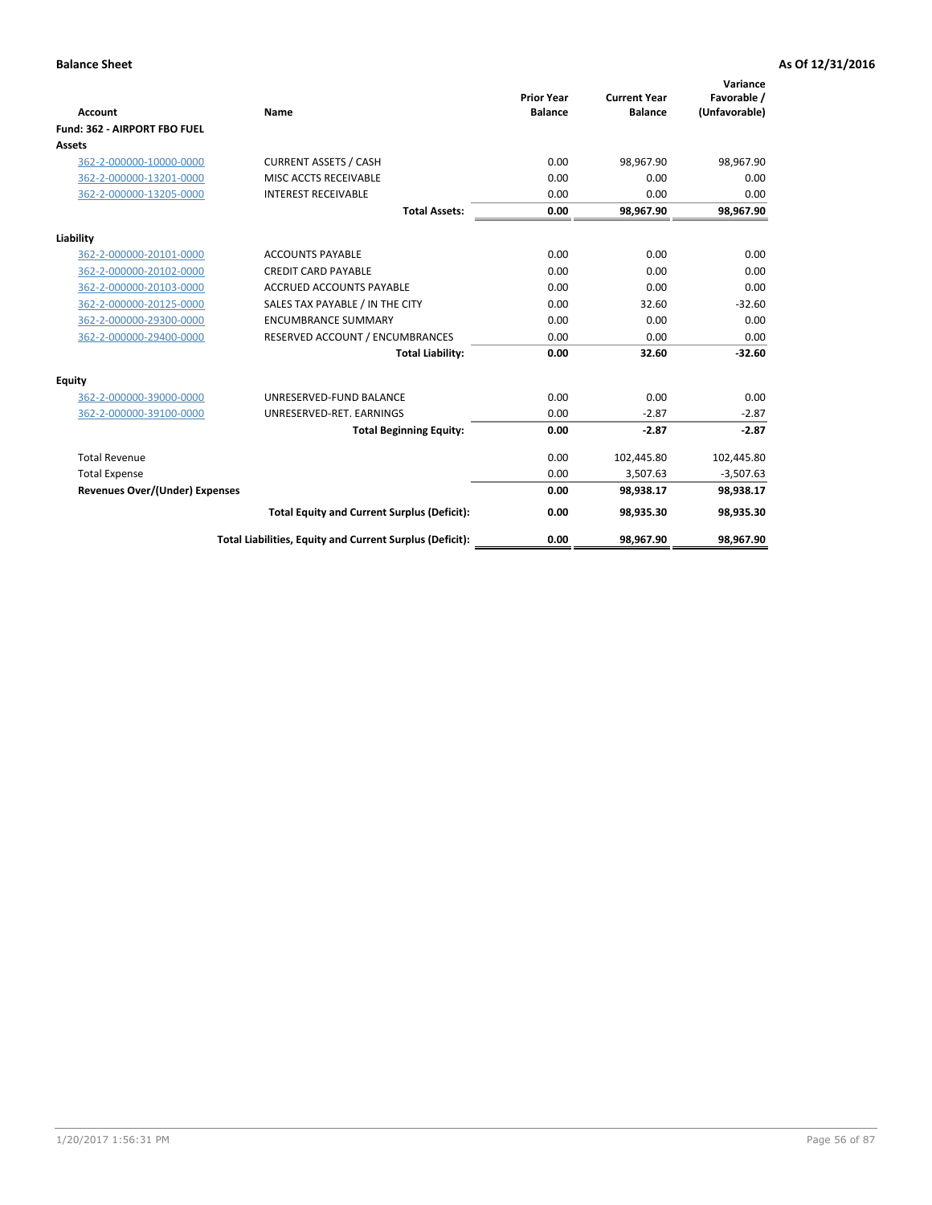**Balance Sheet** | **As Of 12/31/2016**

| Account | Name | Prior Year Balance | Current Year Balance | Variance Favorable / (Unfavorable) |
|---|---|---|---|---|
| **Fund: 362 - AIRPORT FBO FUEL** | | | | |
| **Assets** | | | | |
| 362-2-000000-10000-0000 | CURRENT ASSETS / CASH | 0.00 | 98,967.90 | 98,967.90 |
| 362-2-000000-13201-0000 | MISC ACCTS RECEIVABLE | 0.00 | 0.00 | 0.00 |
| 362-2-000000-13205-0000 | INTEREST RECEIVABLE | 0.00 | 0.00 | 0.00 |
| | **Total Assets:** | **0.00** | **98,967.90** | **98,967.90** |
| **Liability** | | | | |
| 362-2-000000-20101-0000 | ACCOUNTS PAYABLE | 0.00 | 0.00 | 0.00 |
| 362-2-000000-20102-0000 | CREDIT CARD PAYABLE | 0.00 | 0.00 | 0.00 |
| 362-2-000000-20103-0000 | ACCRUED ACCOUNTS PAYABLE | 0.00 | 0.00 | 0.00 |
| 362-2-000000-20125-0000 | SALES TAX PAYABLE / IN THE CITY | 0.00 | 32.60 | -32.60 |
| 362-2-000000-29300-0000 | ENCUMBRANCE SUMMARY | 0.00 | 0.00 | 0.00 |
| 362-2-000000-29400-0000 | RESERVED ACCOUNT / ENCUMBRANCES | 0.00 | 0.00 | 0.00 |
| | **Total Liability:** | **0.00** | **32.60** | **-32.60** |
| **Equity** | | | | |
| 362-2-000000-39000-0000 | UNRESERVED-FUND BALANCE | 0.00 | 0.00 | 0.00 |
| 362-2-000000-39100-0000 | UNRESERVED-RET. EARNINGS | 0.00 | -2.87 | -2.87 |
| | **Total Beginning Equity:** | **0.00** | **-2.87** | **-2.87** |
| Total Revenue | | 0.00 | 102,445.80 | 102,445.80 |
| Total Expense | | 0.00 | 3,507.63 | -3,507.63 |
| **Revenues Over/(Under) Expenses** | | **0.00** | **98,938.17** | **98,938.17** |
| | **Total Equity and Current Surplus (Deficit):** | **0.00** | **98,935.30** | **98,935.30** |
| | **Total Liabilities, Equity and Current Surplus (Deficit):** | **0.00** | **98,967.90** | **98,967.90** |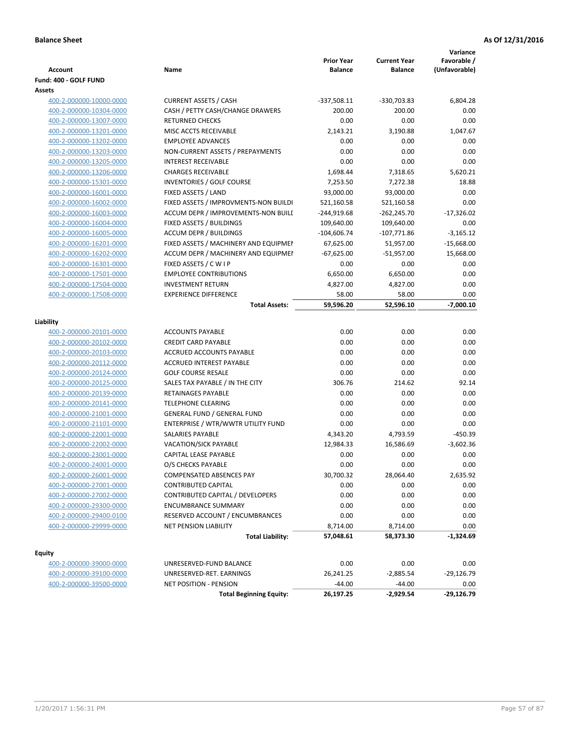**Balance Sheet** **As Of 12/31/2016**

| Account | Name | Prior Year Balance | Current Year Balance | Variance Favorable / (Unfavorable) |
|---|---|---|---|---|
| **Fund: 400 - GOLF FUND** | | | | |
| **Assets** | | | | |
| 400-2-000000-10000-0000 | CURRENT ASSETS / CASH | -337,508.11 | -330,703.83 | 6,804.28 |
| 400-2-000000-10304-0000 | CASH / PETTY CASH/CHANGE DRAWERS | 200.00 | 200.00 | 0.00 |
| 400-2-000000-13007-0000 | RETURNED CHECKS | 0.00 | 0.00 | 0.00 |
| 400-2-000000-13201-0000 | MISC ACCTS RECEIVABLE | 2,143.21 | 3,190.88 | 1,047.67 |
| 400-2-000000-13202-0000 | EMPLOYEE ADVANCES | 0.00 | 0.00 | 0.00 |
| 400-2-000000-13203-0000 | NON-CURRENT ASSETS / PREPAYMENTS | 0.00 | 0.00 | 0.00 |
| 400-2-000000-13205-0000 | INTEREST RECEIVABLE | 0.00 | 0.00 | 0.00 |
| 400-2-000000-13206-0000 | CHARGES RECEIVABLE | 1,698.44 | 7,318.65 | 5,620.21 |
| 400-2-000000-15301-0000 | INVENTORIES / GOLF COURSE | 7,253.50 | 7,272.38 | 18.88 |
| 400-2-000000-16001-0000 | FIXED ASSETS / LAND | 93,000.00 | 93,000.00 | 0.00 |
| 400-2-000000-16002-0000 | FIXED ASSETS / IMPROVMENTS-NON BUILDI | 521,160.58 | 521,160.58 | 0.00 |
| 400-2-000000-16003-0000 | ACCUM DEPR / IMPROVEMENTS-NON BUILI | -244,919.68 | -262,245.70 | -17,326.02 |
| 400-2-000000-16004-0000 | FIXED ASSETS / BUILDINGS | 109,640.00 | 109,640.00 | 0.00 |
| 400-2-000000-16005-0000 | ACCUM DEPR / BUILDINGS | -104,606.74 | -107,771.86 | -3,165.12 |
| 400-2-000000-16201-0000 | FIXED ASSETS / MACHINERY AND EQUIPMEI | 67,625.00 | 51,957.00 | -15,668.00 |
| 400-2-000000-16202-0000 | ACCUM DEPR / MACHINERY AND EQUIPMEI | -67,625.00 | -51,957.00 | 15,668.00 |
| 400-2-000000-16301-0000 | FIXED ASSETS / C W I P | 0.00 | 0.00 | 0.00 |
| 400-2-000000-17501-0000 | EMPLOYEE CONTRIBUTIONS | 6,650.00 | 6,650.00 | 0.00 |
| 400-2-000000-17504-0000 | INVESTMENT RETURN | 4,827.00 | 4,827.00 | 0.00 |
| 400-2-000000-17508-0000 | EXPERIENCE DIFFERENCE | 58.00 | 58.00 | 0.00 |
| | **Total Assets:** | **59,596.20** | **52,596.10** | **-7,000.10** |
| **Liability** | | | | |
| 400-2-000000-20101-0000 | ACCOUNTS PAYABLE | 0.00 | 0.00 | 0.00 |
| 400-2-000000-20102-0000 | CREDIT CARD PAYABLE | 0.00 | 0.00 | 0.00 |
| 400-2-000000-20103-0000 | ACCRUED ACCOUNTS PAYABLE | 0.00 | 0.00 | 0.00 |
| 400-2-000000-20112-0000 | ACCRUED INTEREST PAYABLE | 0.00 | 0.00 | 0.00 |
| 400-2-000000-20124-0000 | GOLF COURSE RESALE | 0.00 | 0.00 | 0.00 |
| 400-2-000000-20125-0000 | SALES TAX PAYABLE / IN THE CITY | 306.76 | 214.62 | 92.14 |
| 400-2-000000-20139-0000 | RETAINAGES PAYABLE | 0.00 | 0.00 | 0.00 |
| 400-2-000000-20141-0000 | TELEPHONE CLEARING | 0.00 | 0.00 | 0.00 |
| 400-2-000000-21001-0000 | GENERAL FUND / GENERAL FUND | 0.00 | 0.00 | 0.00 |
| 400-2-000000-21101-0000 | ENTERPRISE / WTR/WWTR UTILITY FUND | 0.00 | 0.00 | 0.00 |
| 400-2-000000-22001-0000 | SALARIES PAYABLE | 4,343.20 | 4,793.59 | -450.39 |
| 400-2-000000-22002-0000 | VACATION/SICK PAYABLE | 12,984.33 | 16,586.69 | -3,602.36 |
| 400-2-000000-23001-0000 | CAPITAL LEASE PAYABLE | 0.00 | 0.00 | 0.00 |
| 400-2-000000-24001-0000 | O/S CHECKS PAYABLE | 0.00 | 0.00 | 0.00 |
| 400-2-000000-26001-0000 | COMPENSATED ABSENCES PAY | 30,700.32 | 28,064.40 | 2,635.92 |
| 400-2-000000-27001-0000 | CONTRIBUTED CAPITAL | 0.00 | 0.00 | 0.00 |
| 400-2-000000-27002-0000 | CONTRIBUTED CAPITAL / DEVELOPERS | 0.00 | 0.00 | 0.00 |
| 400-2-000000-29300-0000 | ENCUMBRANCE SUMMARY | 0.00 | 0.00 | 0.00 |
| 400-2-000000-29400-0100 | RESERVED ACCOUNT / ENCUMBRANCES | 0.00 | 0.00 | 0.00 |
| 400-2-000000-29999-0000 | NET PENSION LIABILITY | 8,714.00 | 8,714.00 | 0.00 |
| | **Total Liability:** | **57,048.61** | **58,373.30** | **-1,324.69** |
| **Equity** | | | | |
| 400-2-000000-39000-0000 | UNRESERVED-FUND BALANCE | 0.00 | 0.00 | 0.00 |
| 400-2-000000-39100-0000 | UNRESERVED-RET. EARNINGS | 26,241.25 | -2,885.54 | -29,126.79 |
| 400-2-000000-39500-0000 | NET POSITION - PENSION | -44.00 | -44.00 | 0.00 |
| | **Total Beginning Equity:** | **26,197.25** | **-2,929.54** | **-29,126.79** |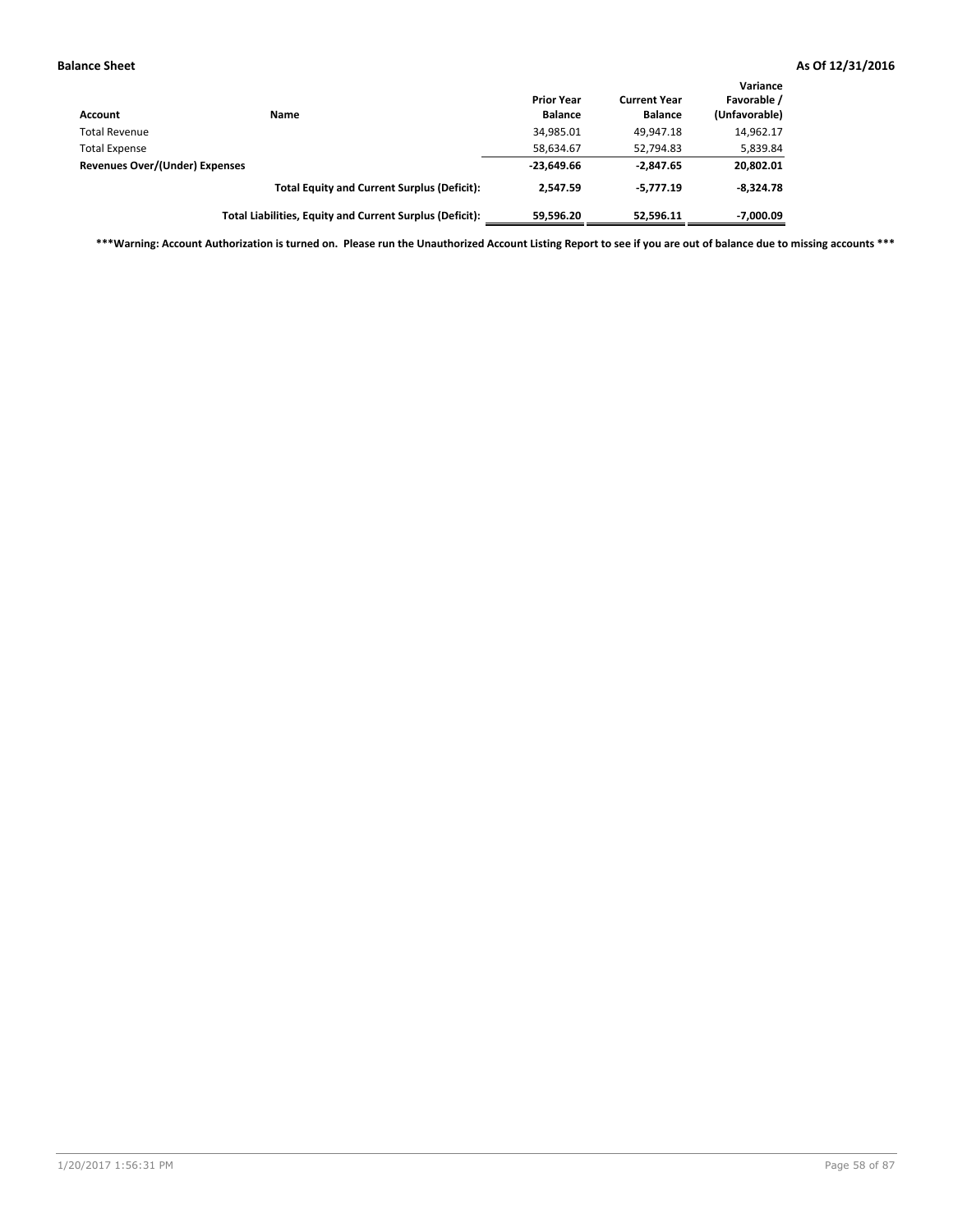**Balance Sheet** **As Of 12/31/2016**

| Account | Name | Prior Year Balance | Current Year Balance | Variance Favorable / (Unfavorable) |
|---|---|---|---|---|
| Total Revenue | | 34,985.01 | 49,947.18 | 14,962.17 |
| Total Expense | | 58,634.67 | 52,794.83 | 5,839.84 |
| **Revenues Over/(Under) Expenses** | | **-23,649.66** | **-2,847.65** | **20,802.01** |
| | **Total Equity and Current Surplus (Deficit):** | **2,547.59** | **-5,777.19** | **-8,324.78** |
| | **Total Liabilities, Equity and Current Surplus (Deficit):** | **59,596.20** | **52,596.11** | **-7,000.09** |

**\*\*\*Warning: Account Authorization is turned on. Please run the Unauthorized Account Listing Report to see if you are out of balance due to missing accounts \*\*\***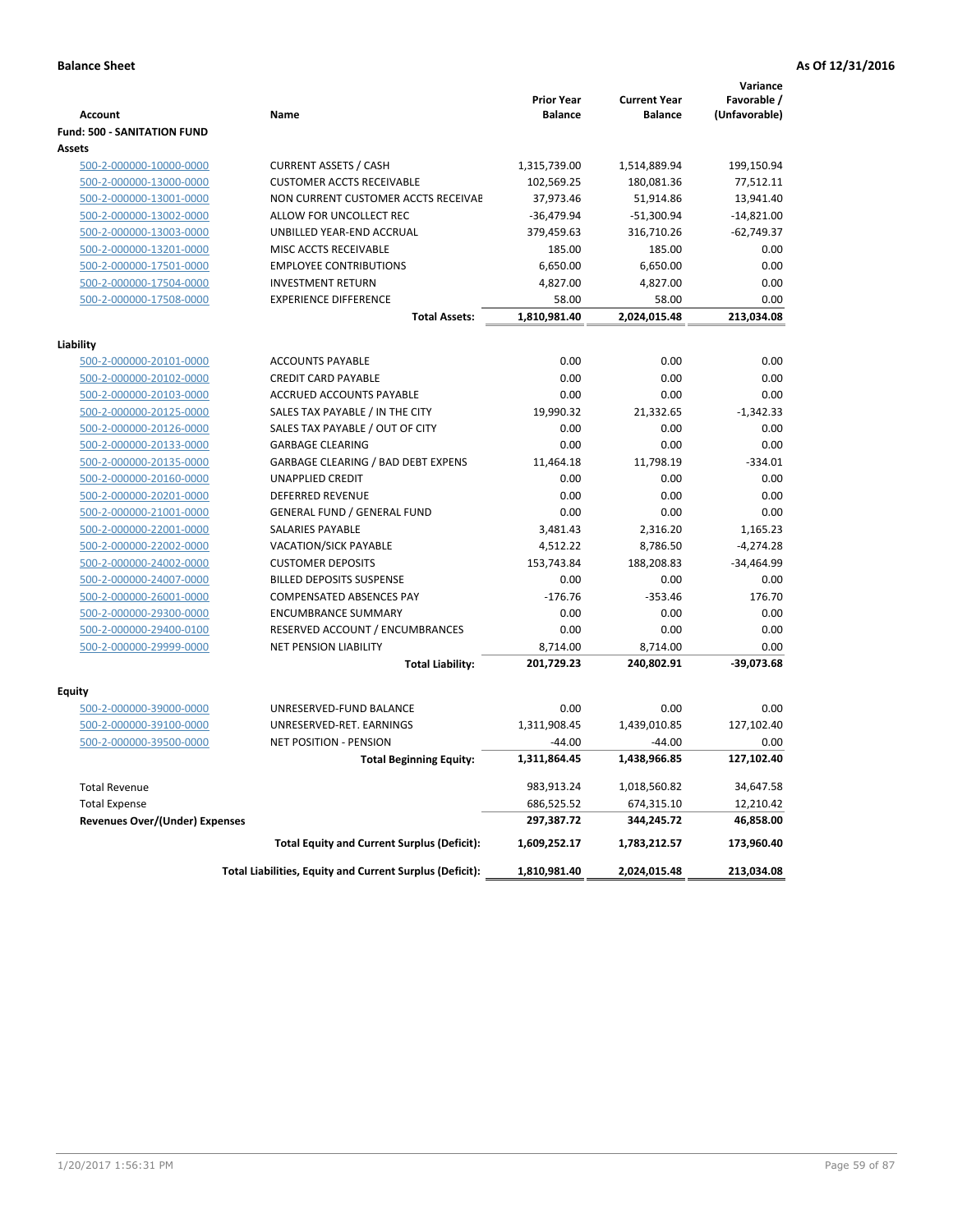**Balance Sheet** **As Of 12/31/2016**

| Account | Name | Prior Year Balance | Current Year Balance | Variance Favorable / (Unfavorable) |
|---|---|---|---|---|
| **Fund: 500 - SANITATION FUND** | | | | |
| **Assets** | | | | |
| 500-2-000000-10000-0000 | CURRENT ASSETS / CASH | 1,315,739.00 | 1,514,889.94 | 199,150.94 |
| 500-2-000000-13000-0000 | CUSTOMER ACCTS RECEIVABLE | 102,569.25 | 180,081.36 | 77,512.11 |
| 500-2-000000-13001-0000 | NON CURRENT CUSTOMER ACCTS RECEIVAE | 37,973.46 | 51,914.86 | 13,941.40 |
| 500-2-000000-13002-0000 | ALLOW FOR UNCOLLECT REC | -36,479.94 | -51,300.94 | -14,821.00 |
| 500-2-000000-13003-0000 | UNBILLED YEAR-END ACCRUAL | 379,459.63 | 316,710.26 | -62,749.37 |
| 500-2-000000-13201-0000 | MISC ACCTS RECEIVABLE | 185.00 | 185.00 | 0.00 |
| 500-2-000000-17501-0000 | EMPLOYEE CONTRIBUTIONS | 6,650.00 | 6,650.00 | 0.00 |
| 500-2-000000-17504-0000 | INVESTMENT RETURN | 4,827.00 | 4,827.00 | 0.00 |
| 500-2-000000-17508-0000 | EXPERIENCE DIFFERENCE | 58.00 | 58.00 | 0.00 |
| | **Total Assets:** | **1,810,981.40** | **2,024,015.48** | **213,034.08** |
| **Liability** | | | | |
| 500-2-000000-20101-0000 | ACCOUNTS PAYABLE | 0.00 | 0.00 | 0.00 |
| 500-2-000000-20102-0000 | CREDIT CARD PAYABLE | 0.00 | 0.00 | 0.00 |
| 500-2-000000-20103-0000 | ACCRUED ACCOUNTS PAYABLE | 0.00 | 0.00 | 0.00 |
| 500-2-000000-20125-0000 | SALES TAX PAYABLE / IN THE CITY | 19,990.32 | 21,332.65 | -1,342.33 |
| 500-2-000000-20126-0000 | SALES TAX PAYABLE / OUT OF CITY | 0.00 | 0.00 | 0.00 |
| 500-2-000000-20133-0000 | GARBAGE CLEARING | 0.00 | 0.00 | 0.00 |
| 500-2-000000-20135-0000 | GARBAGE CLEARING / BAD DEBT EXPENS | 11,464.18 | 11,798.19 | -334.01 |
| 500-2-000000-20160-0000 | UNAPPLIED CREDIT | 0.00 | 0.00 | 0.00 |
| 500-2-000000-20201-0000 | DEFERRED REVENUE | 0.00 | 0.00 | 0.00 |
| 500-2-000000-21001-0000 | GENERAL FUND / GENERAL FUND | 0.00 | 0.00 | 0.00 |
| 500-2-000000-22001-0000 | SALARIES PAYABLE | 3,481.43 | 2,316.20 | 1,165.23 |
| 500-2-000000-22002-0000 | VACATION/SICK PAYABLE | 4,512.22 | 8,786.50 | -4,274.28 |
| 500-2-000000-24002-0000 | CUSTOMER DEPOSITS | 153,743.84 | 188,208.83 | -34,464.99 |
| 500-2-000000-24007-0000 | BILLED DEPOSITS SUSPENSE | 0.00 | 0.00 | 0.00 |
| 500-2-000000-26001-0000 | COMPENSATED ABSENCES PAY | -176.76 | -353.46 | 176.70 |
| 500-2-000000-29300-0000 | ENCUMBRANCE SUMMARY | 0.00 | 0.00 | 0.00 |
| 500-2-000000-29400-0100 | RESERVED ACCOUNT / ENCUMBRANCES | 0.00 | 0.00 | 0.00 |
| 500-2-000000-29999-0000 | NET PENSION LIABILITY | 8,714.00 | 8,714.00 | 0.00 |
| | **Total Liability:** | **201,729.23** | **240,802.91** | **-39,073.68** |
| **Equity** | | | | |
| 500-2-000000-39000-0000 | UNRESERVED-FUND BALANCE | 0.00 | 0.00 | 0.00 |
| 500-2-000000-39100-0000 | UNRESERVED-RET. EARNINGS | 1,311,908.45 | 1,439,010.85 | 127,102.40 |
| 500-2-000000-39500-0000 | NET POSITION - PENSION | -44.00 | -44.00 | 0.00 |
| | **Total Beginning Equity:** | **1,311,864.45** | **1,438,966.85** | **127,102.40** |
| Total Revenue | | 983,913.24 | 1,018,560.82 | 34,647.58 |
| Total Expense | | 686,525.52 | 674,315.10 | 12,210.42 |
| **Revenues Over/(Under) Expenses** | | **297,387.72** | **344,245.72** | **46,858.00** |
| | **Total Equity and Current Surplus (Deficit):** | **1,609,252.17** | **1,783,212.57** | **173,960.40** |
| | **Total Liabilities, Equity and Current Surplus (Deficit):** | **1,810,981.40** | **2,024,015.48** | **213,034.08** |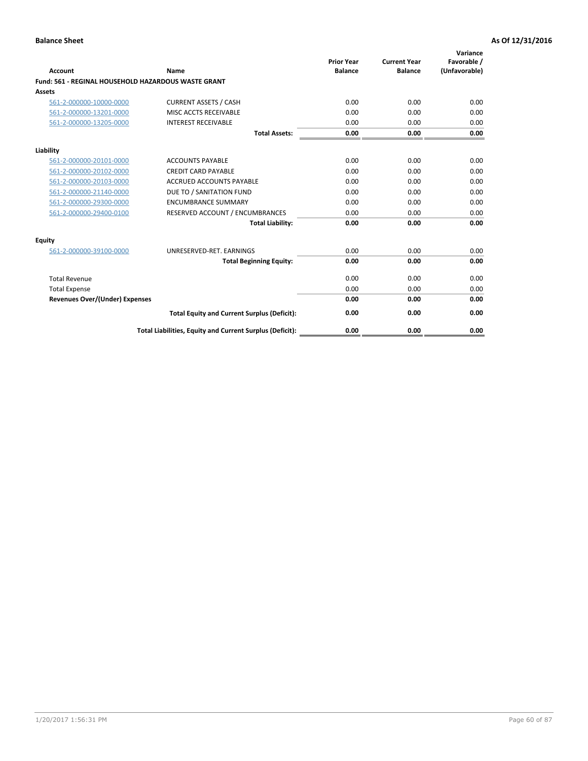**Balance Sheet** — As Of 12/31/2016

| Account | Name | Prior Year Balance | Current Year Balance | Variance Favorable / (Unfavorable) |
|---|---|---|---|---|
| **Fund: 561 - REGINAL HOUSEHOLD HAZARDOUS WASTE GRANT** | | | | |
| **Assets** | | | | |
| 561-2-000000-10000-0000 | CURRENT ASSETS / CASH | 0.00 | 0.00 | 0.00 |
| 561-2-000000-13201-0000 | MISC ACCTS RECEIVABLE | 0.00 | 0.00 | 0.00 |
| 561-2-000000-13205-0000 | INTEREST RECEIVABLE | 0.00 | 0.00 | 0.00 |
| | **Total Assets:** | **0.00** | **0.00** | **0.00** |
| **Liability** | | | | |
| 561-2-000000-20101-0000 | ACCOUNTS PAYABLE | 0.00 | 0.00 | 0.00 |
| 561-2-000000-20102-0000 | CREDIT CARD PAYABLE | 0.00 | 0.00 | 0.00 |
| 561-2-000000-20103-0000 | ACCRUED ACCOUNTS PAYABLE | 0.00 | 0.00 | 0.00 |
| 561-2-000000-21140-0000 | DUE TO / SANITATION FUND | 0.00 | 0.00 | 0.00 |
| 561-2-000000-29300-0000 | ENCUMBRANCE SUMMARY | 0.00 | 0.00 | 0.00 |
| 561-2-000000-29400-0100 | RESERVED ACCOUNT / ENCUMBRANCES | 0.00 | 0.00 | 0.00 |
| | **Total Liability:** | **0.00** | **0.00** | **0.00** |
| **Equity** | | | | |
| 561-2-000000-39100-0000 | UNRESERVED-RET. EARNINGS | 0.00 | 0.00 | 0.00 |
| | **Total Beginning Equity:** | **0.00** | **0.00** | **0.00** |
| Total Revenue | | 0.00 | 0.00 | 0.00 |
| Total Expense | | 0.00 | 0.00 | 0.00 |
| **Revenues Over/(Under) Expenses** | | **0.00** | **0.00** | **0.00** |
| | **Total Equity and Current Surplus (Deficit):** | **0.00** | **0.00** | **0.00** |
| | **Total Liabilities, Equity and Current Surplus (Deficit):** | **0.00** | **0.00** | **0.00** |

1/20/2017 1:56:31 PM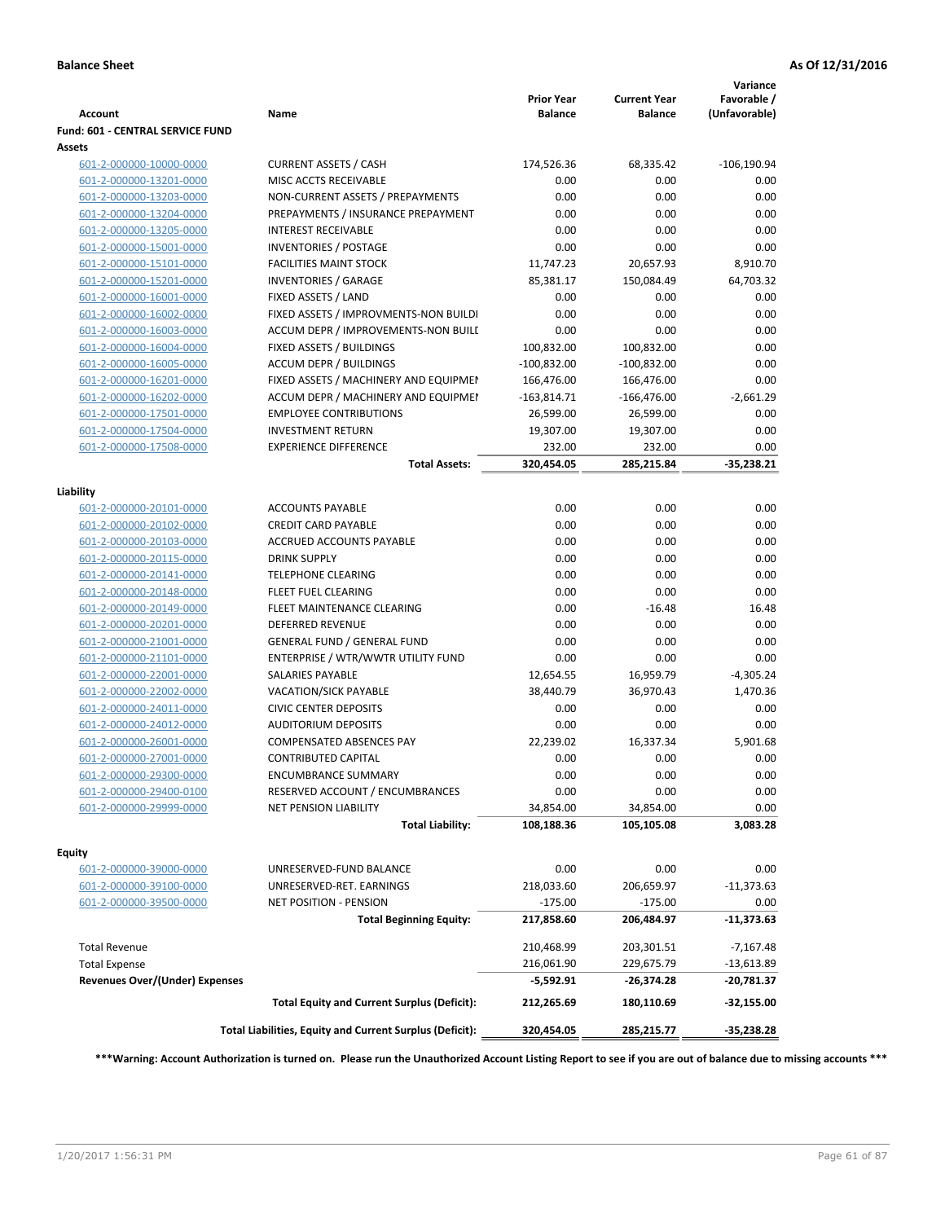**Balance Sheet** **As Of 12/31/2016**

| Account | Name | Prior Year Balance | Current Year Balance | Variance Favorable / (Unfavorable) |
|---|---|---|---|---|
| **Fund: 601 - CENTRAL SERVICE FUND** | | | | |
| **Assets** | | | | |
| 601-2-000000-10000-0000 | CURRENT ASSETS / CASH | 174,526.36 | 68,335.42 | -106,190.94 |
| 601-2-000000-13201-0000 | MISC ACCTS RECEIVABLE | 0.00 | 0.00 | 0.00 |
| 601-2-000000-13203-0000 | NON-CURRENT ASSETS / PREPAYMENTS | 0.00 | 0.00 | 0.00 |
| 601-2-000000-13204-0000 | PREPAYMENTS / INSURANCE PREPAYMENT | 0.00 | 0.00 | 0.00 |
| 601-2-000000-13205-0000 | INTEREST RECEIVABLE | 0.00 | 0.00 | 0.00 |
| 601-2-000000-15001-0000 | INVENTORIES / POSTAGE | 0.00 | 0.00 | 0.00 |
| 601-2-000000-15101-0000 | FACILITIES MAINT STOCK | 11,747.23 | 20,657.93 | 8,910.70 |
| 601-2-000000-15201-0000 | INVENTORIES / GARAGE | 85,381.17 | 150,084.49 | 64,703.32 |
| 601-2-000000-16001-0000 | FIXED ASSETS / LAND | 0.00 | 0.00 | 0.00 |
| 601-2-000000-16002-0000 | FIXED ASSETS / IMPROVMENTS-NON BUILDI | 0.00 | 0.00 | 0.00 |
| 601-2-000000-16003-0000 | ACCUM DEPR / IMPROVEMENTS-NON BUILI | 0.00 | 0.00 | 0.00 |
| 601-2-000000-16004-0000 | FIXED ASSETS / BUILDINGS | 100,832.00 | 100,832.00 | 0.00 |
| 601-2-000000-16005-0000 | ACCUM DEPR / BUILDINGS | -100,832.00 | -100,832.00 | 0.00 |
| 601-2-000000-16201-0000 | FIXED ASSETS / MACHINERY AND EQUIPMEI | 166,476.00 | 166,476.00 | 0.00 |
| 601-2-000000-16202-0000 | ACCUM DEPR / MACHINERY AND EQUIPMEI | -163,814.71 | -166,476.00 | -2,661.29 |
| 601-2-000000-17501-0000 | EMPLOYEE CONTRIBUTIONS | 26,599.00 | 26,599.00 | 0.00 |
| 601-2-000000-17504-0000 | INVESTMENT RETURN | 19,307.00 | 19,307.00 | 0.00 |
| 601-2-000000-17508-0000 | EXPERIENCE DIFFERENCE | 232.00 | 232.00 | 0.00 |
| | **Total Assets:** | **320,454.05** | **285,215.84** | **-35,238.21** |
| **Liability** | | | | |
| 601-2-000000-20101-0000 | ACCOUNTS PAYABLE | 0.00 | 0.00 | 0.00 |
| 601-2-000000-20102-0000 | CREDIT CARD PAYABLE | 0.00 | 0.00 | 0.00 |
| 601-2-000000-20103-0000 | ACCRUED ACCOUNTS PAYABLE | 0.00 | 0.00 | 0.00 |
| 601-2-000000-20115-0000 | DRINK SUPPLY | 0.00 | 0.00 | 0.00 |
| 601-2-000000-20141-0000 | TELEPHONE CLEARING | 0.00 | 0.00 | 0.00 |
| 601-2-000000-20148-0000 | FLEET FUEL CLEARING | 0.00 | 0.00 | 0.00 |
| 601-2-000000-20149-0000 | FLEET MAINTENANCE CLEARING | 0.00 | -16.48 | 16.48 |
| 601-2-000000-20201-0000 | DEFERRED REVENUE | 0.00 | 0.00 | 0.00 |
| 601-2-000000-21001-0000 | GENERAL FUND / GENERAL FUND | 0.00 | 0.00 | 0.00 |
| 601-2-000000-21101-0000 | ENTERPRISE / WTR/WWTR UTILITY FUND | 0.00 | 0.00 | 0.00 |
| 601-2-000000-22001-0000 | SALARIES PAYABLE | 12,654.55 | 16,959.79 | -4,305.24 |
| 601-2-000000-22002-0000 | VACATION/SICK PAYABLE | 38,440.79 | 36,970.43 | 1,470.36 |
| 601-2-000000-24011-0000 | CIVIC CENTER DEPOSITS | 0.00 | 0.00 | 0.00 |
| 601-2-000000-24012-0000 | AUDITORIUM DEPOSITS | 0.00 | 0.00 | 0.00 |
| 601-2-000000-26001-0000 | COMPENSATED ABSENCES PAY | 22,239.02 | 16,337.34 | 5,901.68 |
| 601-2-000000-27001-0000 | CONTRIBUTED CAPITAL | 0.00 | 0.00 | 0.00 |
| 601-2-000000-29300-0000 | ENCUMBRANCE SUMMARY | 0.00 | 0.00 | 0.00 |
| 601-2-000000-29400-0100 | RESERVED ACCOUNT / ENCUMBRANCES | 0.00 | 0.00 | 0.00 |
| 601-2-000000-29999-0000 | NET PENSION LIABILITY | 34,854.00 | 34,854.00 | 0.00 |
| | **Total Liability:** | **108,188.36** | **105,105.08** | **3,083.28** |
| **Equity** | | | | |
| 601-2-000000-39000-0000 | UNRESERVED-FUND BALANCE | 0.00 | 0.00 | 0.00 |
| 601-2-000000-39100-0000 | UNRESERVED-RET. EARNINGS | 218,033.60 | 206,659.97 | -11,373.63 |
| 601-2-000000-39500-0000 | NET POSITION - PENSION | -175.00 | -175.00 | 0.00 |
| | **Total Beginning Equity:** | **217,858.60** | **206,484.97** | **-11,373.63** |
| Total Revenue | | 210,468.99 | 203,301.51 | -7,167.48 |
| Total Expense | | 216,061.90 | 229,675.79 | -13,613.89 |
| **Revenues Over/(Under) Expenses** | | **-5,592.91** | **-26,374.28** | **-20,781.37** |
| | **Total Equity and Current Surplus (Deficit):** | **212,265.69** | **180,110.69** | **-32,155.00** |
| | **Total Liabilities, Equity and Current Surplus (Deficit):** | **320,454.05** | **285,215.77** | **-35,238.28** |

**\*\*\*Warning: Account Authorization is turned on. Please run the Unauthorized Account Listing Report to see if you are out of balance due to missing accounts \*\*\***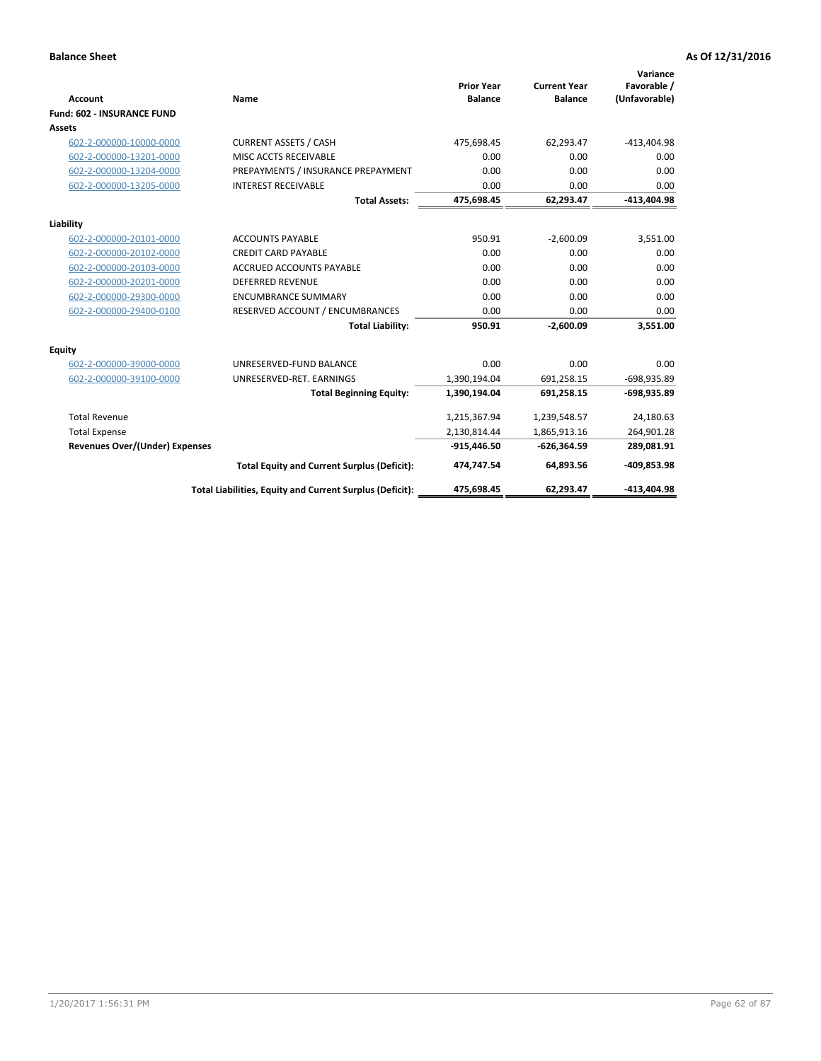**Balance Sheet** **As Of 12/31/2016**

| Account | Name | Prior Year Balance | Current Year Balance | Variance Favorable / (Unfavorable) |
|---|---|---|---|---|
| **Fund: 602 - INSURANCE FUND** | | | | |
| **Assets** | | | | |
| 602-2-000000-10000-0000 | CURRENT ASSETS / CASH | 475,698.45 | 62,293.47 | -413,404.98 |
| 602-2-000000-13201-0000 | MISC ACCTS RECEIVABLE | 0.00 | 0.00 | 0.00 |
| 602-2-000000-13204-0000 | PREPAYMENTS / INSURANCE PREPAYMENT | 0.00 | 0.00 | 0.00 |
| 602-2-000000-13205-0000 | INTEREST RECEIVABLE | 0.00 | 0.00 | 0.00 |
| | **Total Assets:** | **475,698.45** | **62,293.47** | **-413,404.98** |
| **Liability** | | | | |
| 602-2-000000-20101-0000 | ACCOUNTS PAYABLE | 950.91 | -2,600.09 | 3,551.00 |
| 602-2-000000-20102-0000 | CREDIT CARD PAYABLE | 0.00 | 0.00 | 0.00 |
| 602-2-000000-20103-0000 | ACCRUED ACCOUNTS PAYABLE | 0.00 | 0.00 | 0.00 |
| 602-2-000000-20201-0000 | DEFERRED REVENUE | 0.00 | 0.00 | 0.00 |
| 602-2-000000-29300-0000 | ENCUMBRANCE SUMMARY | 0.00 | 0.00 | 0.00 |
| 602-2-000000-29400-0100 | RESERVED ACCOUNT / ENCUMBRANCES | 0.00 | 0.00 | 0.00 |
| | **Total Liability:** | **950.91** | **-2,600.09** | **3,551.00** |
| **Equity** | | | | |
| 602-2-000000-39000-0000 | UNRESERVED-FUND BALANCE | 0.00 | 0.00 | 0.00 |
| 602-2-000000-39100-0000 | UNRESERVED-RET. EARNINGS | 1,390,194.04 | 691,258.15 | -698,935.89 |
| | **Total Beginning Equity:** | **1,390,194.04** | **691,258.15** | **-698,935.89** |
| Total Revenue | | 1,215,367.94 | 1,239,548.57 | 24,180.63 |
| Total Expense | | 2,130,814.44 | 1,865,913.16 | 264,901.28 |
| **Revenues Over/(Under) Expenses** | | **-915,446.50** | **-626,364.59** | **289,081.91** |
| | **Total Equity and Current Surplus (Deficit):** | **474,747.54** | **64,893.56** | **-409,853.98** |
| | **Total Liabilities, Equity and Current Surplus (Deficit):** | **475,698.45** | **62,293.47** | **-413,404.98** |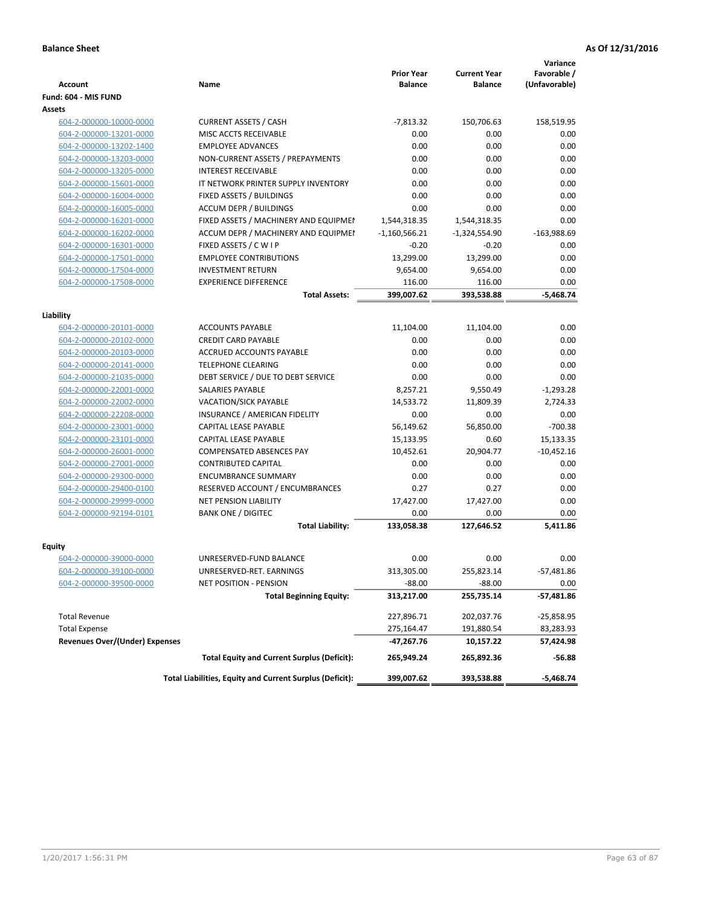**Balance Sheet** | **As Of 12/31/2016**

| Account | Name | Prior Year Balance | Current Year Balance | Variance Favorable / (Unfavorable) |
|---|---|---|---|---|
| **Fund: 604 - MIS FUND** | | | | |
| **Assets** | | | | |
| 604-2-000000-10000-0000 | CURRENT ASSETS / CASH | -7,813.32 | 150,706.63 | 158,519.95 |
| 604-2-000000-13201-0000 | MISC ACCTS RECEIVABLE | 0.00 | 0.00 | 0.00 |
| 604-2-000000-13202-1400 | EMPLOYEE ADVANCES | 0.00 | 0.00 | 0.00 |
| 604-2-000000-13203-0000 | NON-CURRENT ASSETS / PREPAYMENTS | 0.00 | 0.00 | 0.00 |
| 604-2-000000-13205-0000 | INTEREST RECEIVABLE | 0.00 | 0.00 | 0.00 |
| 604-2-000000-15601-0000 | IT NETWORK PRINTER SUPPLY INVENTORY | 0.00 | 0.00 | 0.00 |
| 604-2-000000-16004-0000 | FIXED ASSETS / BUILDINGS | 0.00 | 0.00 | 0.00 |
| 604-2-000000-16005-0000 | ACCUM DEPR / BUILDINGS | 0.00 | 0.00 | 0.00 |
| 604-2-000000-16201-0000 | FIXED ASSETS / MACHINERY AND EQUIPMEI | 1,544,318.35 | 1,544,318.35 | 0.00 |
| 604-2-000000-16202-0000 | ACCUM DEPR / MACHINERY AND EQUIPMEI | -1,160,566.21 | -1,324,554.90 | -163,988.69 |
| 604-2-000000-16301-0000 | FIXED ASSETS / C W I P | -0.20 | -0.20 | 0.00 |
| 604-2-000000-17501-0000 | EMPLOYEE CONTRIBUTIONS | 13,299.00 | 13,299.00 | 0.00 |
| 604-2-000000-17504-0000 | INVESTMENT RETURN | 9,654.00 | 9,654.00 | 0.00 |
| 604-2-000000-17508-0000 | EXPERIENCE DIFFERENCE | 116.00 | 116.00 | 0.00 |
| | **Total Assets:** | **399,007.62** | **393,538.88** | **-5,468.74** |
| **Liability** | | | | |
| 604-2-000000-20101-0000 | ACCOUNTS PAYABLE | 11,104.00 | 11,104.00 | 0.00 |
| 604-2-000000-20102-0000 | CREDIT CARD PAYABLE | 0.00 | 0.00 | 0.00 |
| 604-2-000000-20103-0000 | ACCRUED ACCOUNTS PAYABLE | 0.00 | 0.00 | 0.00 |
| 604-2-000000-20141-0000 | TELEPHONE CLEARING | 0.00 | 0.00 | 0.00 |
| 604-2-000000-21035-0000 | DEBT SERVICE / DUE TO DEBT SERVICE | 0.00 | 0.00 | 0.00 |
| 604-2-000000-22001-0000 | SALARIES PAYABLE | 8,257.21 | 9,550.49 | -1,293.28 |
| 604-2-000000-22002-0000 | VACATION/SICK PAYABLE | 14,533.72 | 11,809.39 | 2,724.33 |
| 604-2-000000-22208-0000 | INSURANCE / AMERICAN FIDELITY | 0.00 | 0.00 | 0.00 |
| 604-2-000000-23001-0000 | CAPITAL LEASE PAYABLE | 56,149.62 | 56,850.00 | -700.38 |
| 604-2-000000-23101-0000 | CAPITAL LEASE PAYABLE | 15,133.95 | 0.60 | 15,133.35 |
| 604-2-000000-26001-0000 | COMPENSATED ABSENCES PAY | 10,452.61 | 20,904.77 | -10,452.16 |
| 604-2-000000-27001-0000 | CONTRIBUTED CAPITAL | 0.00 | 0.00 | 0.00 |
| 604-2-000000-29300-0000 | ENCUMBRANCE SUMMARY | 0.00 | 0.00 | 0.00 |
| 604-2-000000-29400-0100 | RESERVED ACCOUNT / ENCUMBRANCES | 0.27 | 0.27 | 0.00 |
| 604-2-000000-29999-0000 | NET PENSION LIABILITY | 17,427.00 | 17,427.00 | 0.00 |
| 604-2-000000-92194-0101 | BANK ONE / DIGITEC | 0.00 | 0.00 | 0.00 |
| | **Total Liability:** | **133,058.38** | **127,646.52** | **5,411.86** |
| **Equity** | | | | |
| 604-2-000000-39000-0000 | UNRESERVED-FUND BALANCE | 0.00 | 0.00 | 0.00 |
| 604-2-000000-39100-0000 | UNRESERVED-RET. EARNINGS | 313,305.00 | 255,823.14 | -57,481.86 |
| 604-2-000000-39500-0000 | NET POSITION - PENSION | -88.00 | -88.00 | 0.00 |
| | **Total Beginning Equity:** | **313,217.00** | **255,735.14** | **-57,481.86** |
| Total Revenue | | 227,896.71 | 202,037.76 | -25,858.95 |
| Total Expense | | 275,164.47 | 191,880.54 | 83,283.93 |
| **Revenues Over/(Under) Expenses** | | **-47,267.76** | **10,157.22** | **57,424.98** |
| | **Total Equity and Current Surplus (Deficit):** | **265,949.24** | **265,892.36** | **-56.88** |
| | **Total Liabilities, Equity and Current Surplus (Deficit):** | **399,007.62** | **393,538.88** | **-5,468.74** |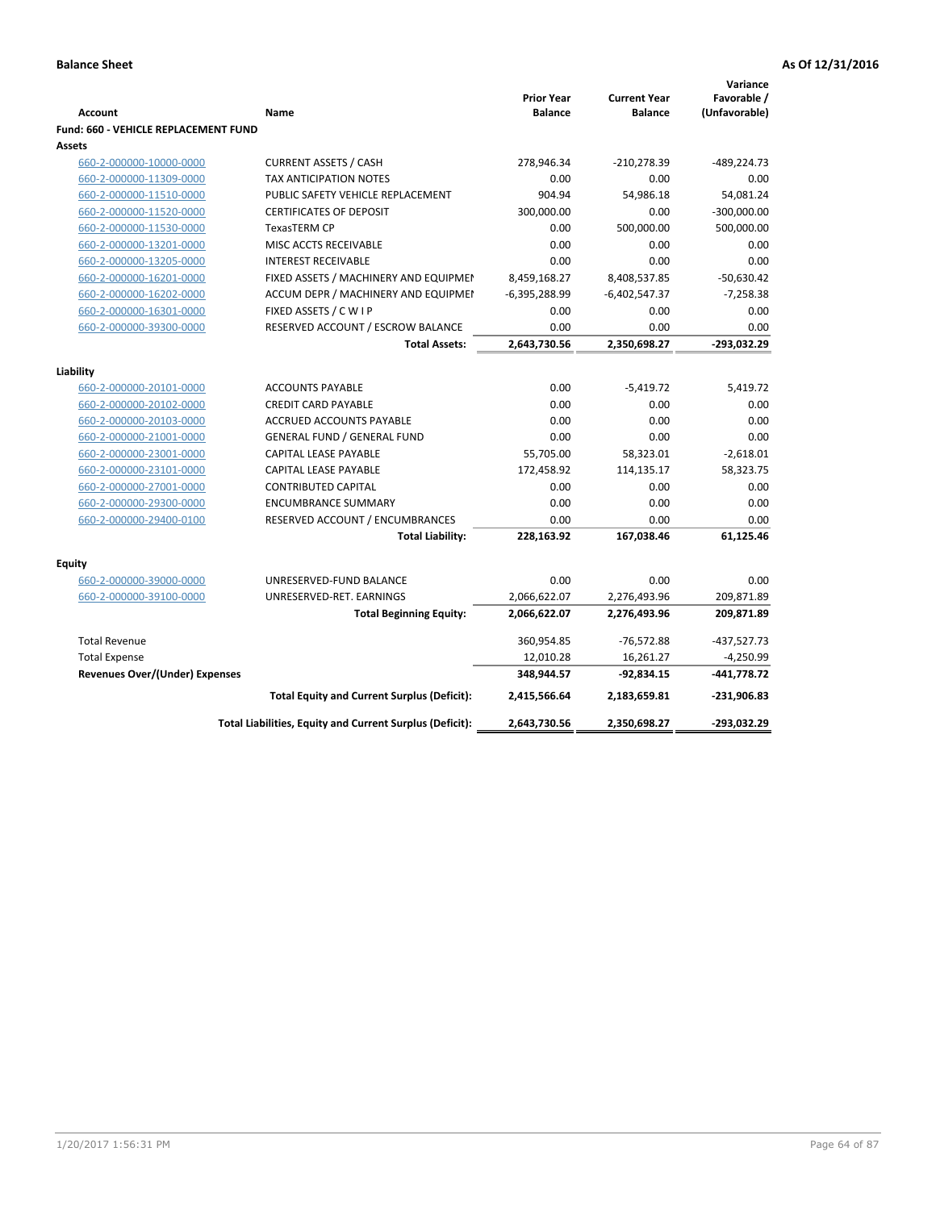**Balance Sheet** **As Of 12/31/2016**

| Account | Name | Prior Year Balance | Current Year Balance | Variance Favorable / (Unfavorable) |
|---|---|---|---|---|
| **Fund: 660 - VEHICLE REPLACEMENT FUND** | | | | |
| **Assets** | | | | |
| 660-2-000000-10000-0000 | CURRENT ASSETS / CASH | 278,946.34 | -210,278.39 | -489,224.73 |
| 660-2-000000-11309-0000 | TAX ANTICIPATION NOTES | 0.00 | 0.00 | 0.00 |
| 660-2-000000-11510-0000 | PUBLIC SAFETY VEHICLE REPLACEMENT | 904.94 | 54,986.18 | 54,081.24 |
| 660-2-000000-11520-0000 | CERTIFICATES OF DEPOSIT | 300,000.00 | 0.00 | -300,000.00 |
| 660-2-000000-11530-0000 | TexasTERM CP | 0.00 | 500,000.00 | 500,000.00 |
| 660-2-000000-13201-0000 | MISC ACCTS RECEIVABLE | 0.00 | 0.00 | 0.00 |
| 660-2-000000-13205-0000 | INTEREST RECEIVABLE | 0.00 | 0.00 | 0.00 |
| 660-2-000000-16201-0000 | FIXED ASSETS / MACHINERY AND EQUIPMEI | 8,459,168.27 | 8,408,537.85 | -50,630.42 |
| 660-2-000000-16202-0000 | ACCUM DEPR / MACHINERY AND EQUIPMEI | -6,395,288.99 | -6,402,547.37 | -7,258.38 |
| 660-2-000000-16301-0000 | FIXED ASSETS / C W I P | 0.00 | 0.00 | 0.00 |
| 660-2-000000-39300-0000 | RESERVED ACCOUNT / ESCROW BALANCE | 0.00 | 0.00 | 0.00 |
| | **Total Assets:** | **2,643,730.56** | **2,350,698.27** | **-293,032.29** |
| **Liability** | | | | |
| 660-2-000000-20101-0000 | ACCOUNTS PAYABLE | 0.00 | -5,419.72 | 5,419.72 |
| 660-2-000000-20102-0000 | CREDIT CARD PAYABLE | 0.00 | 0.00 | 0.00 |
| 660-2-000000-20103-0000 | ACCRUED ACCOUNTS PAYABLE | 0.00 | 0.00 | 0.00 |
| 660-2-000000-21001-0000 | GENERAL FUND / GENERAL FUND | 0.00 | 0.00 | 0.00 |
| 660-2-000000-23001-0000 | CAPITAL LEASE PAYABLE | 55,705.00 | 58,323.01 | -2,618.01 |
| 660-2-000000-23101-0000 | CAPITAL LEASE PAYABLE | 172,458.92 | 114,135.17 | 58,323.75 |
| 660-2-000000-27001-0000 | CONTRIBUTED CAPITAL | 0.00 | 0.00 | 0.00 |
| 660-2-000000-29300-0000 | ENCUMBRANCE SUMMARY | 0.00 | 0.00 | 0.00 |
| 660-2-000000-29400-0100 | RESERVED ACCOUNT / ENCUMBRANCES | 0.00 | 0.00 | 0.00 |
| | **Total Liability:** | **228,163.92** | **167,038.46** | **61,125.46** |
| **Equity** | | | | |
| 660-2-000000-39000-0000 | UNRESERVED-FUND BALANCE | 0.00 | 0.00 | 0.00 |
| 660-2-000000-39100-0000 | UNRESERVED-RET. EARNINGS | 2,066,622.07 | 2,276,493.96 | 209,871.89 |
| | **Total Beginning Equity:** | **2,066,622.07** | **2,276,493.96** | **209,871.89** |
| Total Revenue | | 360,954.85 | -76,572.88 | -437,527.73 |
| Total Expense | | 12,010.28 | 16,261.27 | -4,250.99 |
| **Revenues Over/(Under) Expenses** | | **348,944.57** | **-92,834.15** | **-441,778.72** |
| | **Total Equity and Current Surplus (Deficit):** | **2,415,566.64** | **2,183,659.81** | **-231,906.83** |
| | **Total Liabilities, Equity and Current Surplus (Deficit):** | **2,643,730.56** | **2,350,698.27** | **-293,032.29** |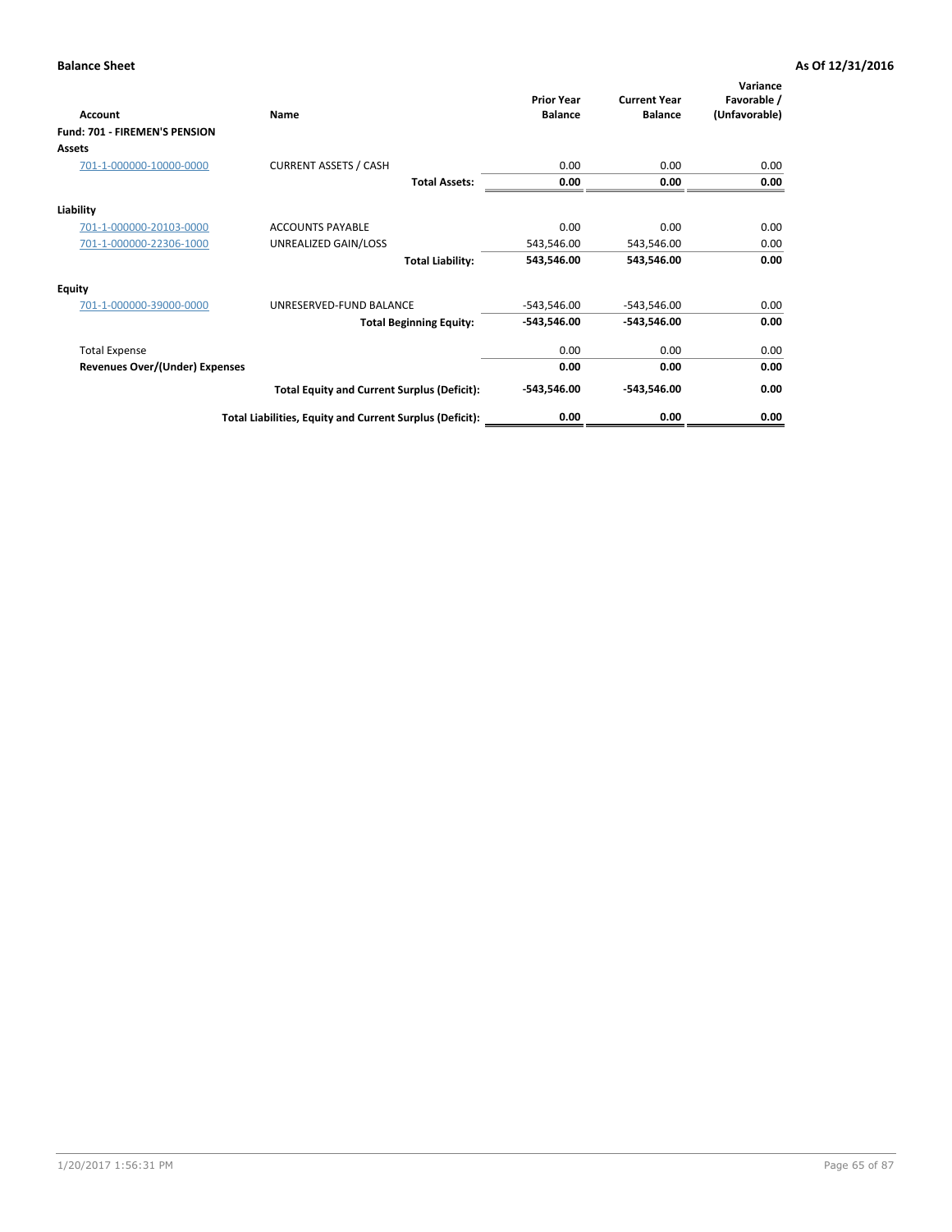**Balance Sheet** **As Of 12/31/2016**

| Account | Name | Prior Year Balance | Current Year Balance | Variance Favorable / (Unfavorable) |
|---|---|---|---|---|
| **Fund: 701 - FIREMEN'S PENSION** | | | | |
| **Assets** | | | | |
| 701-1-000000-10000-0000 | CURRENT ASSETS / CASH | 0.00 | 0.00 | 0.00 |
| | **Total Assets:** | **0.00** | **0.00** | **0.00** |
| **Liability** | | | | |
| 701-1-000000-20103-0000 | ACCOUNTS PAYABLE | 0.00 | 0.00 | 0.00 |
| 701-1-000000-22306-1000 | UNREALIZED GAIN/LOSS | 543,546.00 | 543,546.00 | 0.00 |
| | **Total Liability:** | **543,546.00** | **543,546.00** | **0.00** |
| **Equity** | | | | |
| 701-1-000000-39000-0000 | UNRESERVED-FUND BALANCE | -543,546.00 | -543,546.00 | 0.00 |
| | **Total Beginning Equity:** | **-543,546.00** | **-543,546.00** | **0.00** |
| Total Expense | | 0.00 | 0.00 | 0.00 |
| **Revenues Over/(Under) Expenses** | | **0.00** | **0.00** | **0.00** |
| | **Total Equity and Current Surplus (Deficit):** | **-543,546.00** | **-543,546.00** | **0.00** |
| | **Total Liabilities, Equity and Current Surplus (Deficit):** | **0.00** | **0.00** | **0.00** |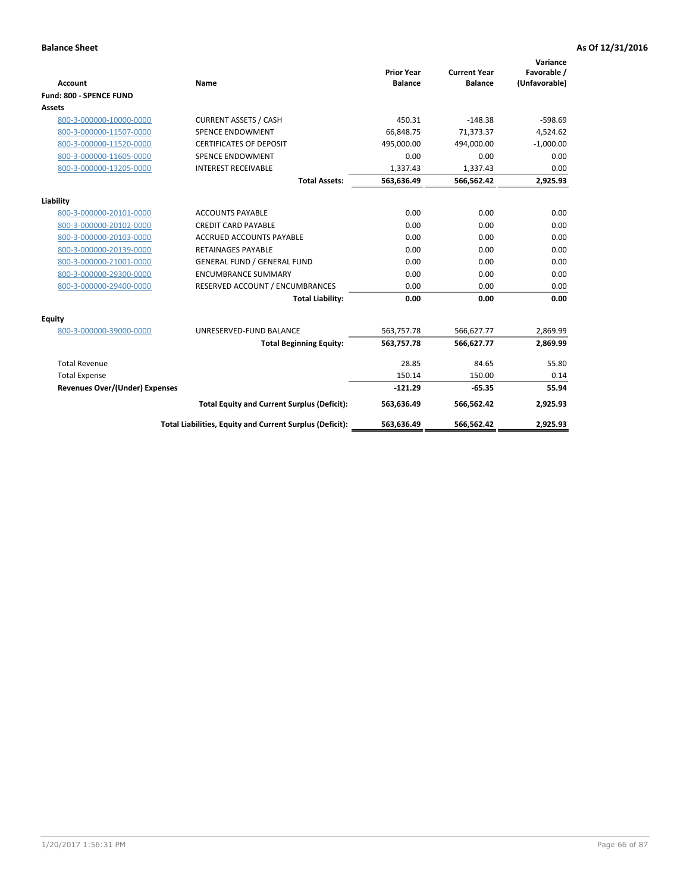**Balance Sheet** **As Of 12/31/2016**

| Account | Name | Prior Year Balance | Current Year Balance | Variance Favorable / (Unfavorable) |
|---|---|---|---|---|
| **Fund: 800 - SPENCE FUND** | | | | |
| **Assets** | | | | |
| 800-3-000000-10000-0000 | CURRENT ASSETS / CASH | 450.31 | -148.38 | -598.69 |
| 800-3-000000-11507-0000 | SPENCE ENDOWMENT | 66,848.75 | 71,373.37 | 4,524.62 |
| 800-3-000000-11520-0000 | CERTIFICATES OF DEPOSIT | 495,000.00 | 494,000.00 | -1,000.00 |
| 800-3-000000-11605-0000 | SPENCE ENDOWMENT | 0.00 | 0.00 | 0.00 |
| 800-3-000000-13205-0000 | INTEREST RECEIVABLE | 1,337.43 | 1,337.43 | 0.00 |
| | **Total Assets:** | **563,636.49** | **566,562.42** | **2,925.93** |
| **Liability** | | | | |
| 800-3-000000-20101-0000 | ACCOUNTS PAYABLE | 0.00 | 0.00 | 0.00 |
| 800-3-000000-20102-0000 | CREDIT CARD PAYABLE | 0.00 | 0.00 | 0.00 |
| 800-3-000000-20103-0000 | ACCRUED ACCOUNTS PAYABLE | 0.00 | 0.00 | 0.00 |
| 800-3-000000-20139-0000 | RETAINAGES PAYABLE | 0.00 | 0.00 | 0.00 |
| 800-3-000000-21001-0000 | GENERAL FUND / GENERAL FUND | 0.00 | 0.00 | 0.00 |
| 800-3-000000-29300-0000 | ENCUMBRANCE SUMMARY | 0.00 | 0.00 | 0.00 |
| 800-3-000000-29400-0000 | RESERVED ACCOUNT / ENCUMBRANCES | 0.00 | 0.00 | 0.00 |
| | **Total Liability:** | **0.00** | **0.00** | **0.00** |
| **Equity** | | | | |
| 800-3-000000-39000-0000 | UNRESERVED-FUND BALANCE | 563,757.78 | 566,627.77 | 2,869.99 |
| | **Total Beginning Equity:** | **563,757.78** | **566,627.77** | **2,869.99** |
| Total Revenue | | 28.85 | 84.65 | 55.80 |
| Total Expense | | 150.14 | 150.00 | 0.14 |
| **Revenues Over/(Under) Expenses** | | **-121.29** | **-65.35** | **55.94** |
| | **Total Equity and Current Surplus (Deficit):** | **563,636.49** | **566,562.42** | **2,925.93** |
| | **Total Liabilities, Equity and Current Surplus (Deficit):** | **563,636.49** | **566,562.42** | **2,925.93** |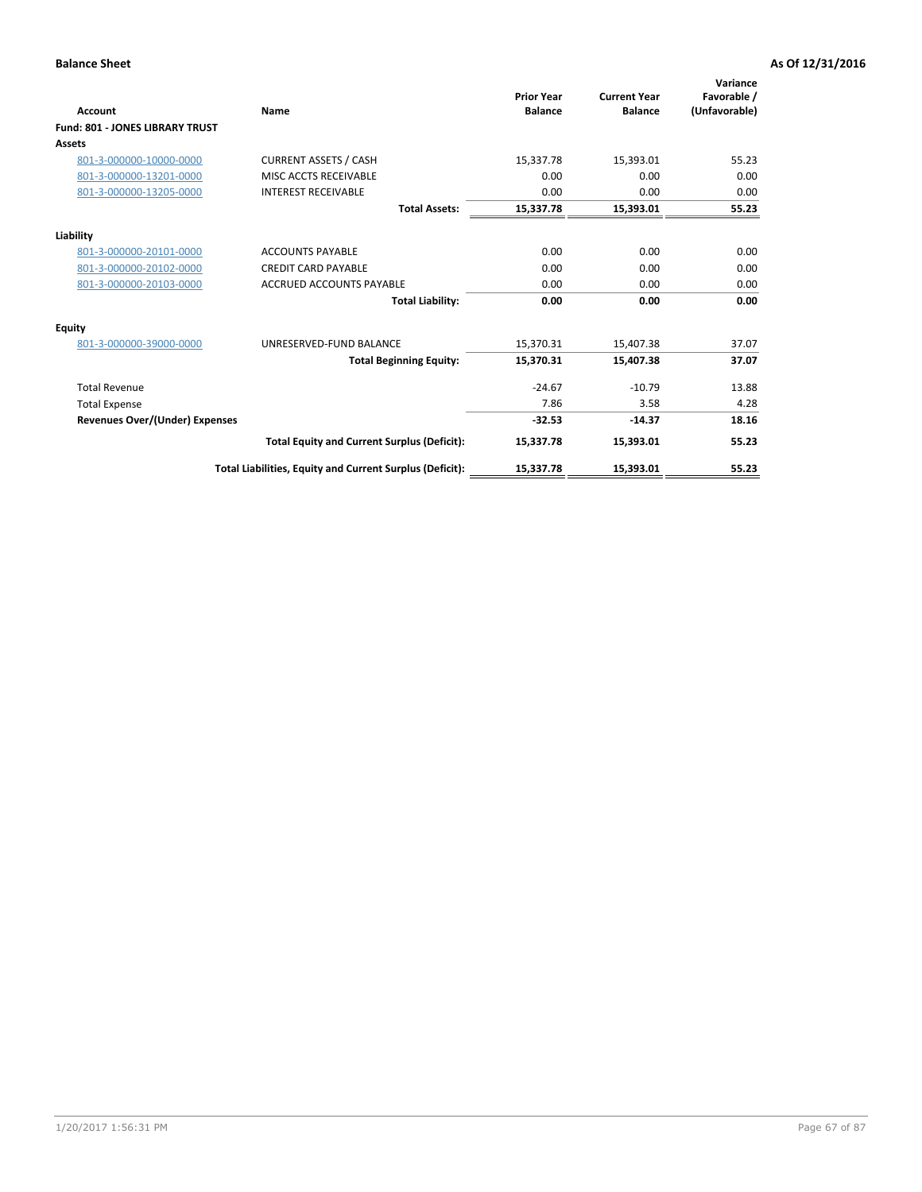**Balance Sheet** **As Of 12/31/2016**

| Account | Name | Prior Year Balance | Current Year Balance | Variance Favorable / (Unfavorable) |
|---|---|---|---|---|
| **Fund: 801 - JONES LIBRARY TRUST** | | | | |
| **Assets** | | | | |
| 801-3-000000-10000-0000 | CURRENT ASSETS / CASH | 15,337.78 | 15,393.01 | 55.23 |
| 801-3-000000-13201-0000 | MISC ACCTS RECEIVABLE | 0.00 | 0.00 | 0.00 |
| 801-3-000000-13205-0000 | INTEREST RECEIVABLE | 0.00 | 0.00 | 0.00 |
| | **Total Assets:** | **15,337.78** | **15,393.01** | **55.23** |
| **Liability** | | | | |
| 801-3-000000-20101-0000 | ACCOUNTS PAYABLE | 0.00 | 0.00 | 0.00 |
| 801-3-000000-20102-0000 | CREDIT CARD PAYABLE | 0.00 | 0.00 | 0.00 |
| 801-3-000000-20103-0000 | ACCRUED ACCOUNTS PAYABLE | 0.00 | 0.00 | 0.00 |
| | **Total Liability:** | **0.00** | **0.00** | **0.00** |
| **Equity** | | | | |
| 801-3-000000-39000-0000 | UNRESERVED-FUND BALANCE | 15,370.31 | 15,407.38 | 37.07 |
| | **Total Beginning Equity:** | **15,370.31** | **15,407.38** | **37.07** |
| Total Revenue | | -24.67 | -10.79 | 13.88 |
| Total Expense | | 7.86 | 3.58 | 4.28 |
| **Revenues Over/(Under) Expenses** | | **-32.53** | **-14.37** | **18.16** |
| | **Total Equity and Current Surplus (Deficit):** | **15,337.78** | **15,393.01** | **55.23** |
| | **Total Liabilities, Equity and Current Surplus (Deficit):** | **15,337.78** | **15,393.01** | **55.23** |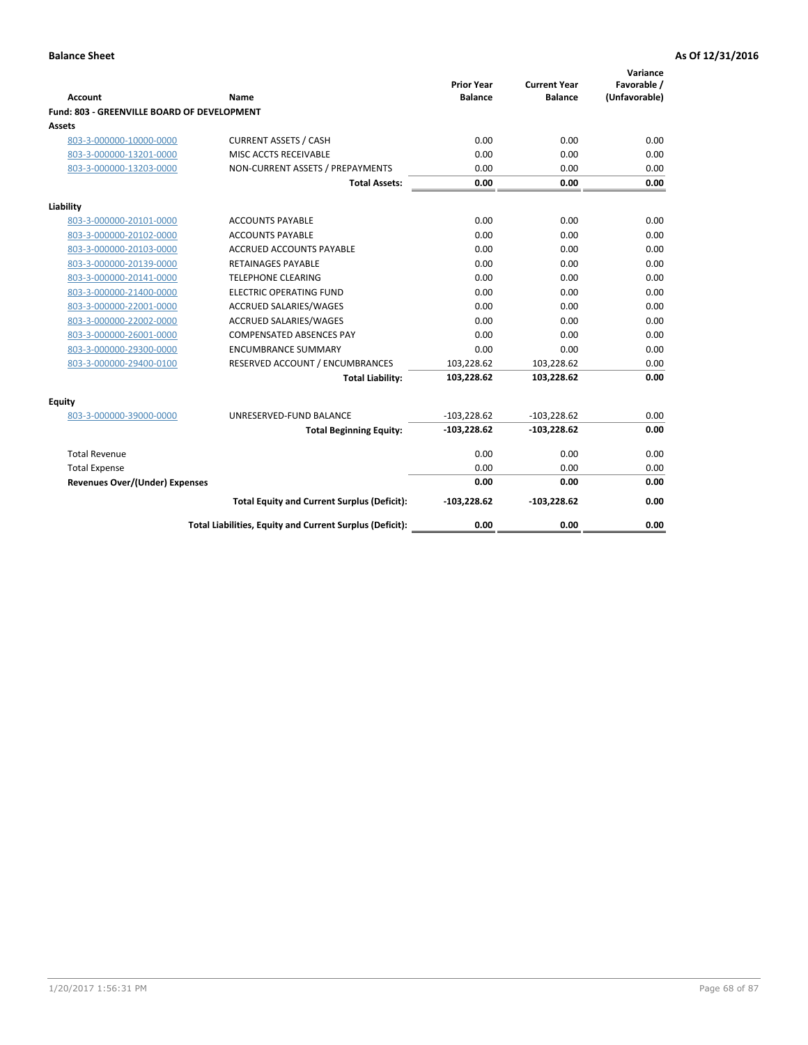**Balance Sheet** **As Of 12/31/2016**

| Account | Name | Prior Year Balance | Current Year Balance | Variance Favorable / (Unfavorable) |
|---|---|---|---|---|
| **Fund: 803 - GREENVILLE BOARD OF DEVELOPMENT** | | | | |
| **Assets** | | | | |
| 803-3-000000-10000-0000 | CURRENT ASSETS / CASH | 0.00 | 0.00 | 0.00 |
| 803-3-000000-13201-0000 | MISC ACCTS RECEIVABLE | 0.00 | 0.00 | 0.00 |
| 803-3-000000-13203-0000 | NON-CURRENT ASSETS / PREPAYMENTS | 0.00 | 0.00 | 0.00 |
| | **Total Assets:** | **0.00** | **0.00** | **0.00** |
| **Liability** | | | | |
| 803-3-000000-20101-0000 | ACCOUNTS PAYABLE | 0.00 | 0.00 | 0.00 |
| 803-3-000000-20102-0000 | ACCOUNTS PAYABLE | 0.00 | 0.00 | 0.00 |
| 803-3-000000-20103-0000 | ACCRUED ACCOUNTS PAYABLE | 0.00 | 0.00 | 0.00 |
| 803-3-000000-20139-0000 | RETAINAGES PAYABLE | 0.00 | 0.00 | 0.00 |
| 803-3-000000-20141-0000 | TELEPHONE CLEARING | 0.00 | 0.00 | 0.00 |
| 803-3-000000-21400-0000 | ELECTRIC OPERATING FUND | 0.00 | 0.00 | 0.00 |
| 803-3-000000-22001-0000 | ACCRUED SALARIES/WAGES | 0.00 | 0.00 | 0.00 |
| 803-3-000000-22002-0000 | ACCRUED SALARIES/WAGES | 0.00 | 0.00 | 0.00 |
| 803-3-000000-26001-0000 | COMPENSATED ABSENCES PAY | 0.00 | 0.00 | 0.00 |
| 803-3-000000-29300-0000 | ENCUMBRANCE SUMMARY | 0.00 | 0.00 | 0.00 |
| 803-3-000000-29400-0100 | RESERVED ACCOUNT / ENCUMBRANCES | 103,228.62 | 103,228.62 | 0.00 |
| | **Total Liability:** | **103,228.62** | **103,228.62** | **0.00** |
| **Equity** | | | | |
| 803-3-000000-39000-0000 | UNRESERVED-FUND BALANCE | -103,228.62 | -103,228.62 | 0.00 |
| | **Total Beginning Equity:** | **-103,228.62** | **-103,228.62** | **0.00** |
| Total Revenue | | 0.00 | 0.00 | 0.00 |
| Total Expense | | 0.00 | 0.00 | 0.00 |
| **Revenues Over/(Under) Expenses** | | **0.00** | **0.00** | **0.00** |
| | **Total Equity and Current Surplus (Deficit):** | **-103,228.62** | **-103,228.62** | **0.00** |
| | **Total Liabilities, Equity and Current Surplus (Deficit):** | **0.00** | **0.00** | **0.00** |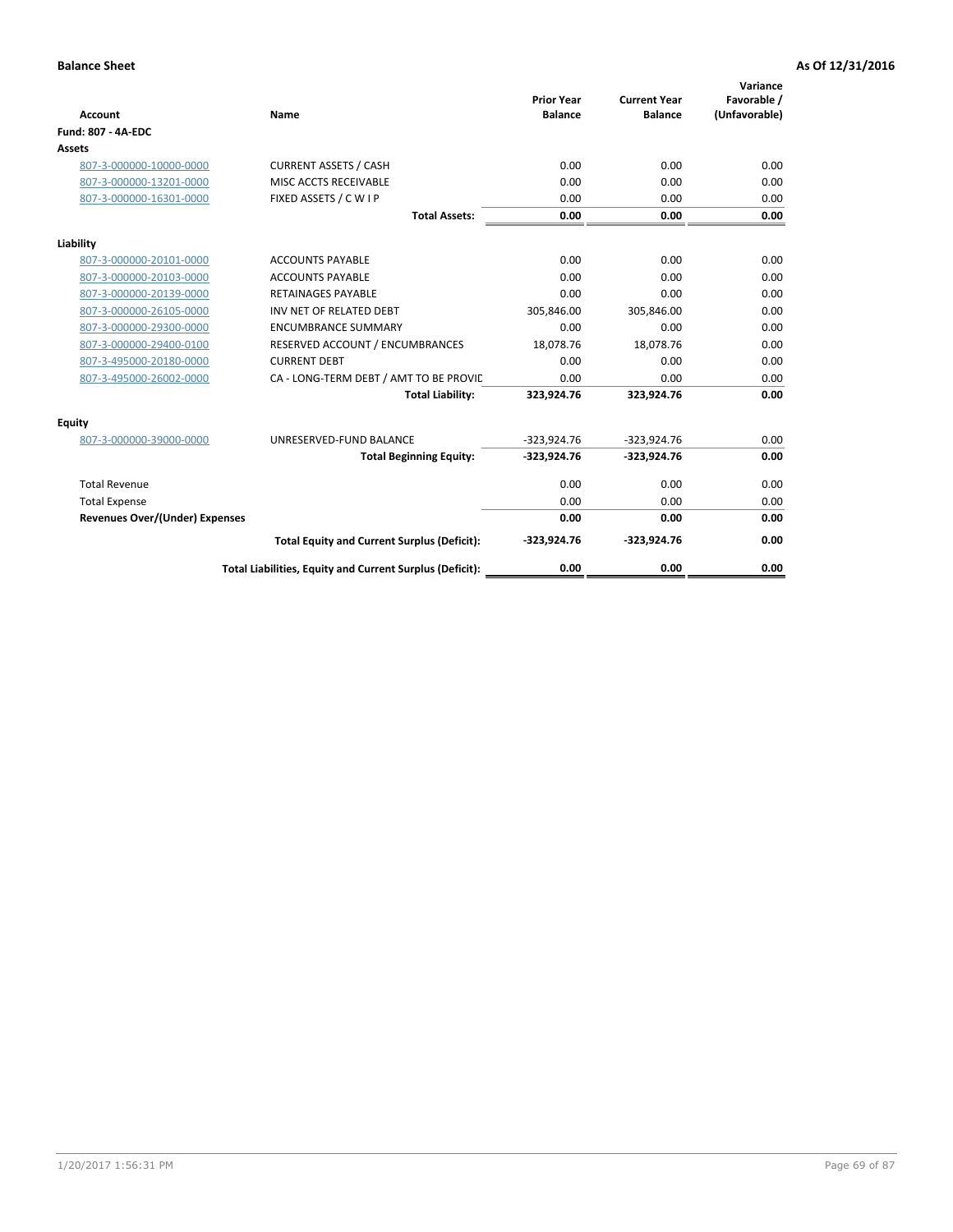**Balance Sheet** — As Of 12/31/2016

| Account | Name | Prior Year Balance | Current Year Balance | Variance Favorable / (Unfavorable) |
|---|---|---|---|---|
| **Fund: 807 - 4A-EDC** | | | | |
| **Assets** | | | | |
| 807-3-000000-10000-0000 | CURRENT ASSETS / CASH | 0.00 | 0.00 | 0.00 |
| 807-3-000000-13201-0000 | MISC ACCTS RECEIVABLE | 0.00 | 0.00 | 0.00 |
| 807-3-000000-16301-0000 | FIXED ASSETS / C W I P | 0.00 | 0.00 | 0.00 |
| | **Total Assets:** | **0.00** | **0.00** | **0.00** |
| **Liability** | | | | |
| 807-3-000000-20101-0000 | ACCOUNTS PAYABLE | 0.00 | 0.00 | 0.00 |
| 807-3-000000-20103-0000 | ACCOUNTS PAYABLE | 0.00 | 0.00 | 0.00 |
| 807-3-000000-20139-0000 | RETAINAGES PAYABLE | 0.00 | 0.00 | 0.00 |
| 807-3-000000-26105-0000 | INV NET OF RELATED DEBT | 305,846.00 | 305,846.00 | 0.00 |
| 807-3-000000-29300-0000 | ENCUMBRANCE SUMMARY | 0.00 | 0.00 | 0.00 |
| 807-3-000000-29400-0100 | RESERVED ACCOUNT / ENCUMBRANCES | 18,078.76 | 18,078.76 | 0.00 |
| 807-3-495000-20180-0000 | CURRENT DEBT | 0.00 | 0.00 | 0.00 |
| 807-3-495000-26002-0000 | CA - LONG-TERM DEBT / AMT TO BE PROVID | 0.00 | 0.00 | 0.00 |
| | **Total Liability:** | **323,924.76** | **323,924.76** | **0.00** |
| **Equity** | | | | |
| 807-3-000000-39000-0000 | UNRESERVED-FUND BALANCE | -323,924.76 | -323,924.76 | 0.00 |
| | **Total Beginning Equity:** | **-323,924.76** | **-323,924.76** | **0.00** |
| Total Revenue | | 0.00 | 0.00 | 0.00 |
| Total Expense | | 0.00 | 0.00 | 0.00 |
| **Revenues Over/(Under) Expenses** | | **0.00** | **0.00** | **0.00** |
| | **Total Equity and Current Surplus (Deficit):** | **-323,924.76** | **-323,924.76** | **0.00** |
| | **Total Liabilities, Equity and Current Surplus (Deficit):** | **0.00** | **0.00** | **0.00** |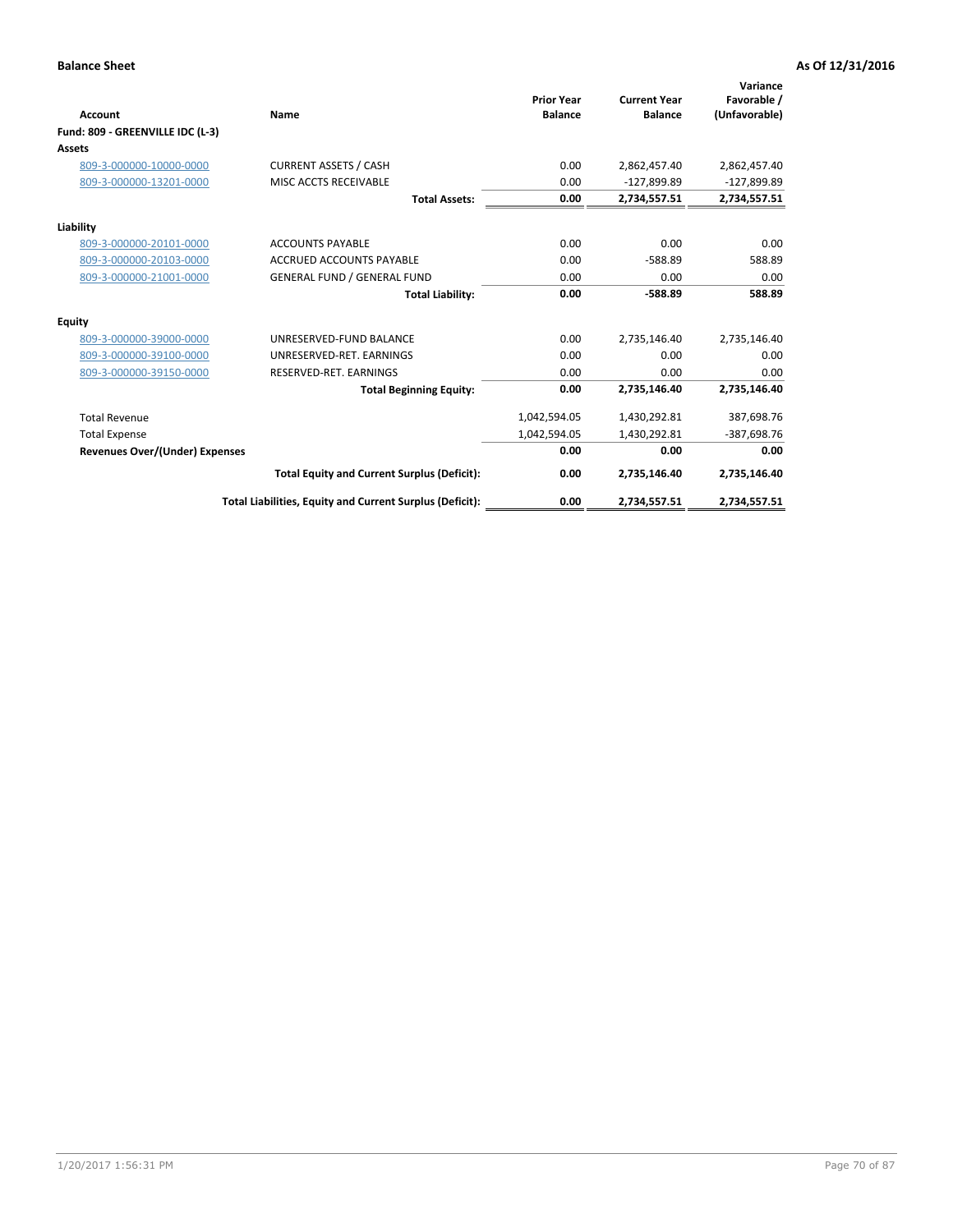**Balance Sheet** | **As Of 12/31/2016**

| Account | Name | Prior Year Balance | Current Year Balance | Variance Favorable / (Unfavorable) |
|---|---|---|---|---|
| **Fund: 809 - GREENVILLE IDC (L-3)** | | | | |
| **Assets** | | | | |
| 809-3-000000-10000-0000 | CURRENT ASSETS / CASH | 0.00 | 2,862,457.40 | 2,862,457.40 |
| 809-3-000000-13201-0000 | MISC ACCTS RECEIVABLE | 0.00 | -127,899.89 | -127,899.89 |
| | **Total Assets:** | **0.00** | **2,734,557.51** | **2,734,557.51** |
| **Liability** | | | | |
| 809-3-000000-20101-0000 | ACCOUNTS PAYABLE | 0.00 | 0.00 | 0.00 |
| 809-3-000000-20103-0000 | ACCRUED ACCOUNTS PAYABLE | 0.00 | -588.89 | 588.89 |
| 809-3-000000-21001-0000 | GENERAL FUND / GENERAL FUND | 0.00 | 0.00 | 0.00 |
| | **Total Liability:** | **0.00** | **-588.89** | **588.89** |
| **Equity** | | | | |
| 809-3-000000-39000-0000 | UNRESERVED-FUND BALANCE | 0.00 | 2,735,146.40 | 2,735,146.40 |
| 809-3-000000-39100-0000 | UNRESERVED-RET. EARNINGS | 0.00 | 0.00 | 0.00 |
| 809-3-000000-39150-0000 | RESERVED-RET. EARNINGS | 0.00 | 0.00 | 0.00 |
| | **Total Beginning Equity:** | **0.00** | **2,735,146.40** | **2,735,146.40** |
| Total Revenue | | 1,042,594.05 | 1,430,292.81 | 387,698.76 |
| Total Expense | | 1,042,594.05 | 1,430,292.81 | -387,698.76 |
| **Revenues Over/(Under) Expenses** | | **0.00** | **0.00** | **0.00** |
| | **Total Equity and Current Surplus (Deficit):** | **0.00** | **2,735,146.40** | **2,735,146.40** |
| | **Total Liabilities, Equity and Current Surplus (Deficit):** | **0.00** | **2,734,557.51** | **2,734,557.51** |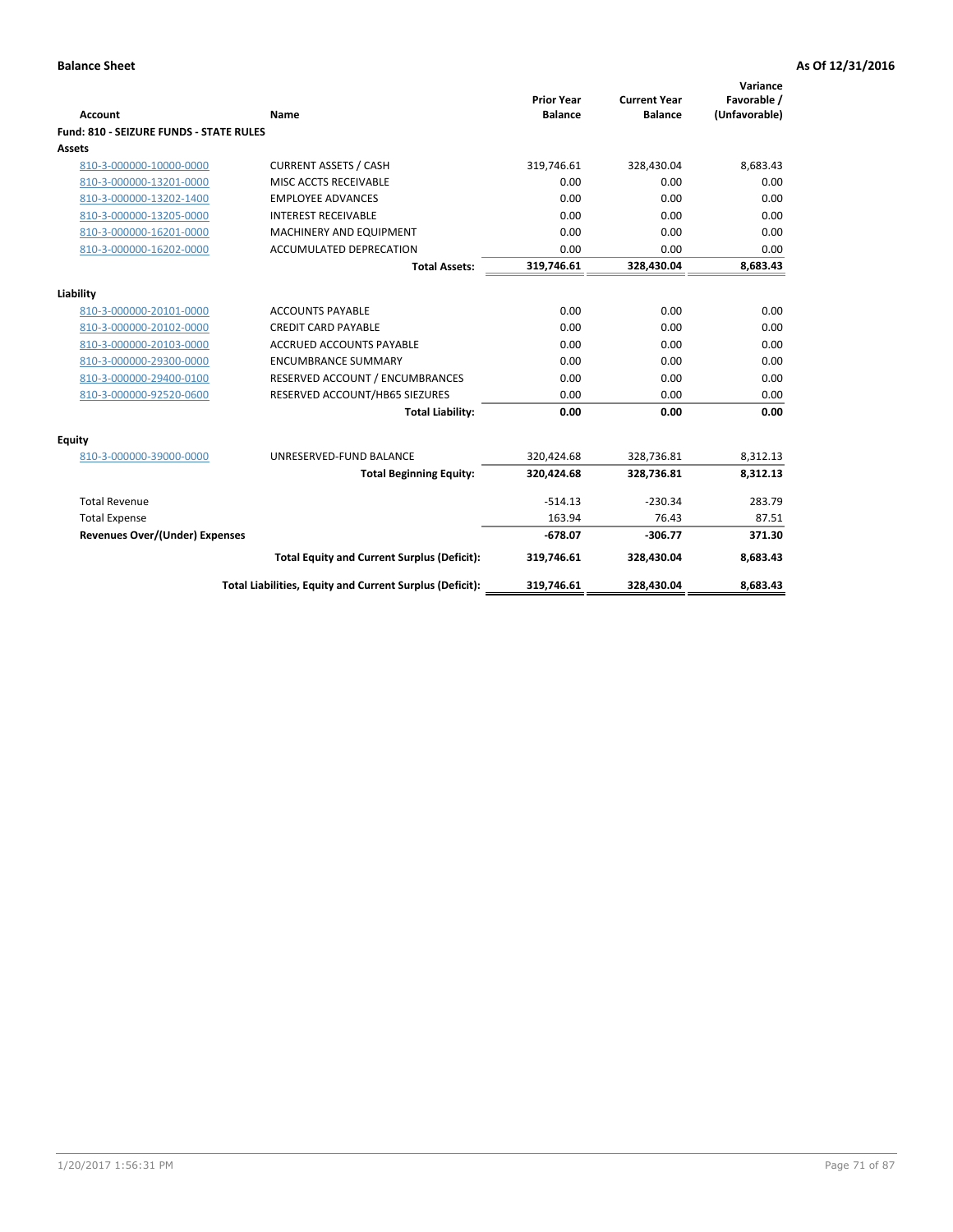**Balance Sheet** **As Of 12/31/2016**

| Account | Name | Prior Year Balance | Current Year Balance | Variance Favorable / (Unfavorable) |
|---|---|---|---|---|
| **Fund: 810 - SEIZURE FUNDS - STATE RULES** | | | | |
| **Assets** | | | | |
| 810-3-000000-10000-0000 | CURRENT ASSETS / CASH | 319,746.61 | 328,430.04 | 8,683.43 |
| 810-3-000000-13201-0000 | MISC ACCTS RECEIVABLE | 0.00 | 0.00 | 0.00 |
| 810-3-000000-13202-1400 | EMPLOYEE ADVANCES | 0.00 | 0.00 | 0.00 |
| 810-3-000000-13205-0000 | INTEREST RECEIVABLE | 0.00 | 0.00 | 0.00 |
| 810-3-000000-16201-0000 | MACHINERY AND EQUIPMENT | 0.00 | 0.00 | 0.00 |
| 810-3-000000-16202-0000 | ACCUMULATED DEPRECATION | 0.00 | 0.00 | 0.00 |
| | **Total Assets:** | **319,746.61** | **328,430.04** | **8,683.43** |
| **Liability** | | | | |
| 810-3-000000-20101-0000 | ACCOUNTS PAYABLE | 0.00 | 0.00 | 0.00 |
| 810-3-000000-20102-0000 | CREDIT CARD PAYABLE | 0.00 | 0.00 | 0.00 |
| 810-3-000000-20103-0000 | ACCRUED ACCOUNTS PAYABLE | 0.00 | 0.00 | 0.00 |
| 810-3-000000-29300-0000 | ENCUMBRANCE SUMMARY | 0.00 | 0.00 | 0.00 |
| 810-3-000000-29400-0100 | RESERVED ACCOUNT / ENCUMBRANCES | 0.00 | 0.00 | 0.00 |
| 810-3-000000-92520-0600 | RESERVED ACCOUNT/HB65 SIEZURES | 0.00 | 0.00 | 0.00 |
| | **Total Liability:** | **0.00** | **0.00** | **0.00** |
| **Equity** | | | | |
| 810-3-000000-39000-0000 | UNRESERVED-FUND BALANCE | 320,424.68 | 328,736.81 | 8,312.13 |
| | **Total Beginning Equity:** | **320,424.68** | **328,736.81** | **8,312.13** |
| Total Revenue | | -514.13 | -230.34 | 283.79 |
| Total Expense | | 163.94 | 76.43 | 87.51 |
| **Revenues Over/(Under) Expenses** | | **-678.07** | **-306.77** | **371.30** |
| | **Total Equity and Current Surplus (Deficit):** | **319,746.61** | **328,430.04** | **8,683.43** |
| | **Total Liabilities, Equity and Current Surplus (Deficit):** | **319,746.61** | **328,430.04** | **8,683.43** |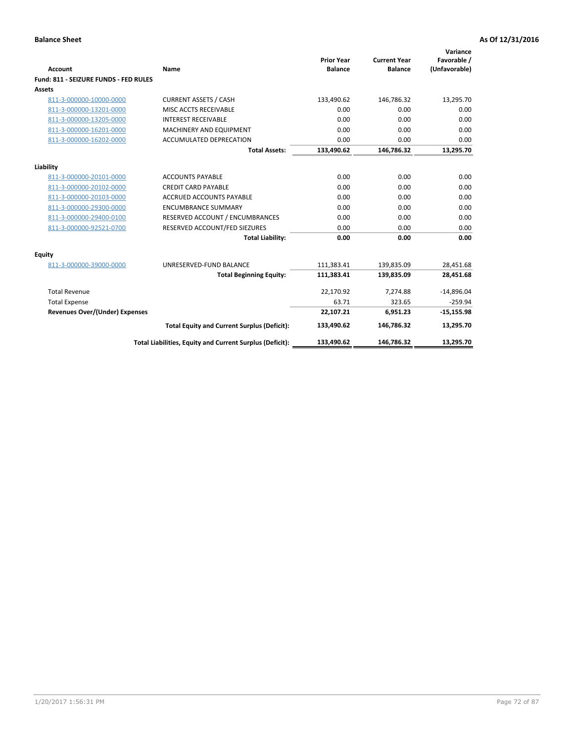**Balance Sheet** **As Of 12/31/2016**

| Account | Name | Prior Year Balance | Current Year Balance | Variance Favorable / (Unfavorable) |
|---|---|---|---|---|
| **Fund: 811 - SEIZURE FUNDS - FED RULES** | | | | |
| **Assets** | | | | |
| 811-3-000000-10000-0000 | CURRENT ASSETS / CASH | 133,490.62 | 146,786.32 | 13,295.70 |
| 811-3-000000-13201-0000 | MISC ACCTS RECEIVABLE | 0.00 | 0.00 | 0.00 |
| 811-3-000000-13205-0000 | INTEREST RECEIVABLE | 0.00 | 0.00 | 0.00 |
| 811-3-000000-16201-0000 | MACHINERY AND EQUIPMENT | 0.00 | 0.00 | 0.00 |
| 811-3-000000-16202-0000 | ACCUMULATED DEPRECATION | 0.00 | 0.00 | 0.00 |
| | **Total Assets:** | **133,490.62** | **146,786.32** | **13,295.70** |
| **Liability** | | | | |
| 811-3-000000-20101-0000 | ACCOUNTS PAYABLE | 0.00 | 0.00 | 0.00 |
| 811-3-000000-20102-0000 | CREDIT CARD PAYABLE | 0.00 | 0.00 | 0.00 |
| 811-3-000000-20103-0000 | ACCRUED ACCOUNTS PAYABLE | 0.00 | 0.00 | 0.00 |
| 811-3-000000-29300-0000 | ENCUMBRANCE SUMMARY | 0.00 | 0.00 | 0.00 |
| 811-3-000000-29400-0100 | RESERVED ACCOUNT / ENCUMBRANCES | 0.00 | 0.00 | 0.00 |
| 811-3-000000-92521-0700 | RESERVED ACCOUNT/FED SIEZURES | 0.00 | 0.00 | 0.00 |
| | **Total Liability:** | **0.00** | **0.00** | **0.00** |
| **Equity** | | | | |
| 811-3-000000-39000-0000 | UNRESERVED-FUND BALANCE | 111,383.41 | 139,835.09 | 28,451.68 |
| | **Total Beginning Equity:** | **111,383.41** | **139,835.09** | **28,451.68** |
| Total Revenue | | 22,170.92 | 7,274.88 | -14,896.04 |
| Total Expense | | 63.71 | 323.65 | -259.94 |
| **Revenues Over/(Under) Expenses** | | **22,107.21** | **6,951.23** | **-15,155.98** |
| | **Total Equity and Current Surplus (Deficit):** | **133,490.62** | **146,786.32** | **13,295.70** |
| | **Total Liabilities, Equity and Current Surplus (Deficit):** | **133,490.62** | **146,786.32** | **13,295.70** |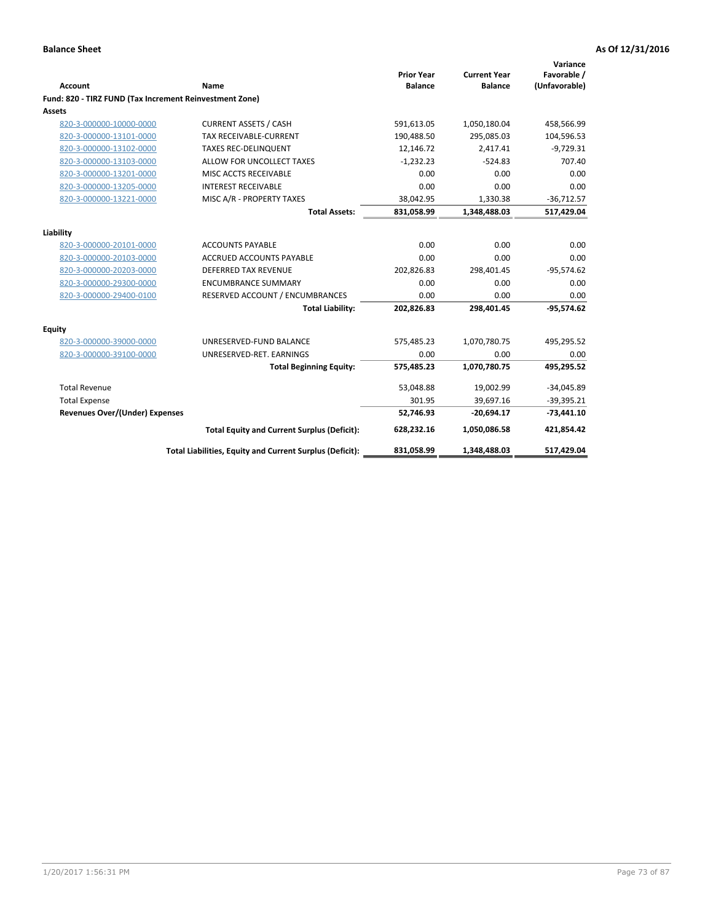**Balance Sheet** **As Of 12/31/2016**

| Account | Name | Prior Year Balance | Current Year Balance | Variance Favorable / (Unfavorable) |
|---|---|---|---|---|
| **Fund: 820 - TIRZ FUND (Tax Increment Reinvestment Zone)** | | | | |
| **Assets** | | | | |
| 820-3-000000-10000-0000 | CURRENT ASSETS / CASH | 591,613.05 | 1,050,180.04 | 458,566.99 |
| 820-3-000000-13101-0000 | TAX RECEIVABLE-CURRENT | 190,488.50 | 295,085.03 | 104,596.53 |
| 820-3-000000-13102-0000 | TAXES REC-DELINQUENT | 12,146.72 | 2,417.41 | -9,729.31 |
| 820-3-000000-13103-0000 | ALLOW FOR UNCOLLECT TAXES | -1,232.23 | -524.83 | 707.40 |
| 820-3-000000-13201-0000 | MISC ACCTS RECEIVABLE | 0.00 | 0.00 | 0.00 |
| 820-3-000000-13205-0000 | INTEREST RECEIVABLE | 0.00 | 0.00 | 0.00 |
| 820-3-000000-13221-0000 | MISC A/R - PROPERTY TAXES | 38,042.95 | 1,330.38 | -36,712.57 |
| | **Total Assets:** | **831,058.99** | **1,348,488.03** | **517,429.04** |
| **Liability** | | | | |
| 820-3-000000-20101-0000 | ACCOUNTS PAYABLE | 0.00 | 0.00 | 0.00 |
| 820-3-000000-20103-0000 | ACCRUED ACCOUNTS PAYABLE | 0.00 | 0.00 | 0.00 |
| 820-3-000000-20203-0000 | DEFERRED TAX REVENUE | 202,826.83 | 298,401.45 | -95,574.62 |
| 820-3-000000-29300-0000 | ENCUMBRANCE SUMMARY | 0.00 | 0.00 | 0.00 |
| 820-3-000000-29400-0100 | RESERVED ACCOUNT / ENCUMBRANCES | 0.00 | 0.00 | 0.00 |
| | **Total Liability:** | **202,826.83** | **298,401.45** | **-95,574.62** |
| **Equity** | | | | |
| 820-3-000000-39000-0000 | UNRESERVED-FUND BALANCE | 575,485.23 | 1,070,780.75 | 495,295.52 |
| 820-3-000000-39100-0000 | UNRESERVED-RET. EARNINGS | 0.00 | 0.00 | 0.00 |
| | **Total Beginning Equity:** | **575,485.23** | **1,070,780.75** | **495,295.52** |
| Total Revenue | | 53,048.88 | 19,002.99 | -34,045.89 |
| Total Expense | | 301.95 | 39,697.16 | -39,395.21 |
| **Revenues Over/(Under) Expenses** | | **52,746.93** | **-20,694.17** | **-73,441.10** |
| | **Total Equity and Current Surplus (Deficit):** | **628,232.16** | **1,050,086.58** | **421,854.42** |
| | **Total Liabilities, Equity and Current Surplus (Deficit):** | **831,058.99** | **1,348,488.03** | **517,429.04** |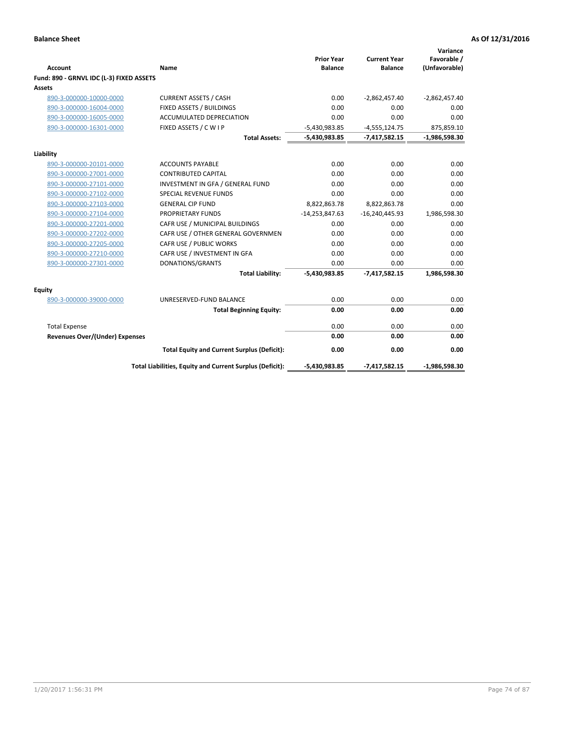**Balance Sheet** — As Of 12/31/2016

| Account | Name | Prior Year Balance | Current Year Balance | Variance Favorable / (Unfavorable) |
|---|---|---|---|---|
| **Fund: 890 - GRNVL IDC (L-3) FIXED ASSETS** | | | | |
| **Assets** | | | | |
| 890-3-000000-10000-0000 | CURRENT ASSETS / CASH | 0.00 | -2,862,457.40 | -2,862,457.40 |
| 890-3-000000-16004-0000 | FIXED ASSETS / BUILDINGS | 0.00 | 0.00 | 0.00 |
| 890-3-000000-16005-0000 | ACCUMULATED DEPRECIATION | 0.00 | 0.00 | 0.00 |
| 890-3-000000-16301-0000 | FIXED ASSETS / C W I P | -5,430,983.85 | -4,555,124.75 | 875,859.10 |
| | **Total Assets:** | **-5,430,983.85** | **-7,417,582.15** | **-1,986,598.30** |
| **Liability** | | | | |
| 890-3-000000-20101-0000 | ACCOUNTS PAYABLE | 0.00 | 0.00 | 0.00 |
| 890-3-000000-27001-0000 | CONTRIBUTED CAPITAL | 0.00 | 0.00 | 0.00 |
| 890-3-000000-27101-0000 | INVESTMENT IN GFA / GENERAL FUND | 0.00 | 0.00 | 0.00 |
| 890-3-000000-27102-0000 | SPECIAL REVENUE FUNDS | 0.00 | 0.00 | 0.00 |
| 890-3-000000-27103-0000 | GENERAL CIP FUND | 8,822,863.78 | 8,822,863.78 | 0.00 |
| 890-3-000000-27104-0000 | PROPRIETARY FUNDS | -14,253,847.63 | -16,240,445.93 | 1,986,598.30 |
| 890-3-000000-27201-0000 | CAFR USE / MUNICIPAL BUILDINGS | 0.00 | 0.00 | 0.00 |
| 890-3-000000-27202-0000 | CAFR USE / OTHER GENERAL GOVERNMEN | 0.00 | 0.00 | 0.00 |
| 890-3-000000-27205-0000 | CAFR USE / PUBLIC WORKS | 0.00 | 0.00 | 0.00 |
| 890-3-000000-27210-0000 | CAFR USE / INVESTMENT IN GFA | 0.00 | 0.00 | 0.00 |
| 890-3-000000-27301-0000 | DONATIONS/GRANTS | 0.00 | 0.00 | 0.00 |
| | **Total Liability:** | **-5,430,983.85** | **-7,417,582.15** | **1,986,598.30** |
| **Equity** | | | | |
| 890-3-000000-39000-0000 | UNRESERVED-FUND BALANCE | 0.00 | 0.00 | 0.00 |
| | **Total Beginning Equity:** | **0.00** | **0.00** | **0.00** |
| Total Expense | | 0.00 | 0.00 | 0.00 |
| **Revenues Over/(Under) Expenses** | | **0.00** | **0.00** | **0.00** |
| | **Total Equity and Current Surplus (Deficit):** | **0.00** | **0.00** | **0.00** |
| | **Total Liabilities, Equity and Current Surplus (Deficit):** | **-5,430,983.85** | **-7,417,582.15** | **-1,986,598.30** |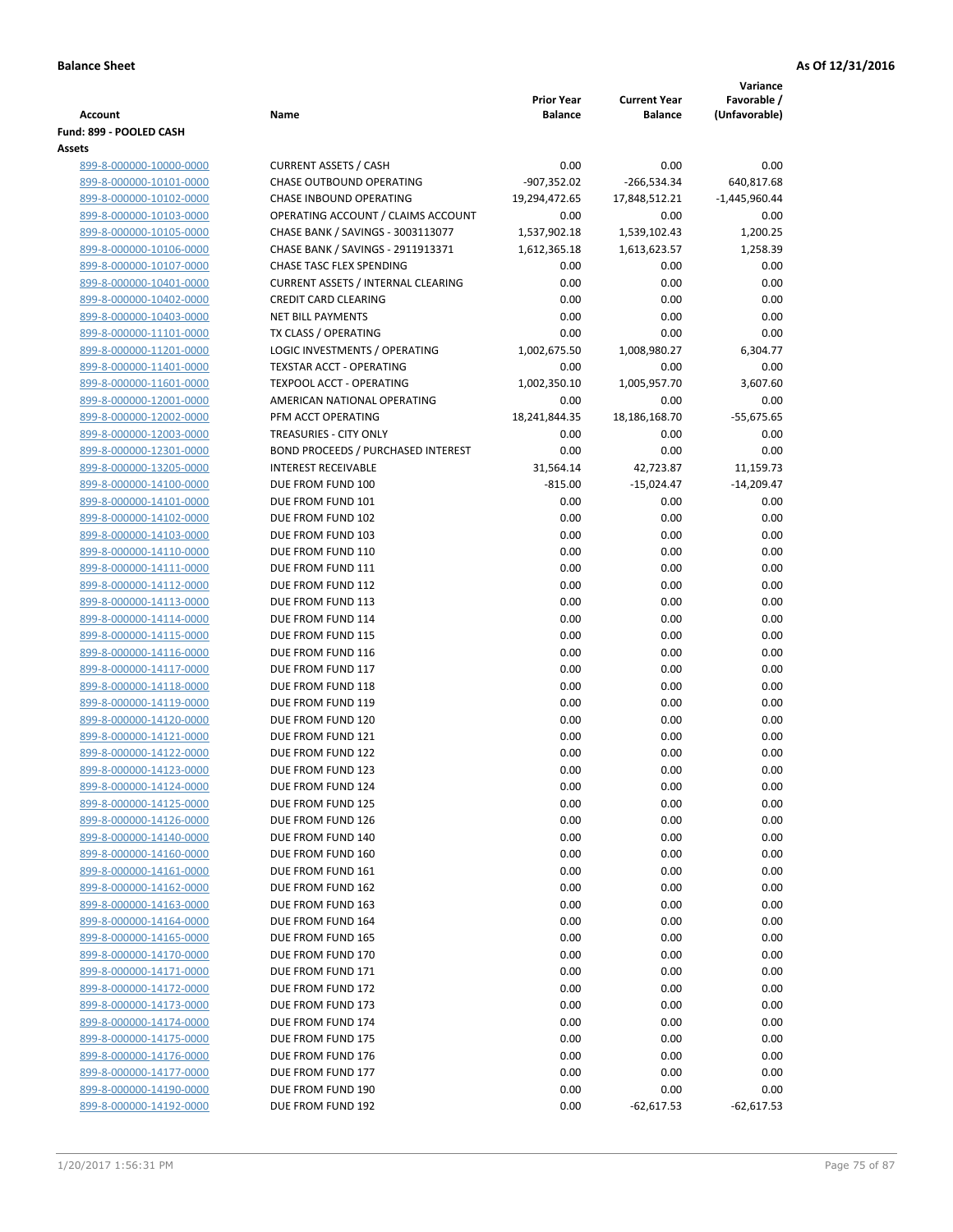**Balance Sheet** **As Of 12/31/2016**

| Account | Name | Prior Year Balance | Current Year Balance | Variance Favorable / (Unfavorable) |
|---|---|---|---|---|
| **Fund: 899 - POOLED CASH** | | | | |
| **Assets** | | | | |
| 899-8-000000-10000-0000 | CURRENT ASSETS / CASH | 0.00 | 0.00 | 0.00 |
| 899-8-000000-10101-0000 | CHASE OUTBOUND OPERATING | -907,352.02 | -266,534.34 | 640,817.68 |
| 899-8-000000-10102-0000 | CHASE INBOUND OPERATING | 19,294,472.65 | 17,848,512.21 | -1,445,960.44 |
| 899-8-000000-10103-0000 | OPERATING ACCOUNT / CLAIMS ACCOUNT | 0.00 | 0.00 | 0.00 |
| 899-8-000000-10105-0000 | CHASE BANK / SAVINGS - 3003113077 | 1,537,902.18 | 1,539,102.43 | 1,200.25 |
| 899-8-000000-10106-0000 | CHASE BANK / SAVINGS - 2911913371 | 1,612,365.18 | 1,613,623.57 | 1,258.39 |
| 899-8-000000-10107-0000 | CHASE TASC FLEX SPENDING | 0.00 | 0.00 | 0.00 |
| 899-8-000000-10401-0000 | CURRENT ASSETS / INTERNAL CLEARING | 0.00 | 0.00 | 0.00 |
| 899-8-000000-10402-0000 | CREDIT CARD CLEARING | 0.00 | 0.00 | 0.00 |
| 899-8-000000-10403-0000 | NET BILL PAYMENTS | 0.00 | 0.00 | 0.00 |
| 899-8-000000-11101-0000 | TX CLASS / OPERATING | 0.00 | 0.00 | 0.00 |
| 899-8-000000-11201-0000 | LOGIC INVESTMENTS / OPERATING | 1,002,675.50 | 1,008,980.27 | 6,304.77 |
| 899-8-000000-11401-0000 | TEXSTAR ACCT - OPERATING | 0.00 | 0.00 | 0.00 |
| 899-8-000000-11601-0000 | TEXPOOL ACCT - OPERATING | 1,002,350.10 | 1,005,957.70 | 3,607.60 |
| 899-8-000000-12001-0000 | AMERICAN NATIONAL OPERATING | 0.00 | 0.00 | 0.00 |
| 899-8-000000-12002-0000 | PFM ACCT OPERATING | 18,241,844.35 | 18,186,168.70 | -55,675.65 |
| 899-8-000000-12003-0000 | TREASURIES - CITY ONLY | 0.00 | 0.00 | 0.00 |
| 899-8-000000-12301-0000 | BOND PROCEEDS / PURCHASED INTEREST | 0.00 | 0.00 | 0.00 |
| 899-8-000000-13205-0000 | INTEREST RECEIVABLE | 31,564.14 | 42,723.87 | 11,159.73 |
| 899-8-000000-14100-0000 | DUE FROM FUND 100 | -815.00 | -15,024.47 | -14,209.47 |
| 899-8-000000-14101-0000 | DUE FROM FUND 101 | 0.00 | 0.00 | 0.00 |
| 899-8-000000-14102-0000 | DUE FROM FUND 102 | 0.00 | 0.00 | 0.00 |
| 899-8-000000-14103-0000 | DUE FROM FUND 103 | 0.00 | 0.00 | 0.00 |
| 899-8-000000-14110-0000 | DUE FROM FUND 110 | 0.00 | 0.00 | 0.00 |
| 899-8-000000-14111-0000 | DUE FROM FUND 111 | 0.00 | 0.00 | 0.00 |
| 899-8-000000-14112-0000 | DUE FROM FUND 112 | 0.00 | 0.00 | 0.00 |
| 899-8-000000-14113-0000 | DUE FROM FUND 113 | 0.00 | 0.00 | 0.00 |
| 899-8-000000-14114-0000 | DUE FROM FUND 114 | 0.00 | 0.00 | 0.00 |
| 899-8-000000-14115-0000 | DUE FROM FUND 115 | 0.00 | 0.00 | 0.00 |
| 899-8-000000-14116-0000 | DUE FROM FUND 116 | 0.00 | 0.00 | 0.00 |
| 899-8-000000-14117-0000 | DUE FROM FUND 117 | 0.00 | 0.00 | 0.00 |
| 899-8-000000-14118-0000 | DUE FROM FUND 118 | 0.00 | 0.00 | 0.00 |
| 899-8-000000-14119-0000 | DUE FROM FUND 119 | 0.00 | 0.00 | 0.00 |
| 899-8-000000-14120-0000 | DUE FROM FUND 120 | 0.00 | 0.00 | 0.00 |
| 899-8-000000-14121-0000 | DUE FROM FUND 121 | 0.00 | 0.00 | 0.00 |
| 899-8-000000-14122-0000 | DUE FROM FUND 122 | 0.00 | 0.00 | 0.00 |
| 899-8-000000-14123-0000 | DUE FROM FUND 123 | 0.00 | 0.00 | 0.00 |
| 899-8-000000-14124-0000 | DUE FROM FUND 124 | 0.00 | 0.00 | 0.00 |
| 899-8-000000-14125-0000 | DUE FROM FUND 125 | 0.00 | 0.00 | 0.00 |
| 899-8-000000-14126-0000 | DUE FROM FUND 126 | 0.00 | 0.00 | 0.00 |
| 899-8-000000-14140-0000 | DUE FROM FUND 140 | 0.00 | 0.00 | 0.00 |
| 899-8-000000-14160-0000 | DUE FROM FUND 160 | 0.00 | 0.00 | 0.00 |
| 899-8-000000-14161-0000 | DUE FROM FUND 161 | 0.00 | 0.00 | 0.00 |
| 899-8-000000-14162-0000 | DUE FROM FUND 162 | 0.00 | 0.00 | 0.00 |
| 899-8-000000-14163-0000 | DUE FROM FUND 163 | 0.00 | 0.00 | 0.00 |
| 899-8-000000-14164-0000 | DUE FROM FUND 164 | 0.00 | 0.00 | 0.00 |
| 899-8-000000-14165-0000 | DUE FROM FUND 165 | 0.00 | 0.00 | 0.00 |
| 899-8-000000-14170-0000 | DUE FROM FUND 170 | 0.00 | 0.00 | 0.00 |
| 899-8-000000-14171-0000 | DUE FROM FUND 171 | 0.00 | 0.00 | 0.00 |
| 899-8-000000-14172-0000 | DUE FROM FUND 172 | 0.00 | 0.00 | 0.00 |
| 899-8-000000-14173-0000 | DUE FROM FUND 173 | 0.00 | 0.00 | 0.00 |
| 899-8-000000-14174-0000 | DUE FROM FUND 174 | 0.00 | 0.00 | 0.00 |
| 899-8-000000-14175-0000 | DUE FROM FUND 175 | 0.00 | 0.00 | 0.00 |
| 899-8-000000-14176-0000 | DUE FROM FUND 176 | 0.00 | 0.00 | 0.00 |
| 899-8-000000-14177-0000 | DUE FROM FUND 177 | 0.00 | 0.00 | 0.00 |
| 899-8-000000-14190-0000 | DUE FROM FUND 190 | 0.00 | 0.00 | 0.00 |
| 899-8-000000-14192-0000 | DUE FROM FUND 192 | 0.00 | -62,617.53 | -62,617.53 |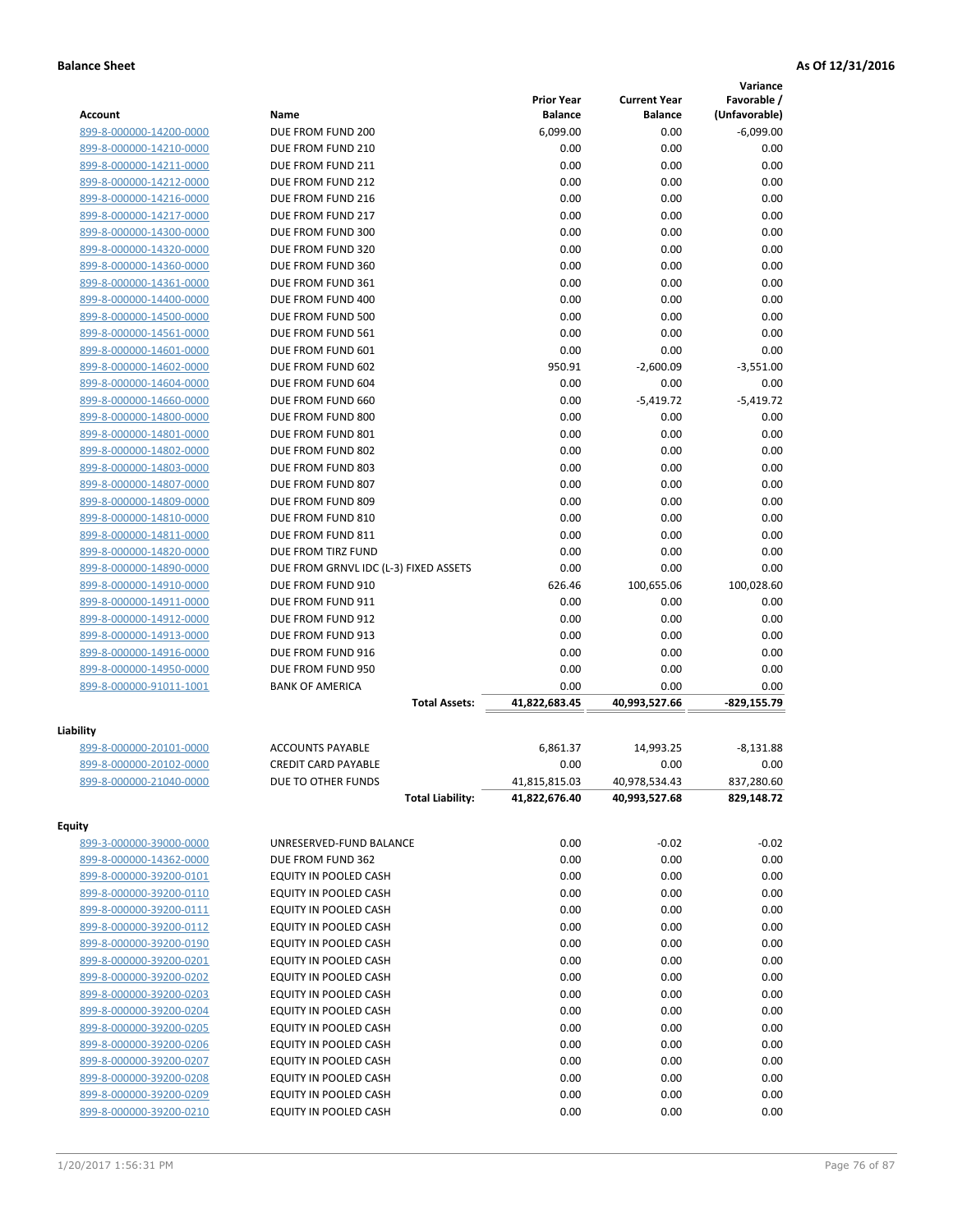**Balance Sheet** **As Of 12/31/2016**

| Account | Name | Prior Year Balance | Current Year Balance | Variance Favorable / (Unfavorable) |
|---|---|---|---|---|
| 899-8-000000-14200-0000 | DUE FROM FUND 200 | 6,099.00 | 0.00 | -6,099.00 |
| 899-8-000000-14210-0000 | DUE FROM FUND 210 | 0.00 | 0.00 | 0.00 |
| 899-8-000000-14211-0000 | DUE FROM FUND 211 | 0.00 | 0.00 | 0.00 |
| 899-8-000000-14212-0000 | DUE FROM FUND 212 | 0.00 | 0.00 | 0.00 |
| 899-8-000000-14216-0000 | DUE FROM FUND 216 | 0.00 | 0.00 | 0.00 |
| 899-8-000000-14217-0000 | DUE FROM FUND 217 | 0.00 | 0.00 | 0.00 |
| 899-8-000000-14300-0000 | DUE FROM FUND 300 | 0.00 | 0.00 | 0.00 |
| 899-8-000000-14320-0000 | DUE FROM FUND 320 | 0.00 | 0.00 | 0.00 |
| 899-8-000000-14360-0000 | DUE FROM FUND 360 | 0.00 | 0.00 | 0.00 |
| 899-8-000000-14361-0000 | DUE FROM FUND 361 | 0.00 | 0.00 | 0.00 |
| 899-8-000000-14400-0000 | DUE FROM FUND 400 | 0.00 | 0.00 | 0.00 |
| 899-8-000000-14500-0000 | DUE FROM FUND 500 | 0.00 | 0.00 | 0.00 |
| 899-8-000000-14561-0000 | DUE FROM FUND 561 | 0.00 | 0.00 | 0.00 |
| 899-8-000000-14601-0000 | DUE FROM FUND 601 | 0.00 | 0.00 | 0.00 |
| 899-8-000000-14602-0000 | DUE FROM FUND 602 | 950.91 | -2,600.09 | -3,551.00 |
| 899-8-000000-14604-0000 | DUE FROM FUND 604 | 0.00 | 0.00 | 0.00 |
| 899-8-000000-14660-0000 | DUE FROM FUND 660 | 0.00 | -5,419.72 | -5,419.72 |
| 899-8-000000-14800-0000 | DUE FROM FUND 800 | 0.00 | 0.00 | 0.00 |
| 899-8-000000-14801-0000 | DUE FROM FUND 801 | 0.00 | 0.00 | 0.00 |
| 899-8-000000-14802-0000 | DUE FROM FUND 802 | 0.00 | 0.00 | 0.00 |
| 899-8-000000-14803-0000 | DUE FROM FUND 803 | 0.00 | 0.00 | 0.00 |
| 899-8-000000-14807-0000 | DUE FROM FUND 807 | 0.00 | 0.00 | 0.00 |
| 899-8-000000-14809-0000 | DUE FROM FUND 809 | 0.00 | 0.00 | 0.00 |
| 899-8-000000-14810-0000 | DUE FROM FUND 810 | 0.00 | 0.00 | 0.00 |
| 899-8-000000-14811-0000 | DUE FROM FUND 811 | 0.00 | 0.00 | 0.00 |
| 899-8-000000-14820-0000 | DUE FROM TIRZ FUND | 0.00 | 0.00 | 0.00 |
| 899-8-000000-14890-0000 | DUE FROM GRNVL IDC (L-3) FIXED ASSETS | 0.00 | 0.00 | 0.00 |
| 899-8-000000-14910-0000 | DUE FROM FUND 910 | 626.46 | 100,655.06 | 100,028.60 |
| 899-8-000000-14911-0000 | DUE FROM FUND 911 | 0.00 | 0.00 | 0.00 |
| 899-8-000000-14912-0000 | DUE FROM FUND 912 | 0.00 | 0.00 | 0.00 |
| 899-8-000000-14913-0000 | DUE FROM FUND 913 | 0.00 | 0.00 | 0.00 |
| 899-8-000000-14916-0000 | DUE FROM FUND 916 | 0.00 | 0.00 | 0.00 |
| 899-8-000000-14950-0000 | DUE FROM FUND 950 | 0.00 | 0.00 | 0.00 |
| 899-8-000000-91011-1001 | BANK OF AMERICA | 0.00 | 0.00 | 0.00 |
| | **Total Assets:** | **41,822,683.45** | **40,993,527.66** | **-829,155.79** |
| **Liability** | | | | |
| 899-8-000000-20101-0000 | ACCOUNTS PAYABLE | 6,861.37 | 14,993.25 | -8,131.88 |
| 899-8-000000-20102-0000 | CREDIT CARD PAYABLE | 0.00 | 0.00 | 0.00 |
| 899-8-000000-21040-0000 | DUE TO OTHER FUNDS | 41,815,815.03 | 40,978,534.43 | 837,280.60 |
| | **Total Liability:** | **41,822,676.40** | **40,993,527.68** | **829,148.72** |
| **Equity** | | | | |
| 899-3-000000-39000-0000 | UNRESERVED-FUND BALANCE | 0.00 | -0.02 | -0.02 |
| 899-8-000000-14362-0000 | DUE FROM FUND 362 | 0.00 | 0.00 | 0.00 |
| 899-8-000000-39200-0101 | EQUITY IN POOLED CASH | 0.00 | 0.00 | 0.00 |
| 899-8-000000-39200-0110 | EQUITY IN POOLED CASH | 0.00 | 0.00 | 0.00 |
| 899-8-000000-39200-0111 | EQUITY IN POOLED CASH | 0.00 | 0.00 | 0.00 |
| 899-8-000000-39200-0112 | EQUITY IN POOLED CASH | 0.00 | 0.00 | 0.00 |
| 899-8-000000-39200-0190 | EQUITY IN POOLED CASH | 0.00 | 0.00 | 0.00 |
| 899-8-000000-39200-0201 | EQUITY IN POOLED CASH | 0.00 | 0.00 | 0.00 |
| 899-8-000000-39200-0202 | EQUITY IN POOLED CASH | 0.00 | 0.00 | 0.00 |
| 899-8-000000-39200-0203 | EQUITY IN POOLED CASH | 0.00 | 0.00 | 0.00 |
| 899-8-000000-39200-0204 | EQUITY IN POOLED CASH | 0.00 | 0.00 | 0.00 |
| 899-8-000000-39200-0205 | EQUITY IN POOLED CASH | 0.00 | 0.00 | 0.00 |
| 899-8-000000-39200-0206 | EQUITY IN POOLED CASH | 0.00 | 0.00 | 0.00 |
| 899-8-000000-39200-0207 | EQUITY IN POOLED CASH | 0.00 | 0.00 | 0.00 |
| 899-8-000000-39200-0208 | EQUITY IN POOLED CASH | 0.00 | 0.00 | 0.00 |
| 899-8-000000-39200-0209 | EQUITY IN POOLED CASH | 0.00 | 0.00 | 0.00 |
| 899-8-000000-39200-0210 | EQUITY IN POOLED CASH | 0.00 | 0.00 | 0.00 |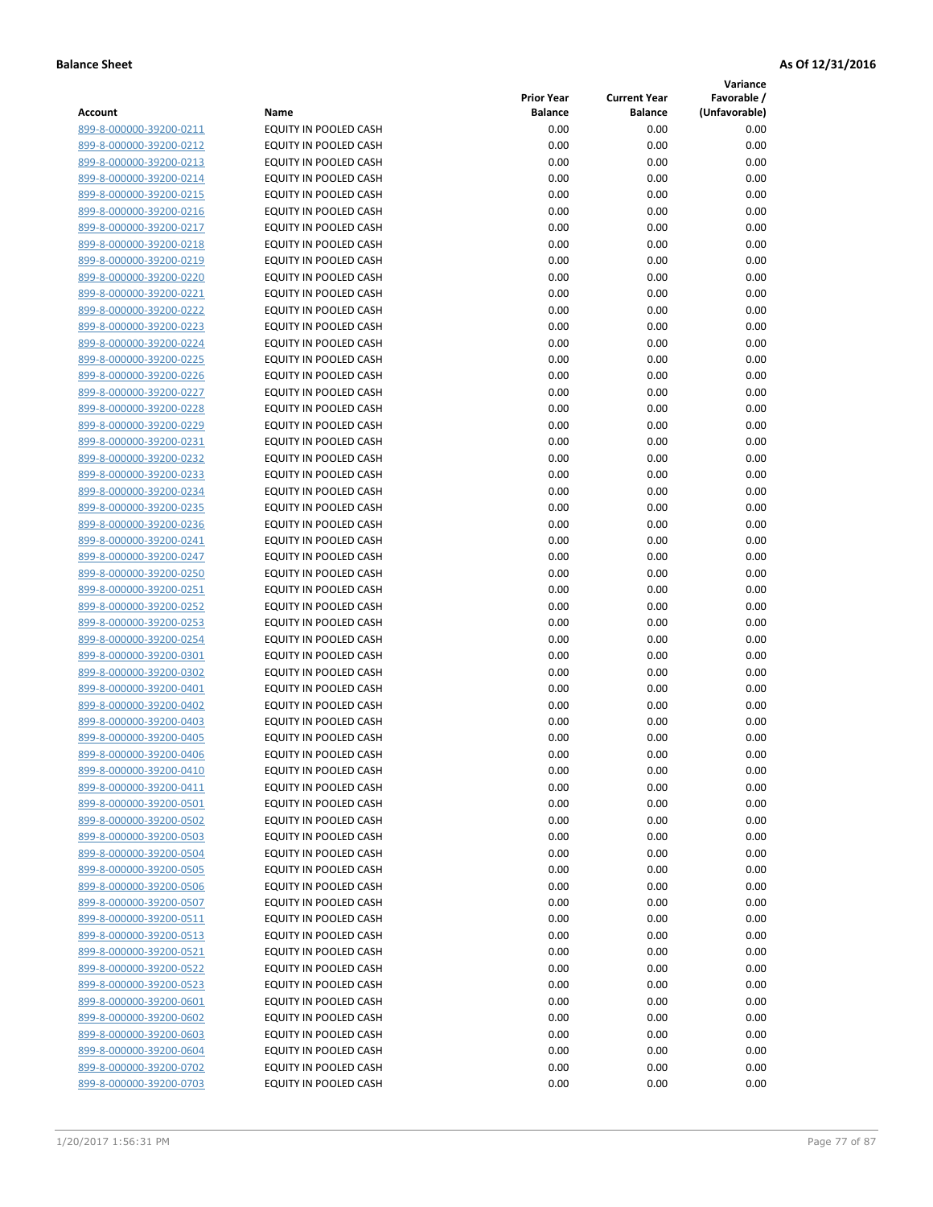**Balance Sheet** **As Of 12/31/2016**

| Account | Name | Prior Year Balance | Current Year Balance | Variance Favorable / (Unfavorable) |
|---|---|---|---|---|
| 899-8-000000-39200-0211 | EQUITY IN POOLED CASH | 0.00 | 0.00 | 0.00 |
| 899-8-000000-39200-0212 | EQUITY IN POOLED CASH | 0.00 | 0.00 | 0.00 |
| 899-8-000000-39200-0213 | EQUITY IN POOLED CASH | 0.00 | 0.00 | 0.00 |
| 899-8-000000-39200-0214 | EQUITY IN POOLED CASH | 0.00 | 0.00 | 0.00 |
| 899-8-000000-39200-0215 | EQUITY IN POOLED CASH | 0.00 | 0.00 | 0.00 |
| 899-8-000000-39200-0216 | EQUITY IN POOLED CASH | 0.00 | 0.00 | 0.00 |
| 899-8-000000-39200-0217 | EQUITY IN POOLED CASH | 0.00 | 0.00 | 0.00 |
| 899-8-000000-39200-0218 | EQUITY IN POOLED CASH | 0.00 | 0.00 | 0.00 |
| 899-8-000000-39200-0219 | EQUITY IN POOLED CASH | 0.00 | 0.00 | 0.00 |
| 899-8-000000-39200-0220 | EQUITY IN POOLED CASH | 0.00 | 0.00 | 0.00 |
| 899-8-000000-39200-0221 | EQUITY IN POOLED CASH | 0.00 | 0.00 | 0.00 |
| 899-8-000000-39200-0222 | EQUITY IN POOLED CASH | 0.00 | 0.00 | 0.00 |
| 899-8-000000-39200-0223 | EQUITY IN POOLED CASH | 0.00 | 0.00 | 0.00 |
| 899-8-000000-39200-0224 | EQUITY IN POOLED CASH | 0.00 | 0.00 | 0.00 |
| 899-8-000000-39200-0225 | EQUITY IN POOLED CASH | 0.00 | 0.00 | 0.00 |
| 899-8-000000-39200-0226 | EQUITY IN POOLED CASH | 0.00 | 0.00 | 0.00 |
| 899-8-000000-39200-0227 | EQUITY IN POOLED CASH | 0.00 | 0.00 | 0.00 |
| 899-8-000000-39200-0228 | EQUITY IN POOLED CASH | 0.00 | 0.00 | 0.00 |
| 899-8-000000-39200-0229 | EQUITY IN POOLED CASH | 0.00 | 0.00 | 0.00 |
| 899-8-000000-39200-0231 | EQUITY IN POOLED CASH | 0.00 | 0.00 | 0.00 |
| 899-8-000000-39200-0232 | EQUITY IN POOLED CASH | 0.00 | 0.00 | 0.00 |
| 899-8-000000-39200-0233 | EQUITY IN POOLED CASH | 0.00 | 0.00 | 0.00 |
| 899-8-000000-39200-0234 | EQUITY IN POOLED CASH | 0.00 | 0.00 | 0.00 |
| 899-8-000000-39200-0235 | EQUITY IN POOLED CASH | 0.00 | 0.00 | 0.00 |
| 899-8-000000-39200-0236 | EQUITY IN POOLED CASH | 0.00 | 0.00 | 0.00 |
| 899-8-000000-39200-0241 | EQUITY IN POOLED CASH | 0.00 | 0.00 | 0.00 |
| 899-8-000000-39200-0247 | EQUITY IN POOLED CASH | 0.00 | 0.00 | 0.00 |
| 899-8-000000-39200-0250 | EQUITY IN POOLED CASH | 0.00 | 0.00 | 0.00 |
| 899-8-000000-39200-0251 | EQUITY IN POOLED CASH | 0.00 | 0.00 | 0.00 |
| 899-8-000000-39200-0252 | EQUITY IN POOLED CASH | 0.00 | 0.00 | 0.00 |
| 899-8-000000-39200-0253 | EQUITY IN POOLED CASH | 0.00 | 0.00 | 0.00 |
| 899-8-000000-39200-0254 | EQUITY IN POOLED CASH | 0.00 | 0.00 | 0.00 |
| 899-8-000000-39200-0301 | EQUITY IN POOLED CASH | 0.00 | 0.00 | 0.00 |
| 899-8-000000-39200-0302 | EQUITY IN POOLED CASH | 0.00 | 0.00 | 0.00 |
| 899-8-000000-39200-0401 | EQUITY IN POOLED CASH | 0.00 | 0.00 | 0.00 |
| 899-8-000000-39200-0402 | EQUITY IN POOLED CASH | 0.00 | 0.00 | 0.00 |
| 899-8-000000-39200-0403 | EQUITY IN POOLED CASH | 0.00 | 0.00 | 0.00 |
| 899-8-000000-39200-0405 | EQUITY IN POOLED CASH | 0.00 | 0.00 | 0.00 |
| 899-8-000000-39200-0406 | EQUITY IN POOLED CASH | 0.00 | 0.00 | 0.00 |
| 899-8-000000-39200-0410 | EQUITY IN POOLED CASH | 0.00 | 0.00 | 0.00 |
| 899-8-000000-39200-0411 | EQUITY IN POOLED CASH | 0.00 | 0.00 | 0.00 |
| 899-8-000000-39200-0501 | EQUITY IN POOLED CASH | 0.00 | 0.00 | 0.00 |
| 899-8-000000-39200-0502 | EQUITY IN POOLED CASH | 0.00 | 0.00 | 0.00 |
| 899-8-000000-39200-0503 | EQUITY IN POOLED CASH | 0.00 | 0.00 | 0.00 |
| 899-8-000000-39200-0504 | EQUITY IN POOLED CASH | 0.00 | 0.00 | 0.00 |
| 899-8-000000-39200-0505 | EQUITY IN POOLED CASH | 0.00 | 0.00 | 0.00 |
| 899-8-000000-39200-0506 | EQUITY IN POOLED CASH | 0.00 | 0.00 | 0.00 |
| 899-8-000000-39200-0507 | EQUITY IN POOLED CASH | 0.00 | 0.00 | 0.00 |
| 899-8-000000-39200-0511 | EQUITY IN POOLED CASH | 0.00 | 0.00 | 0.00 |
| 899-8-000000-39200-0513 | EQUITY IN POOLED CASH | 0.00 | 0.00 | 0.00 |
| 899-8-000000-39200-0521 | EQUITY IN POOLED CASH | 0.00 | 0.00 | 0.00 |
| 899-8-000000-39200-0522 | EQUITY IN POOLED CASH | 0.00 | 0.00 | 0.00 |
| 899-8-000000-39200-0523 | EQUITY IN POOLED CASH | 0.00 | 0.00 | 0.00 |
| 899-8-000000-39200-0601 | EQUITY IN POOLED CASH | 0.00 | 0.00 | 0.00 |
| 899-8-000000-39200-0602 | EQUITY IN POOLED CASH | 0.00 | 0.00 | 0.00 |
| 899-8-000000-39200-0603 | EQUITY IN POOLED CASH | 0.00 | 0.00 | 0.00 |
| 899-8-000000-39200-0604 | EQUITY IN POOLED CASH | 0.00 | 0.00 | 0.00 |
| 899-8-000000-39200-0702 | EQUITY IN POOLED CASH | 0.00 | 0.00 | 0.00 |
| 899-8-000000-39200-0703 | EQUITY IN POOLED CASH | 0.00 | 0.00 | 0.00 |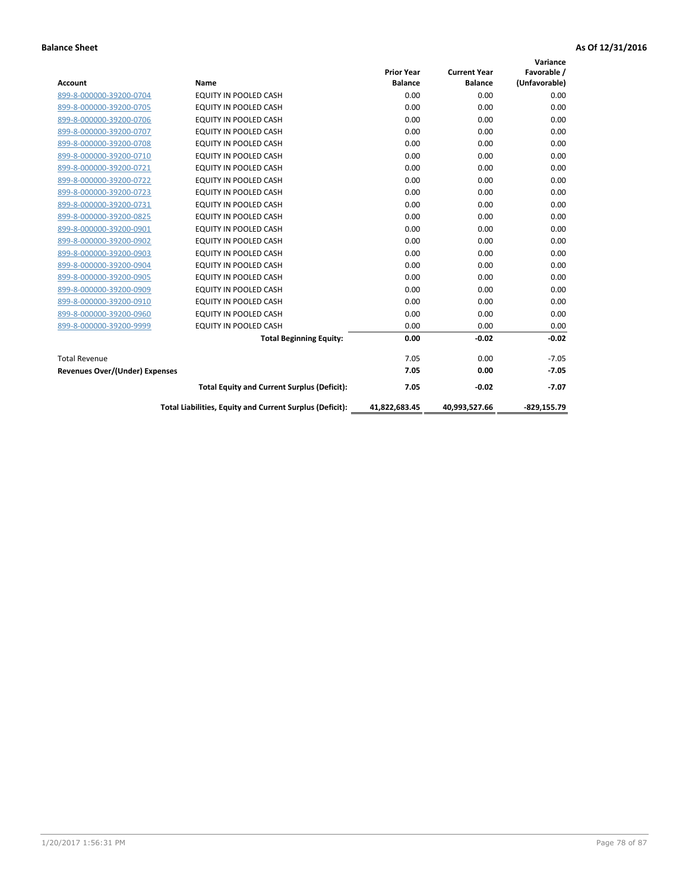**Balance Sheet** **As Of 12/31/2016**

| Account | Name | Prior Year Balance | Current Year Balance | Variance Favorable / (Unfavorable) |
|---|---|---|---|---|
| 899-8-000000-39200-0704 | EQUITY IN POOLED CASH | 0.00 | 0.00 | 0.00 |
| 899-8-000000-39200-0705 | EQUITY IN POOLED CASH | 0.00 | 0.00 | 0.00 |
| 899-8-000000-39200-0706 | EQUITY IN POOLED CASH | 0.00 | 0.00 | 0.00 |
| 899-8-000000-39200-0707 | EQUITY IN POOLED CASH | 0.00 | 0.00 | 0.00 |
| 899-8-000000-39200-0708 | EQUITY IN POOLED CASH | 0.00 | 0.00 | 0.00 |
| 899-8-000000-39200-0710 | EQUITY IN POOLED CASH | 0.00 | 0.00 | 0.00 |
| 899-8-000000-39200-0721 | EQUITY IN POOLED CASH | 0.00 | 0.00 | 0.00 |
| 899-8-000000-39200-0722 | EQUITY IN POOLED CASH | 0.00 | 0.00 | 0.00 |
| 899-8-000000-39200-0723 | EQUITY IN POOLED CASH | 0.00 | 0.00 | 0.00 |
| 899-8-000000-39200-0731 | EQUITY IN POOLED CASH | 0.00 | 0.00 | 0.00 |
| 899-8-000000-39200-0825 | EQUITY IN POOLED CASH | 0.00 | 0.00 | 0.00 |
| 899-8-000000-39200-0901 | EQUITY IN POOLED CASH | 0.00 | 0.00 | 0.00 |
| 899-8-000000-39200-0902 | EQUITY IN POOLED CASH | 0.00 | 0.00 | 0.00 |
| 899-8-000000-39200-0903 | EQUITY IN POOLED CASH | 0.00 | 0.00 | 0.00 |
| 899-8-000000-39200-0904 | EQUITY IN POOLED CASH | 0.00 | 0.00 | 0.00 |
| 899-8-000000-39200-0905 | EQUITY IN POOLED CASH | 0.00 | 0.00 | 0.00 |
| 899-8-000000-39200-0909 | EQUITY IN POOLED CASH | 0.00 | 0.00 | 0.00 |
| 899-8-000000-39200-0910 | EQUITY IN POOLED CASH | 0.00 | 0.00 | 0.00 |
| 899-8-000000-39200-0960 | EQUITY IN POOLED CASH | 0.00 | 0.00 | 0.00 |
| 899-8-000000-39200-9999 | EQUITY IN POOLED CASH | 0.00 | 0.00 | 0.00 |
| | **Total Beginning Equity:** | **0.00** | **-0.02** | **-0.02** |
| Total Revenue | | 7.05 | 0.00 | -7.05 |
| **Revenues Over/(Under) Expenses** | | **7.05** | **0.00** | **-7.05** |
| | **Total Equity and Current Surplus (Deficit):** | **7.05** | **-0.02** | **-7.07** |
| | **Total Liabilities, Equity and Current Surplus (Deficit):** | **41,822,683.45** | **40,993,527.66** | **-829,155.79** |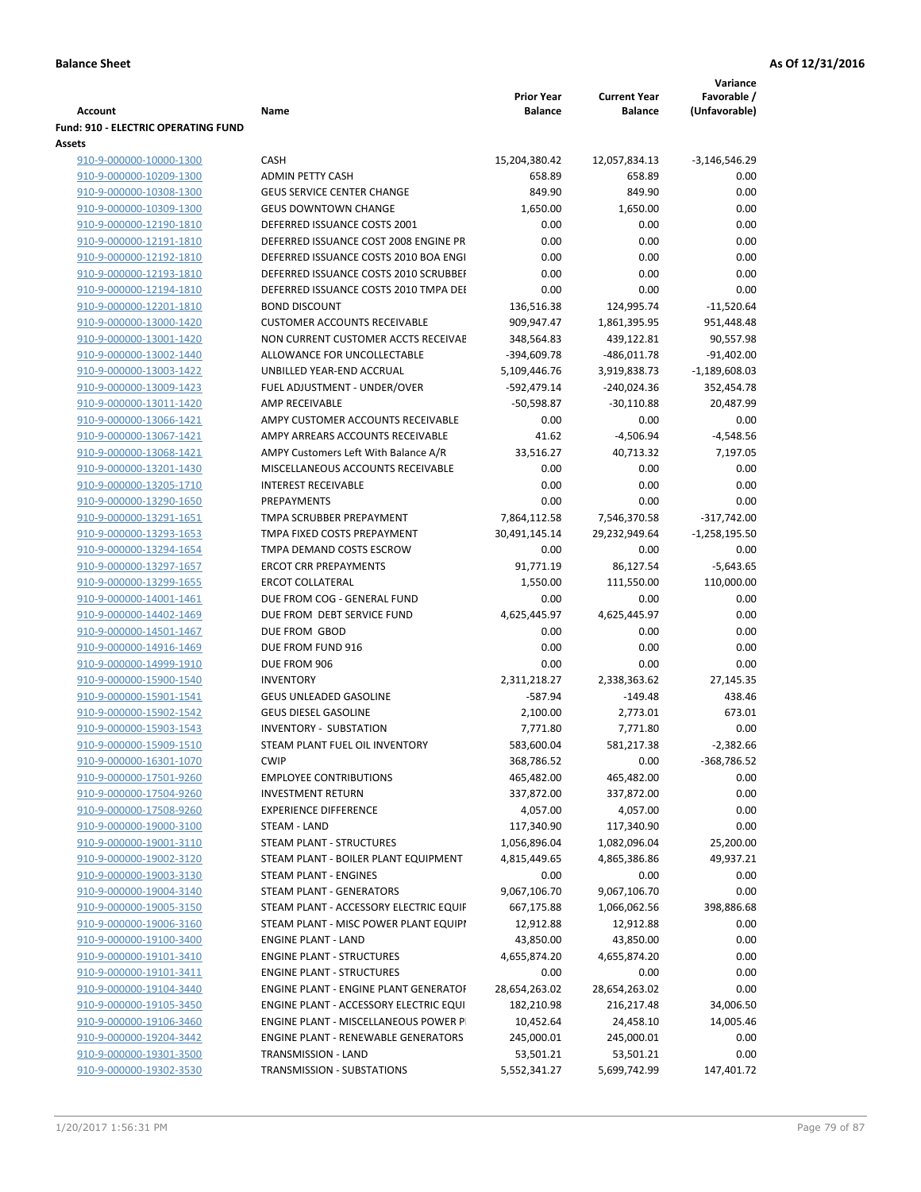**Balance Sheet** | **As Of 12/31/2016**

| Account | Name | Prior Year Balance | Current Year Balance | Variance Favorable / (Unfavorable) |
|---|---|---|---|---|
| **Fund: 910 - ELECTRIC OPERATING FUND** | | | | |
| **Assets** | | | | |
| 910-9-000000-10000-1300 | CASH | 15,204,380.42 | 12,057,834.13 | -3,146,546.29 |
| 910-9-000000-10209-1300 | ADMIN PETTY CASH | 658.89 | 658.89 | 0.00 |
| 910-9-000000-10308-1300 | GEUS SERVICE CENTER CHANGE | 849.90 | 849.90 | 0.00 |
| 910-9-000000-10309-1300 | GEUS DOWNTOWN CHANGE | 1,650.00 | 1,650.00 | 0.00 |
| 910-9-000000-12190-1810 | DEFERRED ISSUANCE COSTS 2001 | 0.00 | 0.00 | 0.00 |
| 910-9-000000-12191-1810 | DEFERRED ISSUANCE COST 2008 ENGINE PR | 0.00 | 0.00 | 0.00 |
| 910-9-000000-12192-1810 | DEFERRED ISSUANCE COSTS 2010 BOA ENGI | 0.00 | 0.00 | 0.00 |
| 910-9-000000-12193-1810 | DEFERRED ISSUANCE COSTS 2010 SCRUBBEI | 0.00 | 0.00 | 0.00 |
| 910-9-000000-12194-1810 | DEFERRED ISSUANCE COSTS 2010 TMPA DEI | 0.00 | 0.00 | 0.00 |
| 910-9-000000-12201-1810 | BOND DISCOUNT | 136,516.38 | 124,995.74 | -11,520.64 |
| 910-9-000000-13000-1420 | CUSTOMER ACCOUNTS RECEIVABLE | 909,947.47 | 1,861,395.95 | 951,448.48 |
| 910-9-000000-13001-1420 | NON CURRENT CUSTOMER ACCTS RECEIVAE | 348,564.83 | 439,122.81 | 90,557.98 |
| 910-9-000000-13002-1440 | ALLOWANCE FOR UNCOLLECTABLE | -394,609.78 | -486,011.78 | -91,402.00 |
| 910-9-000000-13003-1422 | UNBILLED YEAR-END ACCRUAL | 5,109,446.76 | 3,919,838.73 | -1,189,608.03 |
| 910-9-000000-13009-1423 | FUEL ADJUSTMENT - UNDER/OVER | -592,479.14 | -240,024.36 | 352,454.78 |
| 910-9-000000-13011-1420 | AMP RECEIVABLE | -50,598.87 | -30,110.88 | 20,487.99 |
| 910-9-000000-13066-1421 | AMPY CUSTOMER ACCOUNTS RECEIVABLE | 0.00 | 0.00 | 0.00 |
| 910-9-000000-13067-1421 | AMPY ARREARS ACCOUNTS RECEIVABLE | 41.62 | -4,506.94 | -4,548.56 |
| 910-9-000000-13068-1421 | AMPY Customers Left With Balance A/R | 33,516.27 | 40,713.32 | 7,197.05 |
| 910-9-000000-13201-1430 | MISCELLANEOUS ACCOUNTS RECEIVABLE | 0.00 | 0.00 | 0.00 |
| 910-9-000000-13205-1710 | INTEREST RECEIVABLE | 0.00 | 0.00 | 0.00 |
| 910-9-000000-13290-1650 | PREPAYMENTS | 0.00 | 0.00 | 0.00 |
| 910-9-000000-13291-1651 | TMPA SCRUBBER PREPAYMENT | 7,864,112.58 | 7,546,370.58 | -317,742.00 |
| 910-9-000000-13293-1653 | TMPA FIXED COSTS PREPAYMENT | 30,491,145.14 | 29,232,949.64 | -1,258,195.50 |
| 910-9-000000-13294-1654 | TMPA DEMAND COSTS ESCROW | 0.00 | 0.00 | 0.00 |
| 910-9-000000-13297-1657 | ERCOT CRR PREPAYMENTS | 91,771.19 | 86,127.54 | -5,643.65 |
| 910-9-000000-13299-1655 | ERCOT COLLATERAL | 1,550.00 | 111,550.00 | 110,000.00 |
| 910-9-000000-14001-1461 | DUE FROM COG - GENERAL FUND | 0.00 | 0.00 | 0.00 |
| 910-9-000000-14402-1469 | DUE FROM DEBT SERVICE FUND | 4,625,445.97 | 4,625,445.97 | 0.00 |
| 910-9-000000-14501-1467 | DUE FROM GBOD | 0.00 | 0.00 | 0.00 |
| 910-9-000000-14916-1469 | DUE FROM FUND 916 | 0.00 | 0.00 | 0.00 |
| 910-9-000000-14999-1910 | DUE FROM 906 | 0.00 | 0.00 | 0.00 |
| 910-9-000000-15900-1540 | INVENTORY | 2,311,218.27 | 2,338,363.62 | 27,145.35 |
| 910-9-000000-15901-1541 | GEUS UNLEADED GASOLINE | -587.94 | -149.48 | 438.46 |
| 910-9-000000-15902-1542 | GEUS DIESEL GASOLINE | 2,100.00 | 2,773.01 | 673.01 |
| 910-9-000000-15903-1543 | INVENTORY - SUBSTATION | 7,771.80 | 7,771.80 | 0.00 |
| 910-9-000000-15909-1510 | STEAM PLANT FUEL OIL INVENTORY | 583,600.04 | 581,217.38 | -2,382.66 |
| 910-9-000000-16301-1070 | CWIP | 368,786.52 | 0.00 | -368,786.52 |
| 910-9-000000-17501-9260 | EMPLOYEE CONTRIBUTIONS | 465,482.00 | 465,482.00 | 0.00 |
| 910-9-000000-17504-9260 | INVESTMENT RETURN | 337,872.00 | 337,872.00 | 0.00 |
| 910-9-000000-17508-9260 | EXPERIENCE DIFFERENCE | 4,057.00 | 4,057.00 | 0.00 |
| 910-9-000000-19000-3100 | STEAM - LAND | 117,340.90 | 117,340.90 | 0.00 |
| 910-9-000000-19001-3110 | STEAM PLANT - STRUCTURES | 1,056,896.04 | 1,082,096.04 | 25,200.00 |
| 910-9-000000-19002-3120 | STEAM PLANT - BOILER PLANT EQUIPMENT | 4,815,449.65 | 4,865,386.86 | 49,937.21 |
| 910-9-000000-19003-3130 | STEAM PLANT - ENGINES | 0.00 | 0.00 | 0.00 |
| 910-9-000000-19004-3140 | STEAM PLANT - GENERATORS | 9,067,106.70 | 9,067,106.70 | 0.00 |
| 910-9-000000-19005-3150 | STEAM PLANT - ACCESSORY ELECTRIC EQUIF | 667,175.88 | 1,066,062.56 | 398,886.68 |
| 910-9-000000-19006-3160 | STEAM PLANT - MISC POWER PLANT EQUIPI | 12,912.88 | 12,912.88 | 0.00 |
| 910-9-000000-19100-3400 | ENGINE PLANT - LAND | 43,850.00 | 43,850.00 | 0.00 |
| 910-9-000000-19101-3410 | ENGINE PLANT - STRUCTURES | 4,655,874.20 | 4,655,874.20 | 0.00 |
| 910-9-000000-19101-3411 | ENGINE PLANT - STRUCTURES | 0.00 | 0.00 | 0.00 |
| 910-9-000000-19104-3440 | ENGINE PLANT - ENGINE PLANT GENERATOF | 28,654,263.02 | 28,654,263.02 | 0.00 |
| 910-9-000000-19105-3450 | ENGINE PLANT - ACCESSORY ELECTRIC EQUI | 182,210.98 | 216,217.48 | 34,006.50 |
| 910-9-000000-19106-3460 | ENGINE PLANT - MISCELLANEOUS POWER P | 10,452.64 | 24,458.10 | 14,005.46 |
| 910-9-000000-19204-3442 | ENGINE PLANT - RENEWABLE GENERATORS | 245,000.01 | 245,000.01 | 0.00 |
| 910-9-000000-19301-3500 | TRANSMISSION - LAND | 53,501.21 | 53,501.21 | 0.00 |
| 910-9-000000-19302-3530 | TRANSMISSION - SUBSTATIONS | 5,552,341.27 | 5,699,742.99 | 147,401.72 |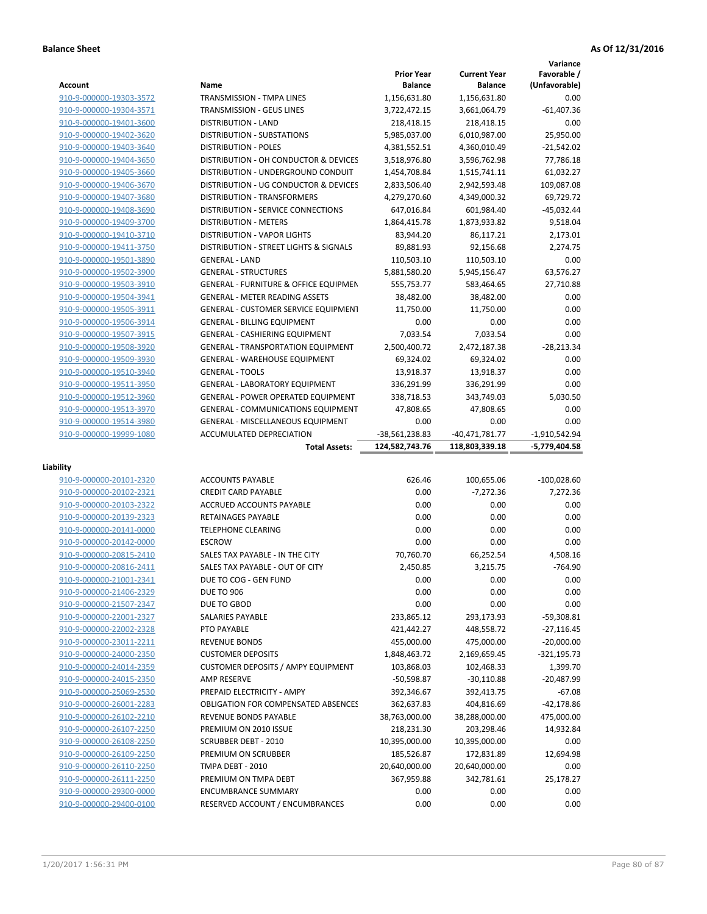**Balance Sheet** **As Of 12/31/2016**

| Account | Name | Prior Year Balance | Current Year Balance | Variance Favorable / (Unfavorable) |
|---|---|---|---|---|
| 910-9-000000-19303-3572 | TRANSMISSION - TMPA LINES | 1,156,631.80 | 1,156,631.80 | 0.00 |
| 910-9-000000-19304-3571 | TRANSMISSION - GEUS LINES | 3,722,472.15 | 3,661,064.79 | -61,407.36 |
| 910-9-000000-19401-3600 | DISTRIBUTION - LAND | 218,418.15 | 218,418.15 | 0.00 |
| 910-9-000000-19402-3620 | DISTRIBUTION - SUBSTATIONS | 5,985,037.00 | 6,010,987.00 | 25,950.00 |
| 910-9-000000-19403-3640 | DISTRIBUTION - POLES | 4,381,552.51 | 4,360,010.49 | -21,542.02 |
| 910-9-000000-19404-3650 | DISTRIBUTION - OH CONDUCTOR & DEVICES | 3,518,976.80 | 3,596,762.98 | 77,786.18 |
| 910-9-000000-19405-3660 | DISTRIBUTION - UNDERGROUND CONDUIT | 1,454,708.84 | 1,515,741.11 | 61,032.27 |
| 910-9-000000-19406-3670 | DISTRIBUTION - UG CONDUCTOR & DEVICES | 2,833,506.40 | 2,942,593.48 | 109,087.08 |
| 910-9-000000-19407-3680 | DISTRIBUTION - TRANSFORMERS | 4,279,270.60 | 4,349,000.32 | 69,729.72 |
| 910-9-000000-19408-3690 | DISTRIBUTION - SERVICE CONNECTIONS | 647,016.84 | 601,984.40 | -45,032.44 |
| 910-9-000000-19409-3700 | DISTRIBUTION - METERS | 1,864,415.78 | 1,873,933.82 | 9,518.04 |
| 910-9-000000-19410-3710 | DISTRIBUTION - VAPOR LIGHTS | 83,944.20 | 86,117.21 | 2,173.01 |
| 910-9-000000-19411-3750 | DISTRIBUTION - STREET LIGHTS & SIGNALS | 89,881.93 | 92,156.68 | 2,274.75 |
| 910-9-000000-19501-3890 | GENERAL - LAND | 110,503.10 | 110,503.10 | 0.00 |
| 910-9-000000-19502-3900 | GENERAL - STRUCTURES | 5,881,580.20 | 5,945,156.47 | 63,576.27 |
| 910-9-000000-19503-3910 | GENERAL - FURNITURE & OFFICE EQUIPMEN | 555,753.77 | 583,464.65 | 27,710.88 |
| 910-9-000000-19504-3941 | GENERAL - METER READING ASSETS | 38,482.00 | 38,482.00 | 0.00 |
| 910-9-000000-19505-3911 | GENERAL - CUSTOMER SERVICE EQUIPMENT | 11,750.00 | 11,750.00 | 0.00 |
| 910-9-000000-19506-3914 | GENERAL - BILLING EQUIPMENT | 0.00 | 0.00 | 0.00 |
| 910-9-000000-19507-3915 | GENERAL - CASHIERING EQUIPMENT | 7,033.54 | 7,033.54 | 0.00 |
| 910-9-000000-19508-3920 | GENERAL - TRANSPORTATION EQUIPMENT | 2,500,400.72 | 2,472,187.38 | -28,213.34 |
| 910-9-000000-19509-3930 | GENERAL - WAREHOUSE EQUIPMENT | 69,324.02 | 69,324.02 | 0.00 |
| 910-9-000000-19510-3940 | GENERAL - TOOLS | 13,918.37 | 13,918.37 | 0.00 |
| 910-9-000000-19511-3950 | GENERAL - LABORATORY EQUIPMENT | 336,291.99 | 336,291.99 | 0.00 |
| 910-9-000000-19512-3960 | GENERAL - POWER OPERATED EQUIPMENT | 338,718.53 | 343,749.03 | 5,030.50 |
| 910-9-000000-19513-3970 | GENERAL - COMMUNICATIONS EQUIPMENT | 47,808.65 | 47,808.65 | 0.00 |
| 910-9-000000-19514-3980 | GENERAL - MISCELLANEOUS EQUIPMENT | 0.00 | 0.00 | 0.00 |
| 910-9-000000-19999-1080 | ACCUMULATED DEPRECIATION | -38,561,238.83 | -40,471,781.77 | -1,910,542.94 |
| | **Total Assets:** | **124,582,743.76** | **118,803,339.18** | **-5,779,404.58** |

**Liability**

| Account | Name | Prior Year Balance | Current Year Balance | Variance Favorable / (Unfavorable) |
|---|---|---|---|---|
| 910-9-000000-20101-2320 | ACCOUNTS PAYABLE | 626.46 | 100,655.06 | -100,028.60 |
| 910-9-000000-20102-2321 | CREDIT CARD PAYABLE | 0.00 | -7,272.36 | 7,272.36 |
| 910-9-000000-20103-2322 | ACCRUED ACCOUNTS PAYABLE | 0.00 | 0.00 | 0.00 |
| 910-9-000000-20139-2323 | RETAINAGES PAYABLE | 0.00 | 0.00 | 0.00 |
| 910-9-000000-20141-0000 | TELEPHONE CLEARING | 0.00 | 0.00 | 0.00 |
| 910-9-000000-20142-0000 | ESCROW | 0.00 | 0.00 | 0.00 |
| 910-9-000000-20815-2410 | SALES TAX PAYABLE - IN THE CITY | 70,760.70 | 66,252.54 | 4,508.16 |
| 910-9-000000-20816-2411 | SALES TAX PAYABLE - OUT OF CITY | 2,450.85 | 3,215.75 | -764.90 |
| 910-9-000000-21001-2341 | DUE TO COG - GEN FUND | 0.00 | 0.00 | 0.00 |
| 910-9-000000-21406-2329 | DUE TO 906 | 0.00 | 0.00 | 0.00 |
| 910-9-000000-21507-2347 | DUE TO GBOD | 0.00 | 0.00 | 0.00 |
| 910-9-000000-22001-2327 | SALARIES PAYABLE | 233,865.12 | 293,173.93 | -59,308.81 |
| 910-9-000000-22002-2328 | PTO PAYABLE | 421,442.27 | 448,558.72 | -27,116.45 |
| 910-9-000000-23011-2211 | REVENUE BONDS | 455,000.00 | 475,000.00 | -20,000.00 |
| 910-9-000000-24000-2350 | CUSTOMER DEPOSITS | 1,848,463.72 | 2,169,659.45 | -321,195.73 |
| 910-9-000000-24014-2359 | CUSTOMER DEPOSITS / AMPY EQUIPMENT | 103,868.03 | 102,468.33 | 1,399.70 |
| 910-9-000000-24015-2350 | AMP RESERVE | -50,598.87 | -30,110.88 | -20,487.99 |
| 910-9-000000-25069-2530 | PREPAID ELECTRICITY - AMPY | 392,346.67 | 392,413.75 | -67.08 |
| 910-9-000000-26001-2283 | OBLIGATION FOR COMPENSATED ABSENCES | 362,637.83 | 404,816.69 | -42,178.86 |
| 910-9-000000-26102-2210 | REVENUE BONDS PAYABLE | 38,763,000.00 | 38,288,000.00 | 475,000.00 |
| 910-9-000000-26107-2250 | PREMIUM ON 2010 ISSUE | 218,231.30 | 203,298.46 | 14,932.84 |
| 910-9-000000-26108-2250 | SCRUBBER DEBT - 2010 | 10,395,000.00 | 10,395,000.00 | 0.00 |
| 910-9-000000-26109-2250 | PREMIUM ON SCRUBBER | 185,526.87 | 172,831.89 | 12,694.98 |
| 910-9-000000-26110-2250 | TMPA DEBT - 2010 | 20,640,000.00 | 20,640,000.00 | 0.00 |
| 910-9-000000-26111-2250 | PREMIUM ON TMPA DEBT | 367,959.88 | 342,781.61 | 25,178.27 |
| 910-9-000000-29300-0000 | ENCUMBRANCE SUMMARY | 0.00 | 0.00 | 0.00 |
| 910-9-000000-29400-0100 | RESERVED ACCOUNT / ENCUMBRANCES | 0.00 | 0.00 | 0.00 |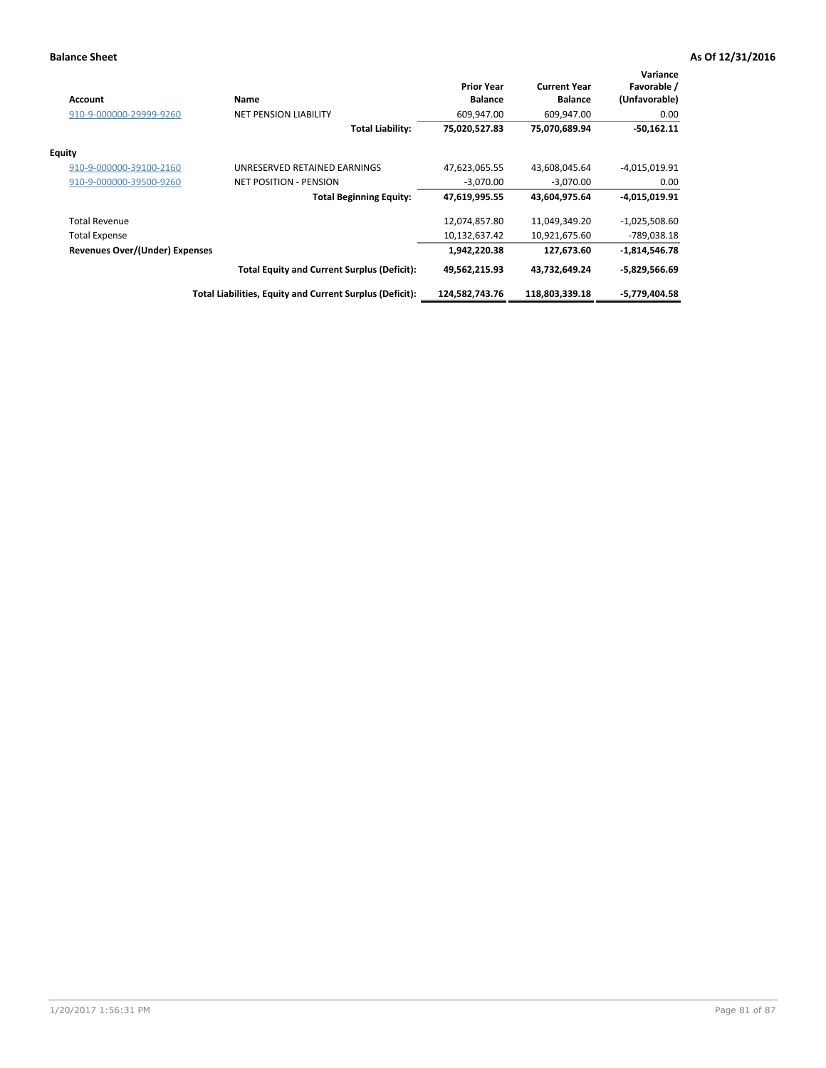**Balance Sheet** **As Of 12/31/2016**

| Account | Name | Prior Year Balance | Current Year Balance | Variance Favorable / (Unfavorable) |
|---|---|---|---|---|
| 910-9-000000-29999-9260 | NET PENSION LIABILITY | 609,947.00 | 609,947.00 | 0.00 |
| | **Total Liability:** | **75,020,527.83** | **75,070,689.94** | **-50,162.11** |
| **Equity** | | | | |
| 910-9-000000-39100-2160 | UNRESERVED RETAINED EARNINGS | 47,623,065.55 | 43,608,045.64 | -4,015,019.91 |
| 910-9-000000-39500-9260 | NET POSITION - PENSION | -3,070.00 | -3,070.00 | 0.00 |
| | **Total Beginning Equity:** | **47,619,995.55** | **43,604,975.64** | **-4,015,019.91** |
| Total Revenue | | 12,074,857.80 | 11,049,349.20 | -1,025,508.60 |
| Total Expense | | 10,132,637.42 | 10,921,675.60 | -789,038.18 |
| **Revenues Over/(Under) Expenses** | | **1,942,220.38** | **127,673.60** | **-1,814,546.78** |
| | **Total Equity and Current Surplus (Deficit):** | **49,562,215.93** | **43,732,649.24** | **-5,829,566.69** |
| | **Total Liabilities, Equity and Current Surplus (Deficit):** | **124,582,743.76** | **118,803,339.18** | **-5,779,404.58** |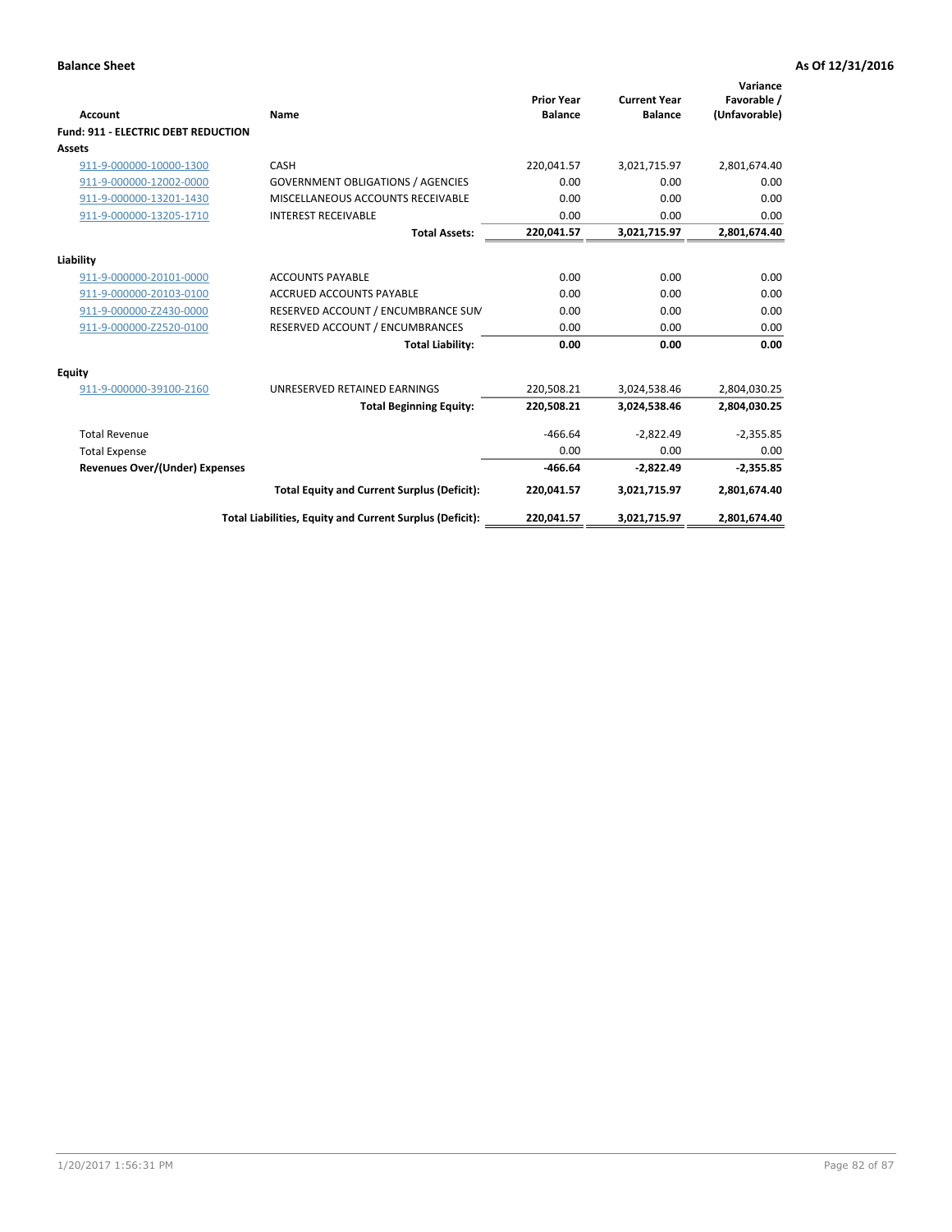**Balance Sheet** **As Of 12/31/2016**

| Account | Name | Prior Year Balance | Current Year Balance | Variance Favorable / (Unfavorable) |
|---|---|---|---|---|
| **Fund: 911 - ELECTRIC DEBT REDUCTION** | | | | |
| **Assets** | | | | |
| 911-9-000000-10000-1300 | CASH | 220,041.57 | 3,021,715.97 | 2,801,674.40 |
| 911-9-000000-12002-0000 | GOVERNMENT OBLIGATIONS / AGENCIES | 0.00 | 0.00 | 0.00 |
| 911-9-000000-13201-1430 | MISCELLANEOUS ACCOUNTS RECEIVABLE | 0.00 | 0.00 | 0.00 |
| 911-9-000000-13205-1710 | INTEREST RECEIVABLE | 0.00 | 0.00 | 0.00 |
| | **Total Assets:** | **220,041.57** | **3,021,715.97** | **2,801,674.40** |
| **Liability** | | | | |
| 911-9-000000-20101-0000 | ACCOUNTS PAYABLE | 0.00 | 0.00 | 0.00 |
| 911-9-000000-20103-0100 | ACCRUED ACCOUNTS PAYABLE | 0.00 | 0.00 | 0.00 |
| 911-9-000000-Z2430-0000 | RESERVED ACCOUNT / ENCUMBRANCE SUM | 0.00 | 0.00 | 0.00 |
| 911-9-000000-Z2520-0100 | RESERVED ACCOUNT / ENCUMBRANCES | 0.00 | 0.00 | 0.00 |
| | **Total Liability:** | **0.00** | **0.00** | **0.00** |
| **Equity** | | | | |
| 911-9-000000-39100-2160 | UNRESERVED RETAINED EARNINGS | 220,508.21 | 3,024,538.46 | 2,804,030.25 |
| | **Total Beginning Equity:** | **220,508.21** | **3,024,538.46** | **2,804,030.25** |
| Total Revenue | | -466.64 | -2,822.49 | -2,355.85 |
| Total Expense | | 0.00 | 0.00 | 0.00 |
| **Revenues Over/(Under) Expenses** | | **-466.64** | **-2,822.49** | **-2,355.85** |
| | **Total Equity and Current Surplus (Deficit):** | **220,041.57** | **3,021,715.97** | **2,801,674.40** |
| | **Total Liabilities, Equity and Current Surplus (Deficit):** | **220,041.57** | **3,021,715.97** | **2,801,674.40** |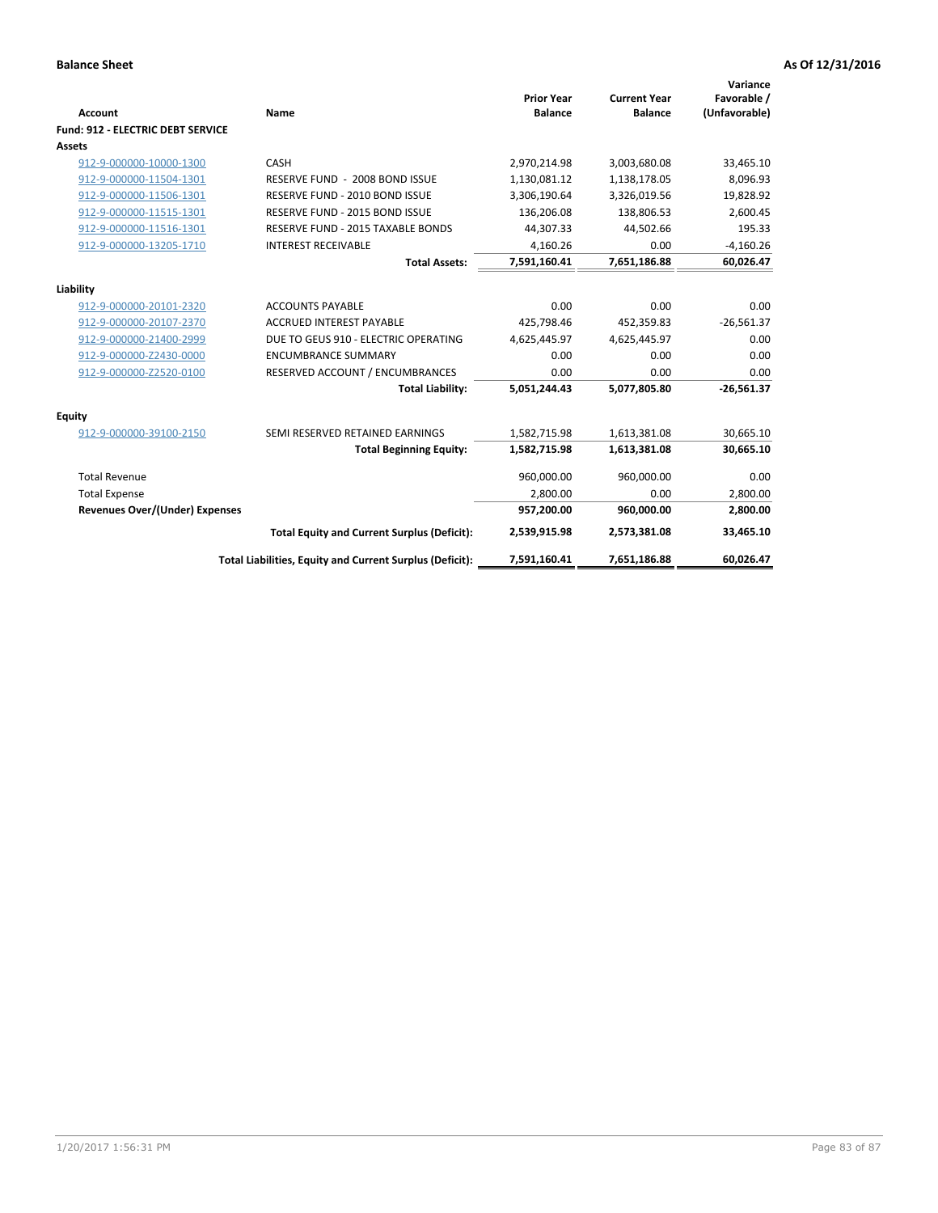**Balance Sheet** | **As Of 12/31/2016**

| Account | Name | Prior Year Balance | Current Year Balance | Variance Favorable / (Unfavorable) |
|---|---|---|---|---|
| **Fund: 912 - ELECTRIC DEBT SERVICE** | | | | |
| **Assets** | | | | |
| 912-9-000000-10000-1300 | CASH | 2,970,214.98 | 3,003,680.08 | 33,465.10 |
| 912-9-000000-11504-1301 | RESERVE FUND - 2008 BOND ISSUE | 1,130,081.12 | 1,138,178.05 | 8,096.93 |
| 912-9-000000-11506-1301 | RESERVE FUND - 2010 BOND ISSUE | 3,306,190.64 | 3,326,019.56 | 19,828.92 |
| 912-9-000000-11515-1301 | RESERVE FUND - 2015 BOND ISSUE | 136,206.08 | 138,806.53 | 2,600.45 |
| 912-9-000000-11516-1301 | RESERVE FUND - 2015 TAXABLE BONDS | 44,307.33 | 44,502.66 | 195.33 |
| 912-9-000000-13205-1710 | INTEREST RECEIVABLE | 4,160.26 | 0.00 | -4,160.26 |
| | **Total Assets:** | **7,591,160.41** | **7,651,186.88** | **60,026.47** |
| **Liability** | | | | |
| 912-9-000000-20101-2320 | ACCOUNTS PAYABLE | 0.00 | 0.00 | 0.00 |
| 912-9-000000-20107-2370 | ACCRUED INTEREST PAYABLE | 425,798.46 | 452,359.83 | -26,561.37 |
| 912-9-000000-21400-2999 | DUE TO GEUS 910 - ELECTRIC OPERATING | 4,625,445.97 | 4,625,445.97 | 0.00 |
| 912-9-000000-Z2430-0000 | ENCUMBRANCE SUMMARY | 0.00 | 0.00 | 0.00 |
| 912-9-000000-Z2520-0100 | RESERVED ACCOUNT / ENCUMBRANCES | 0.00 | 0.00 | 0.00 |
| | **Total Liability:** | **5,051,244.43** | **5,077,805.80** | **-26,561.37** |
| **Equity** | | | | |
| 912-9-000000-39100-2150 | SEMI RESERVED RETAINED EARNINGS | 1,582,715.98 | 1,613,381.08 | 30,665.10 |
| | **Total Beginning Equity:** | **1,582,715.98** | **1,613,381.08** | **30,665.10** |
| Total Revenue | | 960,000.00 | 960,000.00 | 0.00 |
| Total Expense | | 2,800.00 | 0.00 | 2,800.00 |
| **Revenues Over/(Under) Expenses** | | **957,200.00** | **960,000.00** | **2,800.00** |
| | **Total Equity and Current Surplus (Deficit):** | **2,539,915.98** | **2,573,381.08** | **33,465.10** |
| | **Total Liabilities, Equity and Current Surplus (Deficit):** | **7,591,160.41** | **7,651,186.88** | **60,026.47** |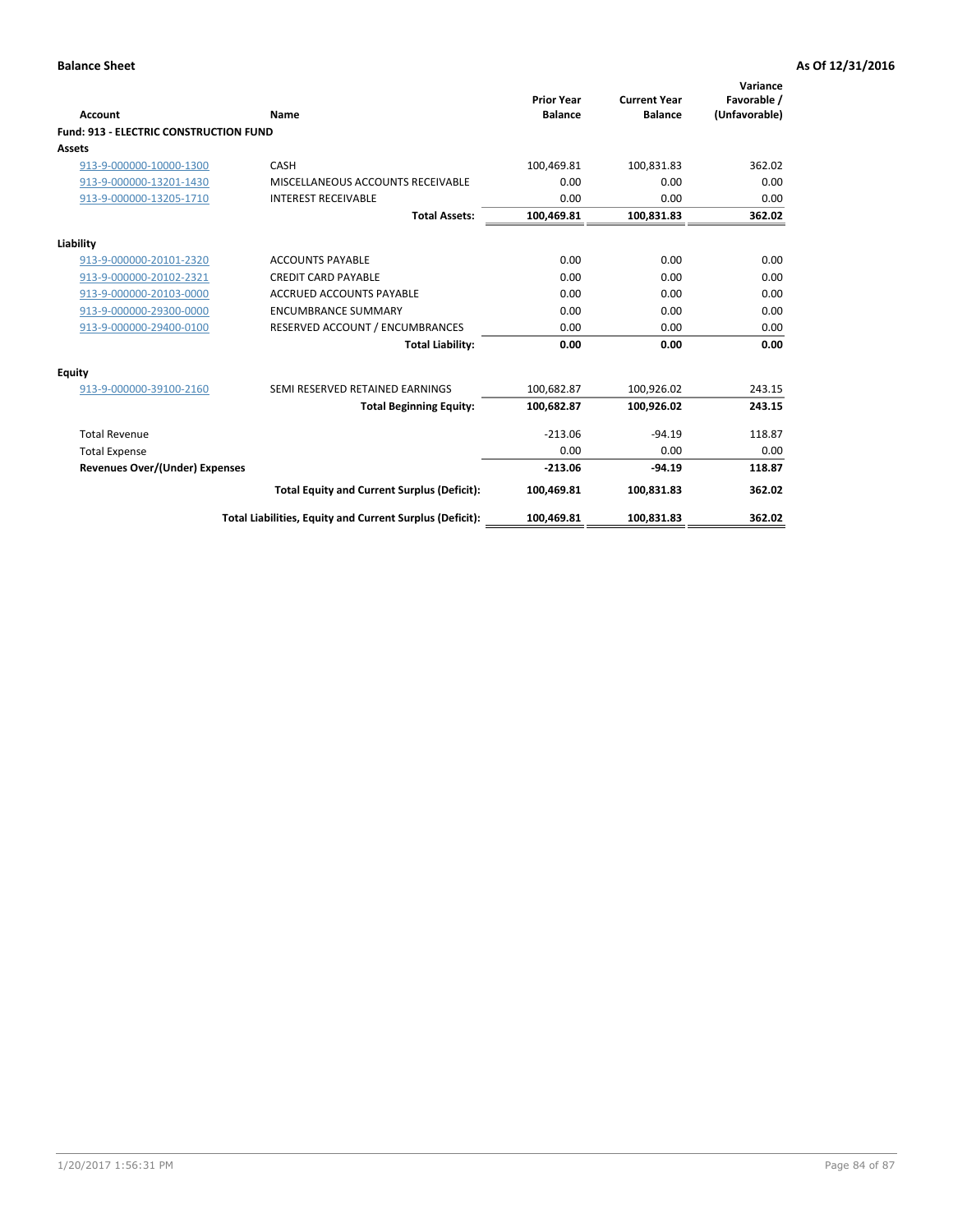**Balance Sheet** **As Of 12/31/2016**

| Account | Name | Prior Year Balance | Current Year Balance | Variance Favorable / (Unfavorable) |
|---|---|---|---|---|
| **Fund: 913 - ELECTRIC CONSTRUCTION FUND** | | | | |
| **Assets** | | | | |
| 913-9-000000-10000-1300 | CASH | 100,469.81 | 100,831.83 | 362.02 |
| 913-9-000000-13201-1430 | MISCELLANEOUS ACCOUNTS RECEIVABLE | 0.00 | 0.00 | 0.00 |
| 913-9-000000-13205-1710 | INTEREST RECEIVABLE | 0.00 | 0.00 | 0.00 |
| | **Total Assets:** | **100,469.81** | **100,831.83** | **362.02** |
| **Liability** | | | | |
| 913-9-000000-20101-2320 | ACCOUNTS PAYABLE | 0.00 | 0.00 | 0.00 |
| 913-9-000000-20102-2321 | CREDIT CARD PAYABLE | 0.00 | 0.00 | 0.00 |
| 913-9-000000-20103-0000 | ACCRUED ACCOUNTS PAYABLE | 0.00 | 0.00 | 0.00 |
| 913-9-000000-29300-0000 | ENCUMBRANCE SUMMARY | 0.00 | 0.00 | 0.00 |
| 913-9-000000-29400-0100 | RESERVED ACCOUNT / ENCUMBRANCES | 0.00 | 0.00 | 0.00 |
| | **Total Liability:** | **0.00** | **0.00** | **0.00** |
| **Equity** | | | | |
| 913-9-000000-39100-2160 | SEMI RESERVED RETAINED EARNINGS | 100,682.87 | 100,926.02 | 243.15 |
| | **Total Beginning Equity:** | **100,682.87** | **100,926.02** | **243.15** |
| Total Revenue | | -213.06 | -94.19 | 118.87 |
| Total Expense | | 0.00 | 0.00 | 0.00 |
| **Revenues Over/(Under) Expenses** | | **-213.06** | **-94.19** | **118.87** |
| | **Total Equity and Current Surplus (Deficit):** | **100,469.81** | **100,831.83** | **362.02** |
| | **Total Liabilities, Equity and Current Surplus (Deficit):** | **100,469.81** | **100,831.83** | **362.02** |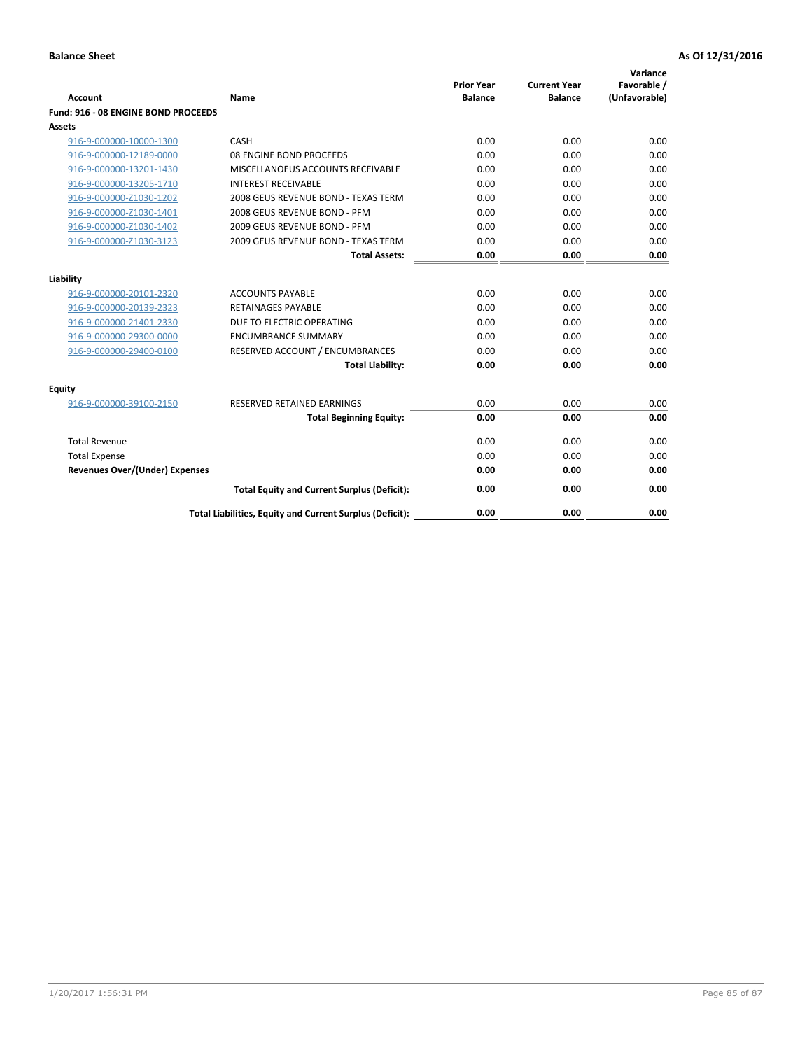**Balance Sheet** **As Of 12/31/2016**

| Account | Name | Prior Year Balance | Current Year Balance | Variance Favorable / (Unfavorable) |
|---|---|---|---|---|
| **Fund: 916 - 08 ENGINE BOND PROCEEDS** | | | | |
| **Assets** | | | | |
| 916-9-000000-10000-1300 | CASH | 0.00 | 0.00 | 0.00 |
| 916-9-000000-12189-0000 | 08 ENGINE BOND PROCEEDS | 0.00 | 0.00 | 0.00 |
| 916-9-000000-13201-1430 | MISCELLANOEUS ACCOUNTS RECEIVABLE | 0.00 | 0.00 | 0.00 |
| 916-9-000000-13205-1710 | INTEREST RECEIVABLE | 0.00 | 0.00 | 0.00 |
| 916-9-000000-Z1030-1202 | 2008 GEUS REVENUE BOND - TEXAS TERM | 0.00 | 0.00 | 0.00 |
| 916-9-000000-Z1030-1401 | 2008 GEUS REVENUE BOND - PFM | 0.00 | 0.00 | 0.00 |
| 916-9-000000-Z1030-1402 | 2009 GEUS REVENUE BOND - PFM | 0.00 | 0.00 | 0.00 |
| 916-9-000000-Z1030-3123 | 2009 GEUS REVENUE BOND - TEXAS TERM | 0.00 | 0.00 | 0.00 |
| | **Total Assets:** | **0.00** | **0.00** | **0.00** |
| **Liability** | | | | |
| 916-9-000000-20101-2320 | ACCOUNTS PAYABLE | 0.00 | 0.00 | 0.00 |
| 916-9-000000-20139-2323 | RETAINAGES PAYABLE | 0.00 | 0.00 | 0.00 |
| 916-9-000000-21401-2330 | DUE TO ELECTRIC OPERATING | 0.00 | 0.00 | 0.00 |
| 916-9-000000-29300-0000 | ENCUMBRANCE SUMMARY | 0.00 | 0.00 | 0.00 |
| 916-9-000000-29400-0100 | RESERVED ACCOUNT / ENCUMBRANCES | 0.00 | 0.00 | 0.00 |
| | **Total Liability:** | **0.00** | **0.00** | **0.00** |
| **Equity** | | | | |
| 916-9-000000-39100-2150 | RESERVED RETAINED EARNINGS | 0.00 | 0.00 | 0.00 |
| | **Total Beginning Equity:** | **0.00** | **0.00** | **0.00** |
| Total Revenue | | 0.00 | 0.00 | 0.00 |
| Total Expense | | 0.00 | 0.00 | 0.00 |
| **Revenues Over/(Under) Expenses** | | **0.00** | **0.00** | **0.00** |
| | **Total Equity and Current Surplus (Deficit):** | **0.00** | **0.00** | **0.00** |
| | **Total Liabilities, Equity and Current Surplus (Deficit):** | **0.00** | **0.00** | **0.00** |

1/20/2017 1:56:31 PM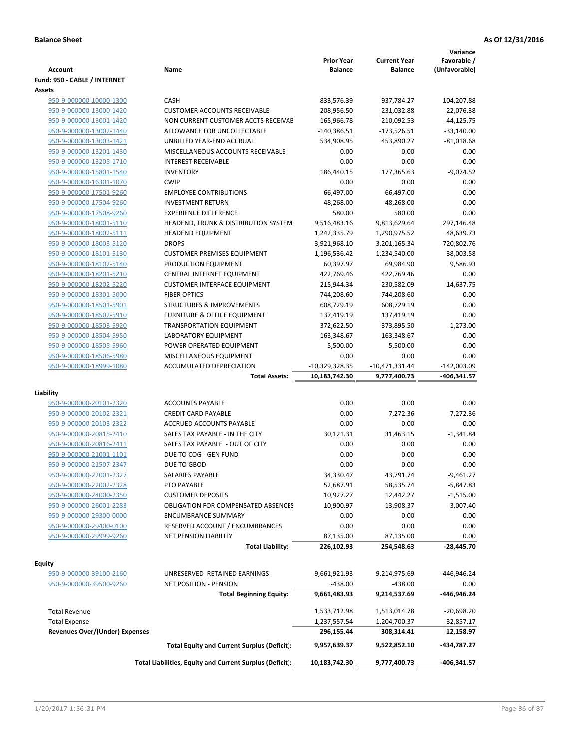**Balance Sheet** **As Of 12/31/2016**

| Account | Name | Prior Year Balance | Current Year Balance | Variance Favorable / (Unfavorable) |
|---|---|---|---|---|
| **Fund: 950 - CABLE / INTERNET** | | | | |
| **Assets** | | | | |
| 950-9-000000-10000-1300 | CASH | 833,576.39 | 937,784.27 | 104,207.88 |
| 950-9-000000-13000-1420 | CUSTOMER ACCOUNTS RECEIVABLE | 208,956.50 | 231,032.88 | 22,076.38 |
| 950-9-000000-13001-1420 | NON CURRENT CUSTOMER ACCTS RECEIVAE | 165,966.78 | 210,092.53 | 44,125.75 |
| 950-9-000000-13002-1440 | ALLOWANCE FOR UNCOLLECTABLE | -140,386.51 | -173,526.51 | -33,140.00 |
| 950-9-000000-13003-1421 | UNBILLED YEAR-END ACCRUAL | 534,908.95 | 453,890.27 | -81,018.68 |
| 950-9-000000-13201-1430 | MISCELLANEOUS ACCOUNTS RECEIVABLE | 0.00 | 0.00 | 0.00 |
| 950-9-000000-13205-1710 | INTEREST RECEIVABLE | 0.00 | 0.00 | 0.00 |
| 950-9-000000-15801-1540 | INVENTORY | 186,440.15 | 177,365.63 | -9,074.52 |
| 950-9-000000-16301-1070 | CWIP | 0.00 | 0.00 | 0.00 |
| 950-9-000000-17501-9260 | EMPLOYEE CONTRIBUTIONS | 66,497.00 | 66,497.00 | 0.00 |
| 950-9-000000-17504-9260 | INVESTMENT RETURN | 48,268.00 | 48,268.00 | 0.00 |
| 950-9-000000-17508-9260 | EXPERIENCE DIFFERENCE | 580.00 | 580.00 | 0.00 |
| 950-9-000000-18001-5110 | HEADEND, TRUNK & DISTRIBUTION SYSTEM | 9,516,483.16 | 9,813,629.64 | 297,146.48 |
| 950-9-000000-18002-5111 | HEADEND EQUIPMENT | 1,242,335.79 | 1,290,975.52 | 48,639.73 |
| 950-9-000000-18003-5120 | DROPS | 3,921,968.10 | 3,201,165.34 | -720,802.76 |
| 950-9-000000-18101-5130 | CUSTOMER PREMISES EQUIPMENT | 1,196,536.42 | 1,234,540.00 | 38,003.58 |
| 950-9-000000-18102-5140 | PRODUCTION EQUIPMENT | 60,397.97 | 69,984.90 | 9,586.93 |
| 950-9-000000-18201-5210 | CENTRAL INTERNET EQUIPMENT | 422,769.46 | 422,769.46 | 0.00 |
| 950-9-000000-18202-5220 | CUSTOMER INTERFACE EQUIPMENT | 215,944.34 | 230,582.09 | 14,637.75 |
| 950-9-000000-18301-5000 | FIBER OPTICS | 744,208.60 | 744,208.60 | 0.00 |
| 950-9-000000-18501-5901 | STRUCTURES & IMPROVEMENTS | 608,729.19 | 608,729.19 | 0.00 |
| 950-9-000000-18502-5910 | FURNITURE & OFFICE EQUIPMENT | 137,419.19 | 137,419.19 | 0.00 |
| 950-9-000000-18503-5920 | TRANSPORTATION EQUIPMENT | 372,622.50 | 373,895.50 | 1,273.00 |
| 950-9-000000-18504-5950 | LABORATORY EQUIPMENT | 163,348.67 | 163,348.67 | 0.00 |
| 950-9-000000-18505-5960 | POWER OPERATED EQUIPMENT | 5,500.00 | 5,500.00 | 0.00 |
| 950-9-000000-18506-5980 | MISCELLANEOUS EQUIPMENT | 0.00 | 0.00 | 0.00 |
| 950-9-000000-18999-1080 | ACCUMULATED DEPRECIATION | -10,329,328.35 | -10,471,331.44 | -142,003.09 |
| | **Total Assets:** | **10,183,742.30** | **9,777,400.73** | **-406,341.57** |
| **Liability** | | | | |
| 950-9-000000-20101-2320 | ACCOUNTS PAYABLE | 0.00 | 0.00 | 0.00 |
| 950-9-000000-20102-2321 | CREDIT CARD PAYABLE | 0.00 | 7,272.36 | -7,272.36 |
| 950-9-000000-20103-2322 | ACCRUED ACCOUNTS PAYABLE | 0.00 | 0.00 | 0.00 |
| 950-9-000000-20815-2410 | SALES TAX PAYABLE - IN THE CITY | 30,121.31 | 31,463.15 | -1,341.84 |
| 950-9-000000-20816-2411 | SALES TAX PAYABLE - OUT OF CITY | 0.00 | 0.00 | 0.00 |
| 950-9-000000-21001-1101 | DUE TO COG - GEN FUND | 0.00 | 0.00 | 0.00 |
| 950-9-000000-21507-2347 | DUE TO GBOD | 0.00 | 0.00 | 0.00 |
| 950-9-000000-22001-2327 | SALARIES PAYABLE | 34,330.47 | 43,791.74 | -9,461.27 |
| 950-9-000000-22002-2328 | PTO PAYABLE | 52,687.91 | 58,535.74 | -5,847.83 |
| 950-9-000000-24000-2350 | CUSTOMER DEPOSITS | 10,927.27 | 12,442.27 | -1,515.00 |
| 950-9-000000-26001-2283 | OBLIGATION FOR COMPENSATED ABSENCES | 10,900.97 | 13,908.37 | -3,007.40 |
| 950-9-000000-29300-0000 | ENCUMBRANCE SUMMARY | 0.00 | 0.00 | 0.00 |
| 950-9-000000-29400-0100 | RESERVED ACCOUNT / ENCUMBRANCES | 0.00 | 0.00 | 0.00 |
| 950-9-000000-29999-9260 | NET PENSION LIABILITY | 87,135.00 | 87,135.00 | 0.00 |
| | **Total Liability:** | **226,102.93** | **254,548.63** | **-28,445.70** |
| **Equity** | | | | |
| 950-9-000000-39100-2160 | UNRESERVED RETAINED EARNINGS | 9,661,921.93 | 9,214,975.69 | -446,946.24 |
| 950-9-000000-39500-9260 | NET POSITION - PENSION | -438.00 | -438.00 | 0.00 |
| | **Total Beginning Equity:** | **9,661,483.93** | **9,214,537.69** | **-446,946.24** |
| Total Revenue | | 1,533,712.98 | 1,513,014.78 | -20,698.20 |
| Total Expense | | 1,237,557.54 | 1,204,700.37 | 32,857.17 |
| **Revenues Over/(Under) Expenses** | | **296,155.44** | **308,314.41** | **12,158.97** |
| | **Total Equity and Current Surplus (Deficit):** | **9,957,639.37** | **9,522,852.10** | **-434,787.27** |
| | **Total Liabilities, Equity and Current Surplus (Deficit):** | **10,183,742.30** | **9,777,400.73** | **-406,341.57** |

1/20/2017 1:56:31 PM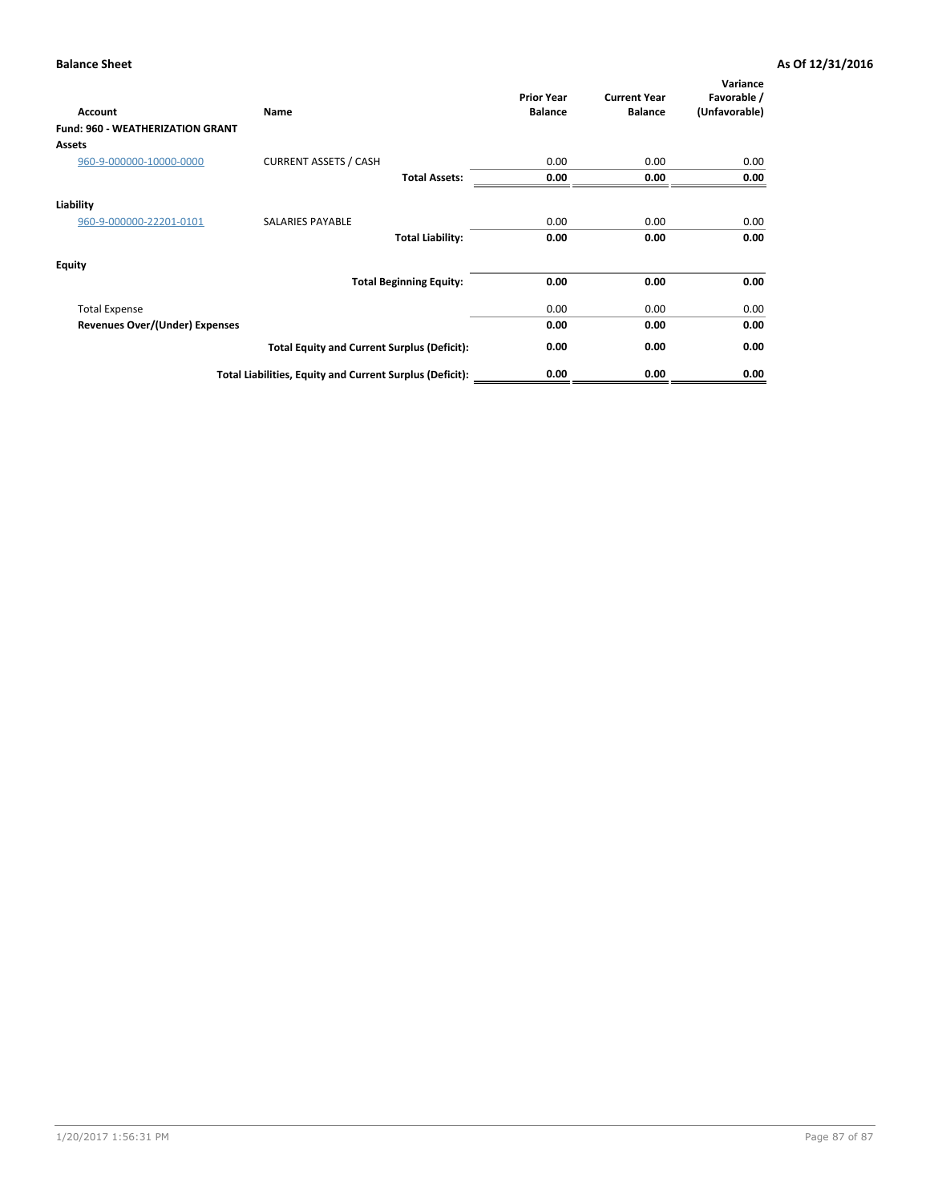**Balance Sheet** **As Of 12/31/2016**

| Account | Name | Prior Year Balance | Current Year Balance | Variance Favorable / (Unfavorable) |
|---|---|---|---|---|
| **Fund: 960 - WEATHERIZATION GRANT** | | | | |
| **Assets** | | | | |
| 960-9-000000-10000-0000 | CURRENT ASSETS / CASH | 0.00 | 0.00 | 0.00 |
| | **Total Assets:** | **0.00** | **0.00** | **0.00** |
| **Liability** | | | | |
| 960-9-000000-22201-0101 | SALARIES PAYABLE | 0.00 | 0.00 | 0.00 |
| | **Total Liability:** | **0.00** | **0.00** | **0.00** |
| **Equity** | | | | |
| | **Total Beginning Equity:** | **0.00** | **0.00** | **0.00** |
| Total Expense | | 0.00 | 0.00 | 0.00 |
| **Revenues Over/(Under) Expenses** | | **0.00** | **0.00** | **0.00** |
| | **Total Equity and Current Surplus (Deficit):** | **0.00** | **0.00** | **0.00** |
| | **Total Liabilities, Equity and Current Surplus (Deficit):** | **0.00** | **0.00** | **0.00** |

1/20/2017 1:56:31 PM